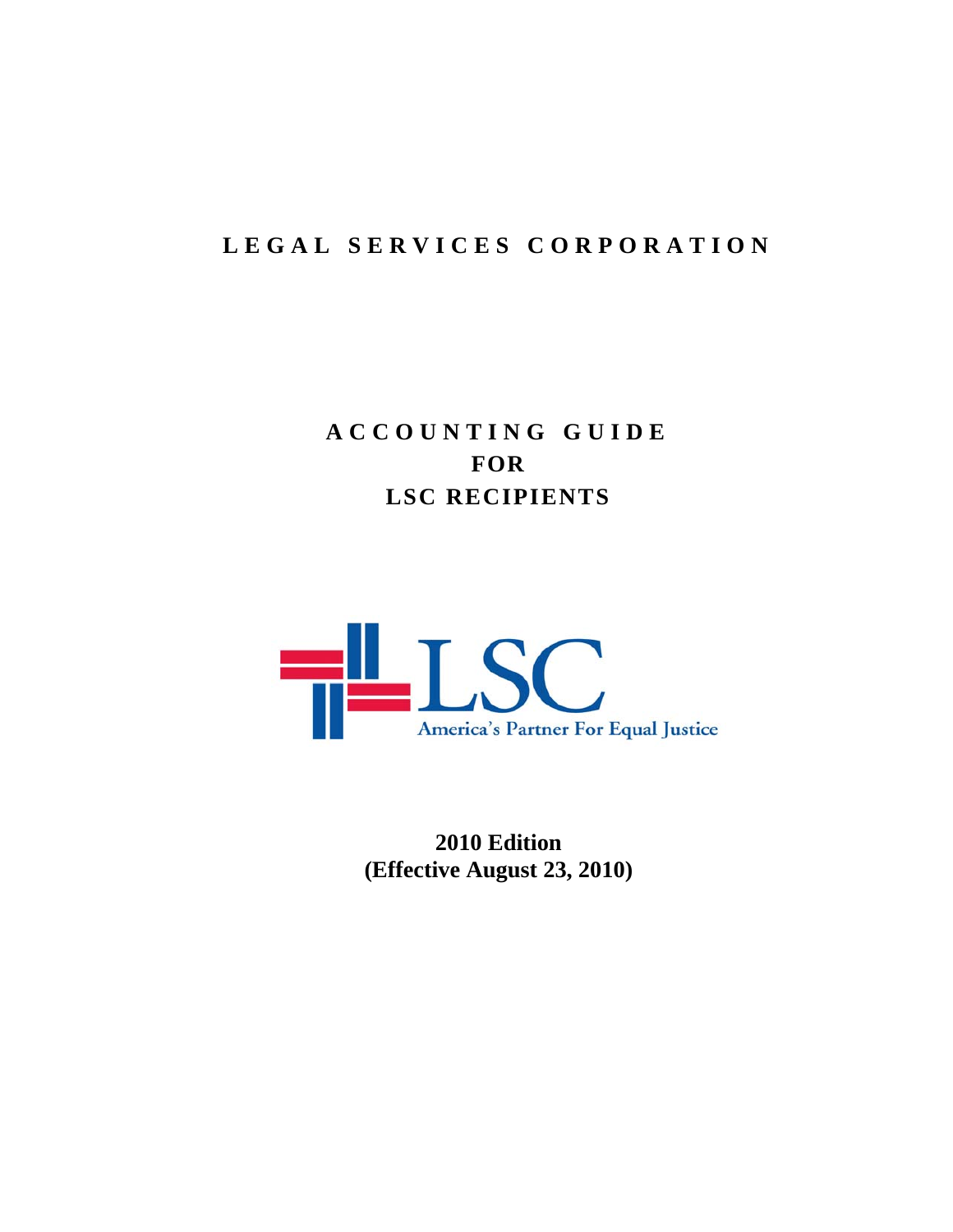# LEGAL SERVICES CORPORATION

# ACCOUNTING GUIDE FOR LSC RECIPIENTS

LSC

America's Partner For Equal Justice

**2010 Edition**
**(Effective August 23, 2010)**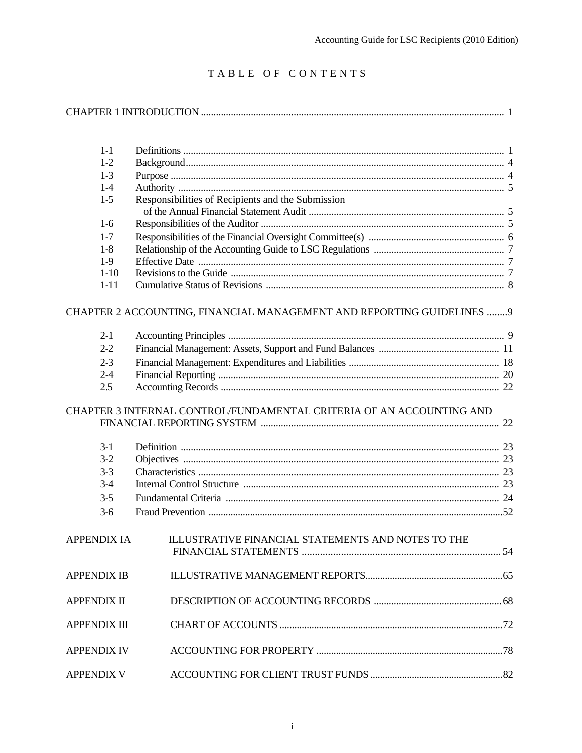# TABLE OF CONTENTS

CHAPTER 1 INTRODUCTION ........................................................................................................................ 1

| | | |
|---|---|---|
| 1-1 | Definitions | 1 |
| 1-2 | Background | 4 |
| 1-3 | Purpose | 4 |
| 1-4 | Authority | 5 |
| 1-5 | Responsibilities of Recipients and the Submission of the Annual Financial Statement Audit | 5 |
| 1-6 | Responsibilities of the Auditor | 5 |
| 1-7 | Responsibilities of the Financial Oversight Committee(s) | 6 |
| 1-8 | Relationship of the Accounting Guide to LSC Regulations | 7 |
| 1-9 | Effective Date | 7 |
| 1-10 | Revisions to the Guide | 7 |
| 1-11 | Cumulative Status of Revisions | 8 |

CHAPTER 2 ACCOUNTING, FINANCIAL MANAGEMENT AND REPORTING GUIDELINES ........9

| | | |
|---|---|---|
| 2-1 | Accounting Principles | 9 |
| 2-2 | Financial Management: Assets, Support and Fund Balances | 11 |
| 2-3 | Financial Management: Expenditures and Liabilities | 18 |
| 2-4 | Financial Reporting | 20 |
| 2.5 | Accounting Records | 22 |

CHAPTER 3 INTERNAL CONTROL/FUNDAMENTAL CRITERIA OF AN ACCOUNTING AND FINANCIAL REPORTING SYSTEM .............................................................................................. 22

| | | |
|---|---|---|
| 3-1 | Definition | 23 |
| 3-2 | Objectives | 23 |
| 3-3 | Characteristics | 23 |
| 3-4 | Internal Control Structure | 23 |
| 3-5 | Fundamental Criteria | 24 |
| 3-6 | Fraud Prevention | 52 |

| | | |
|---|---|---|
| APPENDIX IA | ILLUSTRATIVE FINANCIAL STATEMENTS AND NOTES TO THE FINANCIAL STATEMENTS | 54 |
| APPENDIX IB | ILLUSTRATIVE MANAGEMENT REPORTS | 65 |
| APPENDIX II | DESCRIPTION OF ACCOUNTING RECORDS | 68 |
| APPENDIX III | CHART OF ACCOUNTS | 72 |
| APPENDIX IV | ACCOUNTING FOR PROPERTY | 78 |
| APPENDIX V | ACCOUNTING FOR CLIENT TRUST FUNDS | 82 |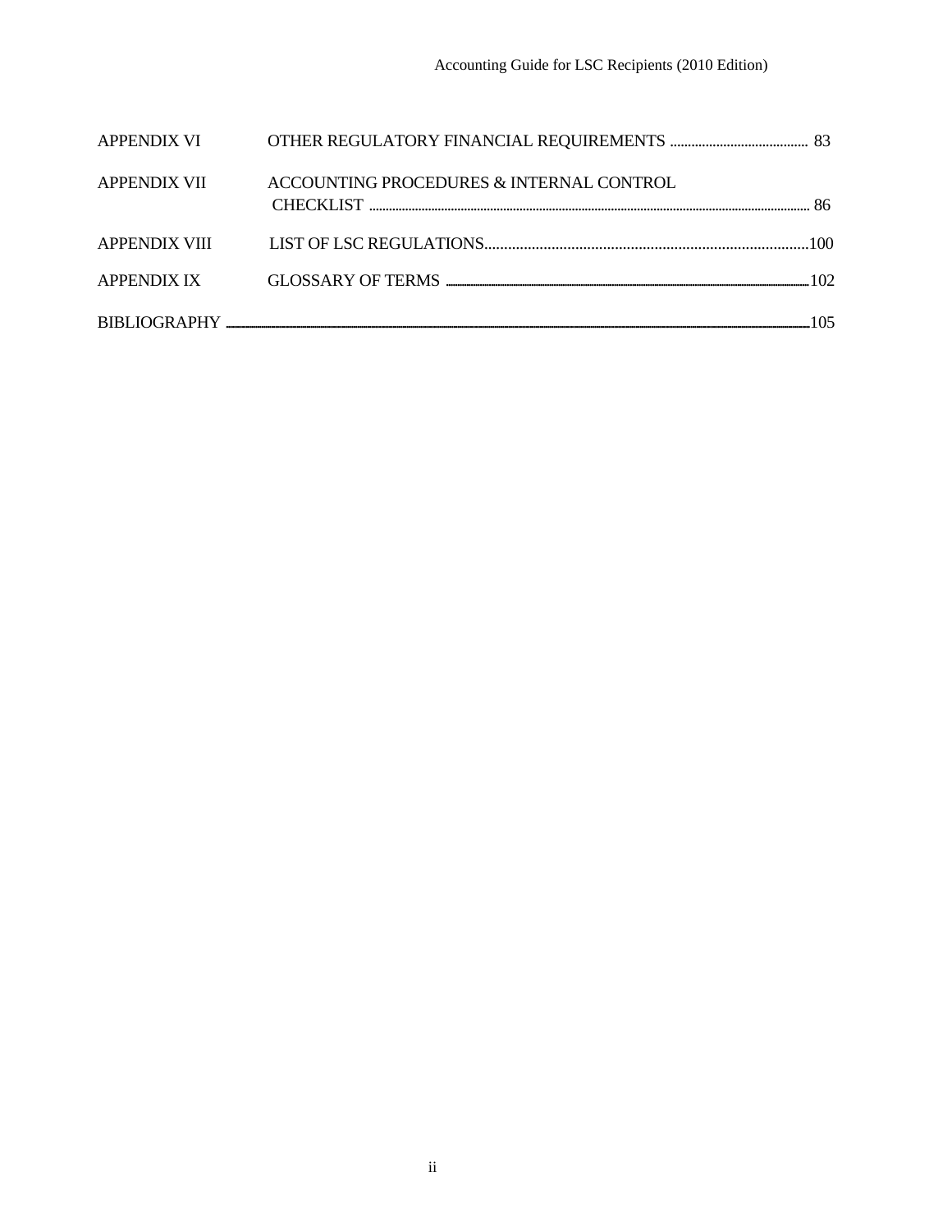| | | |
|---|---|---|
| APPENDIX VI | OTHER REGULATORY FINANCIAL REQUIREMENTS | 83 |
| APPENDIX VII | ACCOUNTING PROCEDURES & INTERNAL CONTROL CHECKLIST | 86 |
| APPENDIX VIII | LIST OF LSC REGULATIONS | 100 |
| APPENDIX IX | GLOSSARY OF TERMS | 102 |
| BIBLIOGRAPHY | | 105 |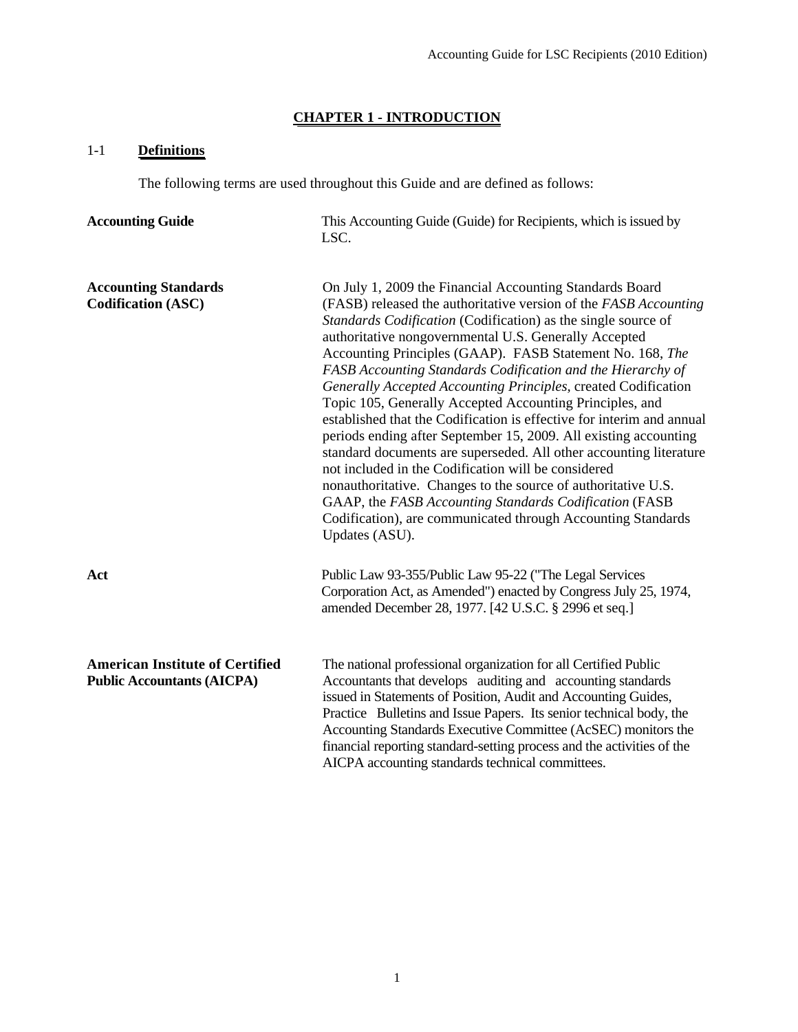# CHAPTER 1 - INTRODUCTION

## 1-1 Definitions

The following terms are used throughout this Guide and are defined as follows:

**Accounting Guide**

This Accounting Guide (Guide) for Recipients, which is issued by LSC.

**Accounting Standards Codification (ASC)**

On July 1, 2009 the Financial Accounting Standards Board (FASB) released the authoritative version of the *FASB Accounting Standards Codification* (Codification) as the single source of authoritative nongovernmental U.S. Generally Accepted Accounting Principles (GAAP). FASB Statement No. 168, *The FASB Accounting Standards Codification and the Hierarchy of Generally Accepted Accounting Principles*, created Codification Topic 105, Generally Accepted Accounting Principles, and established that the Codification is effective for interim and annual periods ending after September 15, 2009. All existing accounting standard documents are superseded. All other accounting literature not included in the Codification will be considered nonauthoritative. Changes to the source of authoritative U.S. GAAP, the *FASB Accounting Standards Codification* (FASB Codification), are communicated through Accounting Standards Updates (ASU).

**Act**

Public Law 93-355/Public Law 95-22 ("The Legal Services Corporation Act, as Amended") enacted by Congress July 25, 1974, amended December 28, 1977. [42 U.S.C. § 2996 et seq.]

**American Institute of Certified Public Accountants (AICPA)**

The national professional organization for all Certified Public Accountants that develops auditing and accounting standards issued in Statements of Position, Audit and Accounting Guides, Practice Bulletins and Issue Papers. Its senior technical body, the Accounting Standards Executive Committee (AcSEC) monitors the financial reporting standard-setting process and the activities of the AICPA accounting standards technical committees.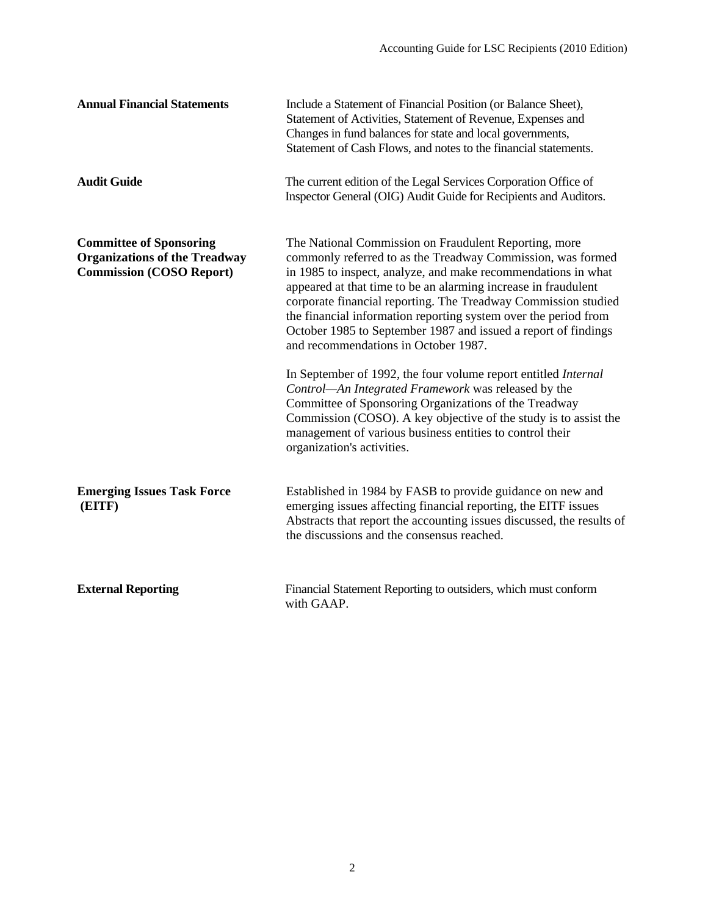**Annual Financial Statements** — Include a Statement of Financial Position (or Balance Sheet), Statement of Activities, Statement of Revenue, Expenses and Changes in fund balances for state and local governments, Statement of Cash Flows, and notes to the financial statements.

**Audit Guide** — The current edition of the Legal Services Corporation Office of Inspector General (OIG) Audit Guide for Recipients and Auditors.

**Committee of Sponsoring Organizations of the Treadway Commission (COSO Report)** — The National Commission on Fraudulent Reporting, more commonly referred to as the Treadway Commission, was formed in 1985 to inspect, analyze, and make recommendations in what appeared at that time to be an alarming increase in fraudulent corporate financial reporting. The Treadway Commission studied the financial information reporting system over the period from October 1985 to September 1987 and issued a report of findings and recommendations in October 1987.

In September of 1992, the four volume report entitled *Internal Control—An Integrated Framework* was released by the Committee of Sponsoring Organizations of the Treadway Commission (COSO). A key objective of the study is to assist the management of various business entities to control their organization's activities.

**Emerging Issues Task Force (EITF)** — Established in 1984 by FASB to provide guidance on new and emerging issues affecting financial reporting, the EITF issues Abstracts that report the accounting issues discussed, the results of the discussions and the consensus reached.

**External Reporting** — Financial Statement Reporting to outsiders, which must conform with GAAP.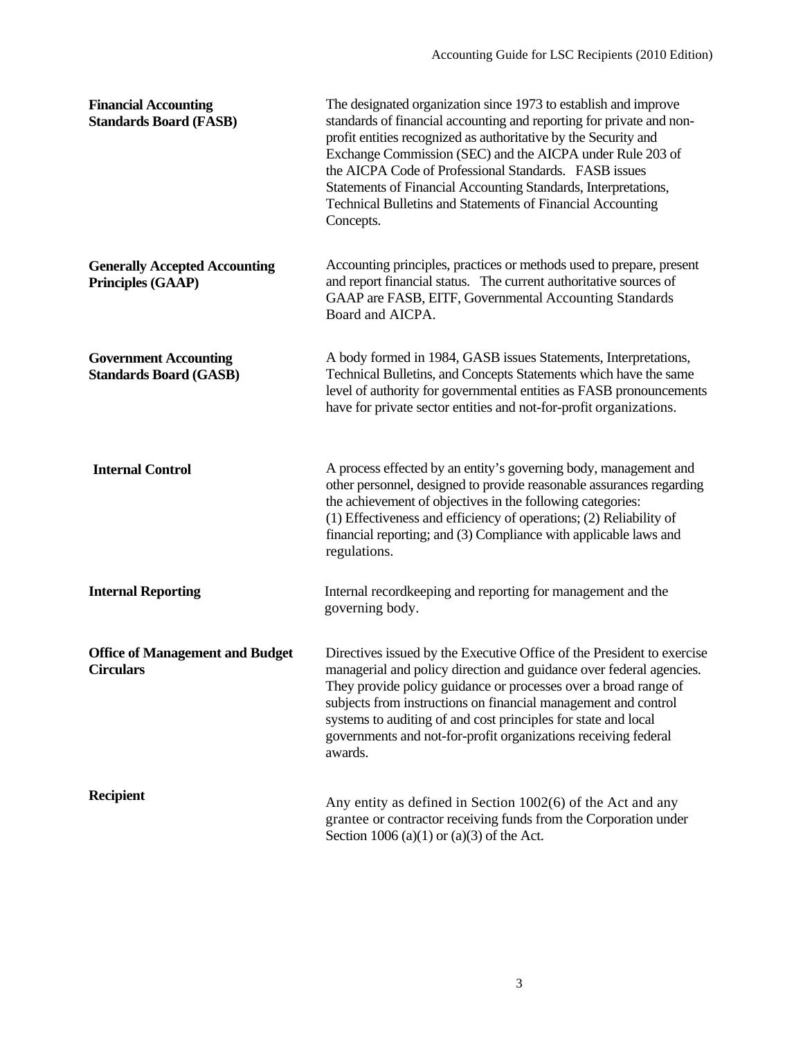**Financial Accounting Standards Board (FASB)**

The designated organization since 1973 to establish and improve standards of financial accounting and reporting for private and non-profit entities recognized as authoritative by the Security and Exchange Commission (SEC) and the AICPA under Rule 203 of the AICPA Code of Professional Standards. FASB issues Statements of Financial Accounting Standards, Interpretations, Technical Bulletins and Statements of Financial Accounting Concepts.

**Generally Accepted Accounting Principles (GAAP)**

Accounting principles, practices or methods used to prepare, present and report financial status. The current authoritative sources of GAAP are FASB, EITF, Governmental Accounting Standards Board and AICPA.

**Government Accounting Standards Board (GASB)**

A body formed in 1984, GASB issues Statements, Interpretations, Technical Bulletins, and Concepts Statements which have the same level of authority for governmental entities as FASB pronouncements have for private sector entities and not-for-profit organizations.

**Internal Control**

A process effected by an entity's governing body, management and other personnel, designed to provide reasonable assurances regarding the achievement of objectives in the following categories: (1) Effectiveness and efficiency of operations; (2) Reliability of financial reporting; and (3) Compliance with applicable laws and regulations.

**Internal Reporting**

Internal recordkeeping and reporting for management and the governing body.

**Office of Management and Budget Circulars**

Directives issued by the Executive Office of the President to exercise managerial and policy direction and guidance over federal agencies. They provide policy guidance or processes over a broad range of subjects from instructions on financial management and control systems to auditing of and cost principles for state and local governments and not-for-profit organizations receiving federal awards.

**Recipient**

Any entity as defined in Section 1002(6) of the Act and any grantee or contractor receiving funds from the Corporation under Section 1006 (a)(1) or (a)(3) of the Act.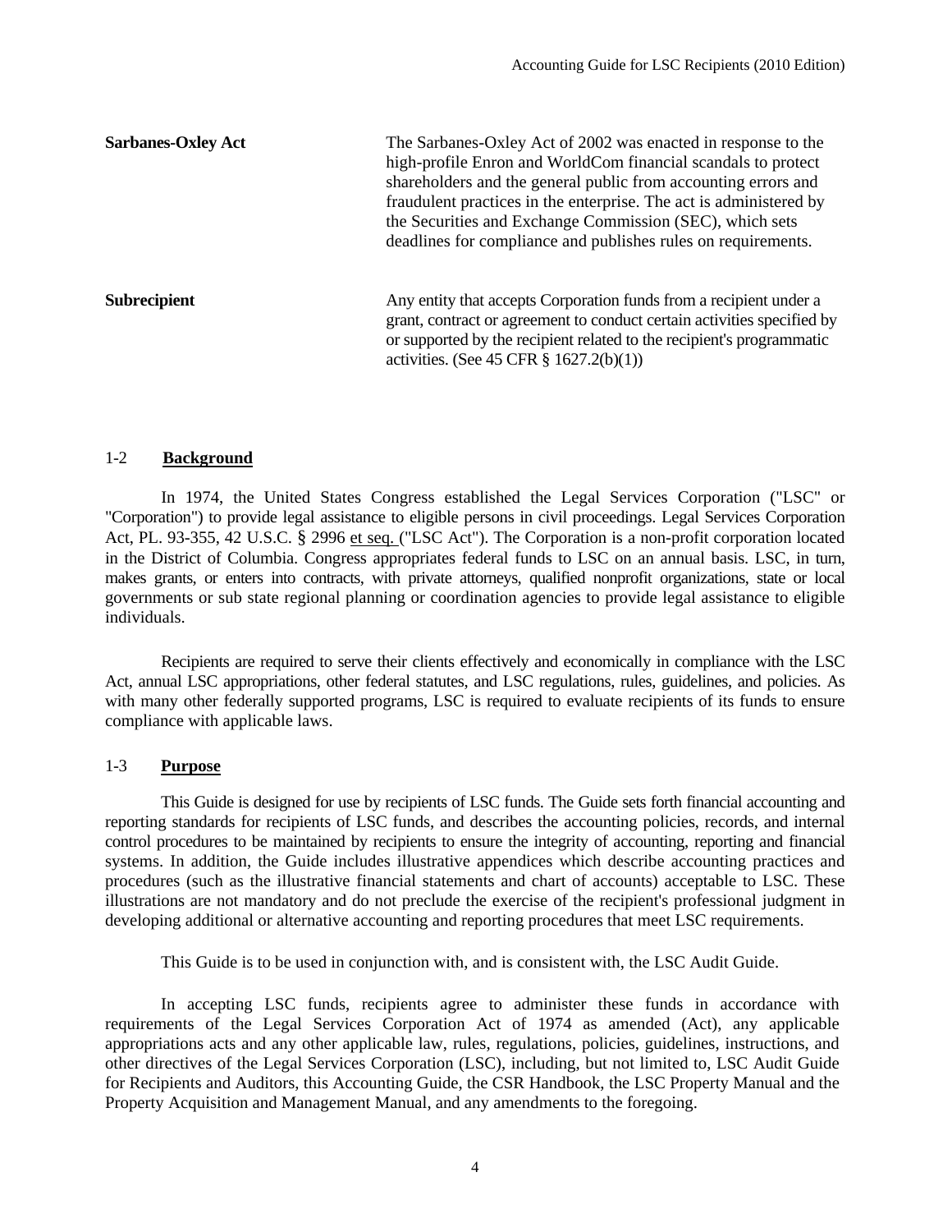**Sarbanes-Oxley Act** The Sarbanes-Oxley Act of 2002 was enacted in response to the high-profile Enron and WorldCom financial scandals to protect shareholders and the general public from accounting errors and fraudulent practices in the enterprise. The act is administered by the Securities and Exchange Commission (SEC), which sets deadlines for compliance and publishes rules on requirements.

**Subrecipient** Any entity that accepts Corporation funds from a recipient under a grant, contract or agreement to conduct certain activities specified by or supported by the recipient related to the recipient's programmatic activities. (See 45 CFR § 1627.2(b)(1))

## 1-2 Background

In 1974, the United States Congress established the Legal Services Corporation ("LSC" or "Corporation") to provide legal assistance to eligible persons in civil proceedings. Legal Services Corporation Act, PL. 93-355, 42 U.S.C. § 2996 et seq. ("LSC Act"). The Corporation is a non-profit corporation located in the District of Columbia. Congress appropriates federal funds to LSC on an annual basis. LSC, in turn, makes grants, or enters into contracts, with private attorneys, qualified nonprofit organizations, state or local governments or sub state regional planning or coordination agencies to provide legal assistance to eligible individuals.

Recipients are required to serve their clients effectively and economically in compliance with the LSC Act, annual LSC appropriations, other federal statutes, and LSC regulations, rules, guidelines, and policies. As with many other federally supported programs, LSC is required to evaluate recipients of its funds to ensure compliance with applicable laws.

## 1-3 Purpose

This Guide is designed for use by recipients of LSC funds. The Guide sets forth financial accounting and reporting standards for recipients of LSC funds, and describes the accounting policies, records, and internal control procedures to be maintained by recipients to ensure the integrity of accounting, reporting and financial systems. In addition, the Guide includes illustrative appendices which describe accounting practices and procedures (such as the illustrative financial statements and chart of accounts) acceptable to LSC. These illustrations are not mandatory and do not preclude the exercise of the recipient's professional judgment in developing additional or alternative accounting and reporting procedures that meet LSC requirements.

This Guide is to be used in conjunction with, and is consistent with, the LSC Audit Guide.

In accepting LSC funds, recipients agree to administer these funds in accordance with requirements of the Legal Services Corporation Act of 1974 as amended (Act), any applicable appropriations acts and any other applicable law, rules, regulations, policies, guidelines, instructions, and other directives of the Legal Services Corporation (LSC), including, but not limited to, LSC Audit Guide for Recipients and Auditors, this Accounting Guide, the CSR Handbook, the LSC Property Manual and the Property Acquisition and Management Manual, and any amendments to the foregoing.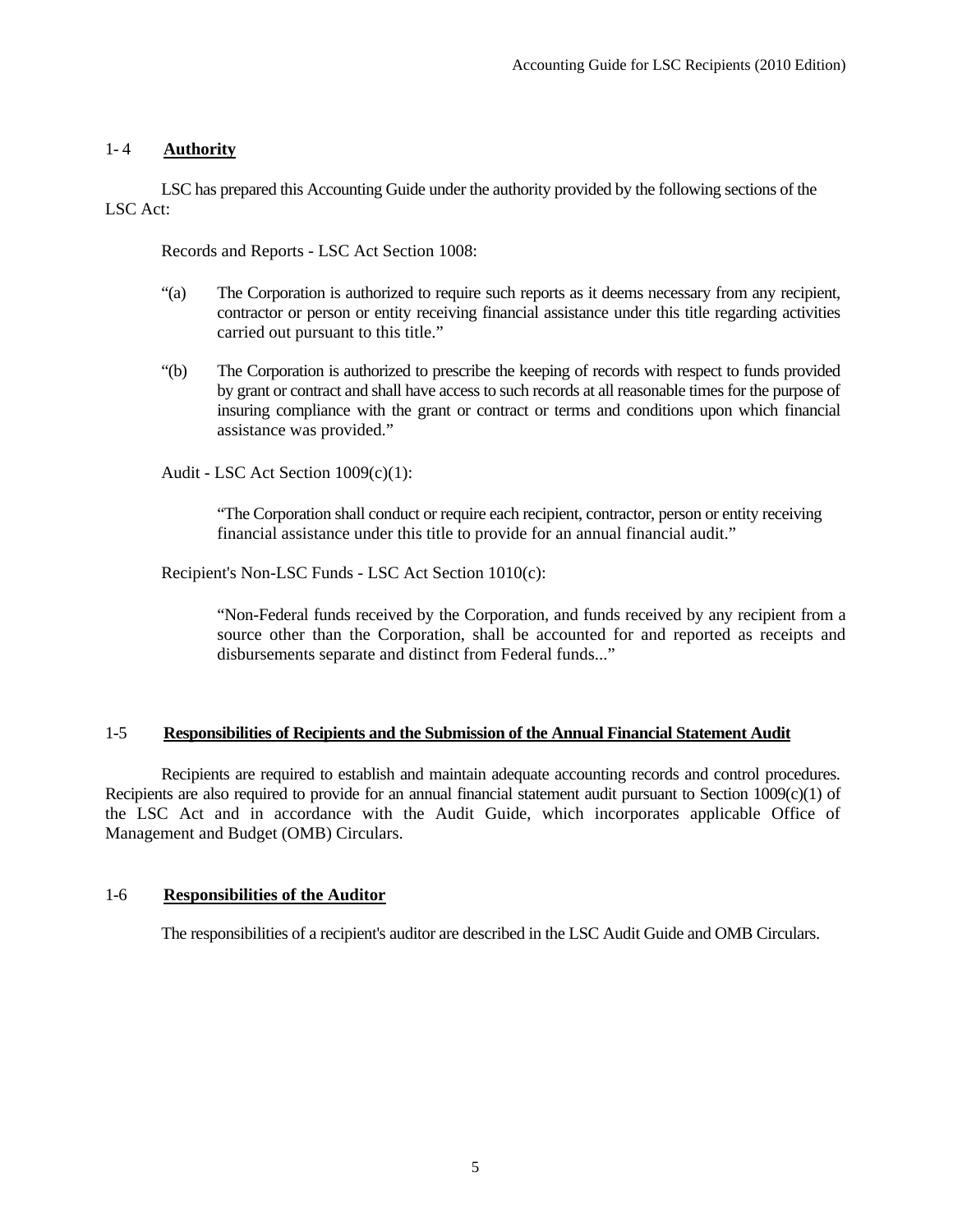## 1- 4 **Authority**

LSC has prepared this Accounting Guide under the authority provided by the following sections of the LSC Act:

Records and Reports - LSC Act Section 1008:

"(a) The Corporation is authorized to require such reports as it deems necessary from any recipient, contractor or person or entity receiving financial assistance under this title regarding activities carried out pursuant to this title."

"(b) The Corporation is authorized to prescribe the keeping of records with respect to funds provided by grant or contract and shall have access to such records at all reasonable times for the purpose of insuring compliance with the grant or contract or terms and conditions upon which financial assistance was provided."

Audit - LSC Act Section 1009(c)(1):

> "The Corporation shall conduct or require each recipient, contractor, person or entity receiving financial assistance under this title to provide for an annual financial audit."

Recipient's Non-LSC Funds - LSC Act Section 1010(c):

> "Non-Federal funds received by the Corporation, and funds received by any recipient from a source other than the Corporation, shall be accounted for and reported as receipts and disbursements separate and distinct from Federal funds..."

## 1-5 **Responsibilities of Recipients and the Submission of the Annual Financial Statement Audit**

Recipients are required to establish and maintain adequate accounting records and control procedures. Recipients are also required to provide for an annual financial statement audit pursuant to Section 1009(c)(1) of the LSC Act and in accordance with the Audit Guide, which incorporates applicable Office of Management and Budget (OMB) Circulars.

## 1-6 **Responsibilities of the Auditor**

The responsibilities of a recipient's auditor are described in the LSC Audit Guide and OMB Circulars.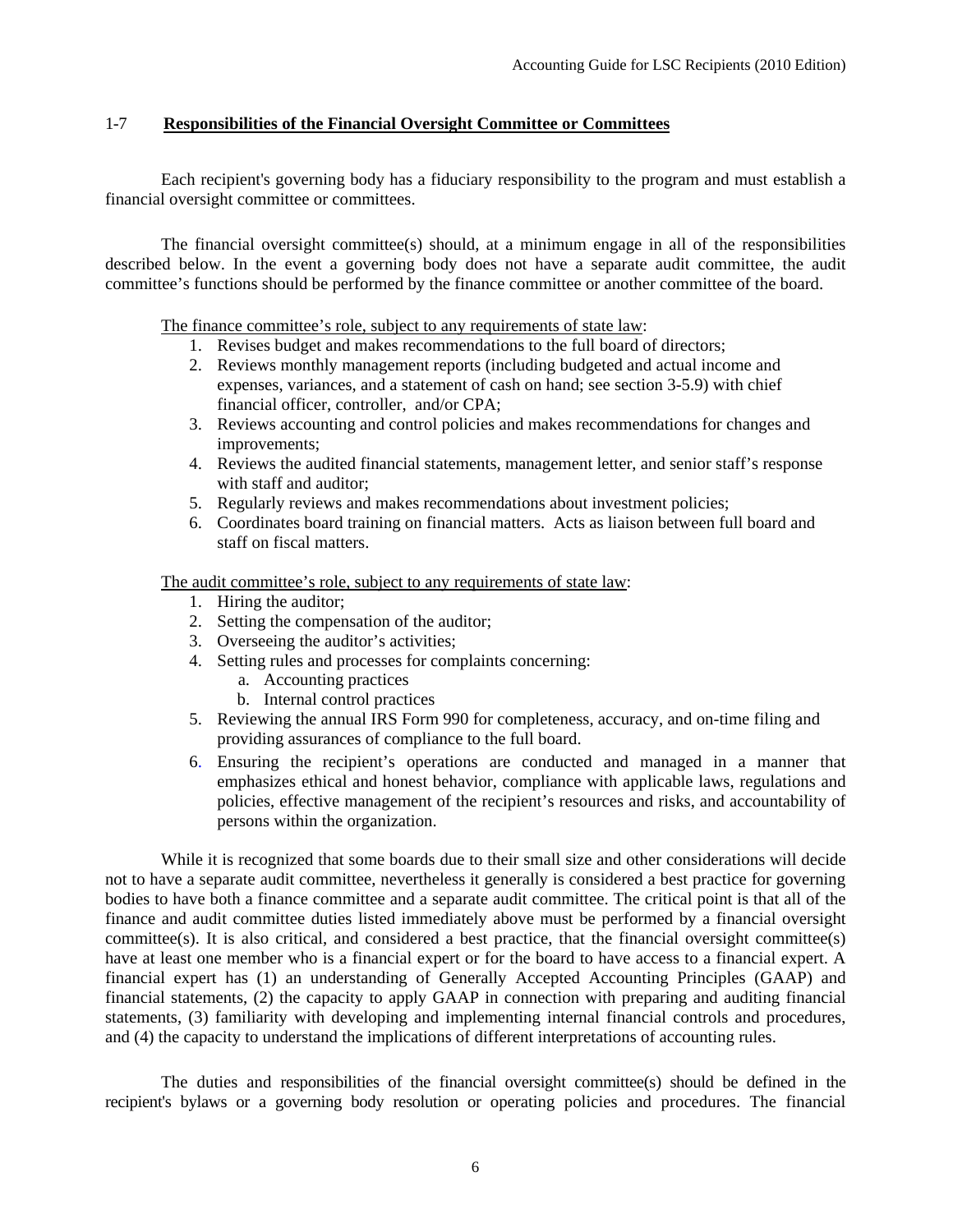## 1-7 Responsibilities of the Financial Oversight Committee or Committees

Each recipient's governing body has a fiduciary responsibility to the program and must establish a financial oversight committee or committees.

The financial oversight committee(s) should, at a minimum engage in all of the responsibilities described below. In the event a governing body does not have a separate audit committee, the audit committee's functions should be performed by the finance committee or another committee of the board.

The finance committee's role, subject to any requirements of state law:

1. Revises budget and makes recommendations to the full board of directors;
2. Reviews monthly management reports (including budgeted and actual income and expenses, variances, and a statement of cash on hand; see section 3-5.9) with chief financial officer, controller, and/or CPA;
3. Reviews accounting and control policies and makes recommendations for changes and improvements;
4. Reviews the audited financial statements, management letter, and senior staff's response with staff and auditor;
5. Regularly reviews and makes recommendations about investment policies;
6. Coordinates board training on financial matters. Acts as liaison between full board and staff on fiscal matters.

The audit committee's role, subject to any requirements of state law:

1. Hiring the auditor;
2. Setting the compensation of the auditor;
3. Overseeing the auditor's activities;
4. Setting rules and processes for complaints concerning:
   a. Accounting practices
   b. Internal control practices
5. Reviewing the annual IRS Form 990 for completeness, accuracy, and on-time filing and providing assurances of compliance to the full board.
6. Ensuring the recipient's operations are conducted and managed in a manner that emphasizes ethical and honest behavior, compliance with applicable laws, regulations and policies, effective management of the recipient's resources and risks, and accountability of persons within the organization.

While it is recognized that some boards due to their small size and other considerations will decide not to have a separate audit committee, nevertheless it generally is considered a best practice for governing bodies to have both a finance committee and a separate audit committee. The critical point is that all of the finance and audit committee duties listed immediately above must be performed by a financial oversight committee(s). It is also critical, and considered a best practice, that the financial oversight committee(s) have at least one member who is a financial expert or for the board to have access to a financial expert. A financial expert has (1) an understanding of Generally Accepted Accounting Principles (GAAP) and financial statements, (2) the capacity to apply GAAP in connection with preparing and auditing financial statements, (3) familiarity with developing and implementing internal financial controls and procedures, and (4) the capacity to understand the implications of different interpretations of accounting rules.

The duties and responsibilities of the financial oversight committee(s) should be defined in the recipient's bylaws or a governing body resolution or operating policies and procedures. The financial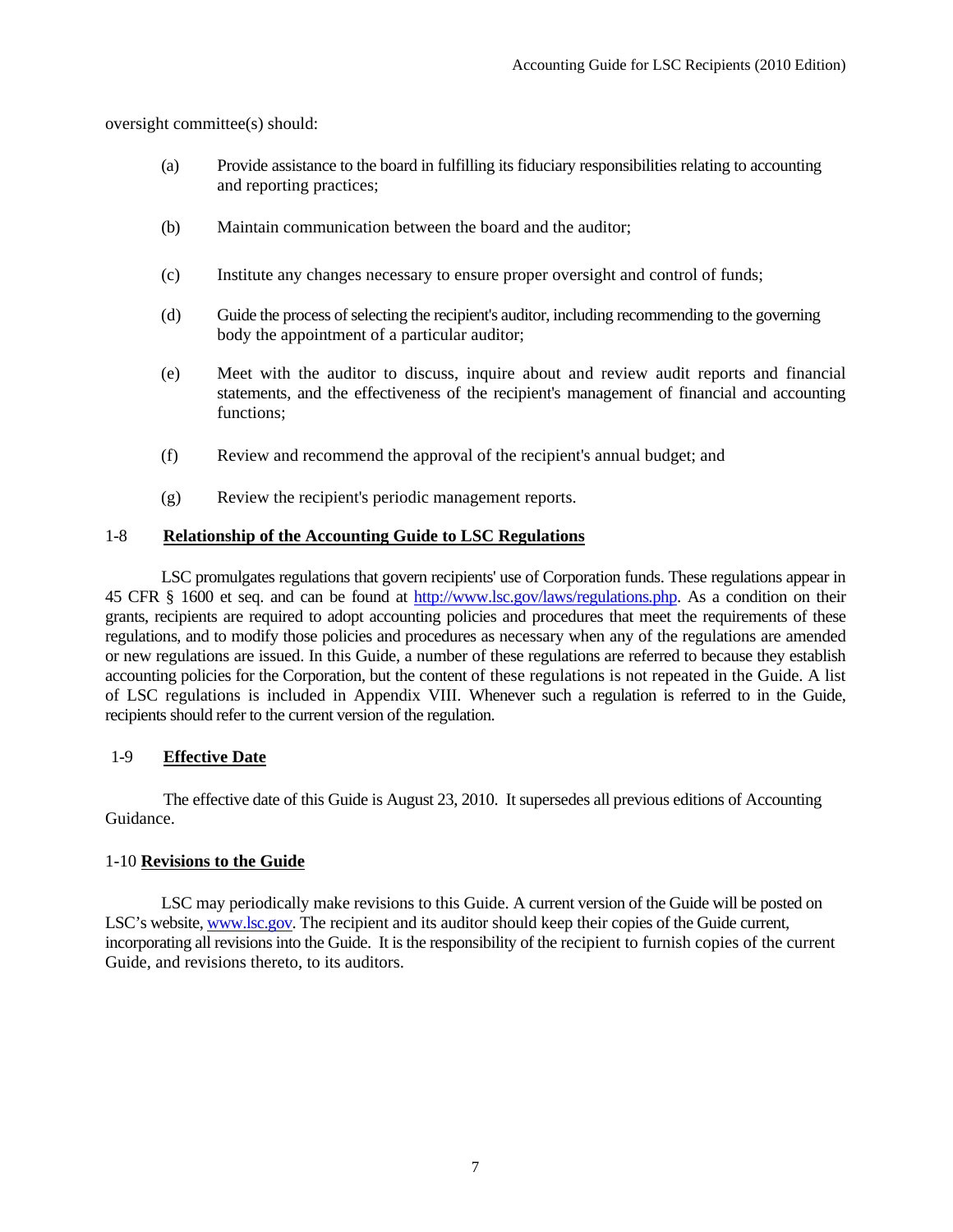oversight committee(s) should:

(a) Provide assistance to the board in fulfilling its fiduciary responsibilities relating to accounting and reporting practices;

(b) Maintain communication between the board and the auditor;

(c) Institute any changes necessary to ensure proper oversight and control of funds;

(d) Guide the process of selecting the recipient's auditor, including recommending to the governing body the appointment of a particular auditor;

(e) Meet with the auditor to discuss, inquire about and review audit reports and financial statements, and the effectiveness of the recipient's management of financial and accounting functions;

(f) Review and recommend the approval of the recipient's annual budget; and

(g) Review the recipient's periodic management reports.

## 1-8 **Relationship of the Accounting Guide to LSC Regulations**

LSC promulgates regulations that govern recipients' use of Corporation funds. These regulations appear in 45 CFR § 1600 et seq. and can be found at http://www.lsc.gov/laws/regulations.php. As a condition on their grants, recipients are required to adopt accounting policies and procedures that meet the requirements of these regulations, and to modify those policies and procedures as necessary when any of the regulations are amended or new regulations are issued. In this Guide, a number of these regulations are referred to because they establish accounting policies for the Corporation, but the content of these regulations is not repeated in the Guide. A list of LSC regulations is included in Appendix VIII. Whenever such a regulation is referred to in the Guide, recipients should refer to the current version of the regulation.

## 1-9 **Effective Date**

The effective date of this Guide is August 23, 2010. It supersedes all previous editions of Accounting Guidance.

## 1-10 **Revisions to the Guide**

LSC may periodically make revisions to this Guide. A current version of the Guide will be posted on LSC's website, www.lsc.gov. The recipient and its auditor should keep their copies of the Guide current, incorporating all revisions into the Guide. It is the responsibility of the recipient to furnish copies of the current Guide, and revisions thereto, to its auditors.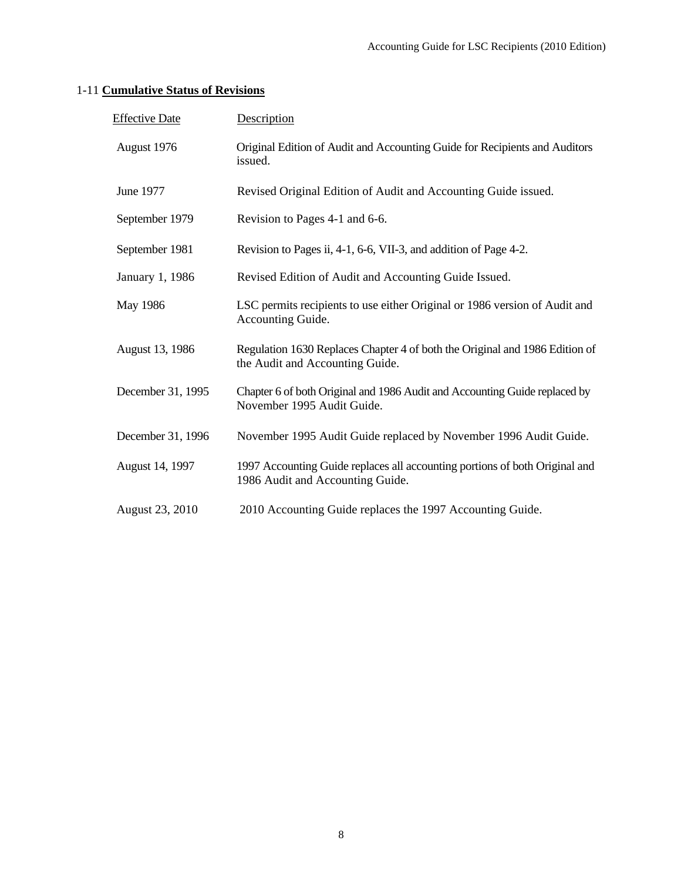## 1-11 **Cumulative Status of Revisions**

| Effective Date | Description |
|---|---|
| August 1976 | Original Edition of Audit and Accounting Guide for Recipients and Auditors issued. |
| June 1977 | Revised Original Edition of Audit and Accounting Guide issued. |
| September 1979 | Revision to Pages 4-1 and 6-6. |
| September 1981 | Revision to Pages ii, 4-1, 6-6, VII-3, and addition of Page 4-2. |
| January 1, 1986 | Revised Edition of Audit and Accounting Guide Issued. |
| May 1986 | LSC permits recipients to use either Original or 1986 version of Audit and Accounting Guide. |
| August 13, 1986 | Regulation 1630 Replaces Chapter 4 of both the Original and 1986 Edition of the Audit and Accounting Guide. |
| December 31, 1995 | Chapter 6 of both Original and 1986 Audit and Accounting Guide replaced by November 1995 Audit Guide. |
| December 31, 1996 | November 1995 Audit Guide replaced by November 1996 Audit Guide. |
| August 14, 1997 | 1997 Accounting Guide replaces all accounting portions of both Original and 1986 Audit and Accounting Guide. |
| August 23, 2010 | 2010 Accounting Guide replaces the 1997 Accounting Guide. |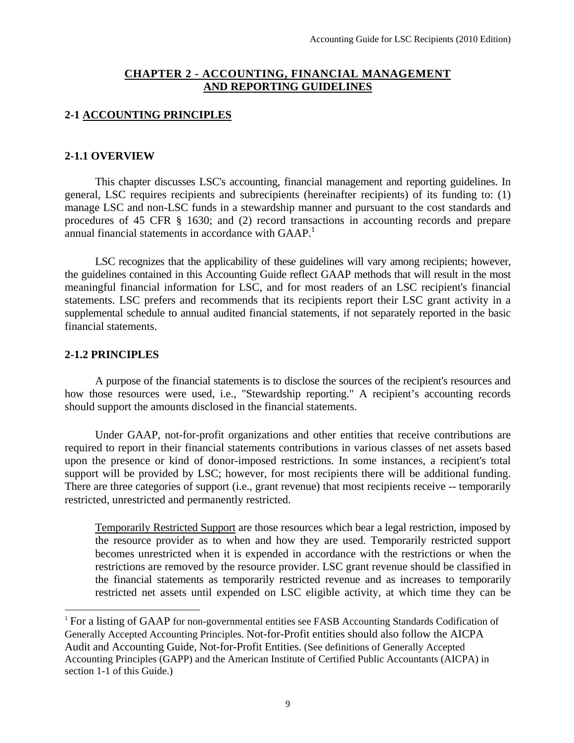# CHAPTER 2 - ACCOUNTING, FINANCIAL MANAGEMENT AND REPORTING GUIDELINES

## 2-1 ACCOUNTING PRINCIPLES

### 2-1.1 OVERVIEW

This chapter discusses LSC's accounting, financial management and reporting guidelines. In general, LSC requires recipients and subrecipients (hereinafter recipients) of its funding to: (1) manage LSC and non-LSC funds in a stewardship manner and pursuant to the cost standards and procedures of 45 CFR § 1630; and (2) record transactions in accounting records and prepare annual financial statements in accordance with GAAP.[1]

LSC recognizes that the applicability of these guidelines will vary among recipients; however, the guidelines contained in this Accounting Guide reflect GAAP methods that will result in the most meaningful financial information for LSC, and for most readers of an LSC recipient's financial statements. LSC prefers and recommends that its recipients report their LSC grant activity in a supplemental schedule to annual audited financial statements, if not separately reported in the basic financial statements.

### 2-1.2 PRINCIPLES

A purpose of the financial statements is to disclose the sources of the recipient's resources and how those resources were used, i.e., "Stewardship reporting." A recipient's accounting records should support the amounts disclosed in the financial statements.

Under GAAP, not-for-profit organizations and other entities that receive contributions are required to report in their financial statements contributions in various classes of net assets based upon the presence or kind of donor-imposed restrictions. In some instances, a recipient's total support will be provided by LSC; however, for most recipients there will be additional funding. There are three categories of support (i.e., grant revenue) that most recipients receive -- temporarily restricted, unrestricted and permanently restricted.

> Temporarily Restricted Support are those resources which bear a legal restriction, imposed by the resource provider as to when and how they are used. Temporarily restricted support becomes unrestricted when it is expended in accordance with the restrictions or when the restrictions are removed by the resource provider. LSC grant revenue should be classified in the financial statements as temporarily restricted revenue and as increases to temporarily restricted net assets until expended on LSC eligible activity, at which time they can be

[1] For a listing of GAAP for non-governmental entities see FASB Accounting Standards Codification of Generally Accepted Accounting Principles. Not-for-Profit entities should also follow the AICPA Audit and Accounting Guide, Not-for-Profit Entities. (See definitions of Generally Accepted Accounting Principles (GAPP) and the American Institute of Certified Public Accountants (AICPA) in section 1-1 of this Guide.)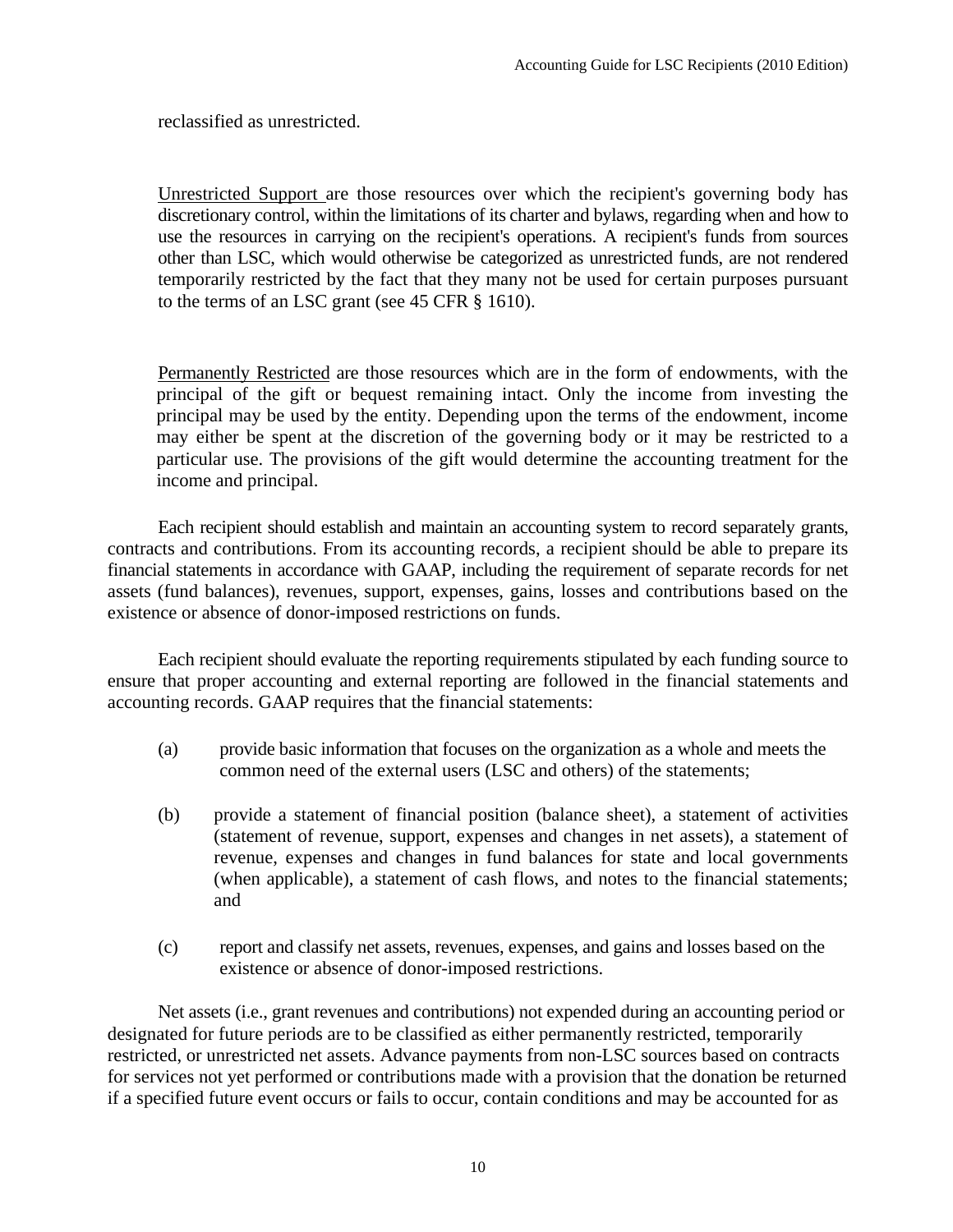reclassified as unrestricted.

Unrestricted Support are those resources over which the recipient's governing body has discretionary control, within the limitations of its charter and bylaws, regarding when and how to use the resources in carrying on the recipient's operations. A recipient's funds from sources other than LSC, which would otherwise be categorized as unrestricted funds, are not rendered temporarily restricted by the fact that they many not be used for certain purposes pursuant to the terms of an LSC grant (see 45 CFR § 1610).

Permanently Restricted are those resources which are in the form of endowments, with the principal of the gift or bequest remaining intact. Only the income from investing the principal may be used by the entity. Depending upon the terms of the endowment, income may either be spent at the discretion of the governing body or it may be restricted to a particular use. The provisions of the gift would determine the accounting treatment for the income and principal.

Each recipient should establish and maintain an accounting system to record separately grants, contracts and contributions. From its accounting records, a recipient should be able to prepare its financial statements in accordance with GAAP, including the requirement of separate records for net assets (fund balances), revenues, support, expenses, gains, losses and contributions based on the existence or absence of donor-imposed restrictions on funds.

Each recipient should evaluate the reporting requirements stipulated by each funding source to ensure that proper accounting and external reporting are followed in the financial statements and accounting records. GAAP requires that the financial statements:

(a) provide basic information that focuses on the organization as a whole and meets the common need of the external users (LSC and others) of the statements;

(b) provide a statement of financial position (balance sheet), a statement of activities (statement of revenue, support, expenses and changes in net assets), a statement of revenue, expenses and changes in fund balances for state and local governments (when applicable), a statement of cash flows, and notes to the financial statements; and

(c) report and classify net assets, revenues, expenses, and gains and losses based on the existence or absence of donor-imposed restrictions.

Net assets (i.e., grant revenues and contributions) not expended during an accounting period or designated for future periods are to be classified as either permanently restricted, temporarily restricted, or unrestricted net assets. Advance payments from non-LSC sources based on contracts for services not yet performed or contributions made with a provision that the donation be returned if a specified future event occurs or fails to occur, contain conditions and may be accounted for as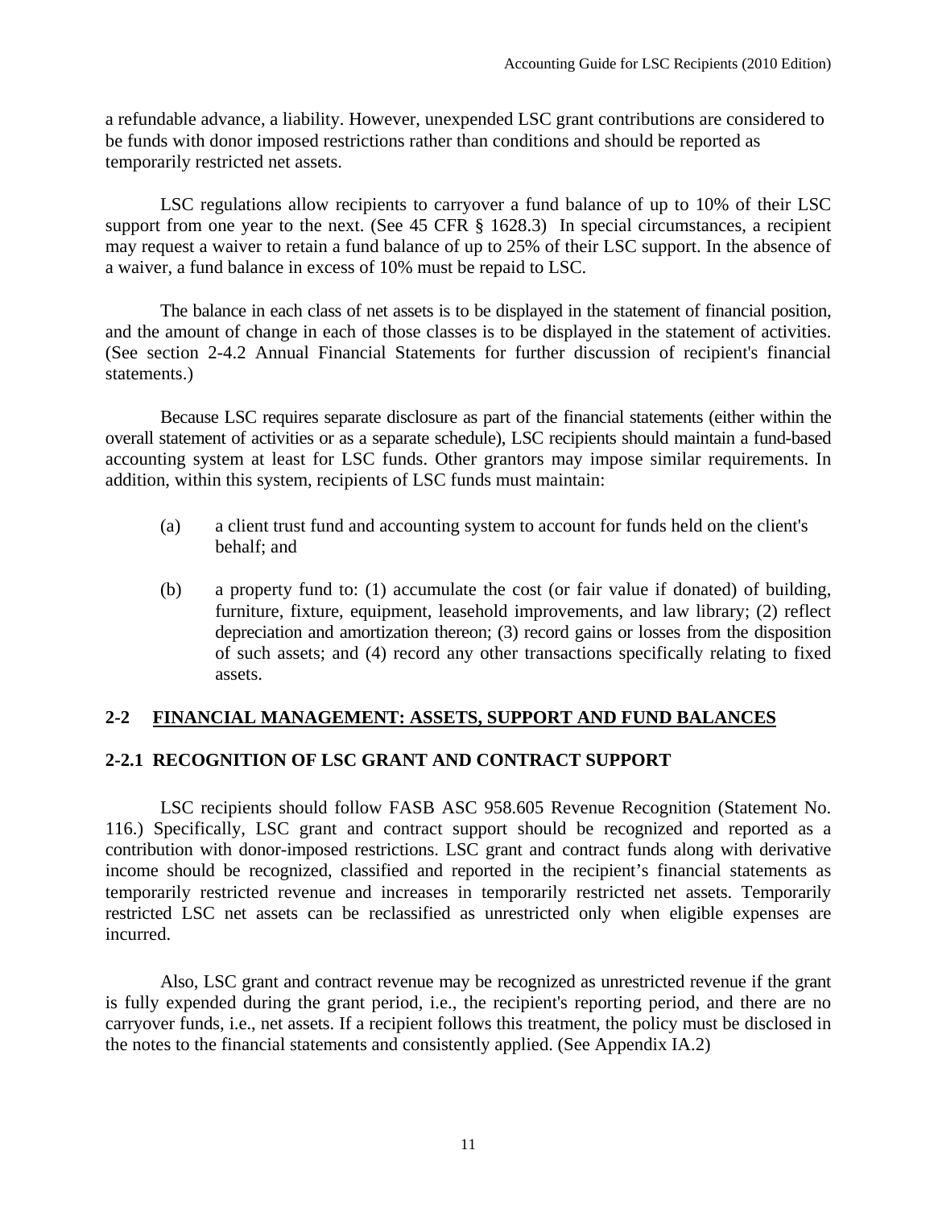a refundable advance, a liability. However, unexpended LSC grant contributions are considered to be funds with donor imposed restrictions rather than conditions and should be reported as temporarily restricted net assets.

LSC regulations allow recipients to carryover a fund balance of up to 10% of their LSC support from one year to the next. (See 45 CFR § 1628.3) In special circumstances, a recipient may request a waiver to retain a fund balance of up to 25% of their LSC support. In the absence of a waiver, a fund balance in excess of 10% must be repaid to LSC.

The balance in each class of net assets is to be displayed in the statement of financial position, and the amount of change in each of those classes is to be displayed in the statement of activities. (See section 2-4.2 Annual Financial Statements for further discussion of recipient's financial statements.)

Because LSC requires separate disclosure as part of the financial statements (either within the overall statement of activities or as a separate schedule), LSC recipients should maintain a fund-based accounting system at least for LSC funds. Other grantors may impose similar requirements. In addition, within this system, recipients of LSC funds must maintain:

(a) a client trust fund and accounting system to account for funds held on the client's behalf; and

(b) a property fund to: (1) accumulate the cost (or fair value if donated) of building, furniture, fixture, equipment, leasehold improvements, and law library; (2) reflect depreciation and amortization thereon; (3) record gains or losses from the disposition of such assets; and (4) record any other transactions specifically relating to fixed assets.

## 2-2 FINANCIAL MANAGEMENT: ASSETS, SUPPORT AND FUND BALANCES

### 2-2.1 RECOGNITION OF LSC GRANT AND CONTRACT SUPPORT

LSC recipients should follow FASB ASC 958.605 Revenue Recognition (Statement No. 116.) Specifically, LSC grant and contract support should be recognized and reported as a contribution with donor-imposed restrictions. LSC grant and contract funds along with derivative income should be recognized, classified and reported in the recipient's financial statements as temporarily restricted revenue and increases in temporarily restricted net assets. Temporarily restricted LSC net assets can be reclassified as unrestricted only when eligible expenses are incurred.

Also, LSC grant and contract revenue may be recognized as unrestricted revenue if the grant is fully expended during the grant period, i.e., the recipient's reporting period, and there are no carryover funds, i.e., net assets. If a recipient follows this treatment, the policy must be disclosed in the notes to the financial statements and consistently applied. (See Appendix IA.2)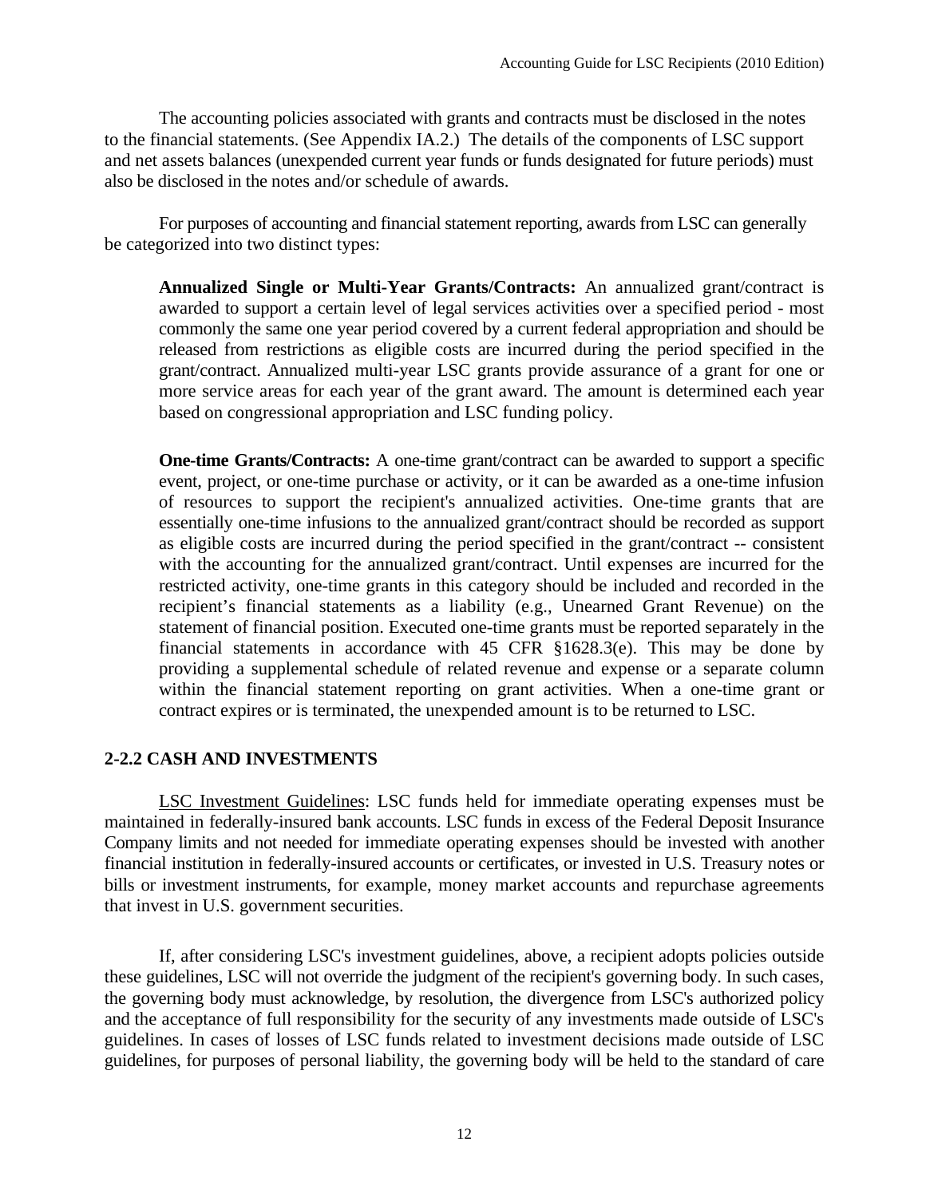The accounting policies associated with grants and contracts must be disclosed in the notes to the financial statements. (See Appendix IA.2.) The details of the components of LSC support and net assets balances (unexpended current year funds or funds designated for future periods) must also be disclosed in the notes and/or schedule of awards.

For purposes of accounting and financial statement reporting, awards from LSC can generally be categorized into two distinct types:

> **Annualized Single or Multi-Year Grants/Contracts:** An annualized grant/contract is awarded to support a certain level of legal services activities over a specified period - most commonly the same one year period covered by a current federal appropriation and should be released from restrictions as eligible costs are incurred during the period specified in the grant/contract. Annualized multi-year LSC grants provide assurance of a grant for one or more service areas for each year of the grant award. The amount is determined each year based on congressional appropriation and LSC funding policy.
>
> **One-time Grants/Contracts:** A one-time grant/contract can be awarded to support a specific event, project, or one-time purchase or activity, or it can be awarded as a one-time infusion of resources to support the recipient's annualized activities. One-time grants that are essentially one-time infusions to the annualized grant/contract should be recorded as support as eligible costs are incurred during the period specified in the grant/contract -- consistent with the accounting for the annualized grant/contract. Until expenses are incurred for the restricted activity, one-time grants in this category should be included and recorded in the recipient's financial statements as a liability (e.g., Unearned Grant Revenue) on the statement of financial position. Executed one-time grants must be reported separately in the financial statements in accordance with 45 CFR §1628.3(e). This may be done by providing a supplemental schedule of related revenue and expense or a separate column within the financial statement reporting on grant activities. When a one-time grant or contract expires or is terminated, the unexpended amount is to be returned to LSC.

## 2-2.2 CASH AND INVESTMENTS

LSC Investment Guidelines: LSC funds held for immediate operating expenses must be maintained in federally-insured bank accounts. LSC funds in excess of the Federal Deposit Insurance Company limits and not needed for immediate operating expenses should be invested with another financial institution in federally-insured accounts or certificates, or invested in U.S. Treasury notes or bills or investment instruments, for example, money market accounts and repurchase agreements that invest in U.S. government securities.

If, after considering LSC's investment guidelines, above, a recipient adopts policies outside these guidelines, LSC will not override the judgment of the recipient's governing body. In such cases, the governing body must acknowledge, by resolution, the divergence from LSC's authorized policy and the acceptance of full responsibility for the security of any investments made outside of LSC's guidelines. In cases of losses of LSC funds related to investment decisions made outside of LSC guidelines, for purposes of personal liability, the governing body will be held to the standard of care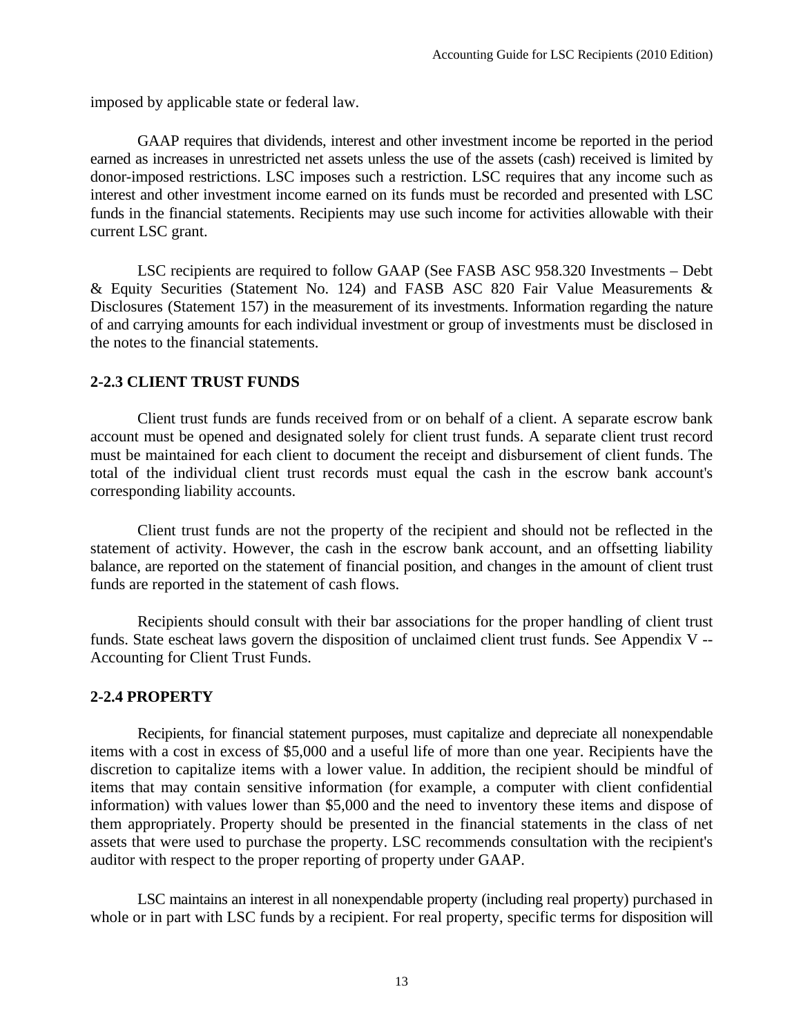imposed by applicable state or federal law.

GAAP requires that dividends, interest and other investment income be reported in the period earned as increases in unrestricted net assets unless the use of the assets (cash) received is limited by donor-imposed restrictions. LSC imposes such a restriction. LSC requires that any income such as interest and other investment income earned on its funds must be recorded and presented with LSC funds in the financial statements. Recipients may use such income for activities allowable with their current LSC grant.

LSC recipients are required to follow GAAP (See FASB ASC 958.320 Investments – Debt & Equity Securities (Statement No. 124) and FASB ASC 820 Fair Value Measurements & Disclosures (Statement 157) in the measurement of its investments. Information regarding the nature of and carrying amounts for each individual investment or group of investments must be disclosed in the notes to the financial statements.

### 2-2.3 CLIENT TRUST FUNDS

Client trust funds are funds received from or on behalf of a client. A separate escrow bank account must be opened and designated solely for client trust funds. A separate client trust record must be maintained for each client to document the receipt and disbursement of client funds. The total of the individual client trust records must equal the cash in the escrow bank account's corresponding liability accounts.

Client trust funds are not the property of the recipient and should not be reflected in the statement of activity. However, the cash in the escrow bank account, and an offsetting liability balance, are reported on the statement of financial position, and changes in the amount of client trust funds are reported in the statement of cash flows.

Recipients should consult with their bar associations for the proper handling of client trust funds. State escheat laws govern the disposition of unclaimed client trust funds. See Appendix V -- Accounting for Client Trust Funds.

### 2-2.4 PROPERTY

Recipients, for financial statement purposes, must capitalize and depreciate all nonexpendable items with a cost in excess of $5,000 and a useful life of more than one year. Recipients have the discretion to capitalize items with a lower value. In addition, the recipient should be mindful of items that may contain sensitive information (for example, a computer with client confidential information) with values lower than $5,000 and the need to inventory these items and dispose of them appropriately. Property should be presented in the financial statements in the class of net assets that were used to purchase the property. LSC recommends consultation with the recipient's auditor with respect to the proper reporting of property under GAAP.

LSC maintains an interest in all nonexpendable property (including real property) purchased in whole or in part with LSC funds by a recipient. For real property, specific terms for disposition will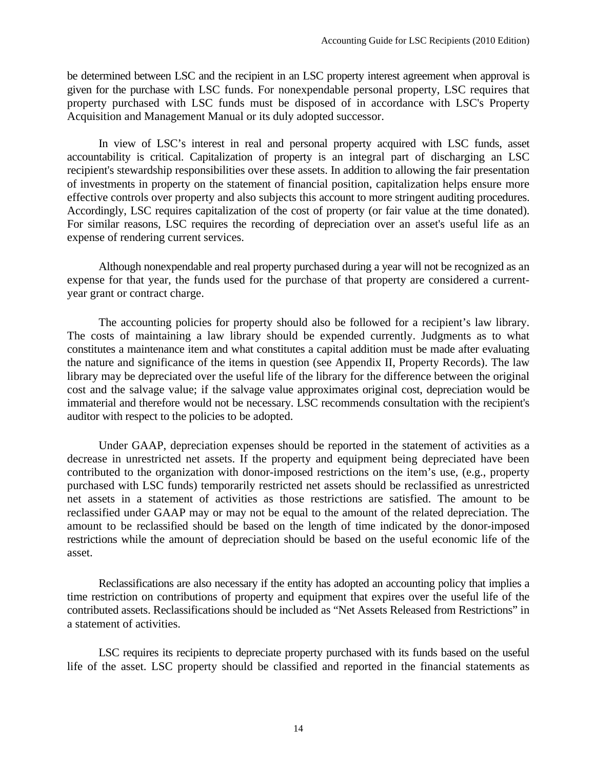be determined between LSC and the recipient in an LSC property interest agreement when approval is given for the purchase with LSC funds. For nonexpendable personal property, LSC requires that property purchased with LSC funds must be disposed of in accordance with LSC's Property Acquisition and Management Manual or its duly adopted successor.

In view of LSC's interest in real and personal property acquired with LSC funds, asset accountability is critical. Capitalization of property is an integral part of discharging an LSC recipient's stewardship responsibilities over these assets. In addition to allowing the fair presentation of investments in property on the statement of financial position, capitalization helps ensure more effective controls over property and also subjects this account to more stringent auditing procedures. Accordingly, LSC requires capitalization of the cost of property (or fair value at the time donated). For similar reasons, LSC requires the recording of depreciation over an asset's useful life as an expense of rendering current services.

Although nonexpendable and real property purchased during a year will not be recognized as an expense for that year, the funds used for the purchase of that property are considered a current-year grant or contract charge.

The accounting policies for property should also be followed for a recipient's law library. The costs of maintaining a law library should be expended currently. Judgments as to what constitutes a maintenance item and what constitutes a capital addition must be made after evaluating the nature and significance of the items in question (see Appendix II, Property Records). The law library may be depreciated over the useful life of the library for the difference between the original cost and the salvage value; if the salvage value approximates original cost, depreciation would be immaterial and therefore would not be necessary. LSC recommends consultation with the recipient's auditor with respect to the policies to be adopted.

Under GAAP, depreciation expenses should be reported in the statement of activities as a decrease in unrestricted net assets. If the property and equipment being depreciated have been contributed to the organization with donor-imposed restrictions on the item's use, (e.g., property purchased with LSC funds) temporarily restricted net assets should be reclassified as unrestricted net assets in a statement of activities as those restrictions are satisfied. The amount to be reclassified under GAAP may or may not be equal to the amount of the related depreciation. The amount to be reclassified should be based on the length of time indicated by the donor-imposed restrictions while the amount of depreciation should be based on the useful economic life of the asset.

Reclassifications are also necessary if the entity has adopted an accounting policy that implies a time restriction on contributions of property and equipment that expires over the useful life of the contributed assets. Reclassifications should be included as "Net Assets Released from Restrictions" in a statement of activities.

LSC requires its recipients to depreciate property purchased with its funds based on the useful life of the asset. LSC property should be classified and reported in the financial statements as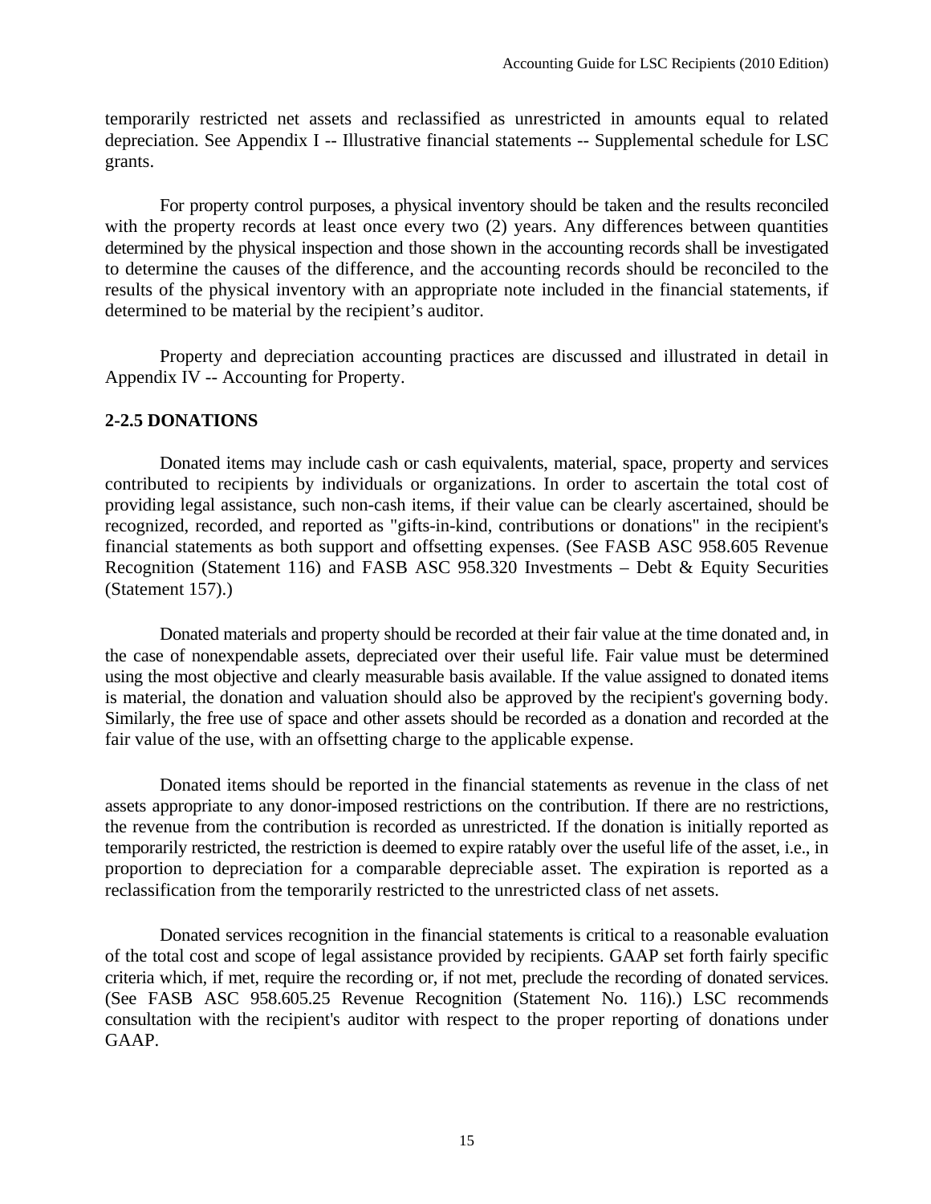temporarily restricted net assets and reclassified as unrestricted in amounts equal to related depreciation. See Appendix I -- Illustrative financial statements -- Supplemental schedule for LSC grants.

For property control purposes, a physical inventory should be taken and the results reconciled with the property records at least once every two (2) years. Any differences between quantities determined by the physical inspection and those shown in the accounting records shall be investigated to determine the causes of the difference, and the accounting records should be reconciled to the results of the physical inventory with an appropriate note included in the financial statements, if determined to be material by the recipient's auditor.

Property and depreciation accounting practices are discussed and illustrated in detail in Appendix IV -- Accounting for Property.

### 2-2.5 DONATIONS

Donated items may include cash or cash equivalents, material, space, property and services contributed to recipients by individuals or organizations. In order to ascertain the total cost of providing legal assistance, such non-cash items, if their value can be clearly ascertained, should be recognized, recorded, and reported as "gifts-in-kind, contributions or donations" in the recipient's financial statements as both support and offsetting expenses. (See FASB ASC 958.605 Revenue Recognition (Statement 116) and FASB ASC 958.320 Investments – Debt & Equity Securities (Statement 157).)

Donated materials and property should be recorded at their fair value at the time donated and, in the case of nonexpendable assets, depreciated over their useful life. Fair value must be determined using the most objective and clearly measurable basis available. If the value assigned to donated items is material, the donation and valuation should also be approved by the recipient's governing body. Similarly, the free use of space and other assets should be recorded as a donation and recorded at the fair value of the use, with an offsetting charge to the applicable expense.

Donated items should be reported in the financial statements as revenue in the class of net assets appropriate to any donor-imposed restrictions on the contribution. If there are no restrictions, the revenue from the contribution is recorded as unrestricted. If the donation is initially reported as temporarily restricted, the restriction is deemed to expire ratably over the useful life of the asset, i.e., in proportion to depreciation for a comparable depreciable asset. The expiration is reported as a reclassification from the temporarily restricted to the unrestricted class of net assets.

Donated services recognition in the financial statements is critical to a reasonable evaluation of the total cost and scope of legal assistance provided by recipients. GAAP set forth fairly specific criteria which, if met, require the recording or, if not met, preclude the recording of donated services. (See FASB ASC 958.605.25 Revenue Recognition (Statement No. 116).) LSC recommends consultation with the recipient's auditor with respect to the proper reporting of donations under GAAP.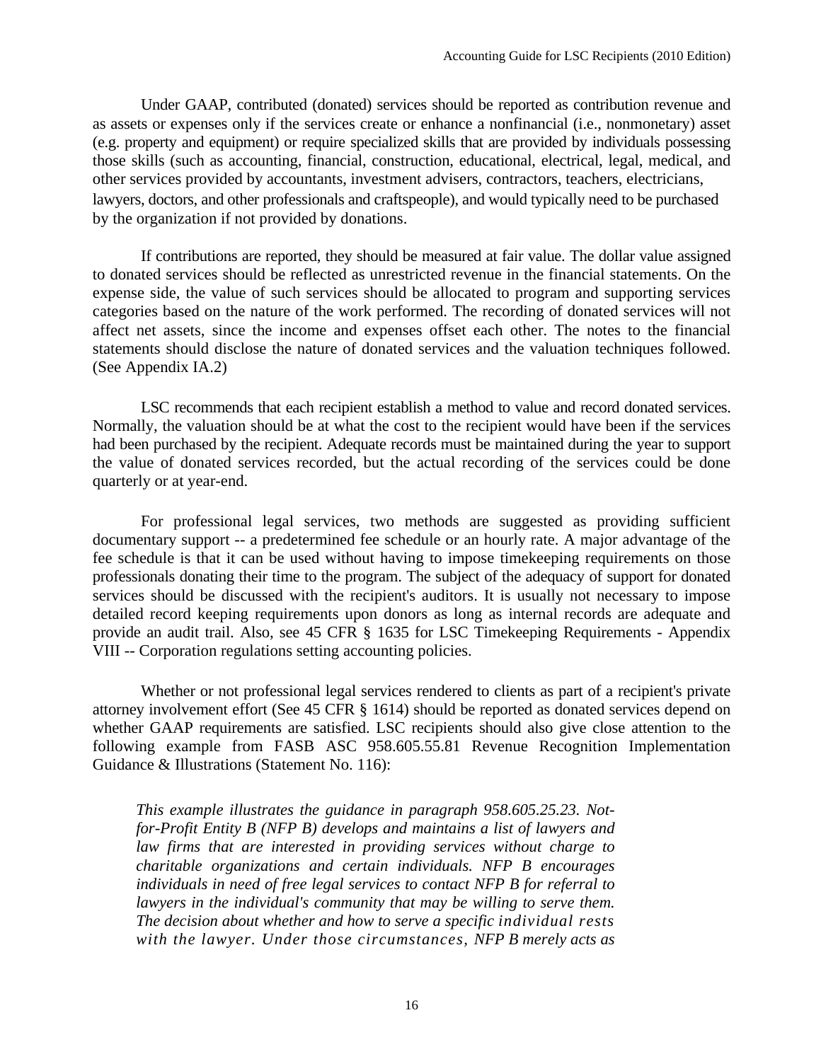Under GAAP, contributed (donated) services should be reported as contribution revenue and as assets or expenses only if the services create or enhance a nonfinancial (i.e., nonmonetary) asset (e.g. property and equipment) or require specialized skills that are provided by individuals possessing those skills (such as accounting, financial, construction, educational, electrical, legal, medical, and other services provided by accountants, investment advisers, contractors, teachers, electricians, lawyers, doctors, and other professionals and craftspeople), and would typically need to be purchased by the organization if not provided by donations.

If contributions are reported, they should be measured at fair value. The dollar value assigned to donated services should be reflected as unrestricted revenue in the financial statements. On the expense side, the value of such services should be allocated to program and supporting services categories based on the nature of the work performed. The recording of donated services will not affect net assets, since the income and expenses offset each other. The notes to the financial statements should disclose the nature of donated services and the valuation techniques followed. (See Appendix IA.2)

LSC recommends that each recipient establish a method to value and record donated services. Normally, the valuation should be at what the cost to the recipient would have been if the services had been purchased by the recipient. Adequate records must be maintained during the year to support the value of donated services recorded, but the actual recording of the services could be done quarterly or at year-end.

For professional legal services, two methods are suggested as providing sufficient documentary support -- a predetermined fee schedule or an hourly rate. A major advantage of the fee schedule is that it can be used without having to impose timekeeping requirements on those professionals donating their time to the program. The subject of the adequacy of support for donated services should be discussed with the recipient's auditors. It is usually not necessary to impose detailed record keeping requirements upon donors as long as internal records are adequate and provide an audit trail. Also, see 45 CFR § 1635 for LSC Timekeeping Requirements - Appendix VIII -- Corporation regulations setting accounting policies.

Whether or not professional legal services rendered to clients as part of a recipient's private attorney involvement effort (See 45 CFR § 1614) should be reported as donated services depend on whether GAAP requirements are satisfied. LSC recipients should also give close attention to the following example from FASB ASC 958.605.55.81 Revenue Recognition Implementation Guidance & Illustrations (Statement No. 116):

> *This example illustrates the guidance in paragraph 958.605.25.23. Not-for-Profit Entity B (NFP B) develops and maintains a list of lawyers and law firms that are interested in providing services without charge to charitable organizations and certain individuals. NFP B encourages individuals in need of free legal services to contact NFP B for referral to lawyers in the individual's community that may be willing to serve them. The decision about whether and how to serve a specific individual rests with the lawyer. Under those circumstances, NFP B merely acts as*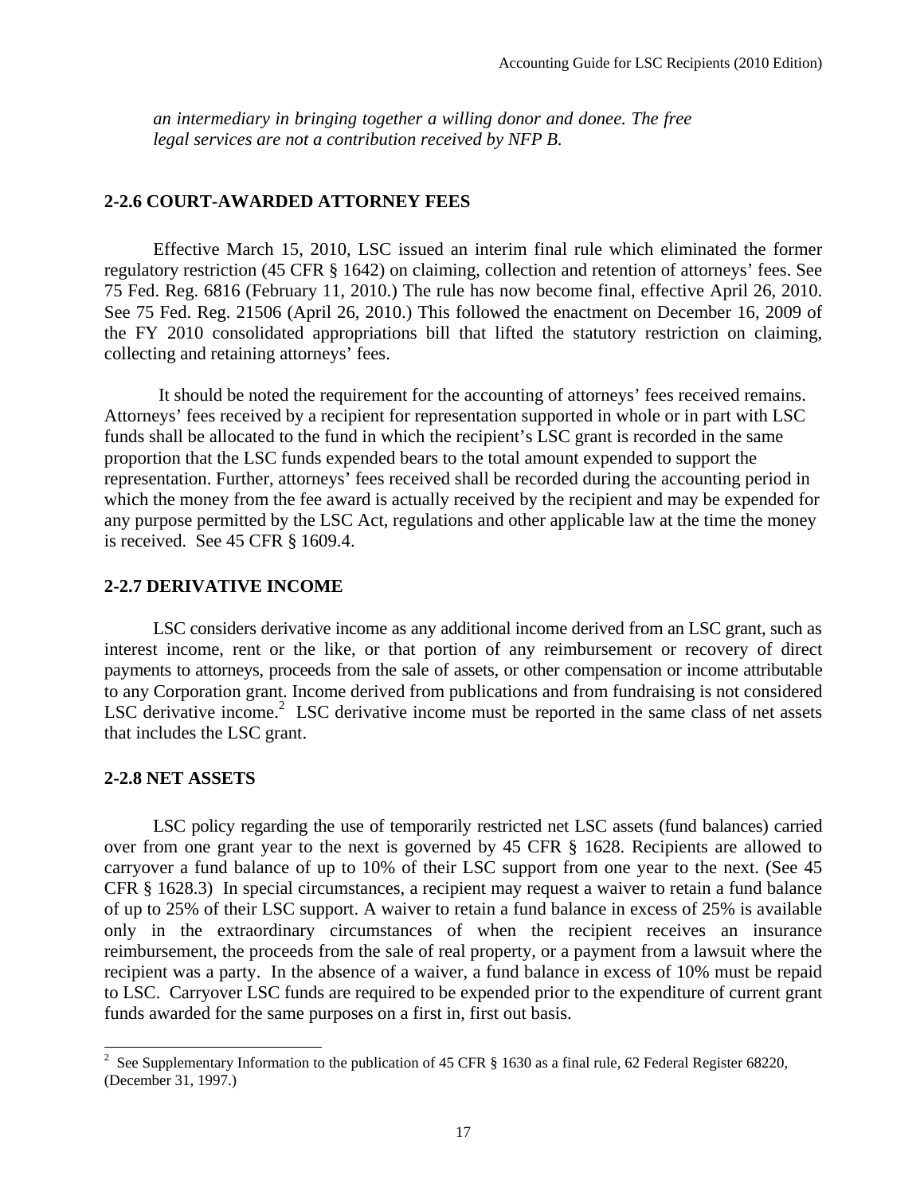*an intermediary in bringing together a willing donor and donee. The free legal services are not a contribution received by NFP B.*

### 2-2.6 COURT-AWARDED ATTORNEY FEES

Effective March 15, 2010, LSC issued an interim final rule which eliminated the former regulatory restriction (45 CFR § 1642) on claiming, collection and retention of attorneys' fees. See 75 Fed. Reg. 6816 (February 11, 2010.) The rule has now become final, effective April 26, 2010. See 75 Fed. Reg. 21506 (April 26, 2010.) This followed the enactment on December 16, 2009 of the FY 2010 consolidated appropriations bill that lifted the statutory restriction on claiming, collecting and retaining attorneys' fees.

It should be noted the requirement for the accounting of attorneys' fees received remains. Attorneys' fees received by a recipient for representation supported in whole or in part with LSC funds shall be allocated to the fund in which the recipient's LSC grant is recorded in the same proportion that the LSC funds expended bears to the total amount expended to support the representation. Further, attorneys' fees received shall be recorded during the accounting period in which the money from the fee award is actually received by the recipient and may be expended for any purpose permitted by the LSC Act, regulations and other applicable law at the time the money is received. See 45 CFR § 1609.4.

### 2-2.7 DERIVATIVE INCOME

LSC considers derivative income as any additional income derived from an LSC grant, such as interest income, rent or the like, or that portion of any reimbursement or recovery of direct payments to attorneys, proceeds from the sale of assets, or other compensation or income attributable to any Corporation grant. Income derived from publications and from fundraising is not considered LSC derivative income.[2] LSC derivative income must be reported in the same class of net assets that includes the LSC grant.

### 2-2.8 NET ASSETS

LSC policy regarding the use of temporarily restricted net LSC assets (fund balances) carried over from one grant year to the next is governed by 45 CFR § 1628. Recipients are allowed to carryover a fund balance of up to 10% of their LSC support from one year to the next. (See 45 CFR § 1628.3) In special circumstances, a recipient may request a waiver to retain a fund balance of up to 25% of their LSC support. A waiver to retain a fund balance in excess of 25% is available only in the extraordinary circumstances of when the recipient receives an insurance reimbursement, the proceeds from the sale of real property, or a payment from a lawsuit where the recipient was a party. In the absence of a waiver, a fund balance in excess of 10% must be repaid to LSC. Carryover LSC funds are required to be expended prior to the expenditure of current grant funds awarded for the same purposes on a first in, first out basis.

---

[2] See Supplementary Information to the publication of 45 CFR § 1630 as a final rule, 62 Federal Register 68220, (December 31, 1997.)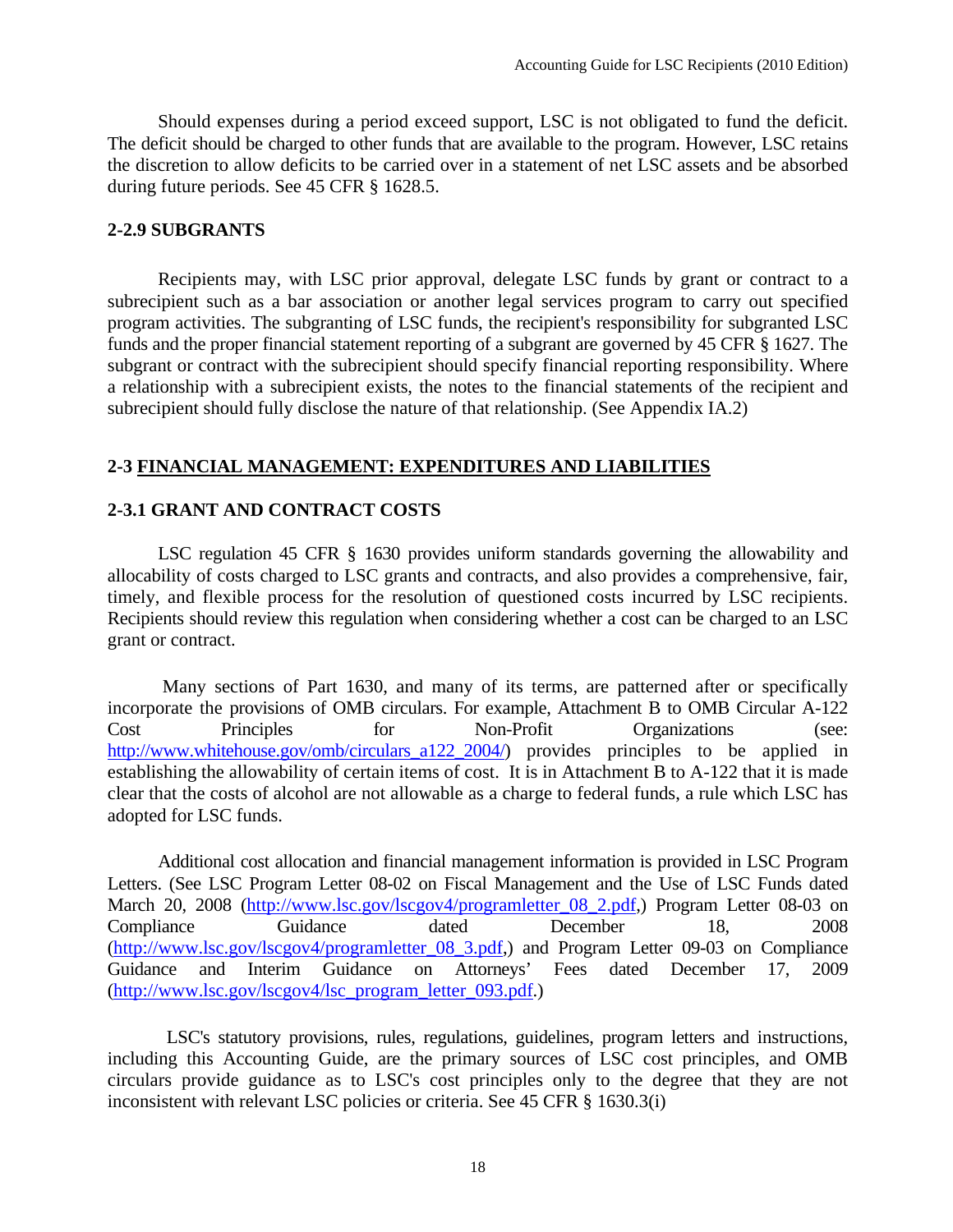Should expenses during a period exceed support, LSC is not obligated to fund the deficit. The deficit should be charged to other funds that are available to the program. However, LSC retains the discretion to allow deficits to be carried over in a statement of net LSC assets and be absorbed during future periods. See 45 CFR § 1628.5.

### 2-2.9 SUBGRANTS

Recipients may, with LSC prior approval, delegate LSC funds by grant or contract to a subrecipient such as a bar association or another legal services program to carry out specified program activities. The subgranting of LSC funds, the recipient's responsibility for subgranted LSC funds and the proper financial statement reporting of a subgrant are governed by 45 CFR § 1627. The subgrant or contract with the subrecipient should specify financial reporting responsibility. Where a relationship with a subrecipient exists, the notes to the financial statements of the recipient and subrecipient should fully disclose the nature of that relationship. (See Appendix IA.2)

## 2-3 <u>FINANCIAL MANAGEMENT: EXPENDITURES AND LIABILITIES</u>

### 2-3.1 GRANT AND CONTRACT COSTS

LSC regulation 45 CFR § 1630 provides uniform standards governing the allowability and allocability of costs charged to LSC grants and contracts, and also provides a comprehensive, fair, timely, and flexible process for the resolution of questioned costs incurred by LSC recipients. Recipients should review this regulation when considering whether a cost can be charged to an LSC grant or contract.

Many sections of Part 1630, and many of its terms, are patterned after or specifically incorporate the provisions of OMB circulars. For example, Attachment B to OMB Circular A-122 Cost Principles for Non-Profit Organizations (see: http://www.whitehouse.gov/omb/circulars_a122_2004/) provides principles to be applied in establishing the allowability of certain items of cost. It is in Attachment B to A-122 that it is made clear that the costs of alcohol are not allowable as a charge to federal funds, a rule which LSC has adopted for LSC funds.

Additional cost allocation and financial management information is provided in LSC Program Letters. (See LSC Program Letter 08-02 on Fiscal Management and the Use of LSC Funds dated March 20, 2008 (http://www.lsc.gov/lscgov4/programletter_08_2.pdf,) Program Letter 08-03 on Compliance Guidance dated December 18, 2008 (http://www.lsc.gov/lscgov4/programletter_08_3.pdf,) and Program Letter 09-03 on Compliance Guidance and Interim Guidance on Attorneys' Fees dated December 17, 2009 (http://www.lsc.gov/lscgov4/lsc_program_letter_093.pdf.)

LSC's statutory provisions, rules, regulations, guidelines, program letters and instructions, including this Accounting Guide, are the primary sources of LSC cost principles, and OMB circulars provide guidance as to LSC's cost principles only to the degree that they are not inconsistent with relevant LSC policies or criteria. See 45 CFR § 1630.3(i)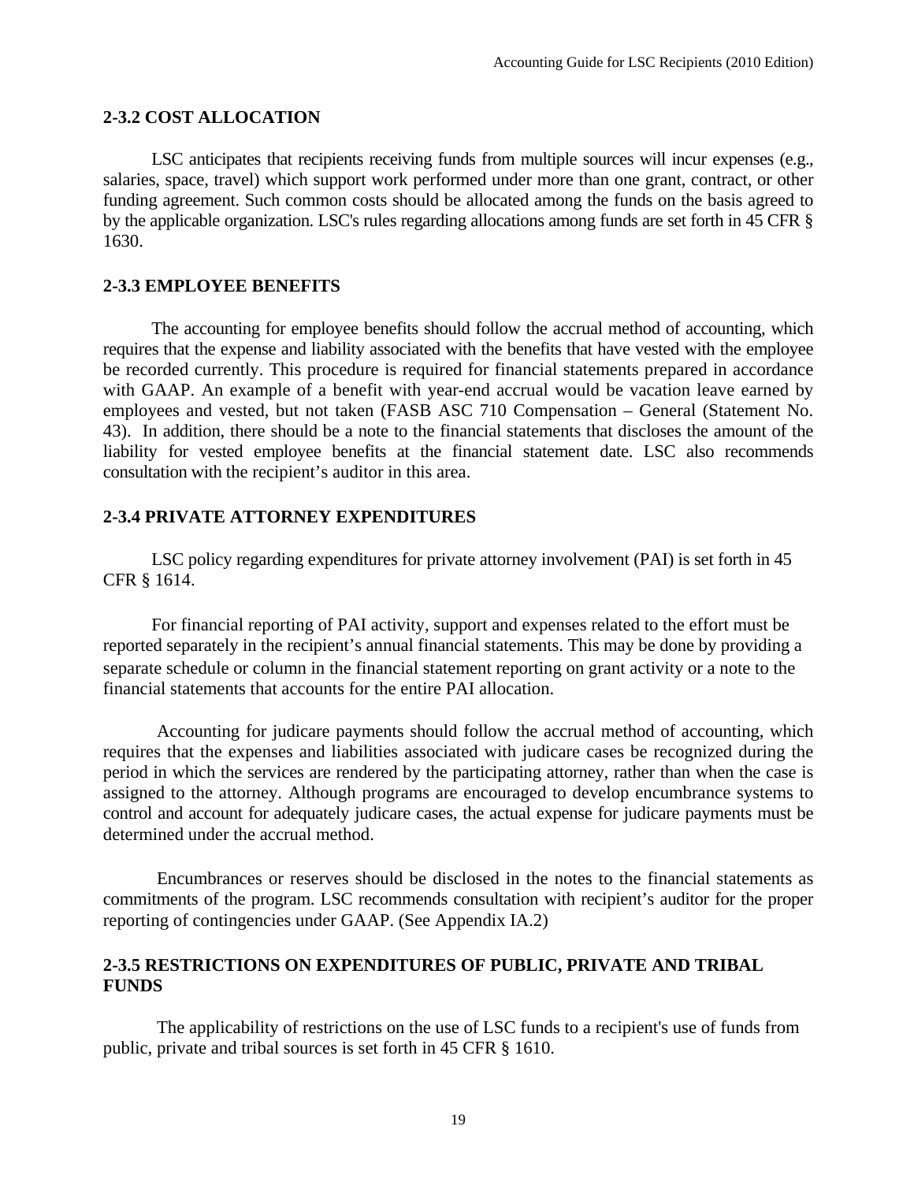### 2-3.2 COST ALLOCATION

LSC anticipates that recipients receiving funds from multiple sources will incur expenses (e.g., salaries, space, travel) which support work performed under more than one grant, contract, or other funding agreement. Such common costs should be allocated among the funds on the basis agreed to by the applicable organization. LSC's rules regarding allocations among funds are set forth in 45 CFR § 1630.

### 2-3.3 EMPLOYEE BENEFITS

The accounting for employee benefits should follow the accrual method of accounting, which requires that the expense and liability associated with the benefits that have vested with the employee be recorded currently. This procedure is required for financial statements prepared in accordance with GAAP. An example of a benefit with year-end accrual would be vacation leave earned by employees and vested, but not taken (FASB ASC 710 Compensation – General (Statement No. 43). In addition, there should be a note to the financial statements that discloses the amount of the liability for vested employee benefits at the financial statement date. LSC also recommends consultation with the recipient's auditor in this area.

### 2-3.4 PRIVATE ATTORNEY EXPENDITURES

LSC policy regarding expenditures for private attorney involvement (PAI) is set forth in 45 CFR § 1614.

For financial reporting of PAI activity, support and expenses related to the effort must be reported separately in the recipient's annual financial statements. This may be done by providing a separate schedule or column in the financial statement reporting on grant activity or a note to the financial statements that accounts for the entire PAI allocation.

Accounting for judicare payments should follow the accrual method of accounting, which requires that the expenses and liabilities associated with judicare cases be recognized during the period in which the services are rendered by the participating attorney, rather than when the case is assigned to the attorney. Although programs are encouraged to develop encumbrance systems to control and account for adequately judicare cases, the actual expense for judicare payments must be determined under the accrual method.

Encumbrances or reserves should be disclosed in the notes to the financial statements as commitments of the program. LSC recommends consultation with recipient's auditor for the proper reporting of contingencies under GAAP. (See Appendix IA.2)

### 2-3.5 RESTRICTIONS ON EXPENDITURES OF PUBLIC, PRIVATE AND TRIBAL FUNDS

The applicability of restrictions on the use of LSC funds to a recipient's use of funds from public, private and tribal sources is set forth in 45 CFR § 1610.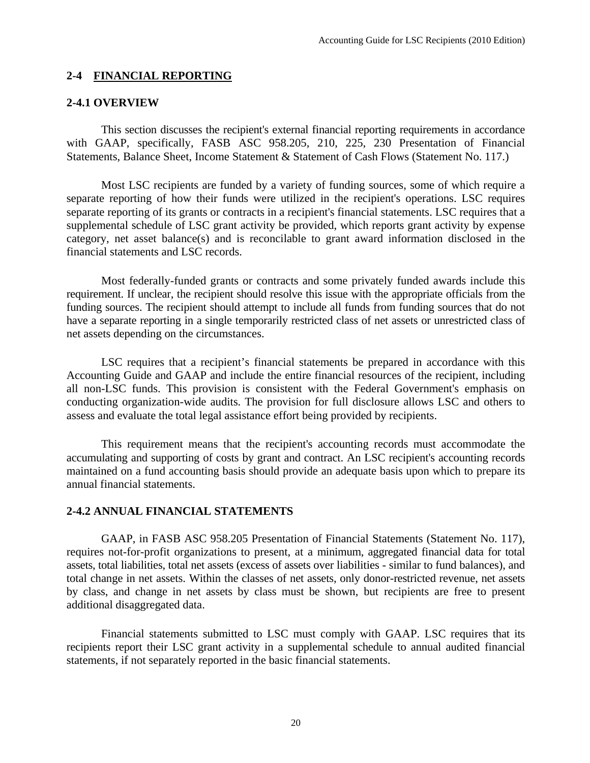## 2-4 FINANCIAL REPORTING

### 2-4.1 OVERVIEW

This section discusses the recipient's external financial reporting requirements in accordance with GAAP, specifically, FASB ASC 958.205, 210, 225, 230 Presentation of Financial Statements, Balance Sheet, Income Statement & Statement of Cash Flows (Statement No. 117.)

Most LSC recipients are funded by a variety of funding sources, some of which require a separate reporting of how their funds were utilized in the recipient's operations. LSC requires separate reporting of its grants or contracts in a recipient's financial statements. LSC requires that a supplemental schedule of LSC grant activity be provided, which reports grant activity by expense category, net asset balance(s) and is reconcilable to grant award information disclosed in the financial statements and LSC records.

Most federally-funded grants or contracts and some privately funded awards include this requirement. If unclear, the recipient should resolve this issue with the appropriate officials from the funding sources. The recipient should attempt to include all funds from funding sources that do not have a separate reporting in a single temporarily restricted class of net assets or unrestricted class of net assets depending on the circumstances.

LSC requires that a recipient's financial statements be prepared in accordance with this Accounting Guide and GAAP and include the entire financial resources of the recipient, including all non-LSC funds. This provision is consistent with the Federal Government's emphasis on conducting organization-wide audits. The provision for full disclosure allows LSC and others to assess and evaluate the total legal assistance effort being provided by recipients.

This requirement means that the recipient's accounting records must accommodate the accumulating and supporting of costs by grant and contract. An LSC recipient's accounting records maintained on a fund accounting basis should provide an adequate basis upon which to prepare its annual financial statements.

### 2-4.2 ANNUAL FINANCIAL STATEMENTS

GAAP, in FASB ASC 958.205 Presentation of Financial Statements (Statement No. 117), requires not-for-profit organizations to present, at a minimum, aggregated financial data for total assets, total liabilities, total net assets (excess of assets over liabilities - similar to fund balances), and total change in net assets. Within the classes of net assets, only donor-restricted revenue, net assets by class, and change in net assets by class must be shown, but recipients are free to present additional disaggregated data.

Financial statements submitted to LSC must comply with GAAP. LSC requires that its recipients report their LSC grant activity in a supplemental schedule to annual audited financial statements, if not separately reported in the basic financial statements.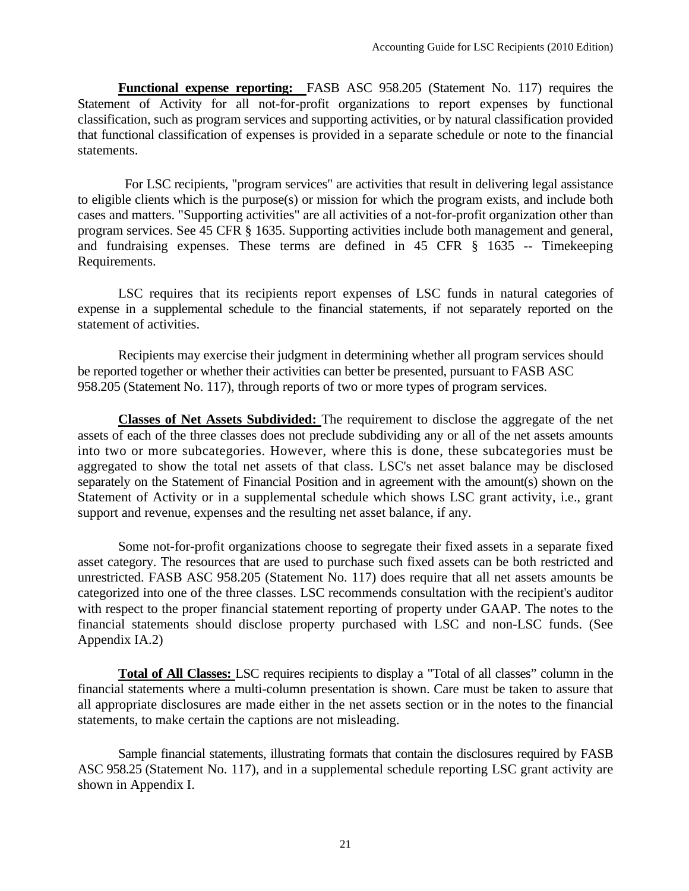**Functional expense reporting:** FASB ASC 958.205 (Statement No. 117) requires the Statement of Activity for all not-for-profit organizations to report expenses by functional classification, such as program services and supporting activities, or by natural classification provided that functional classification of expenses is provided in a separate schedule or note to the financial statements.

For LSC recipients, "program services" are activities that result in delivering legal assistance to eligible clients which is the purpose(s) or mission for which the program exists, and include both cases and matters. "Supporting activities" are all activities of a not-for-profit organization other than program services. See 45 CFR § 1635. Supporting activities include both management and general, and fundraising expenses. These terms are defined in 45 CFR § 1635 -- Timekeeping Requirements.

LSC requires that its recipients report expenses of LSC funds in natural categories of expense in a supplemental schedule to the financial statements, if not separately reported on the statement of activities.

Recipients may exercise their judgment in determining whether all program services should be reported together or whether their activities can better be presented, pursuant to FASB ASC 958.205 (Statement No. 117), through reports of two or more types of program services.

**Classes of Net Assets Subdivided:** The requirement to disclose the aggregate of the net assets of each of the three classes does not preclude subdividing any or all of the net assets amounts into two or more subcategories. However, where this is done, these subcategories must be aggregated to show the total net assets of that class. LSC's net asset balance may be disclosed separately on the Statement of Financial Position and in agreement with the amount(s) shown on the Statement of Activity or in a supplemental schedule which shows LSC grant activity, i.e., grant support and revenue, expenses and the resulting net asset balance, if any.

Some not-for-profit organizations choose to segregate their fixed assets in a separate fixed asset category. The resources that are used to purchase such fixed assets can be both restricted and unrestricted. FASB ASC 958.205 (Statement No. 117) does require that all net assets amounts be categorized into one of the three classes. LSC recommends consultation with the recipient's auditor with respect to the proper financial statement reporting of property under GAAP. The notes to the financial statements should disclose property purchased with LSC and non-LSC funds. (See Appendix IA.2)

**Total of All Classes:** LSC requires recipients to display a "Total of all classes" column in the financial statements where a multi-column presentation is shown. Care must be taken to assure that all appropriate disclosures are made either in the net assets section or in the notes to the financial statements, to make certain the captions are not misleading.

Sample financial statements, illustrating formats that contain the disclosures required by FASB ASC 958.25 (Statement No. 117), and in a supplemental schedule reporting LSC grant activity are shown in Appendix I.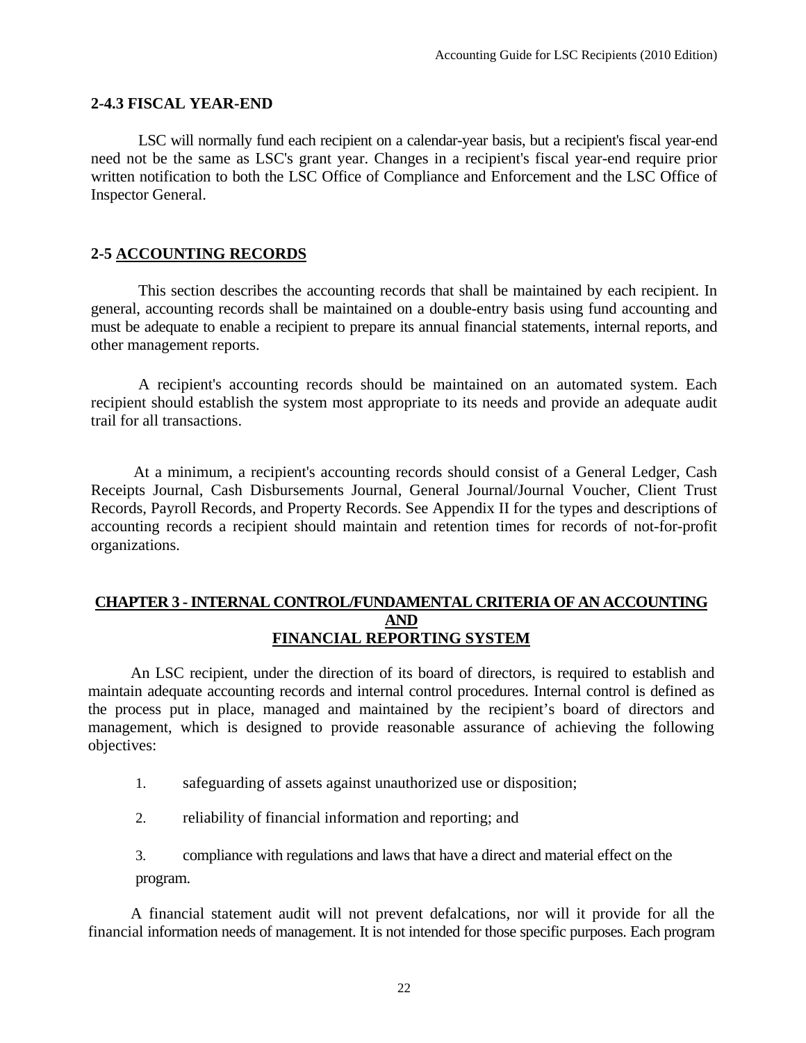### 2-4.3 FISCAL YEAR-END

LSC will normally fund each recipient on a calendar-year basis, but a recipient's fiscal year-end need not be the same as LSC's grant year. Changes in a recipient's fiscal year-end require prior written notification to both the LSC Office of Compliance and Enforcement and the LSC Office of Inspector General.

## 2-5 ACCOUNTING RECORDS

This section describes the accounting records that shall be maintained by each recipient. In general, accounting records shall be maintained on a double-entry basis using fund accounting and must be adequate to enable a recipient to prepare its annual financial statements, internal reports, and other management reports.

A recipient's accounting records should be maintained on an automated system. Each recipient should establish the system most appropriate to its needs and provide an adequate audit trail for all transactions.

At a minimum, a recipient's accounting records should consist of a General Ledger, Cash Receipts Journal, Cash Disbursements Journal, General Journal/Journal Voucher, Client Trust Records, Payroll Records, and Property Records. See Appendix II for the types and descriptions of accounting records a recipient should maintain and retention times for records of not-for-profit organizations.

# CHAPTER 3 - INTERNAL CONTROL/FUNDAMENTAL CRITERIA OF AN ACCOUNTING AND FINANCIAL REPORTING SYSTEM

An LSC recipient, under the direction of its board of directors, is required to establish and maintain adequate accounting records and internal control procedures. Internal control is defined as the process put in place, managed and maintained by the recipient's board of directors and management, which is designed to provide reasonable assurance of achieving the following objectives:

1. safeguarding of assets against unauthorized use or disposition;
2. reliability of financial information and reporting; and
3. compliance with regulations and laws that have a direct and material effect on the program.

A financial statement audit will not prevent defalcations, nor will it provide for all the financial information needs of management. It is not intended for those specific purposes. Each program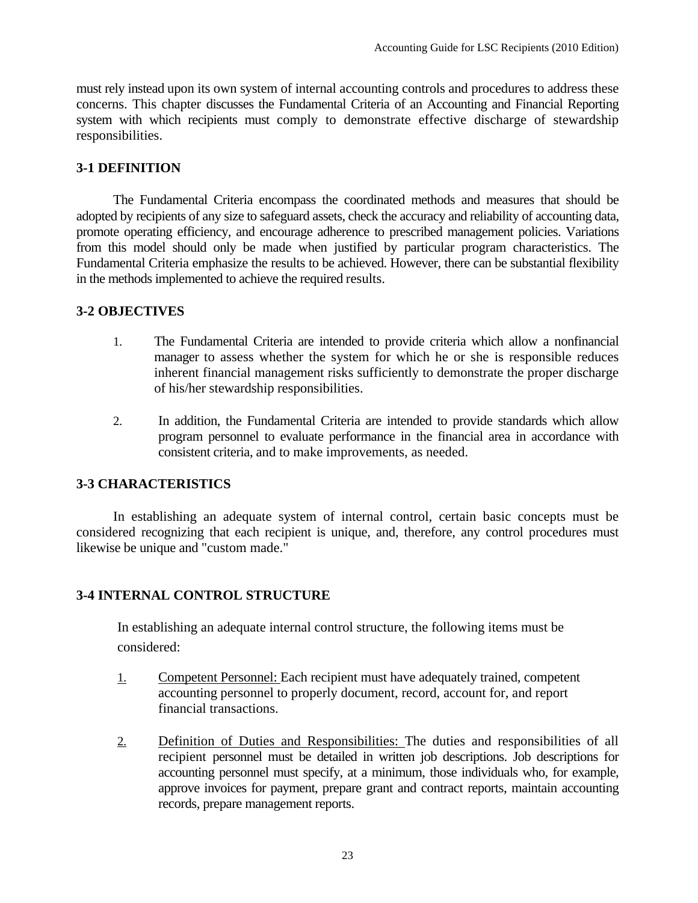must rely instead upon its own system of internal accounting controls and procedures to address these concerns. This chapter discusses the Fundamental Criteria of an Accounting and Financial Reporting system with which recipients must comply to demonstrate effective discharge of stewardship responsibilities.

### 3-1 DEFINITION

The Fundamental Criteria encompass the coordinated methods and measures that should be adopted by recipients of any size to safeguard assets, check the accuracy and reliability of accounting data, promote operating efficiency, and encourage adherence to prescribed management policies. Variations from this model should only be made when justified by particular program characteristics. The Fundamental Criteria emphasize the results to be achieved. However, there can be substantial flexibility in the methods implemented to achieve the required results.

### 3-2 OBJECTIVES

1. The Fundamental Criteria are intended to provide criteria which allow a nonfinancial manager to assess whether the system for which he or she is responsible reduces inherent financial management risks sufficiently to demonstrate the proper discharge of his/her stewardship responsibilities.

2. In addition, the Fundamental Criteria are intended to provide standards which allow program personnel to evaluate performance in the financial area in accordance with consistent criteria, and to make improvements, as needed.

### 3-3 CHARACTERISTICS

In establishing an adequate system of internal control, certain basic concepts must be considered recognizing that each recipient is unique, and, therefore, any control procedures must likewise be unique and "custom made."

### 3-4 INTERNAL CONTROL STRUCTURE

In establishing an adequate internal control structure, the following items must be considered:

1. <u>Competent Personnel:</u> Each recipient must have adequately trained, competent accounting personnel to properly document, record, account for, and report financial transactions.

2. <u>Definition of Duties and Responsibilities:</u> The duties and responsibilities of all recipient personnel must be detailed in written job descriptions. Job descriptions for accounting personnel must specify, at a minimum, those individuals who, for example, approve invoices for payment, prepare grant and contract reports, maintain accounting records, prepare management reports.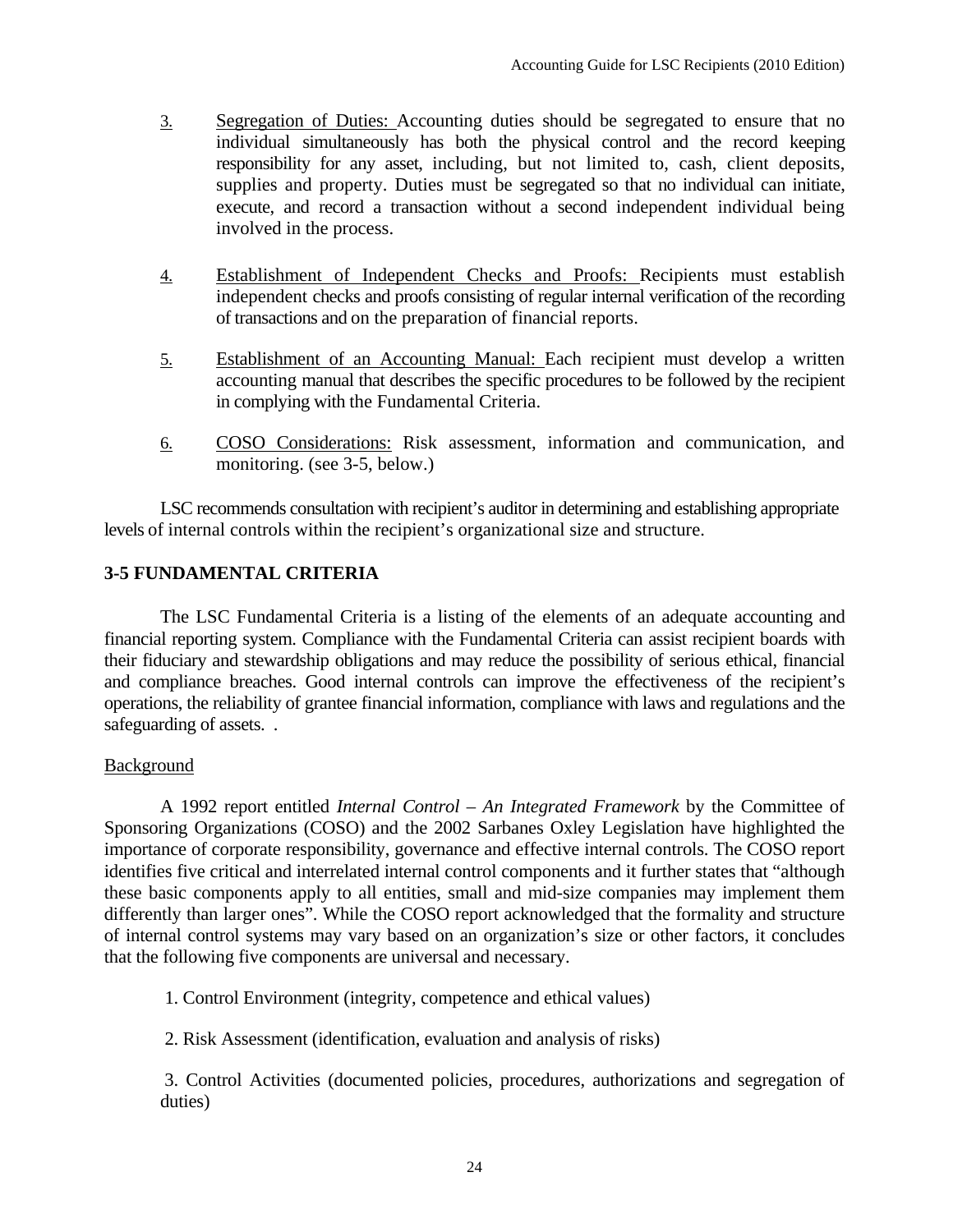3. Segregation of Duties: Accounting duties should be segregated to ensure that no individual simultaneously has both the physical control and the record keeping responsibility for any asset, including, but not limited to, cash, client deposits, supplies and property. Duties must be segregated so that no individual can initiate, execute, and record a transaction without a second independent individual being involved in the process.

4. Establishment of Independent Checks and Proofs: Recipients must establish independent checks and proofs consisting of regular internal verification of the recording of transactions and on the preparation of financial reports.

5. Establishment of an Accounting Manual: Each recipient must develop a written accounting manual that describes the specific procedures to be followed by the recipient in complying with the Fundamental Criteria.

6. COSO Considerations: Risk assessment, information and communication, and monitoring. (see 3-5, below.)

LSC recommends consultation with recipient's auditor in determining and establishing appropriate levels of internal controls within the recipient's organizational size and structure.

## 3-5 FUNDAMENTAL CRITERIA

The LSC Fundamental Criteria is a listing of the elements of an adequate accounting and financial reporting system. Compliance with the Fundamental Criteria can assist recipient boards with their fiduciary and stewardship obligations and may reduce the possibility of serious ethical, financial and compliance breaches. Good internal controls can improve the effectiveness of the recipient's operations, the reliability of grantee financial information, compliance with laws and regulations and the safeguarding of assets. .

Background

A 1992 report entitled *Internal Control – An Integrated Framework* by the Committee of Sponsoring Organizations (COSO) and the 2002 Sarbanes Oxley Legislation have highlighted the importance of corporate responsibility, governance and effective internal controls. The COSO report identifies five critical and interrelated internal control components and it further states that "although these basic components apply to all entities, small and mid-size companies may implement them differently than larger ones". While the COSO report acknowledged that the formality and structure of internal control systems may vary based on an organization's size or other factors, it concludes that the following five components are universal and necessary.

1. Control Environment (integrity, competence and ethical values)

2. Risk Assessment (identification, evaluation and analysis of risks)

3. Control Activities (documented policies, procedures, authorizations and segregation of duties)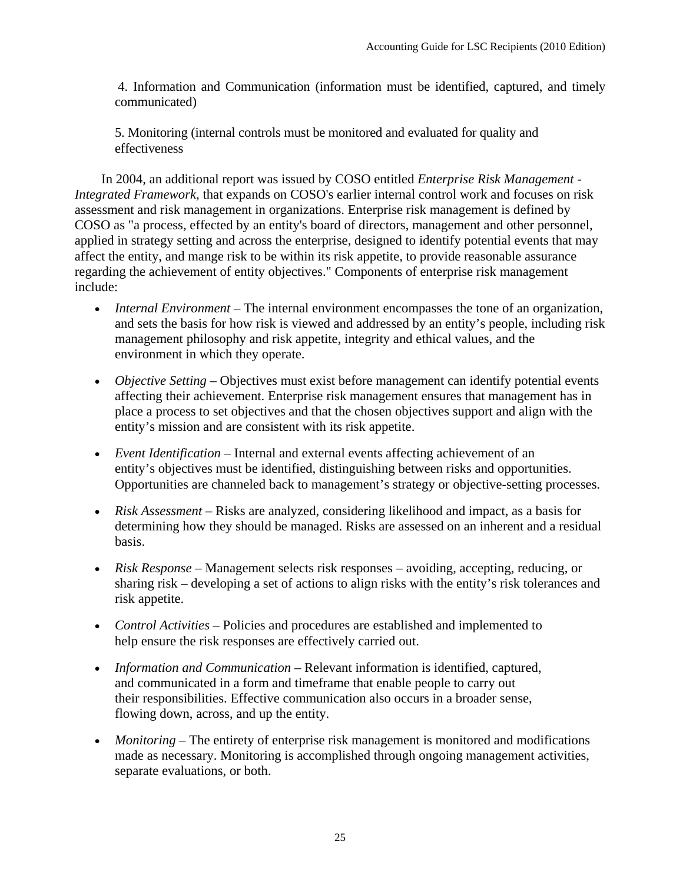4. Information and Communication (information must be identified, captured, and timely communicated)

5. Monitoring (internal controls must be monitored and evaluated for quality and effectiveness

In 2004, an additional report was issued by COSO entitled *Enterprise Risk Management - Integrated Framework*, that expands on COSO's earlier internal control work and focuses on risk assessment and risk management in organizations. Enterprise risk management is defined by COSO as "a process, effected by an entity's board of directors, management and other personnel, applied in strategy setting and across the enterprise, designed to identify potential events that may affect the entity, and mange risk to be within its risk appetite, to provide reasonable assurance regarding the achievement of entity objectives." Components of enterprise risk management include:

- *Internal Environment* – The internal environment encompasses the tone of an organization, and sets the basis for how risk is viewed and addressed by an entity's people, including risk management philosophy and risk appetite, integrity and ethical values, and the environment in which they operate.
- *Objective Setting* – Objectives must exist before management can identify potential events affecting their achievement. Enterprise risk management ensures that management has in place a process to set objectives and that the chosen objectives support and align with the entity's mission and are consistent with its risk appetite.
- *Event Identification* – Internal and external events affecting achievement of an entity's objectives must be identified, distinguishing between risks and opportunities. Opportunities are channeled back to management's strategy or objective-setting processes.
- *Risk Assessment* – Risks are analyzed, considering likelihood and impact, as a basis for determining how they should be managed. Risks are assessed on an inherent and a residual basis.
- *Risk Response* – Management selects risk responses – avoiding, accepting, reducing, or sharing risk – developing a set of actions to align risks with the entity's risk tolerances and risk appetite.
- *Control Activities* – Policies and procedures are established and implemented to help ensure the risk responses are effectively carried out.
- *Information and Communication* – Relevant information is identified, captured, and communicated in a form and timeframe that enable people to carry out their responsibilities. Effective communication also occurs in a broader sense, flowing down, across, and up the entity.
- *Monitoring* – The entirety of enterprise risk management is monitored and modifications made as necessary. Monitoring is accomplished through ongoing management activities, separate evaluations, or both.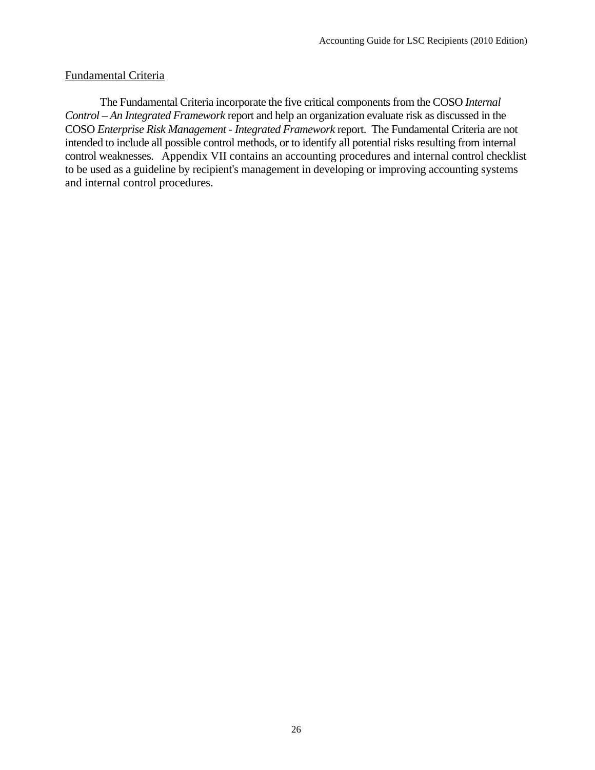Fundamental Criteria

The Fundamental Criteria incorporate the five critical components from the COSO *Internal Control – An Integrated Framework* report and help an organization evaluate risk as discussed in the COSO *Enterprise Risk Management - Integrated Framework* report. The Fundamental Criteria are not intended to include all possible control methods, or to identify all potential risks resulting from internal control weaknesses. Appendix VII contains an accounting procedures and internal control checklist to be used as a guideline by recipient's management in developing or improving accounting systems and internal control procedures.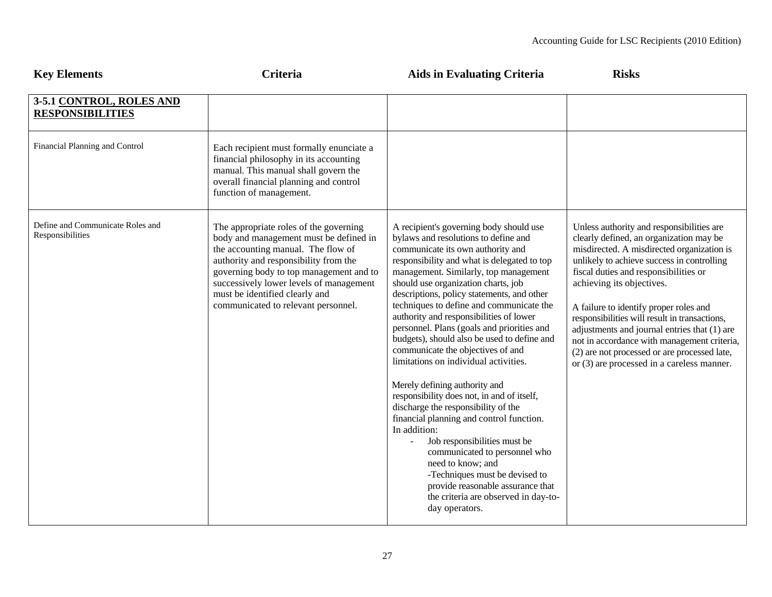| Key Elements | Criteria | Aids in Evaluating Criteria | Risks |
|---|---|---|---|
| **3-5.1 CONTROL, ROLES AND RESPONSIBILITIES** | | | |
| Financial Planning and Control | Each recipient must formally enunciate a financial philosophy in its accounting manual. This manual shall govern the overall financial planning and control function of management. | | |
| Define and Communicate Roles and Responsibilities | The appropriate roles of the governing body and management must be defined in the accounting manual. The flow of authority and responsibility from the governing body to top management and to successively lower levels of management must be identified clearly and communicated to relevant personnel. | A recipient's governing body should use bylaws and resolutions to define and communicate its own authority and responsibility and what is delegated to top management. Similarly, top management should use organization charts, job descriptions, policy statements, and other techniques to define and communicate the authority and responsibilities of lower personnel. Plans (goals and priorities and budgets), should also be used to define and communicate the objectives of and limitations on individual activities.<br><br>Merely defining authority and responsibility does not, in and of itself, discharge the responsibility of the financial planning and control function. In addition:<br>- Job responsibilities must be communicated to personnel who need to know; and<br>-Techniques must be devised to provide reasonable assurance that the criteria are observed in day-to-day operators. | Unless authority and responsibilities are clearly defined, an organization may be misdirected. A misdirected organization is unlikely to achieve success in controlling fiscal duties and responsibilities or achieving its objectives.<br><br>A failure to identify proper roles and responsibilities will result in transactions, adjustments and journal entries that (1) are not in accordance with management criteria, (2) are not processed or are processed late, or (3) are processed in a careless manner. |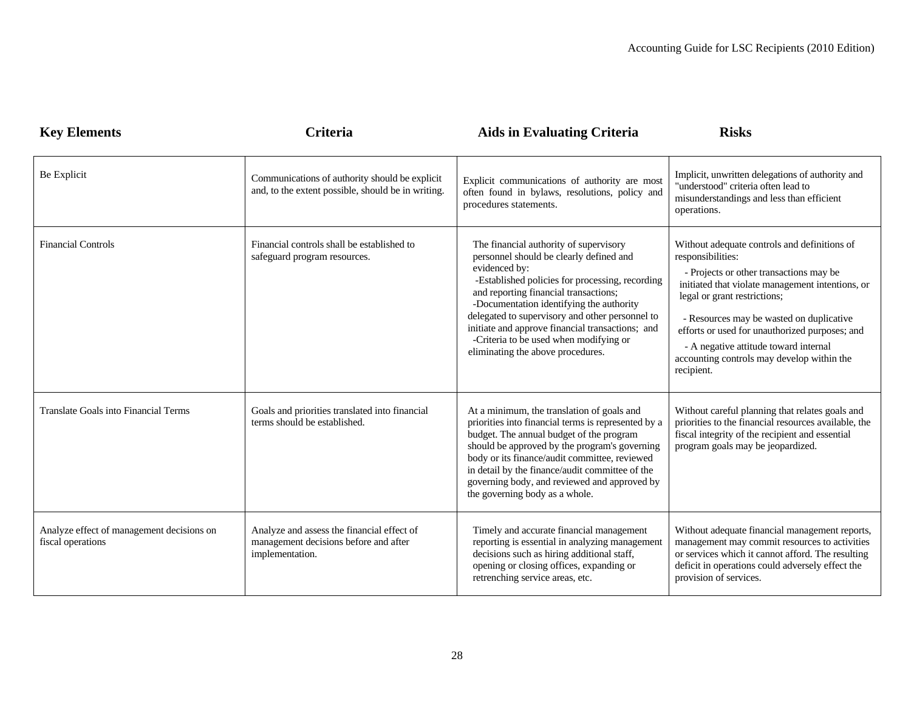| Key Elements | Criteria | Aids in Evaluating Criteria | Risks |
|---|---|---|---|
| Be Explicit | Communications of authority should be explicit and, to the extent possible, should be in writing. | Explicit communications of authority are most often found in bylaws, resolutions, policy and procedures statements. | Implicit, unwritten delegations of authority and "understood" criteria often lead to misunderstandings and less than efficient operations. |
| Financial Controls | Financial controls shall be established to safeguard program resources. | The financial authority of supervisory personnel should be clearly defined and evidenced by:<br>-Established policies for processing, recording and reporting financial transactions;<br>-Documentation identifying the authority delegated to supervisory and other personnel to initiate and approve financial transactions; and<br>-Criteria to be used when modifying or eliminating the above procedures. | Without adequate controls and definitions of responsibilities:<br>- Projects or other transactions may be initiated that violate management intentions, or legal or grant restrictions;<br>- Resources may be wasted on duplicative efforts or used for unauthorized purposes; and<br>- A negative attitude toward internal accounting controls may develop within the recipient. |
| Translate Goals into Financial Terms | Goals and priorities translated into financial terms should be established. | At a minimum, the translation of goals and priorities into financial terms is represented by a budget. The annual budget of the program should be approved by the program's governing body or its finance/audit committee, reviewed in detail by the finance/audit committee of the governing body, and reviewed and approved by the governing body as a whole. | Without careful planning that relates goals and priorities to the financial resources available, the fiscal integrity of the recipient and essential program goals may be jeopardized. |
| Analyze effect of management decisions on fiscal operations | Analyze and assess the financial effect of management decisions before and after implementation. | Timely and accurate financial management reporting is essential in analyzing management decisions such as hiring additional staff, opening or closing offices, expanding or retrenching service areas, etc. | Without adequate financial management reports, management may commit resources to activities or services which it cannot afford. The resulting deficit in operations could adversely effect the provision of services. |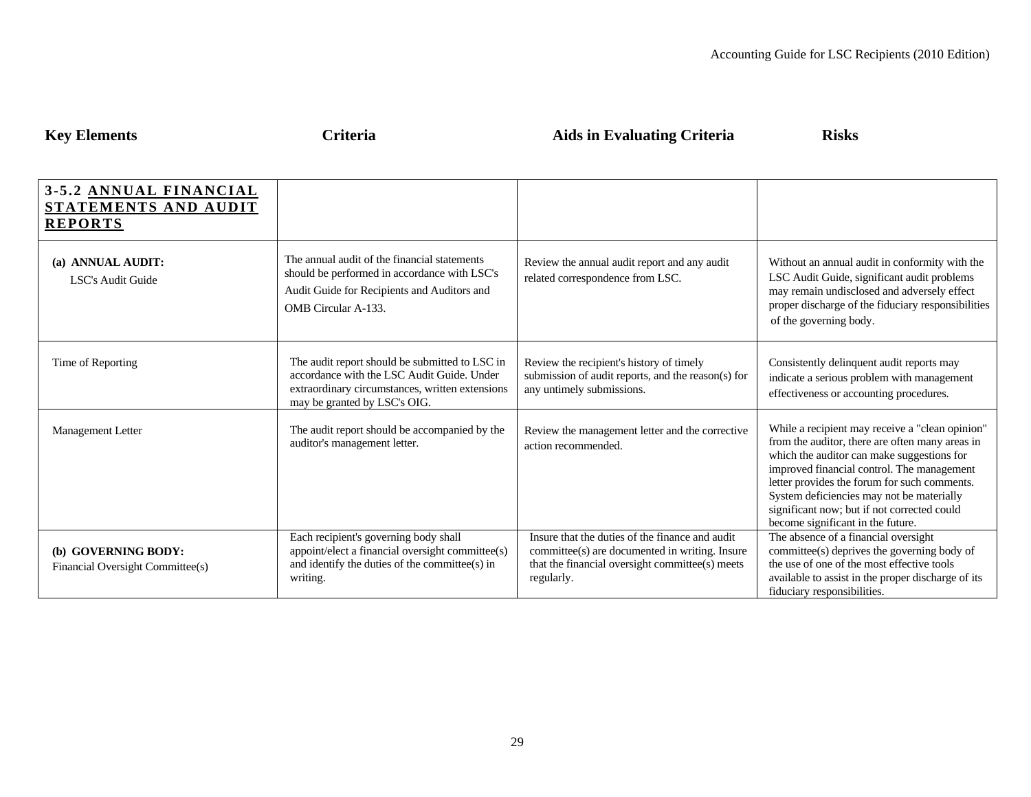| Key Elements | Criteria | Aids in Evaluating Criteria | Risks |
|---|---|---|---|
| **3-5.2 ANNUAL FINANCIAL STATEMENTS AND AUDIT REPORTS** | | | |
| **(a) ANNUAL AUDIT:** LSC's Audit Guide | The annual audit of the financial statements should be performed in accordance with LSC's Audit Guide for Recipients and Auditors and OMB Circular A-133. | Review the annual audit report and any audit related correspondence from LSC. | Without an annual audit in conformity with the LSC Audit Guide, significant audit problems may remain undisclosed and adversely effect proper discharge of the fiduciary responsibilities of the governing body. |
| Time of Reporting | The audit report should be submitted to LSC in accordance with the LSC Audit Guide. Under extraordinary circumstances, written extensions may be granted by LSC's OIG. | Review the recipient's history of timely submission of audit reports, and the reason(s) for any untimely submissions. | Consistently delinquent audit reports may indicate a serious problem with management effectiveness or accounting procedures. |
| Management Letter | The audit report should be accompanied by the auditor's management letter. | Review the management letter and the corrective action recommended. | While a recipient may receive a "clean opinion" from the auditor, there are often many areas in which the auditor can make suggestions for improved financial control. The management letter provides the forum for such comments. System deficiencies may not be materially significant now; but if not corrected could become significant in the future. |
| **(b) GOVERNING BODY:** Financial Oversight Committee(s) | Each recipient's governing body shall appoint/elect a financial oversight committee(s) and identify the duties of the committee(s) in writing. | Insure that the duties of the finance and audit committee(s) are documented in writing. Insure that the financial oversight committee(s) meets regularly. | The absence of a financial oversight committee(s) deprives the governing body of the use of one of the most effective tools available to assist in the proper discharge of its fiduciary responsibilities. |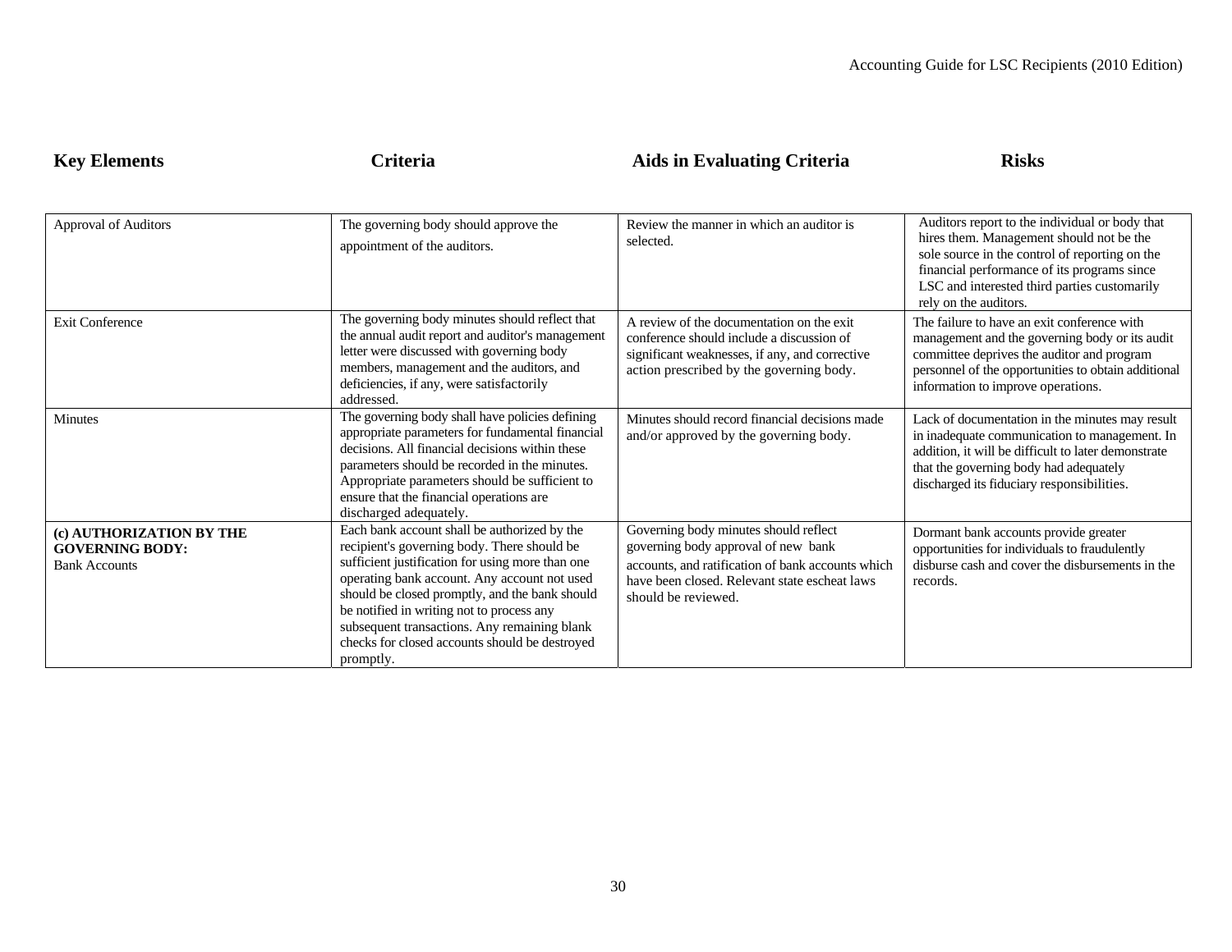| Key Elements | Criteria | Aids in Evaluating Criteria | Risks |
|---|---|---|---|
| Approval of Auditors | The governing body should approve the appointment of the auditors. | Review the manner in which an auditor is selected. | Auditors report to the individual or body that hires them. Management should not be the sole source in the control of reporting on the financial performance of its programs since LSC and interested third parties customarily rely on the auditors. |
| Exit Conference | The governing body minutes should reflect that the annual audit report and auditor's management letter were discussed with governing body members, management and the auditors, and deficiencies, if any, were satisfactorily addressed. | A review of the documentation on the exit conference should include a discussion of significant weaknesses, if any, and corrective action prescribed by the governing body. | The failure to have an exit conference with management and the governing body or its audit committee deprives the auditor and program personnel of the opportunities to obtain additional information to improve operations. |
| Minutes | The governing body shall have policies defining appropriate parameters for fundamental financial decisions. All financial decisions within these parameters should be recorded in the minutes. Appropriate parameters should be sufficient to ensure that the financial operations are discharged adequately. | Minutes should record financial decisions made and/or approved by the governing body. | Lack of documentation in the minutes may result in inadequate communication to management. In addition, it will be difficult to later demonstrate that the governing body had adequately discharged its fiduciary responsibilities. |
| **(c) AUTHORIZATION BY THE GOVERNING BODY:** Bank Accounts | Each bank account shall be authorized by the recipient's governing body. There should be sufficient justification for using more than one operating bank account. Any account not used should be closed promptly, and the bank should be notified in writing not to process any subsequent transactions. Any remaining blank checks for closed accounts should be destroyed promptly. | Governing body minutes should reflect governing body approval of new bank accounts, and ratification of bank accounts which have been closed. Relevant state escheat laws should be reviewed. | Dormant bank accounts provide greater opportunities for individuals to fraudulently disburse cash and cover the disbursements in the records. |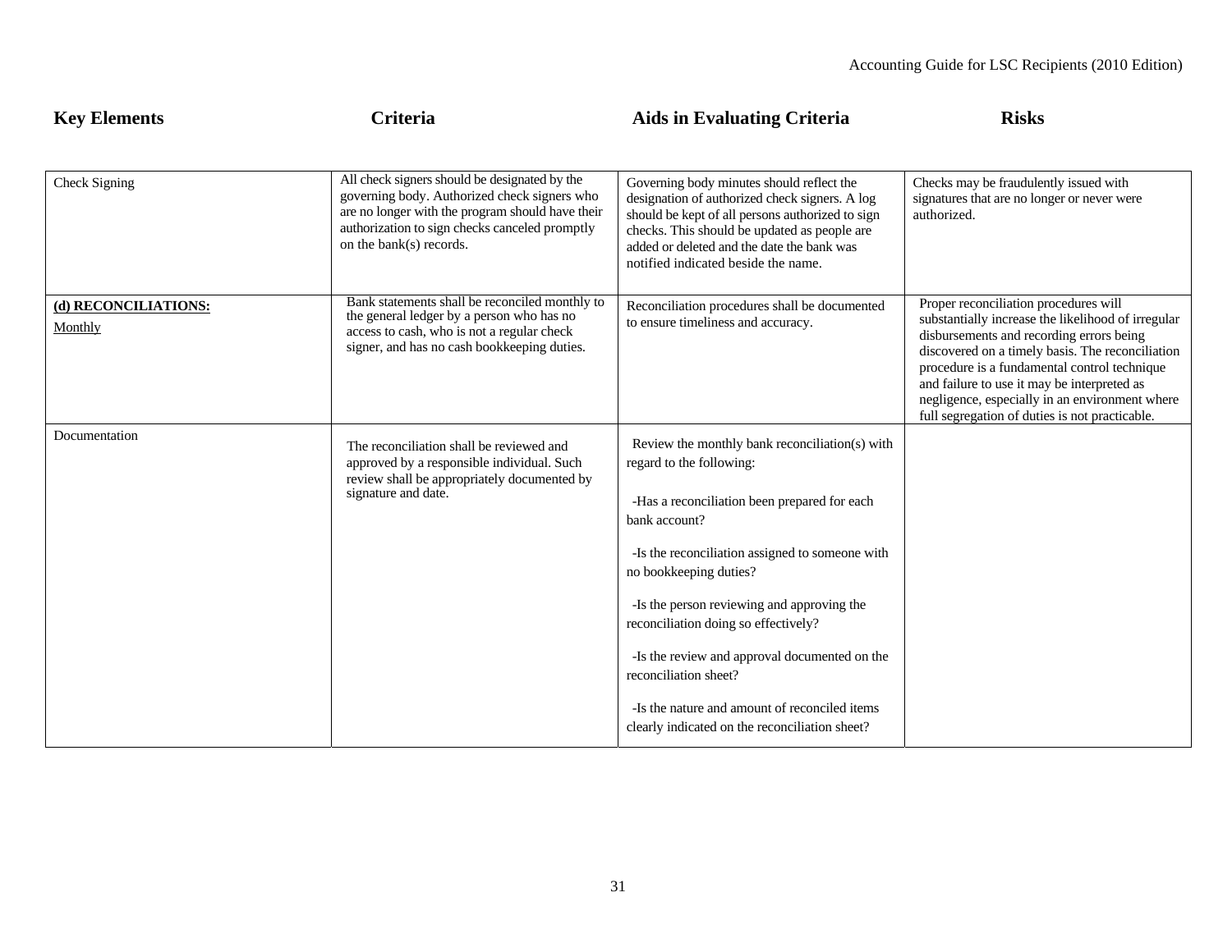| Key Elements | Criteria | Aids in Evaluating Criteria | Risks |
|---|---|---|---|
| Check Signing | All check signers should be designated by the governing body. Authorized check signers who are no longer with the program should have their authorization to sign checks canceled promptly on the bank(s) records. | Governing body minutes should reflect the designation of authorized check signers. A log should be kept of all persons authorized to sign checks. This should be updated as people are added or deleted and the date the bank was notified indicated beside the name. | Checks may be fraudulently issued with signatures that are no longer or never were authorized. |
| **(d) RECONCILIATIONS:** <br> <u>Monthly</u> | Bank statements shall be reconciled monthly to the general ledger by a person who has no access to cash, who is not a regular check signer, and has no cash bookkeeping duties. | Reconciliation procedures shall be documented to ensure timeliness and accuracy. | Proper reconciliation procedures will substantially increase the likelihood of irregular disbursements and recording errors being discovered on a timely basis. The reconciliation procedure is a fundamental control technique and failure to use it may be interpreted as negligence, especially in an environment where full segregation of duties is not practicable. |
| Documentation | The reconciliation shall be reviewed and approved by a responsible individual. Such review shall be appropriately documented by signature and date. | Review the monthly bank reconciliation(s) with regard to the following: <br><br> -Has a reconciliation been prepared for each bank account? <br><br> -Is the reconciliation assigned to someone with no bookkeeping duties? <br><br> -Is the person reviewing and approving the reconciliation doing so effectively? <br><br> -Is the review and approval documented on the reconciliation sheet? <br><br> -Is the nature and amount of reconciled items clearly indicated on the reconciliation sheet? | |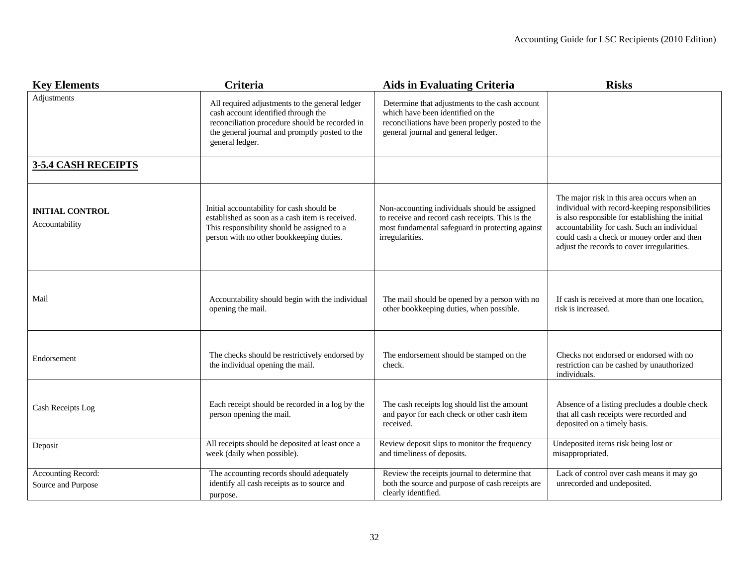| Key Elements | Criteria | Aids in Evaluating Criteria | Risks |
|---|---|---|---|
| Adjustments | All required adjustments to the general ledger cash account identified through the reconciliation procedure should be recorded in the general journal and promptly posted to the general ledger. | Determine that adjustments to the cash account which have been identified on the reconciliations have been properly posted to the general journal and general ledger. | |
| **3-5.4 CASH RECEIPTS** | | | |
| **INITIAL CONTROL** Accountability | Initial accountability for cash should be established as soon as a cash item is received. This responsibility should be assigned to a person with no other bookkeeping duties. | Non-accounting individuals should be assigned to receive and record cash receipts. This is the most fundamental safeguard in protecting against irregularities. | The major risk in this area occurs when an individual with record-keeping responsibilities is also responsible for establishing the initial accountability for cash. Such an individual could cash a check or money order and then adjust the records to cover irregularities. |
| Mail | Accountability should begin with the individual opening the mail. | The mail should be opened by a person with no other bookkeeping duties, when possible. | If cash is received at more than one location, risk is increased. |
| Endorsement | The checks should be restrictively endorsed by the individual opening the mail. | The endorsement should be stamped on the check. | Checks not endorsed or endorsed with no restriction can be cashed by unauthorized individuals. |
| Cash Receipts Log | Each receipt should be recorded in a log by the person opening the mail. | The cash receipts log should list the amount and payor for each check or other cash item received. | Absence of a listing precludes a double check that all cash receipts were recorded and deposited on a timely basis. |
| Deposit | All receipts should be deposited at least once a week (daily when possible). | Review deposit slips to monitor the frequency and timeliness of deposits. | Undeposited items risk being lost or misappropriated. |
| Accounting Record: Source and Purpose | The accounting records should adequately identify all cash receipts as to source and purpose. | Review the receipts journal to determine that both the source and purpose of cash receipts are clearly identified. | Lack of control over cash means it may go unrecorded and undeposited. |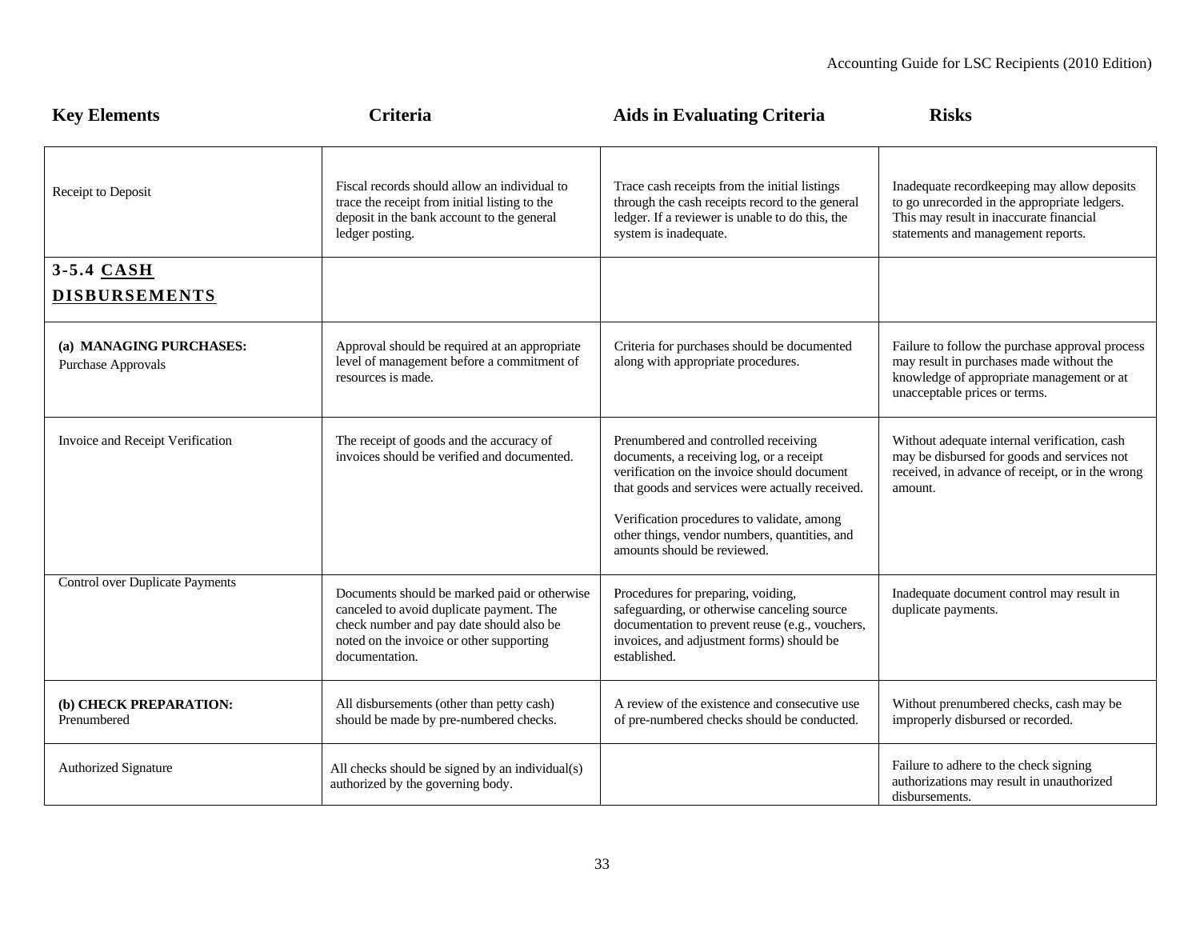| Key Elements | Criteria | Aids in Evaluating Criteria | Risks |
|---|---|---|---|
| Receipt to Deposit | Fiscal records should allow an individual to trace the receipt from initial listing to the deposit in the bank account to the general ledger posting. | Trace cash receipts from the initial listings through the cash receipts record to the general ledger. If a reviewer is unable to do this, the system is inadequate. | Inadequate recordkeeping may allow deposits to go unrecorded in the appropriate ledgers. This may result in inaccurate financial statements and management reports. |
| **3-5.4 <u>CASH DISBURSEMENTS</u>** | | | |
| **(a) MANAGING PURCHASES:** Purchase Approvals | Approval should be required at an appropriate level of management before a commitment of resources is made. | Criteria for purchases should be documented along with appropriate procedures. | Failure to follow the purchase approval process may result in purchases made without the knowledge of appropriate management or at unacceptable prices or terms. |
| Invoice and Receipt Verification | The receipt of goods and the accuracy of invoices should be verified and documented. | Prenumbered and controlled receiving documents, a receiving log, or a receipt verification on the invoice should document that goods and services were actually received.<br><br>Verification procedures to validate, among other things, vendor numbers, quantities, and amounts should be reviewed. | Without adequate internal verification, cash may be disbursed for goods and services not received, in advance of receipt, or in the wrong amount. |
| Control over Duplicate Payments | Documents should be marked paid or otherwise canceled to avoid duplicate payment. The check number and pay date should also be noted on the invoice or other supporting documentation. | Procedures for preparing, voiding, safeguarding, or otherwise canceling source documentation to prevent reuse (e.g., vouchers, invoices, and adjustment forms) should be established. | Inadequate document control may result in duplicate payments. |
| **(b) CHECK PREPARATION:** Prenumbered | All disbursements (other than petty cash) should be made by pre-numbered checks. | A review of the existence and consecutive use of pre-numbered checks should be conducted. | Without prenumbered checks, cash may be improperly disbursed or recorded. |
| Authorized Signature | All checks should be signed by an individual(s) authorized by the governing body. | | Failure to adhere to the check signing authorizations may result in unauthorized disbursements. |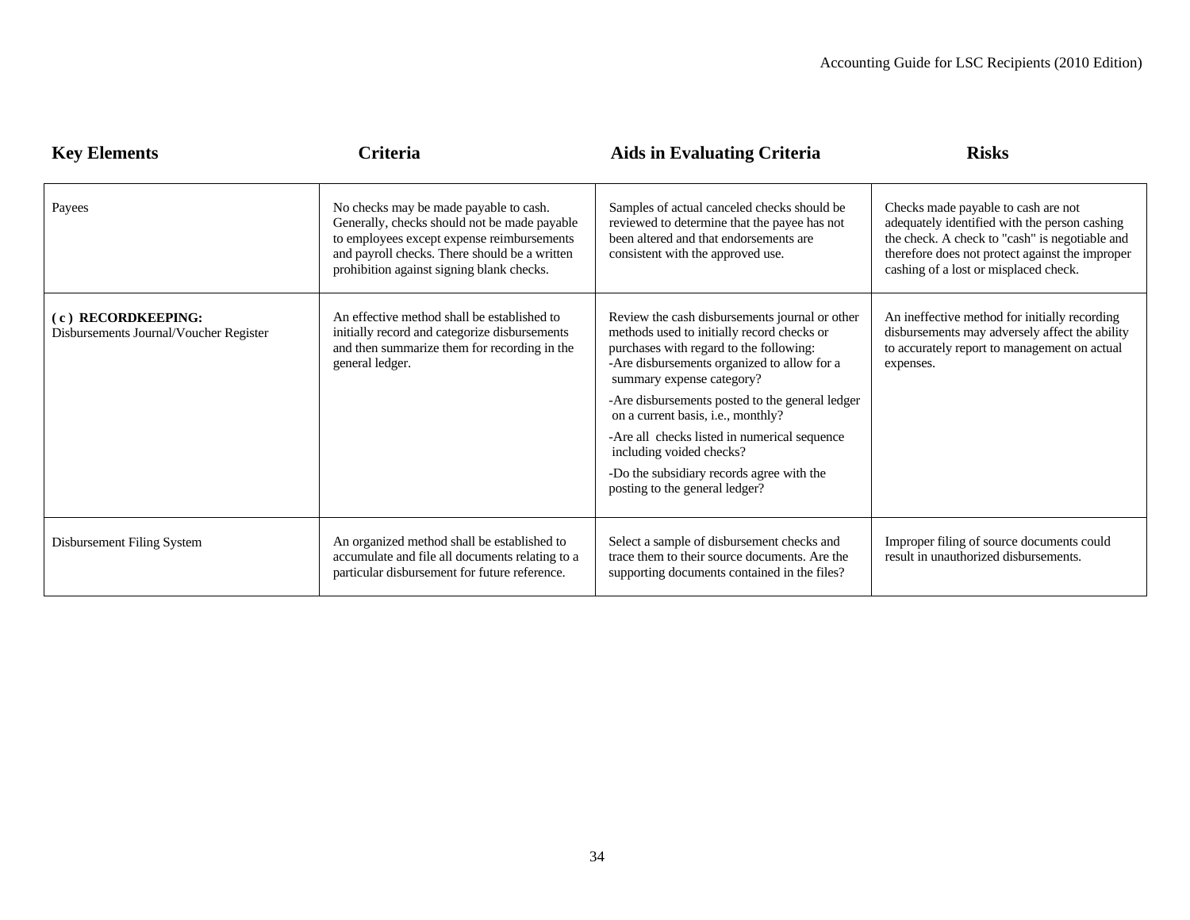| Key Elements | Criteria | Aids in Evaluating Criteria | Risks |
|---|---|---|---|
| Payees | No checks may be made payable to cash. Generally, checks should not be made payable to employees except expense reimbursements and payroll checks. There should be a written prohibition against signing blank checks. | Samples of actual canceled checks should be reviewed to determine that the payee has not been altered and that endorsements are consistent with the approved use. | Checks made payable to cash are not adequately identified with the person cashing the check. A check to "cash" is negotiable and therefore does not protect against the improper cashing of a lost or misplaced check. |
| **( c ) RECORDKEEPING:** Disbursements Journal/Voucher Register | An effective method shall be established to initially record and categorize disbursements and then summarize them for recording in the general ledger. | Review the cash disbursements journal or other methods used to initially record checks or purchases with regard to the following: -Are disbursements organized to allow for a summary expense category? -Are disbursements posted to the general ledger on a current basis, i.e., monthly? -Are all checks listed in numerical sequence including voided checks? -Do the subsidiary records agree with the posting to the general ledger? | An ineffective method for initially recording disbursements may adversely affect the ability to accurately report to management on actual expenses. |
| Disbursement Filing System | An organized method shall be established to accumulate and file all documents relating to a particular disbursement for future reference. | Select a sample of disbursement checks and trace them to their source documents. Are the supporting documents contained in the files? | Improper filing of source documents could result in unauthorized disbursements. |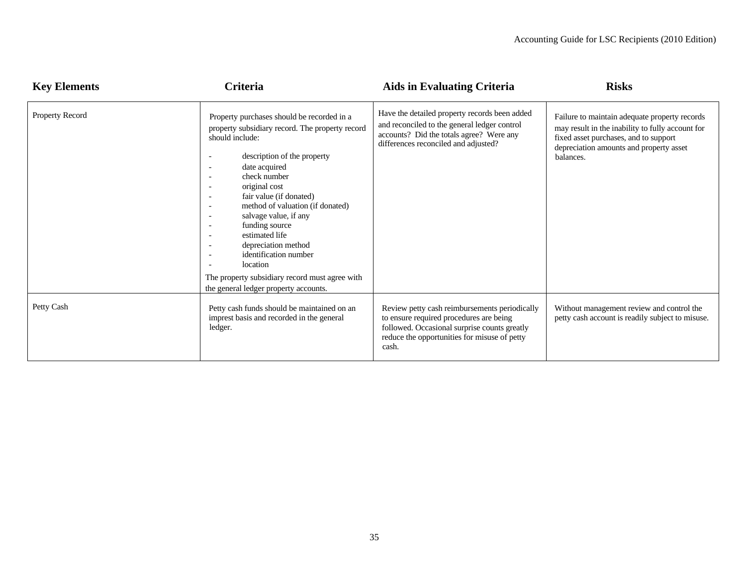| Key Elements | Criteria | Aids in Evaluating Criteria | Risks |
|---|---|---|---|
| Property Record | Property purchases should be recorded in a property subsidiary record. The property record should include:<br><br>- description of the property<br>- date acquired<br>- check number<br>- original cost<br>- fair value (if donated)<br>- method of valuation (if donated)<br>- salvage value, if any<br>- funding source<br>- estimated life<br>- depreciation method<br>- identification number<br>- location<br><br>The property subsidiary record must agree with the general ledger property accounts. | Have the detailed property records been added and reconciled to the general ledger control accounts? Did the totals agree? Were any differences reconciled and adjusted? | Failure to maintain adequate property records may result in the inability to fully account for fixed asset purchases, and to support depreciation amounts and property asset balances. |
| Petty Cash | Petty cash funds should be maintained on an imprest basis and recorded in the general ledger. | Review petty cash reimbursements periodically to ensure required procedures are being followed. Occasional surprise counts greatly reduce the opportunities for misuse of petty cash. | Without management review and control the petty cash account is readily subject to misuse. |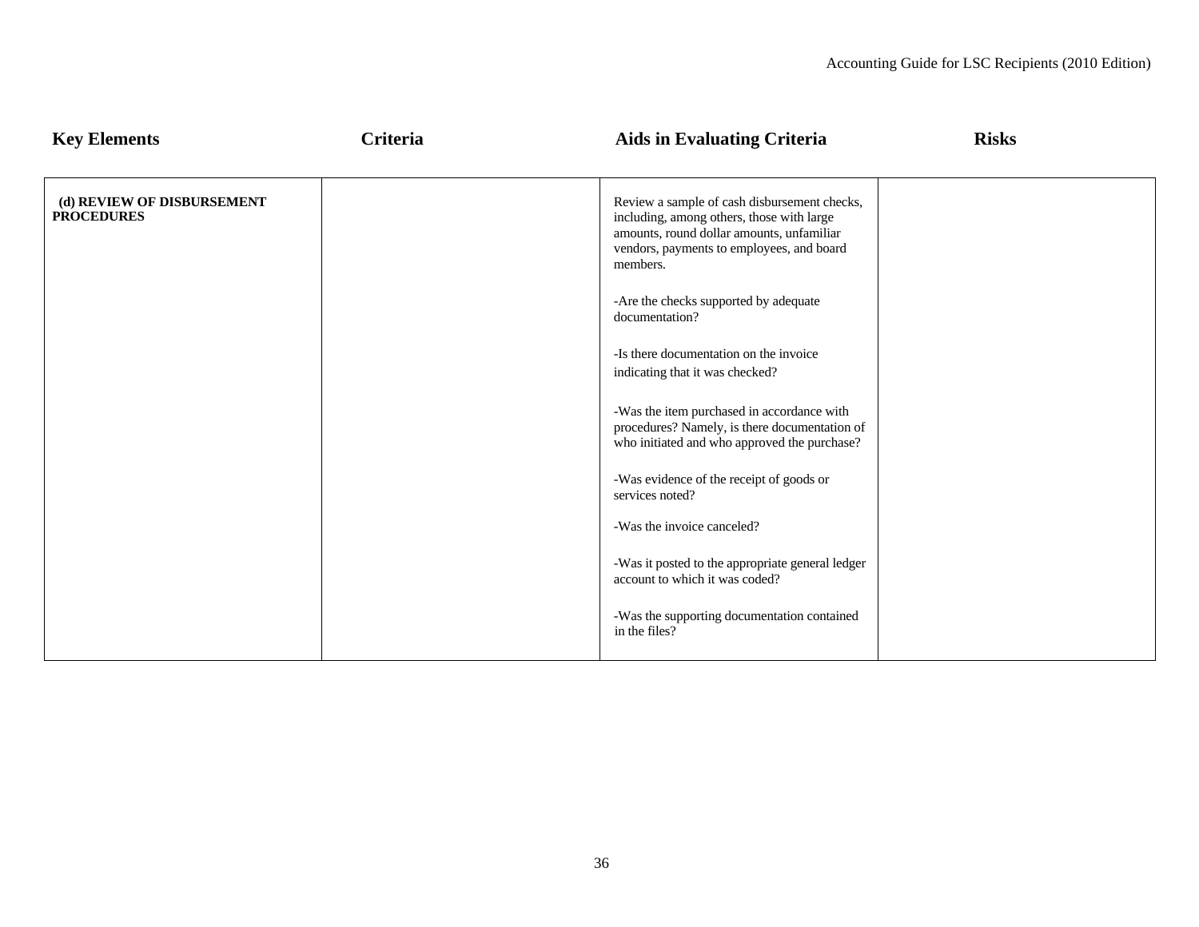| Key Elements | Criteria | Aids in Evaluating Criteria | Risks |
|---|---|---|---|
| **(d) REVIEW OF DISBURSEMENT PROCEDURES** | | Review a sample of cash disbursement checks, including, among others, those with large amounts, round dollar amounts, unfamiliar vendors, payments to employees, and board members.<br><br>-Are the checks supported by adequate documentation?<br><br>-Is there documentation on the invoice indicating that it was checked?<br><br>-Was the item purchased in accordance with procedures? Namely, is there documentation of who initiated and who approved the purchase?<br><br>-Was evidence of the receipt of goods or services noted?<br><br>-Was the invoice canceled?<br><br>-Was it posted to the appropriate general ledger account to which it was coded?<br><br>-Was the supporting documentation contained in the files? | |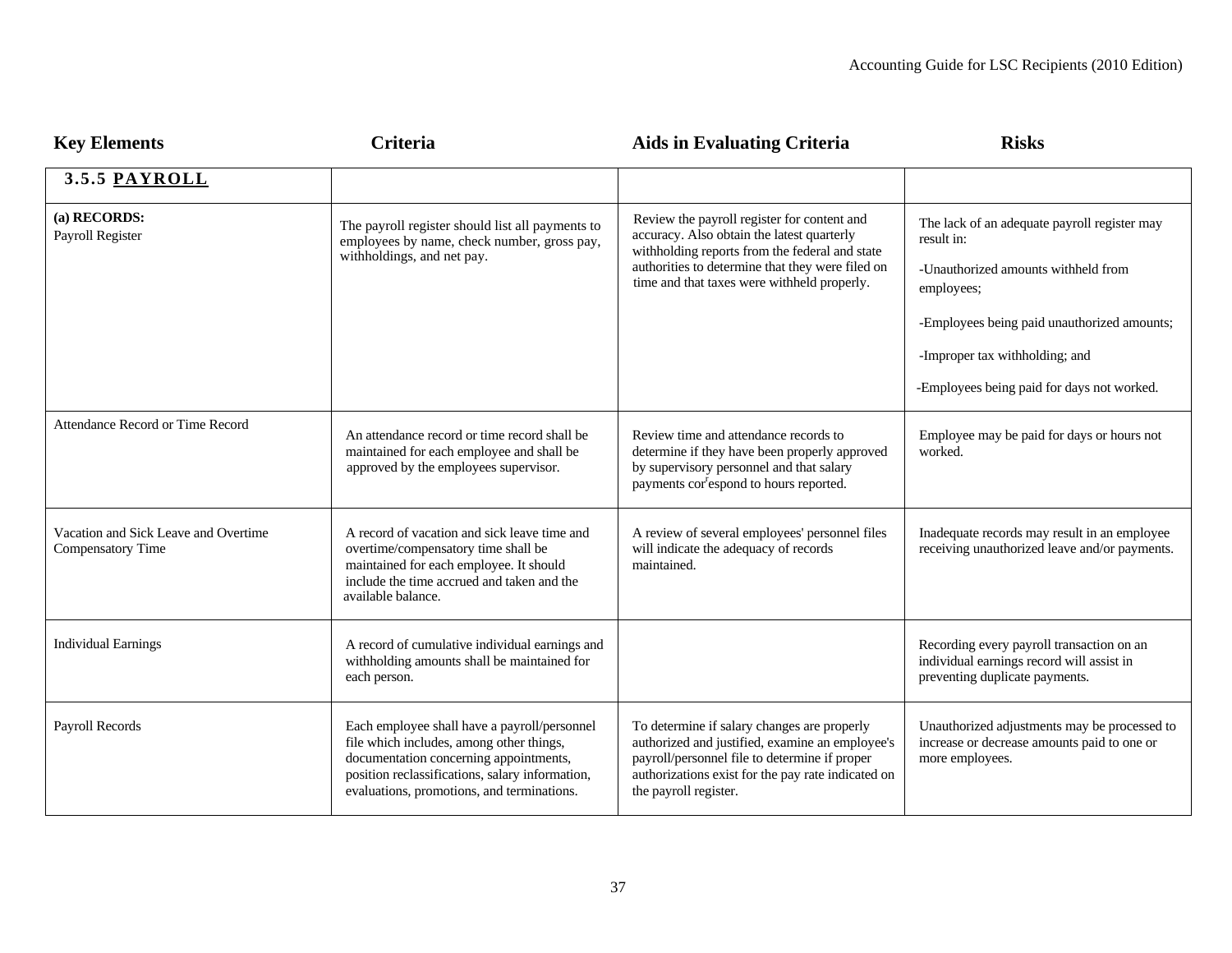| Key Elements | Criteria | Aids in Evaluating Criteria | Risks |
|---|---|---|---|
| **3.5.5 PAYROLL** | | | |
| **(a) RECORDS:**<br>Payroll Register | The payroll register should list all payments to employees by name, check number, gross pay, withholdings, and net pay. | Review the payroll register for content and accuracy. Also obtain the latest quarterly withholding reports from the federal and state authorities to determine that they were filed on time and that taxes were withheld properly. | The lack of an adequate payroll register may result in:<br>-Unauthorized amounts withheld from employees;<br>-Employees being paid unauthorized amounts;<br>-Improper tax withholding; and<br>-Employees being paid for days not worked. |
| Attendance Record or Time Record | An attendance record or time record shall be maintained for each employee and shall be approved by the employees supervisor. | Review time and attendance records to determine if they have been properly approved by supervisory personnel and that salary payments correspond to hours reported. | Employee may be paid for days or hours not worked. |
| Vacation and Sick Leave and Overtime Compensatory Time | A record of vacation and sick leave time and overtime/compensatory time shall be maintained for each employee. It should include the time accrued and taken and the available balance. | A review of several employees' personnel files will indicate the adequacy of records maintained. | Inadequate records may result in an employee receiving unauthorized leave and/or payments. |
| Individual Earnings | A record of cumulative individual earnings and withholding amounts shall be maintained for each person. | | Recording every payroll transaction on an individual earnings record will assist in preventing duplicate payments. |
| Payroll Records | Each employee shall have a payroll/personnel file which includes, among other things, documentation concerning appointments, position reclassifications, salary information, evaluations, promotions, and terminations. | To determine if salary changes are properly authorized and justified, examine an employee's payroll/personnel file to determine if proper authorizations exist for the pay rate indicated on the payroll register. | Unauthorized adjustments may be processed to increase or decrease amounts paid to one or more employees. |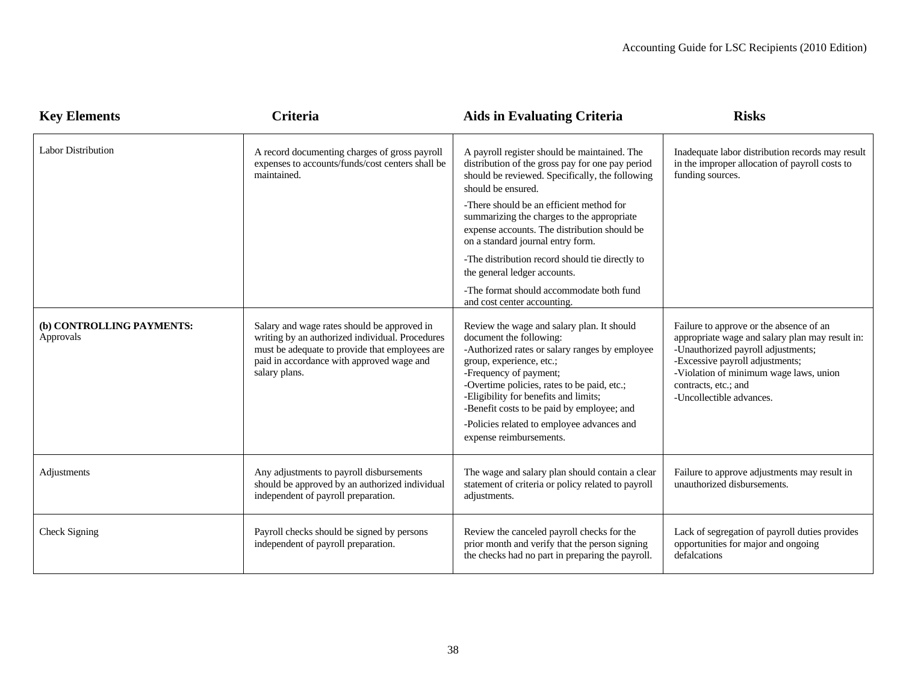| Key Elements | Criteria | Aids in Evaluating Criteria | Risks |
|---|---|---|---|
| Labor Distribution | A record documenting charges of gross payroll expenses to accounts/funds/cost centers shall be maintained. | A payroll register should be maintained. The distribution of the gross pay for one pay period should be reviewed. Specifically, the following should be ensured.<br>-There should be an efficient method for summarizing the charges to the appropriate expense accounts. The distribution should be on a standard journal entry form.<br>-The distribution record should tie directly to the general ledger accounts.<br>-The format should accommodate both fund and cost center accounting. | Inadequate labor distribution records may result in the improper allocation of payroll costs to funding sources. |
| **(b) CONTROLLING PAYMENTS:**<br>Approvals | Salary and wage rates should be approved in writing by an authorized individual. Procedures must be adequate to provide that employees are paid in accordance with approved wage and salary plans. | Review the wage and salary plan. It should document the following:<br>-Authorized rates or salary ranges by employee group, experience, etc.;<br>-Frequency of payment;<br>-Overtime policies, rates to be paid, etc.;<br>-Eligibility for benefits and limits;<br>-Benefit costs to be paid by employee; and<br>-Policies related to employee advances and expense reimbursements. | Failure to approve or the absence of an appropriate wage and salary plan may result in:<br>-Unauthorized payroll adjustments;<br>-Excessive payroll adjustments;<br>-Violation of minimum wage laws, union contracts, etc.; and<br>-Uncollectible advances. |
| Adjustments | Any adjustments to payroll disbursements should be approved by an authorized individual independent of payroll preparation. | The wage and salary plan should contain a clear statement of criteria or policy related to payroll adjustments. | Failure to approve adjustments may result in unauthorized disbursements. |
| Check Signing | Payroll checks should be signed by persons independent of payroll preparation. | Review the canceled payroll checks for the prior month and verify that the person signing the checks had no part in preparing the payroll. | Lack of segregation of payroll duties provides opportunities for major and ongoing defalcations |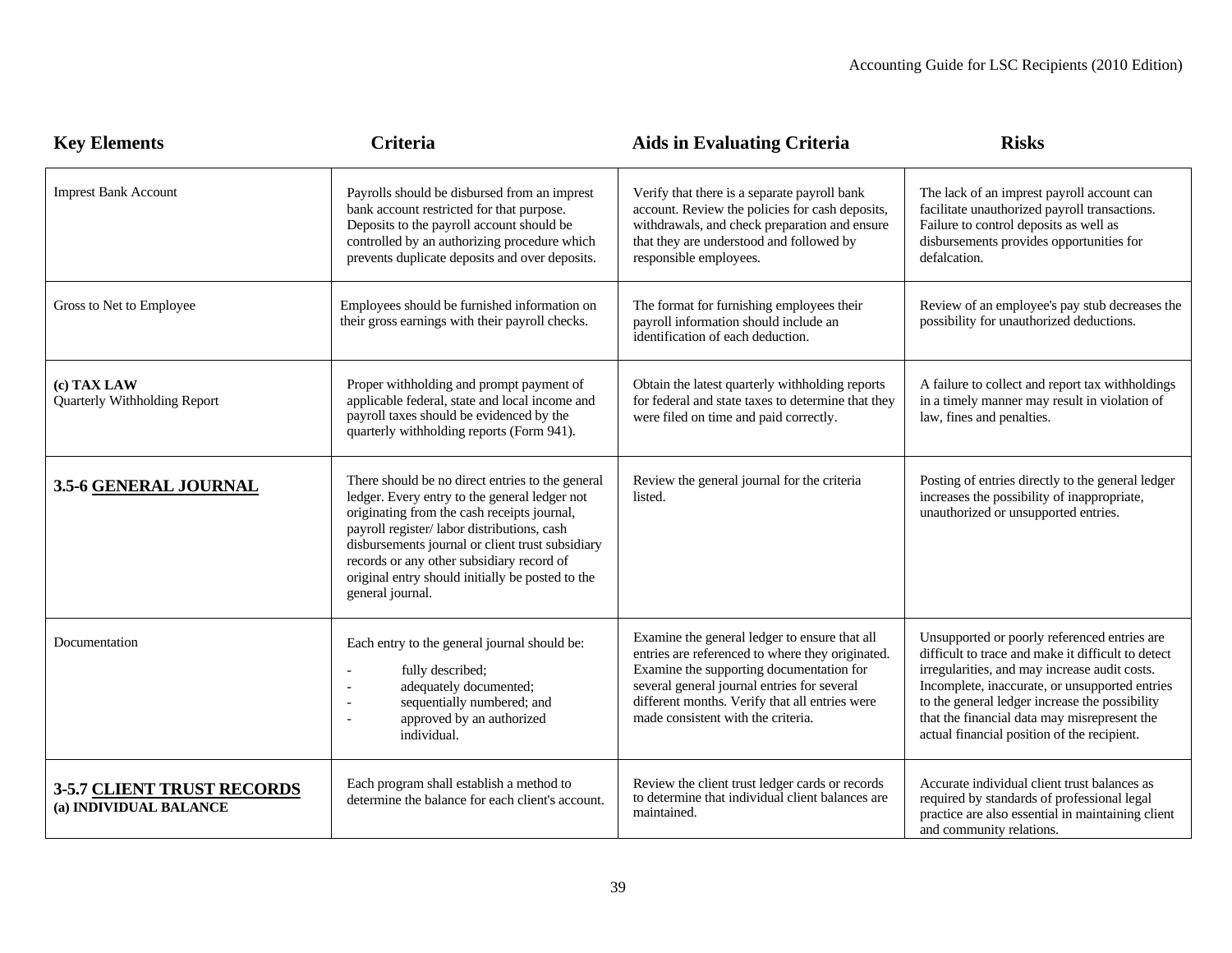| Key Elements | Criteria | Aids in Evaluating Criteria | Risks |
|---|---|---|---|
| Imprest Bank Account | Payrolls should be disbursed from an imprest bank account restricted for that purpose. Deposits to the payroll account should be controlled by an authorizing procedure which prevents duplicate deposits and over deposits. | Verify that there is a separate payroll bank account. Review the policies for cash deposits, withdrawals, and check preparation and ensure that they are understood and followed by responsible employees. | The lack of an imprest payroll account can facilitate unauthorized payroll transactions. Failure to control deposits as well as disbursements provides opportunities for defalcation. |
| Gross to Net to Employee | Employees should be furnished information on their gross earnings with their payroll checks. | The format for furnishing employees their payroll information should include an identification of each deduction. | Review of an employee's pay stub decreases the possibility for unauthorized deductions. |
| **(c) TAX LAW**<br>Quarterly Withholding Report | Proper withholding and prompt payment of applicable federal, state and local income and payroll taxes should be evidenced by the quarterly withholding reports (Form 941). | Obtain the latest quarterly withholding reports for federal and state taxes to determine that they were filed on time and paid correctly. | A failure to collect and report tax withholdings in a timely manner may result in violation of law, fines and penalties. |
| **3.5-6 <u>GENERAL JOURNAL</u>** | There should be no direct entries to the general ledger. Every entry to the general ledger not originating from the cash receipts journal, payroll register/ labor distributions, cash disbursements journal or client trust subsidiary records or any other subsidiary record of original entry should initially be posted to the general journal. | Review the general journal for the criteria listed. | Posting of entries directly to the general ledger increases the possibility of inappropriate, unauthorized or unsupported entries. |
| Documentation | Each entry to the general journal should be:<br>- fully described;<br>- adequately documented;<br>- sequentially numbered; and<br>- approved by an authorized individual. | Examine the general ledger to ensure that all entries are referenced to where they originated. Examine the supporting documentation for several general journal entries for several different months. Verify that all entries were made consistent with the criteria. | Unsupported or poorly referenced entries are difficult to trace and make it difficult to detect irregularities, and may increase audit costs. Incomplete, inaccurate, or unsupported entries to the general ledger increase the possibility that the financial data may misrepresent the actual financial position of the recipient. |
| **3-5.7 <u>CLIENT TRUST RECORDS</u>**<br>**(a) INDIVIDUAL BALANCE** | Each program shall establish a method to determine the balance for each client's account. | Review the client trust ledger cards or records to determine that individual client balances are maintained. | Accurate individual client trust balances as required by standards of professional legal practice are also essential in maintaining client and community relations. |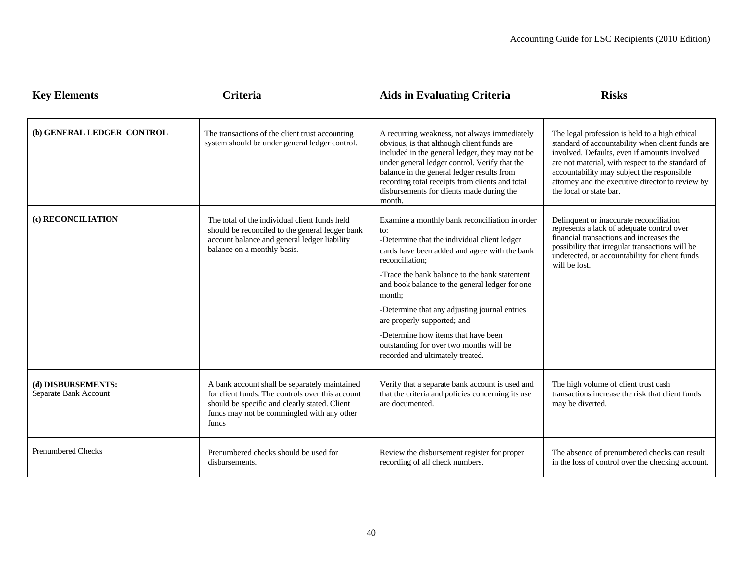| Key Elements | Criteria | Aids in Evaluating Criteria | Risks |
|---|---|---|---|
| **(b) GENERAL LEDGER CONTROL** | The transactions of the client trust accounting system should be under general ledger control. | A recurring weakness, not always immediately obvious, is that although client funds are included in the general ledger, they may not be under general ledger control. Verify that the balance in the general ledger results from recording total receipts from clients and total disbursements for clients made during the month. | The legal profession is held to a high ethical standard of accountability when client funds are involved. Defaults, even if amounts involved are not material, with respect to the standard of accountability may subject the responsible attorney and the executive director to review by the local or state bar. |
| **(c) RECONCILIATION** | The total of the individual client funds held should be reconciled to the general ledger bank account balance and general ledger liability balance on a monthly basis. | Examine a monthly bank reconciliation in order to:<br>-Determine that the individual client ledger cards have been added and agree with the bank reconciliation;<br>-Trace the bank balance to the bank statement and book balance to the general ledger for one month;<br>-Determine that any adjusting journal entries are properly supported; and<br>-Determine how items that have been outstanding for over two months will be recorded and ultimately treated. | Delinquent or inaccurate reconciliation represents a lack of adequate control over financial transactions and increases the possibility that irregular transactions will be undetected, or accountability for client funds will be lost. |
| **(d) DISBURSEMENTS:**<br>Separate Bank Account | A bank account shall be separately maintained for client funds. The controls over this account should be specific and clearly stated. Client funds may not be commingled with any other funds | Verify that a separate bank account is used and that the criteria and policies concerning its use are documented. | The high volume of client trust cash transactions increase the risk that client funds may be diverted. |
| Prenumbered Checks | Prenumbered checks should be used for disbursements. | Review the disbursement register for proper recording of all check numbers. | The absence of prenumbered checks can result in the loss of control over the checking account. |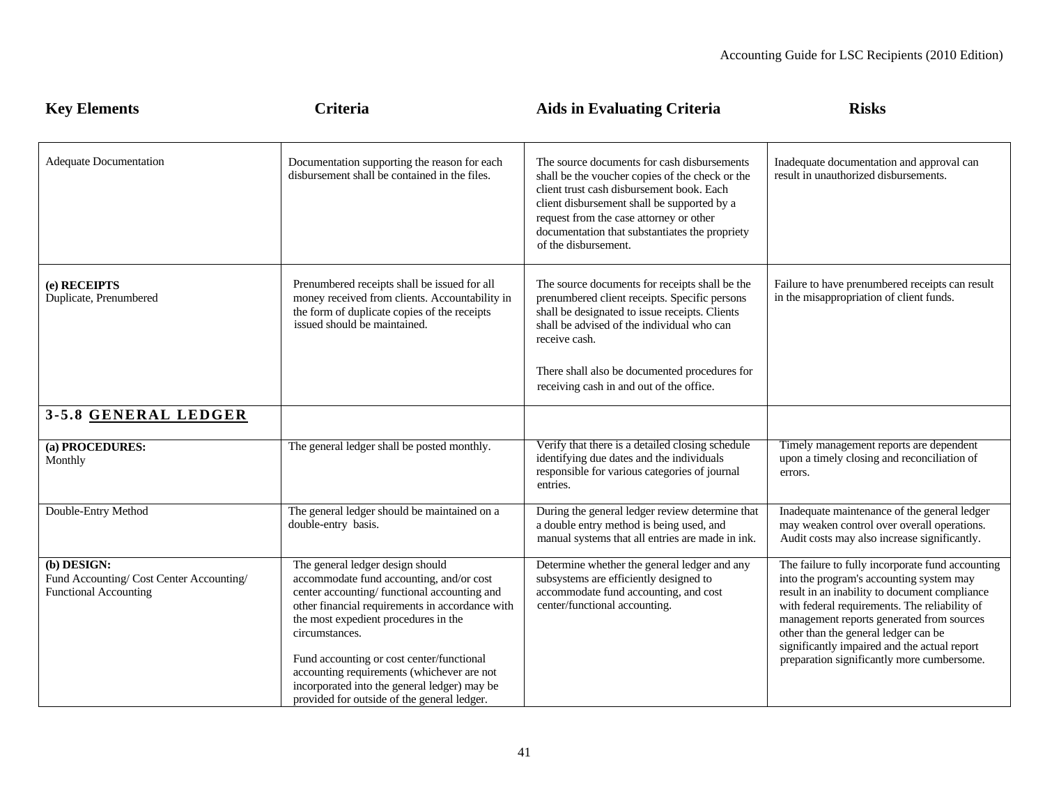| Key Elements | Criteria | Aids in Evaluating Criteria | Risks |
|---|---|---|---|
| Adequate Documentation | Documentation supporting the reason for each disbursement shall be contained in the files. | The source documents for cash disbursements shall be the voucher copies of the check or the client trust cash disbursement book. Each client disbursement shall be supported by a request from the case attorney or other documentation that substantiates the propriety of the disbursement. | Inadequate documentation and approval can result in unauthorized disbursements. |
| **(e) RECEIPTS**<br>Duplicate, Prenumbered | Prenumbered receipts shall be issued for all money received from clients. Accountability in the form of duplicate copies of the receipts issued should be maintained. | The source documents for receipts shall be the prenumbered client receipts. Specific persons shall be designated to issue receipts. Clients shall be advised of the individual who can receive cash.<br><br>There shall also be documented procedures for receiving cash in and out of the office. | Failure to have prenumbered receipts can result in the misappropriation of client funds. |
| **3-5.8 GENERAL LEDGER** | | | |
| **(a) PROCEDURES:**<br>Monthly | The general ledger shall be posted monthly. | Verify that there is a detailed closing schedule identifying due dates and the individuals responsible for various categories of journal entries. | Timely management reports are dependent upon a timely closing and reconciliation of errors. |
| Double-Entry Method | The general ledger should be maintained on a double-entry basis. | During the general ledger review determine that a double entry method is being used, and manual systems that all entries are made in ink. | Inadequate maintenance of the general ledger may weaken control over overall operations. Audit costs may also increase significantly. |
| **(b) DESIGN:**<br>Fund Accounting/ Cost Center Accounting/ Functional Accounting | The general ledger design should accommodate fund accounting, and/or cost center accounting/ functional accounting and other financial requirements in accordance with the most expedient procedures in the circumstances.<br><br>Fund accounting or cost center/functional accounting requirements (whichever are not incorporated into the general ledger) may be provided for outside of the general ledger. | Determine whether the general ledger and any subsystems are efficiently designed to accommodate fund accounting, and cost center/functional accounting. | The failure to fully incorporate fund accounting into the program's accounting system may result in an inability to document compliance with federal requirements. The reliability of management reports generated from sources other than the general ledger can be significantly impaired and the actual report preparation significantly more cumbersome. |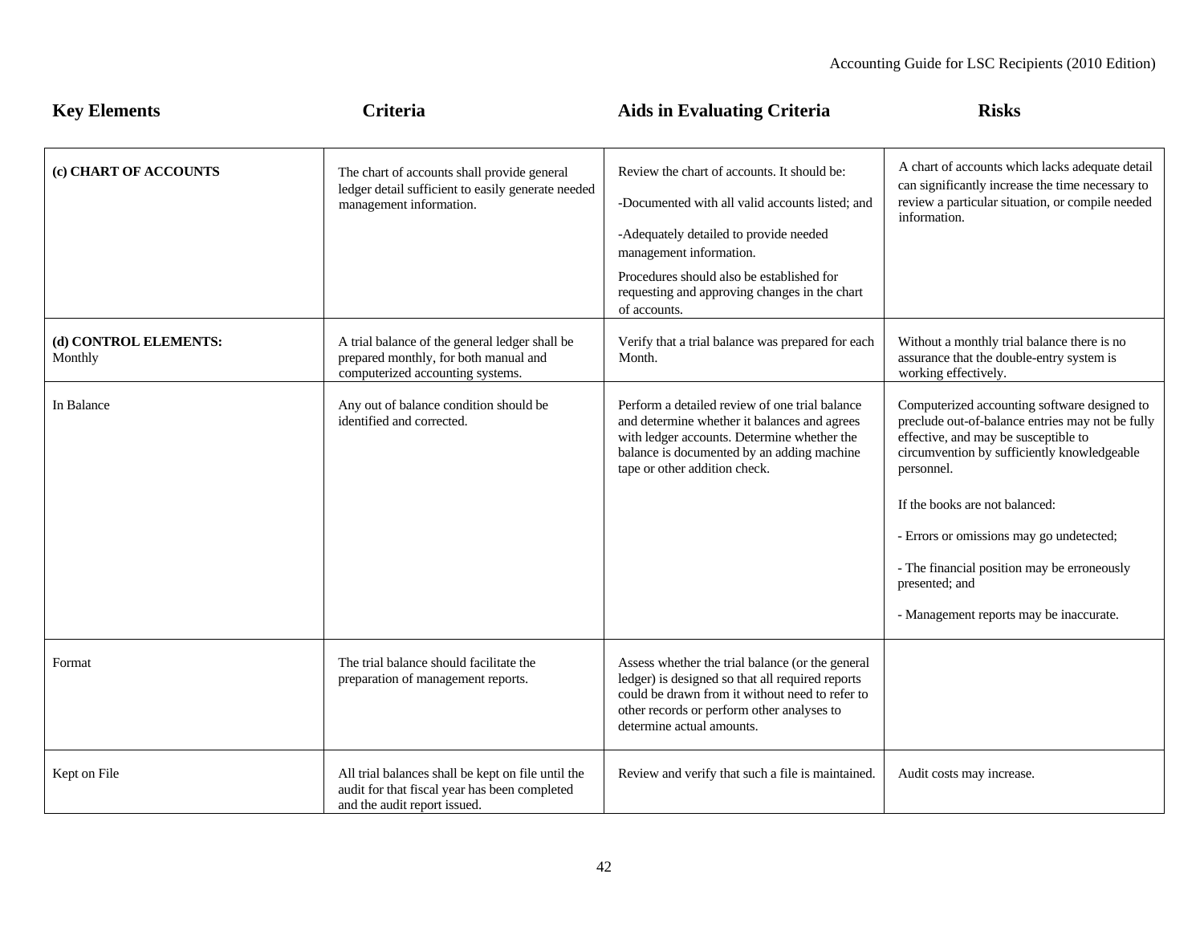| Key Elements | Criteria | Aids in Evaluating Criteria | Risks |
|---|---|---|---|
| **(c) CHART OF ACCOUNTS** | The chart of accounts shall provide general ledger detail sufficient to easily generate needed management information. | Review the chart of accounts. It should be:<br><br>-Documented with all valid accounts listed; and<br><br>-Adequately detailed to provide needed management information.<br><br>Procedures should also be established for requesting and approving changes in the chart of accounts. | A chart of accounts which lacks adequate detail can significantly increase the time necessary to review a particular situation, or compile needed information. |
| **(d) CONTROL ELEMENTS:**<br>Monthly | A trial balance of the general ledger shall be prepared monthly, for both manual and computerized accounting systems. | Verify that a trial balance was prepared for each Month. | Without a monthly trial balance there is no assurance that the double-entry system is working effectively. |
| In Balance | Any out of balance condition should be identified and corrected. | Perform a detailed review of one trial balance and determine whether it balances and agrees with ledger accounts. Determine whether the balance is documented by an adding machine tape or other addition check. | Computerized accounting software designed to preclude out-of-balance entries may not be fully effective, and may be susceptible to circumvention by sufficiently knowledgeable personnel.<br><br>If the books are not balanced:<br><br>- Errors or omissions may go undetected;<br><br>- The financial position may be erroneously presented; and<br><br>- Management reports may be inaccurate. |
| Format | The trial balance should facilitate the preparation of management reports. | Assess whether the trial balance (or the general ledger) is designed so that all required reports could be drawn from it without need to refer to other records or perform other analyses to determine actual amounts. | |
| Kept on File | All trial balances shall be kept on file until the audit for that fiscal year has been completed and the audit report issued. | Review and verify that such a file is maintained. | Audit costs may increase. |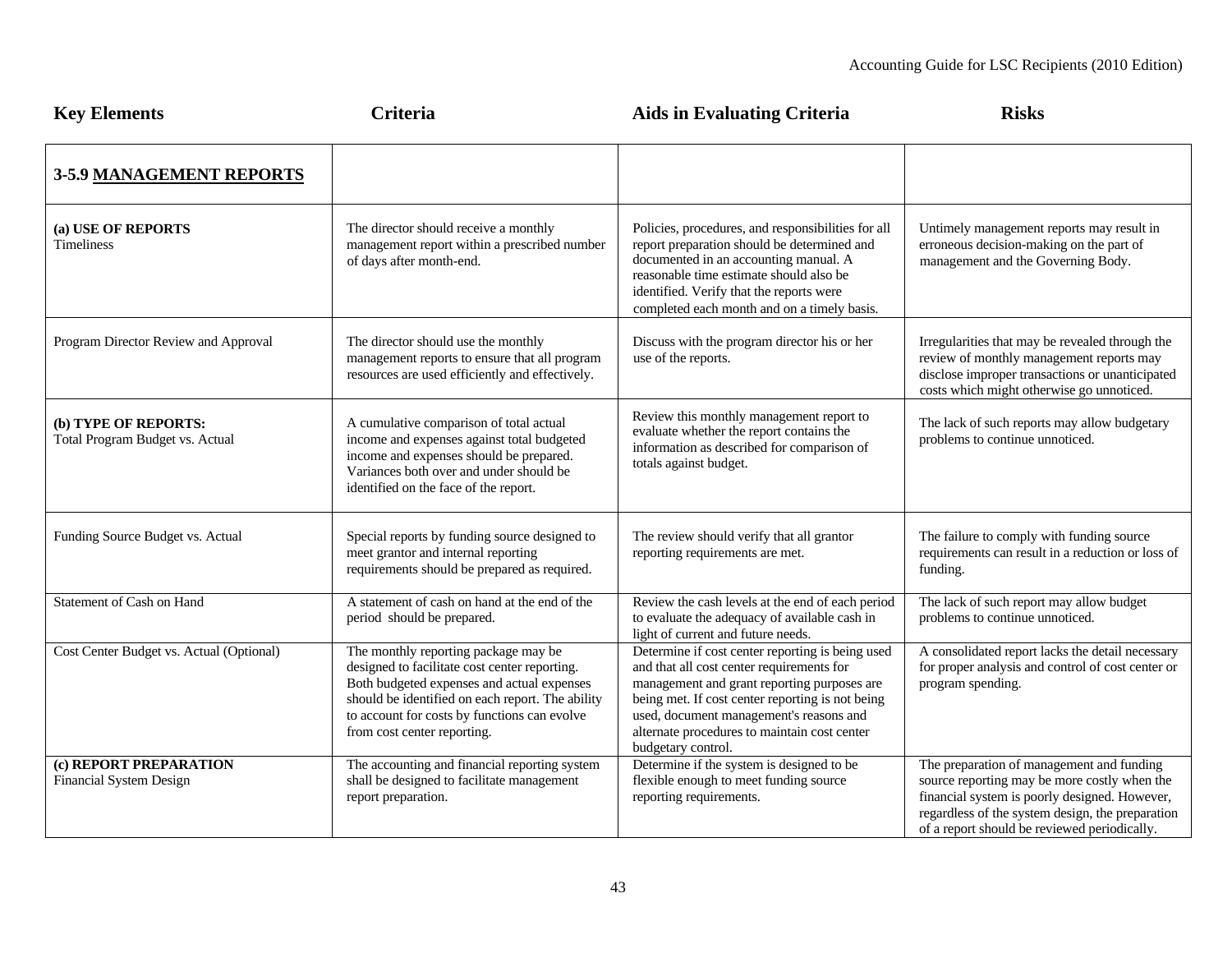| Key Elements | Criteria | Aids in Evaluating Criteria | Risks |
|---|---|---|---|
| **3-5.9 MANAGEMENT REPORTS** | | | |
| **(a) USE OF REPORTS**<br>Timeliness | The director should receive a monthly management report within a prescribed number of days after month-end. | Policies, procedures, and responsibilities for all report preparation should be determined and documented in an accounting manual. A reasonable time estimate should also be identified. Verify that the reports were completed each month and on a timely basis. | Untimely management reports may result in erroneous decision-making on the part of management and the Governing Body. |
| Program Director Review and Approval | The director should use the monthly management reports to ensure that all program resources are used efficiently and effectively. | Discuss with the program director his or her use of the reports. | Irregularities that may be revealed through the review of monthly management reports may disclose improper transactions or unanticipated costs which might otherwise go unnoticed. |
| **(b) TYPE OF REPORTS:**<br>Total Program Budget vs. Actual | A cumulative comparison of total actual income and expenses against total budgeted income and expenses should be prepared. Variances both over and under should be identified on the face of the report. | Review this monthly management report to evaluate whether the report contains the information as described for comparison of totals against budget. | The lack of such reports may allow budgetary problems to continue unnoticed. |
| Funding Source Budget vs. Actual | Special reports by funding source designed to meet grantor and internal reporting requirements should be prepared as required. | The review should verify that all grantor reporting requirements are met. | The failure to comply with funding source requirements can result in a reduction or loss of funding. |
| Statement of Cash on Hand | A statement of cash on hand at the end of the period should be prepared. | Review the cash levels at the end of each period to evaluate the adequacy of available cash in light of current and future needs. | The lack of such report may allow budget problems to continue unnoticed. |
| Cost Center Budget vs. Actual (Optional) | The monthly reporting package may be designed to facilitate cost center reporting. Both budgeted expenses and actual expenses should be identified on each report. The ability to account for costs by functions can evolve from cost center reporting. | Determine if cost center reporting is being used and that all cost center requirements for management and grant reporting purposes are being met. If cost center reporting is not being used, document management's reasons and alternate procedures to maintain cost center budgetary control. | A consolidated report lacks the detail necessary for proper analysis and control of cost center or program spending. |
| **(c) REPORT PREPARATION**<br>Financial System Design | The accounting and financial reporting system shall be designed to facilitate management report preparation. | Determine if the system is designed to be flexible enough to meet funding source reporting requirements. | The preparation of management and funding source reporting may be more costly when the financial system is poorly designed. However, regardless of the system design, the preparation of a report should be reviewed periodically. |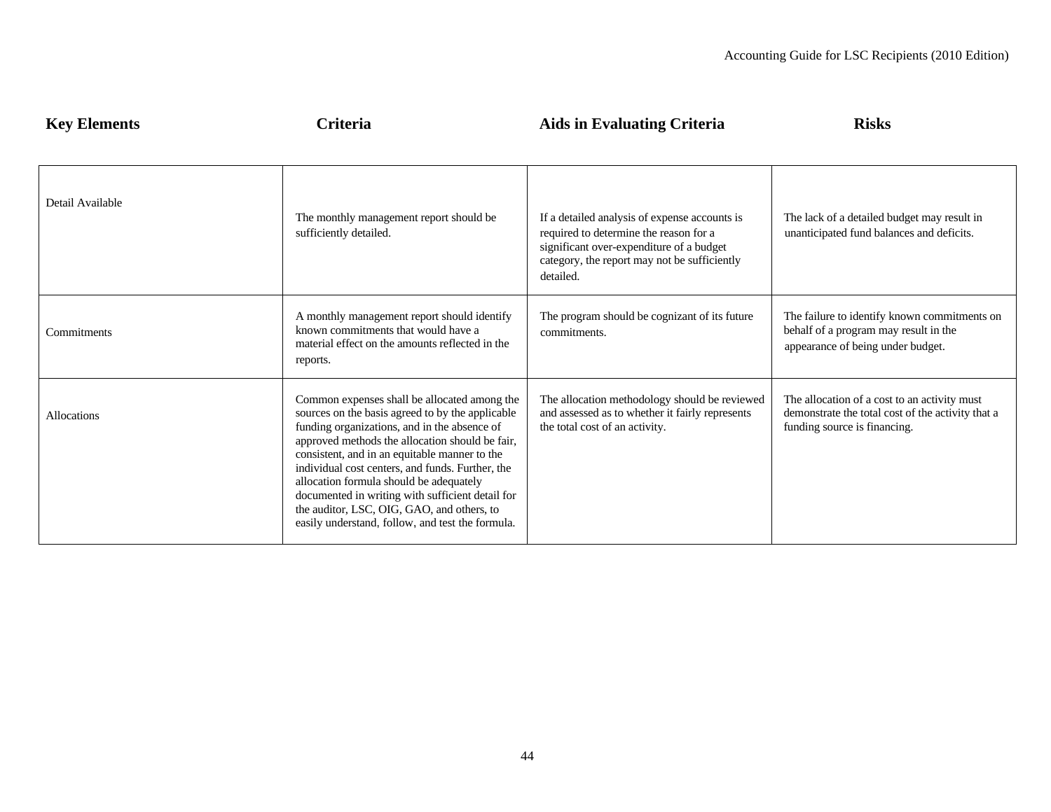| Key Elements | Criteria | Aids in Evaluating Criteria | Risks |
|---|---|---|---|
| Detail Available | The monthly management report should be sufficiently detailed. | If a detailed analysis of expense accounts is required to determine the reason for a significant over-expenditure of a budget category, the report may not be sufficiently detailed. | The lack of a detailed budget may result in unanticipated fund balances and deficits. |
| Commitments | A monthly management report should identify known commitments that would have a material effect on the amounts reflected in the reports. | The program should be cognizant of its future commitments. | The failure to identify known commitments on behalf of a program may result in the appearance of being under budget. |
| Allocations | Common expenses shall be allocated among the sources on the basis agreed to by the applicable funding organizations, and in the absence of approved methods the allocation should be fair, consistent, and in an equitable manner to the individual cost centers, and funds. Further, the allocation formula should be adequately documented in writing with sufficient detail for the auditor, LSC, OIG, GAO, and others, to easily understand, follow, and test the formula. | The allocation methodology should be reviewed and assessed as to whether it fairly represents the total cost of an activity. | The allocation of a cost to an activity must demonstrate the total cost of the activity that a funding source is financing. |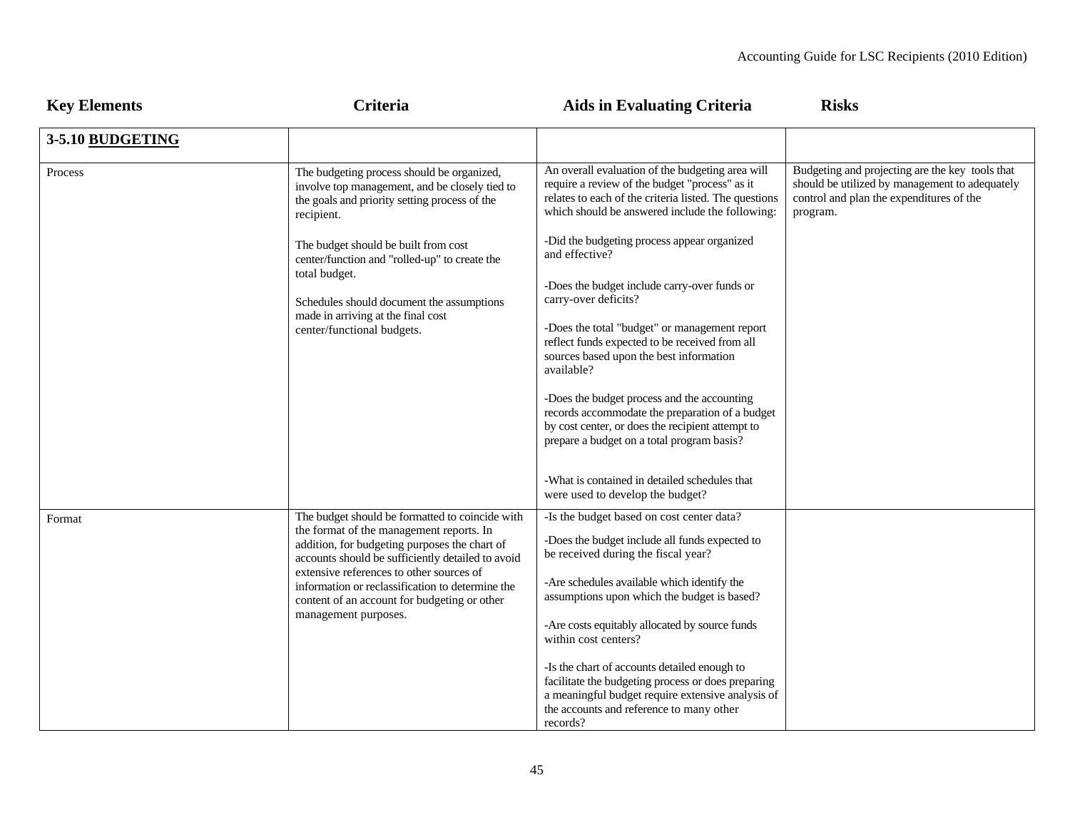| Key Elements | Criteria | Aids in Evaluating Criteria | Risks |
|---|---|---|---|
| **3-5.10 BUDGETING** | | | |
| Process | The budgeting process should be organized, involve top management, and be closely tied to the goals and priority setting process of the recipient.<br><br>The budget should be built from cost center/function and "rolled-up" to create the total budget.<br><br>Schedules should document the assumptions made in arriving at the final cost center/functional budgets. | An overall evaluation of the budgeting area will require a review of the budget "process" as it relates to each of the criteria listed. The questions which should be answered include the following:<br><br>-Did the budgeting process appear organized and effective?<br><br>-Does the budget include carry-over funds or carry-over deficits?<br><br>-Does the total "budget" or management report reflect funds expected to be received from all sources based upon the best information available?<br><br>-Does the budget process and the accounting records accommodate the preparation of a budget by cost center, or does the recipient attempt to prepare a budget on a total program basis?<br><br>-What is contained in detailed schedules that were used to develop the budget? | Budgeting and projecting are the key tools that should be utilized by management to adequately control and plan the expenditures of the program. |
| Format | The budget should be formatted to coincide with the format of the management reports. In addition, for budgeting purposes the chart of accounts should be sufficiently detailed to avoid extensive references to other sources of information or reclassification to determine the content of an account for budgeting or other management purposes. | -Is the budget based on cost center data?<br><br>-Does the budget include all funds expected to be received during the fiscal year?<br><br>-Are schedules available which identify the assumptions upon which the budget is based?<br><br>-Are costs equitably allocated by source funds within cost centers?<br><br>-Is the chart of accounts detailed enough to facilitate the budgeting process or does preparing a meaningful budget require extensive analysis of the accounts and reference to many other records? | |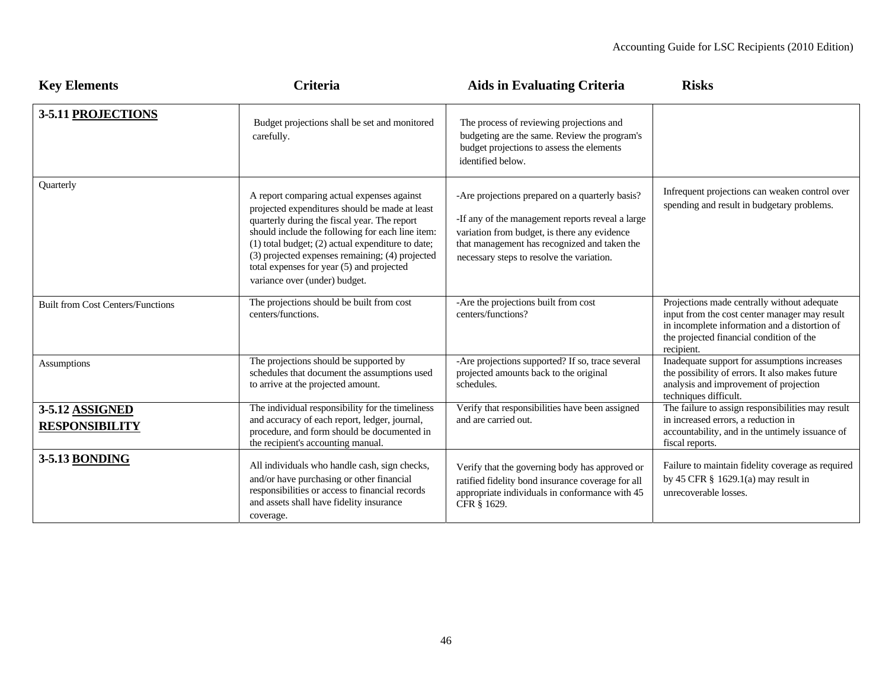| Key Elements | Criteria | Aids in Evaluating Criteria | Risks |
|---|---|---|---|
| **3-5.11 <u>PROJECTIONS</u>** | Budget projections shall be set and monitored carefully. | The process of reviewing projections and budgeting are the same. Review the program's budget projections to assess the elements identified below. | |
| Quarterly | A report comparing actual expenses against projected expenditures should be made at least quarterly during the fiscal year. The report should include the following for each line item: (1) total budget; (2) actual expenditure to date; (3) projected expenses remaining; (4) projected total expenses for year (5) and projected variance over (under) budget. | -Are projections prepared on a quarterly basis?<br><br>-If any of the management reports reveal a large variation from budget, is there any evidence that management has recognized and taken the necessary steps to resolve the variation. | Infrequent projections can weaken control over spending and result in budgetary problems. |
| Built from Cost Centers/Functions | The projections should be built from cost centers/functions. | -Are the projections built from cost centers/functions? | Projections made centrally without adequate input from the cost center manager may result in incomplete information and a distortion of the projected financial condition of the recipient. |
| Assumptions | The projections should be supported by schedules that document the assumptions used to arrive at the projected amount. | -Are projections supported? If so, trace several projected amounts back to the original schedules. | Inadequate support for assumptions increases the possibility of errors. It also makes future analysis and improvement of projection techniques difficult. |
| **3-5.12 <u>ASSIGNED RESPONSIBILITY</u>** | The individual responsibility for the timeliness and accuracy of each report, ledger, journal, procedure, and form should be documented in the recipient's accounting manual. | Verify that responsibilities have been assigned and are carried out. | The failure to assign responsibilities may result in increased errors, a reduction in accountability, and in the untimely issuance of fiscal reports. |
| **3-5.13 <u>BONDING</u>** | All individuals who handle cash, sign checks, and/or have purchasing or other financial responsibilities or access to financial records and assets shall have fidelity insurance coverage. | Verify that the governing body has approved or ratified fidelity bond insurance coverage for all appropriate individuals in conformance with 45 CFR § 1629. | Failure to maintain fidelity coverage as required by 45 CFR § 1629.1(a) may result in unrecoverable losses. |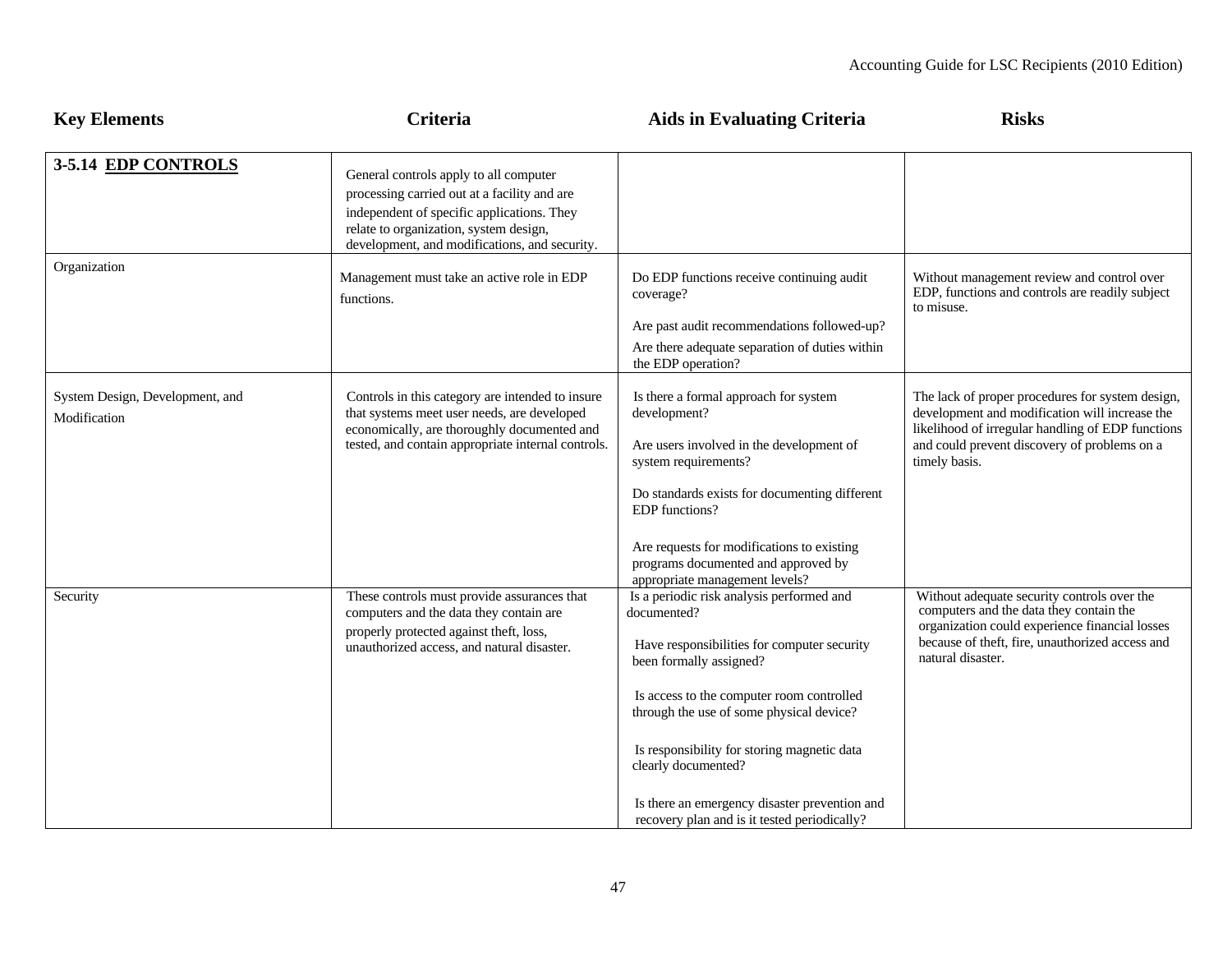| Key Elements | Criteria | Aids in Evaluating Criteria | Risks |
|---|---|---|---|
| **3-5.14 EDP CONTROLS** | General controls apply to all computer processing carried out at a facility and are independent of specific applications. They relate to organization, system design, development, and modifications, and security. | | |
| Organization | Management must take an active role in EDP functions. | Do EDP functions receive continuing audit coverage?<br><br>Are past audit recommendations followed-up?<br><br>Are there adequate separation of duties within the EDP operation? | Without management review and control over EDP, functions and controls are readily subject to misuse. |
| System Design, Development, and Modification | Controls in this category are intended to insure that systems meet user needs, are developed economically, are thoroughly documented and tested, and contain appropriate internal controls. | Is there a formal approach for system development?<br><br>Are users involved in the development of system requirements?<br><br>Do standards exists for documenting different EDP functions?<br><br>Are requests for modifications to existing programs documented and approved by appropriate management levels? | The lack of proper procedures for system design, development and modification will increase the likelihood of irregular handling of EDP functions and could prevent discovery of problems on a timely basis. |
| Security | These controls must provide assurances that computers and the data they contain are properly protected against theft, loss, unauthorized access, and natural disaster. | Is a periodic risk analysis performed and documented?<br><br>Have responsibilities for computer security been formally assigned?<br><br>Is access to the computer room controlled through the use of some physical device?<br><br>Is responsibility for storing magnetic data clearly documented?<br><br>Is there an emergency disaster prevention and recovery plan and is it tested periodically? | Without adequate security controls over the computers and the data they contain the organization could experience financial losses because of theft, fire, unauthorized access and natural disaster. |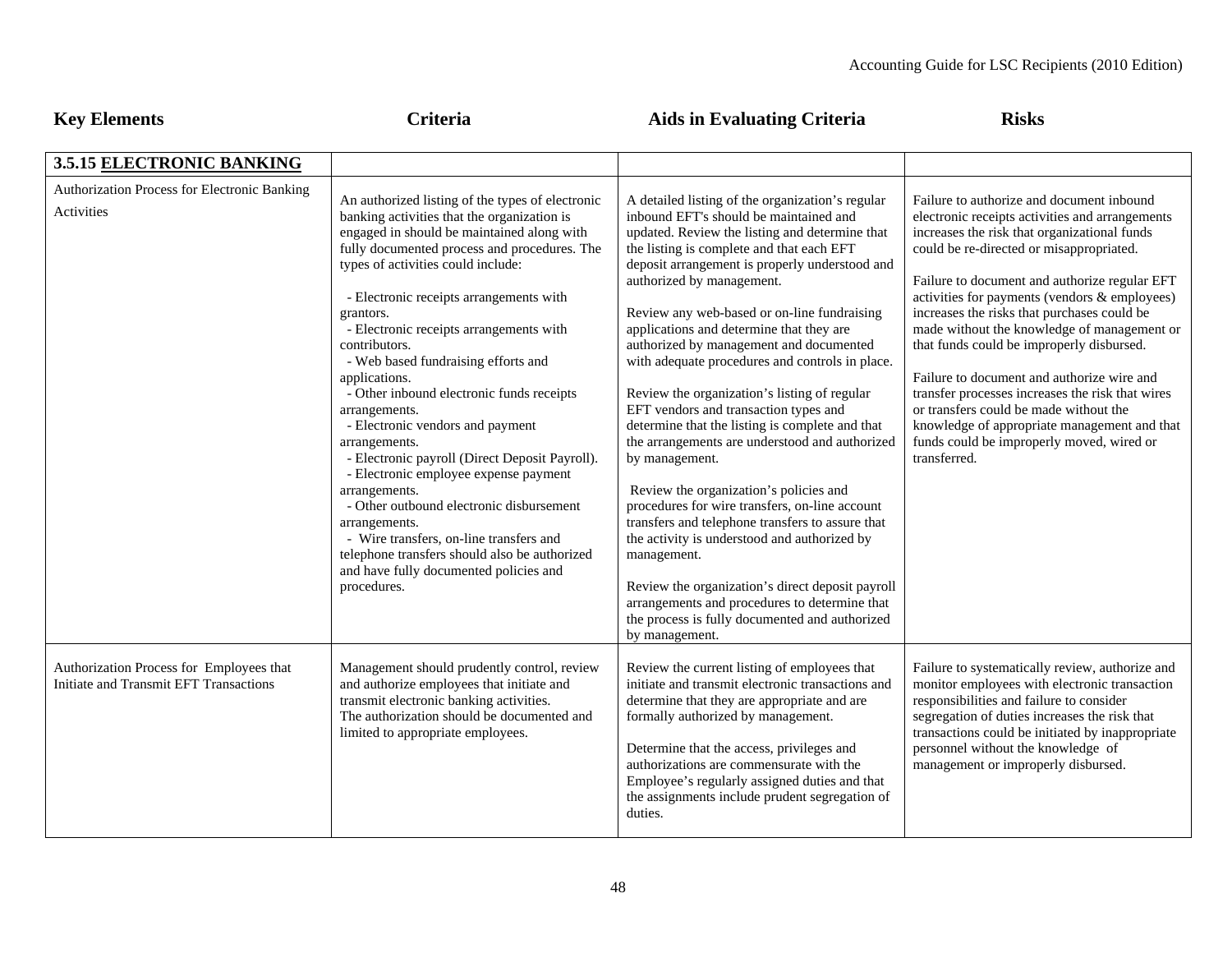| Key Elements | Criteria | Aids in Evaluating Criteria | Risks |
|---|---|---|---|
| **3.5.15 ELECTRONIC BANKING** | | | |
| Authorization Process for Electronic Banking Activities | An authorized listing of the types of electronic banking activities that the organization is engaged in should be maintained along with fully documented process and procedures. The types of activities could include:<br><br>- Electronic receipts arrangements with grantors.<br>- Electronic receipts arrangements with contributors.<br>- Web based fundraising efforts and applications.<br>- Other inbound electronic funds receipts arrangements.<br>- Electronic vendors and payment arrangements.<br>- Electronic payroll (Direct Deposit Payroll).<br>- Electronic employee expense payment arrangements.<br>- Other outbound electronic disbursement arrangements.<br>- Wire transfers, on-line transfers and telephone transfers should also be authorized and have fully documented policies and procedures. | A detailed listing of the organization's regular inbound EFT's should be maintained and updated. Review the listing and determine that the listing is complete and that each EFT deposit arrangement is properly understood and authorized by management.<br><br>Review any web-based or on-line fundraising applications and determine that they are authorized by management and documented with adequate procedures and controls in place.<br><br>Review the organization's listing of regular EFT vendors and transaction types and determine that the listing is complete and that the arrangements are understood and authorized by management.<br><br>Review the organization's policies and procedures for wire transfers, on-line account transfers and telephone transfers to assure that the activity is understood and authorized by management.<br><br>Review the organization's direct deposit payroll arrangements and procedures to determine that the process is fully documented and authorized by management. | Failure to authorize and document inbound electronic receipts activities and arrangements increases the risk that organizational funds could be re-directed or misappropriated.<br><br>Failure to document and authorize regular EFT activities for payments (vendors & employees) increases the risks that purchases could be made without the knowledge of management or that funds could be improperly disbursed.<br><br>Failure to document and authorize wire and transfer processes increases the risk that wires or transfers could be made without the knowledge of appropriate management and that funds could be improperly moved, wired or transferred. |
| Authorization Process for Employees that Initiate and Transmit EFT Transactions | Management should prudently control, review and authorize employees that initiate and transmit electronic banking activities. The authorization should be documented and limited to appropriate employees. | Review the current listing of employees that initiate and transmit electronic transactions and determine that they are appropriate and are formally authorized by management.<br><br>Determine that the access, privileges and authorizations are commensurate with the Employee's regularly assigned duties and that the assignments include prudent segregation of duties. | Failure to systematically review, authorize and monitor employees with electronic transaction responsibilities and failure to consider segregation of duties increases the risk that transactions could be initiated by inappropriate personnel without the knowledge of management or improperly disbursed. |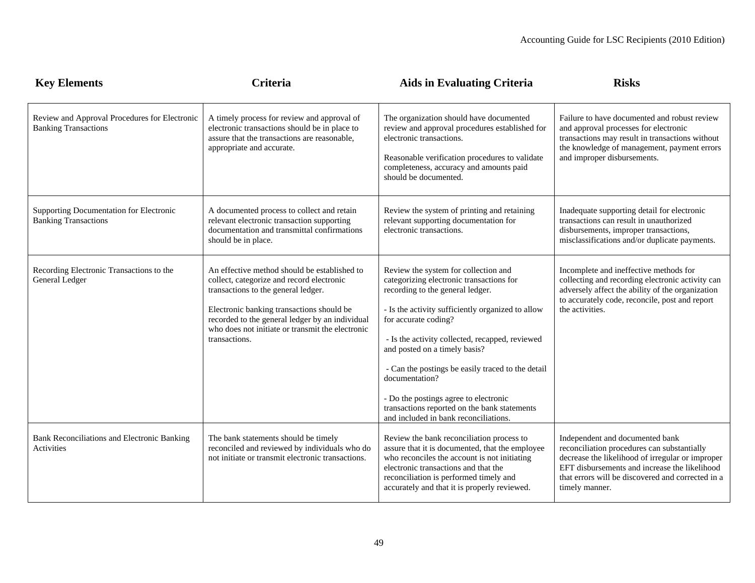| Key Elements | Criteria | Aids in Evaluating Criteria | Risks |
|---|---|---|---|
| Review and Approval Procedures for Electronic Banking Transactions | A timely process for review and approval of electronic transactions should be in place to assure that the transactions are reasonable, appropriate and accurate. | The organization should have documented review and approval procedures established for electronic transactions.<br><br>Reasonable verification procedures to validate completeness, accuracy and amounts paid should be documented. | Failure to have documented and robust review and approval processes for electronic transactions may result in transactions without the knowledge of management, payment errors and improper disbursements. |
| Supporting Documentation for Electronic Banking Transactions | A documented process to collect and retain relevant electronic transaction supporting documentation and transmittal confirmations should be in place. | Review the system of printing and retaining relevant supporting documentation for electronic transactions. | Inadequate supporting detail for electronic transactions can result in unauthorized disbursements, improper transactions, misclassifications and/or duplicate payments. |
| Recording Electronic Transactions to the General Ledger | An effective method should be established to collect, categorize and record electronic transactions to the general ledger.<br><br>Electronic banking transactions should be recorded to the general ledger by an individual who does not initiate or transmit the electronic transactions. | Review the system for collection and categorizing electronic transactions for recording to the general ledger.<br><br>- Is the activity sufficiently organized to allow for accurate coding?<br><br>- Is the activity collected, recapped, reviewed and posted on a timely basis?<br><br>- Can the postings be easily traced to the detail documentation?<br><br>- Do the postings agree to electronic transactions reported on the bank statements and included in bank reconciliations. | Incomplete and ineffective methods for collecting and recording electronic activity can adversely affect the ability of the organization to accurately code, reconcile, post and report the activities. |
| Bank Reconciliations and Electronic Banking Activities | The bank statements should be timely reconciled and reviewed by individuals who do not initiate or transmit electronic transactions. | Review the bank reconciliation process to assure that it is documented, that the employee who reconciles the account is not initiating electronic transactions and that the reconciliation is performed timely and accurately and that it is properly reviewed. | Independent and documented bank reconciliation procedures can substantially decrease the likelihood of irregular or improper EFT disbursements and increase the likelihood that errors will be discovered and corrected in a timely manner. |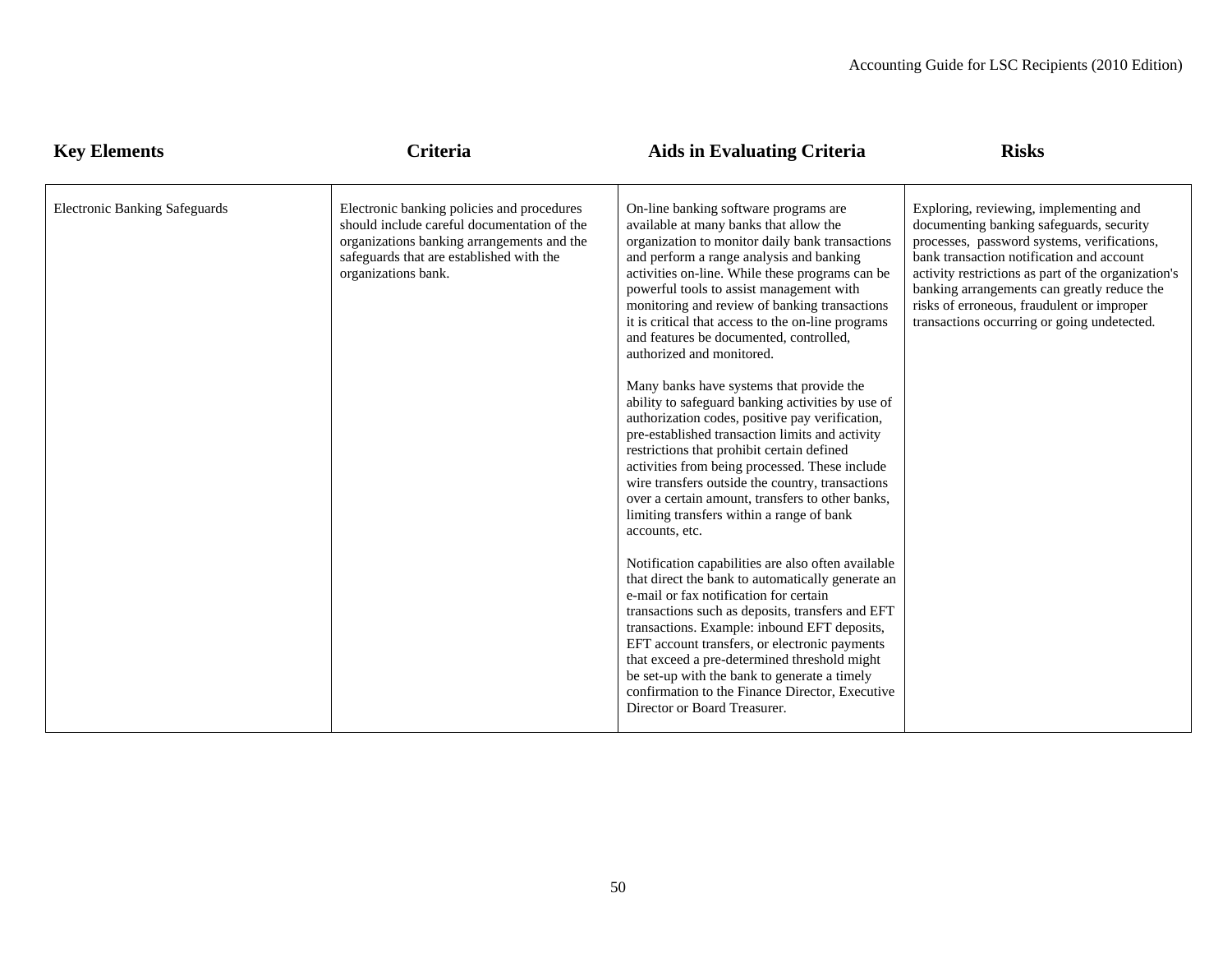| Key Elements | Criteria | Aids in Evaluating Criteria | Risks |
|---|---|---|---|
| Electronic Banking Safeguards | Electronic banking policies and procedures should include careful documentation of the organizations banking arrangements and the safeguards that are established with the organizations bank. | On-line banking software programs are available at many banks that allow the organization to monitor daily bank transactions and perform a range analysis and banking activities on-line. While these programs can be powerful tools to assist management with monitoring and review of banking transactions it is critical that access to the on-line programs and features be documented, controlled, authorized and monitored.<br><br>Many banks have systems that provide the ability to safeguard banking activities by use of authorization codes, positive pay verification, pre-established transaction limits and activity restrictions that prohibit certain defined activities from being processed. These include wire transfers outside the country, transactions over a certain amount, transfers to other banks, limiting transfers within a range of bank accounts, etc.<br><br>Notification capabilities are also often available that direct the bank to automatically generate an e-mail or fax notification for certain transactions such as deposits, transfers and EFT transactions. Example: inbound EFT deposits, EFT account transfers, or electronic payments that exceed a pre-determined threshold might be set-up with the bank to generate a timely confirmation to the Finance Director, Executive Director or Board Treasurer. | Exploring, reviewing, implementing and documenting banking safeguards, security processes, password systems, verifications, bank transaction notification and account activity restrictions as part of the organization's banking arrangements can greatly reduce the risks of erroneous, fraudulent or improper transactions occurring or going undetected. |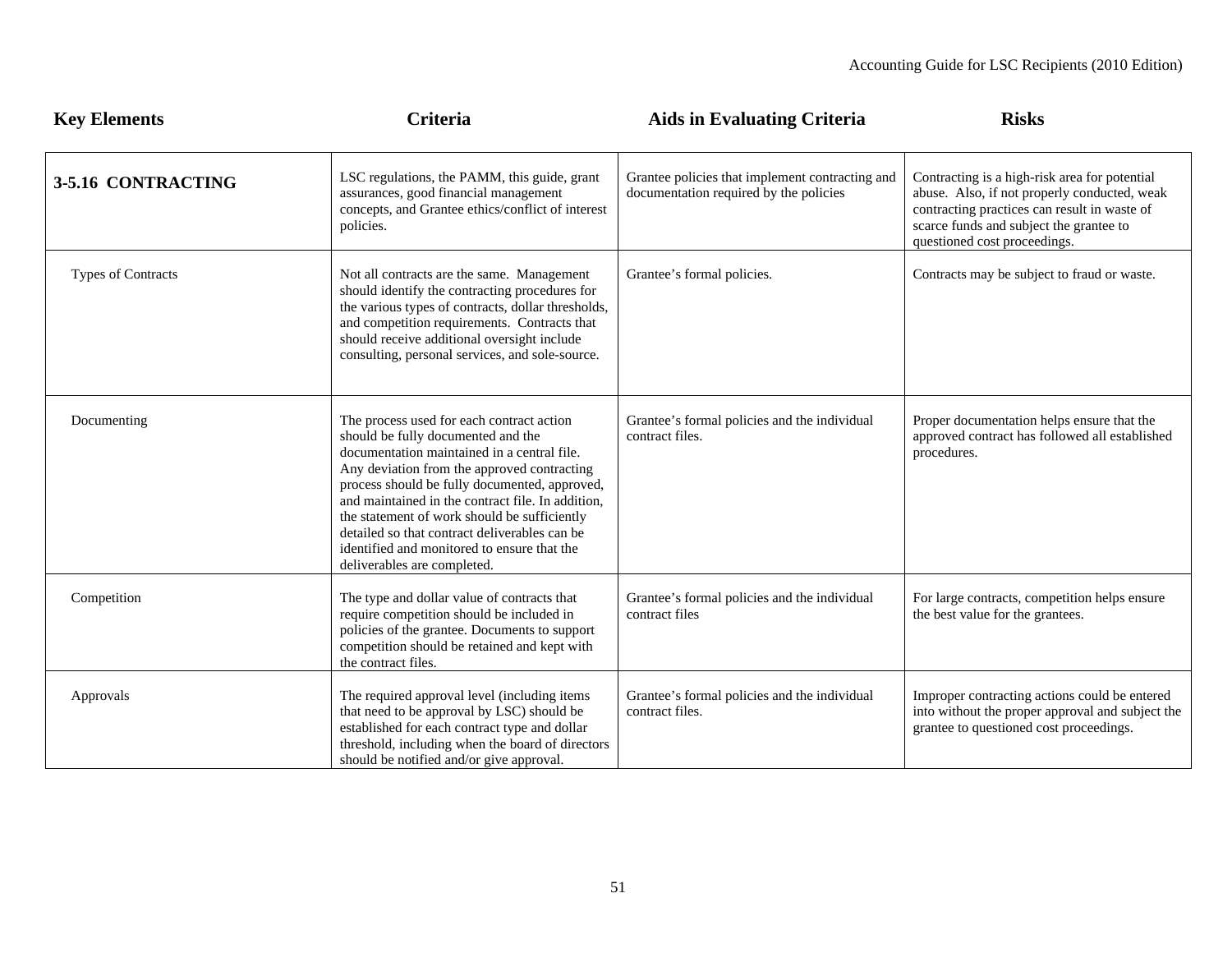| Key Elements | Criteria | Aids in Evaluating Criteria | Risks |
|---|---|---|---|
| **3-5.16 CONTRACTING** | LSC regulations, the PAMM, this guide, grant assurances, good financial management concepts, and Grantee ethics/conflict of interest policies. | Grantee policies that implement contracting and documentation required by the policies | Contracting is a high-risk area for potential abuse. Also, if not properly conducted, weak contracting practices can result in waste of scarce funds and subject the grantee to questioned cost proceedings. |
| Types of Contracts | Not all contracts are the same. Management should identify the contracting procedures for the various types of contracts, dollar thresholds, and competition requirements. Contracts that should receive additional oversight include consulting, personal services, and sole-source. | Grantee's formal policies. | Contracts may be subject to fraud or waste. |
| Documenting | The process used for each contract action should be fully documented and the documentation maintained in a central file. Any deviation from the approved contracting process should be fully documented, approved, and maintained in the contract file. In addition, the statement of work should be sufficiently detailed so that contract deliverables can be identified and monitored to ensure that the deliverables are completed. | Grantee's formal policies and the individual contract files. | Proper documentation helps ensure that the approved contract has followed all established procedures. |
| Competition | The type and dollar value of contracts that require competition should be included in policies of the grantee. Documents to support competition should be retained and kept with the contract files. | Grantee's formal policies and the individual contract files | For large contracts, competition helps ensure the best value for the grantees. |
| Approvals | The required approval level (including items that need to be approval by LSC) should be established for each contract type and dollar threshold, including when the board of directors should be notified and/or give approval. | Grantee's formal policies and the individual contract files. | Improper contracting actions could be entered into without the proper approval and subject the grantee to questioned cost proceedings. |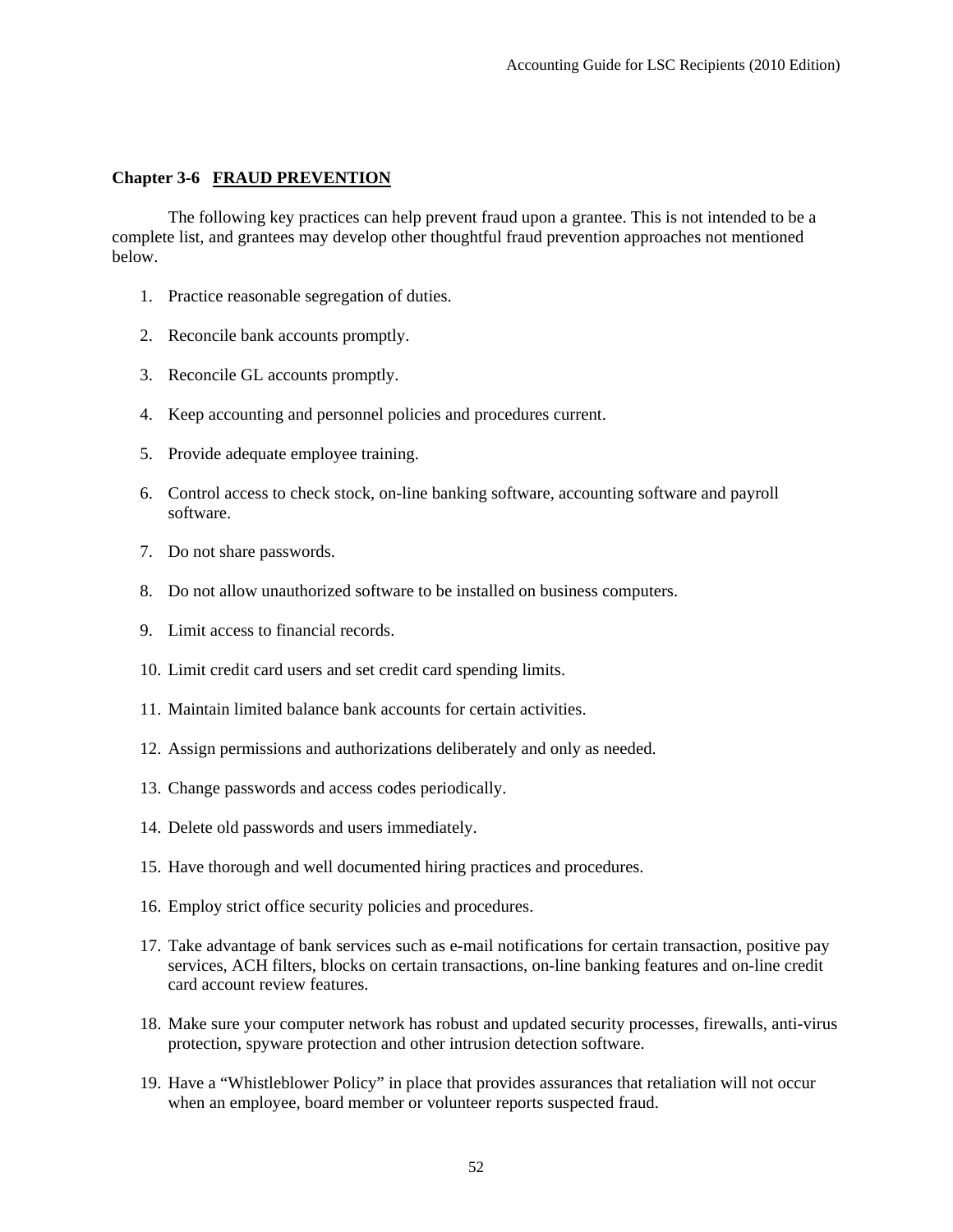## Chapter 3-6 FRAUD PREVENTION

The following key practices can help prevent fraud upon a grantee. This is not intended to be a complete list, and grantees may develop other thoughtful fraud prevention approaches not mentioned below.

1. Practice reasonable segregation of duties.
2. Reconcile bank accounts promptly.
3. Reconcile GL accounts promptly.
4. Keep accounting and personnel policies and procedures current.
5. Provide adequate employee training.
6. Control access to check stock, on-line banking software, accounting software and payroll software.
7. Do not share passwords.
8. Do not allow unauthorized software to be installed on business computers.
9. Limit access to financial records.
10. Limit credit card users and set credit card spending limits.
11. Maintain limited balance bank accounts for certain activities.
12. Assign permissions and authorizations deliberately and only as needed.
13. Change passwords and access codes periodically.
14. Delete old passwords and users immediately.
15. Have thorough and well documented hiring practices and procedures.
16. Employ strict office security policies and procedures.
17. Take advantage of bank services such as e-mail notifications for certain transaction, positive pay services, ACH filters, blocks on certain transactions, on-line banking features and on-line credit card account review features.
18. Make sure your computer network has robust and updated security processes, firewalls, anti-virus protection, spyware protection and other intrusion detection software.
19. Have a "Whistleblower Policy" in place that provides assurances that retaliation will not occur when an employee, board member or volunteer reports suspected fraud.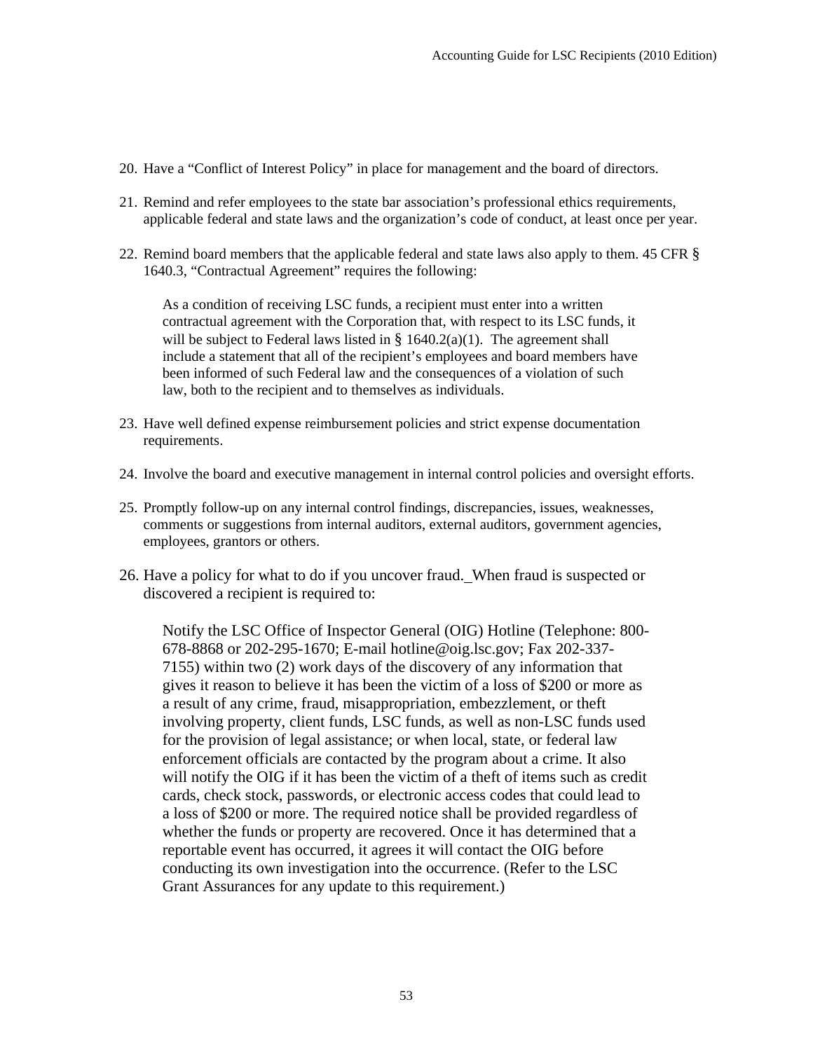20. Have a "Conflict of Interest Policy" in place for management and the board of directors.

21. Remind and refer employees to the state bar association's professional ethics requirements, applicable federal and state laws and the organization's code of conduct, at least once per year.

22. Remind board members that the applicable federal and state laws also apply to them. 45 CFR § 1640.3, "Contractual Agreement" requires the following:

    > As a condition of receiving LSC funds, a recipient must enter into a written contractual agreement with the Corporation that, with respect to its LSC funds, it will be subject to Federal laws listed in § 1640.2(a)(1). The agreement shall include a statement that all of the recipient's employees and board members have been informed of such Federal law and the consequences of a violation of such law, both to the recipient and to themselves as individuals.

23. Have well defined expense reimbursement policies and strict expense documentation requirements.

24. Involve the board and executive management in internal control policies and oversight efforts.

25. Promptly follow-up on any internal control findings, discrepancies, issues, weaknesses, comments or suggestions from internal auditors, external auditors, government agencies, employees, grantors or others.

26. Have a policy for what to do if you uncover fraud. When fraud is suspected or discovered a recipient is required to:

    > Notify the LSC Office of Inspector General (OIG) Hotline (Telephone: 800-678-8868 or 202-295-1670; E-mail hotline@oig.lsc.gov; Fax 202-337-7155) within two (2) work days of the discovery of any information that gives it reason to believe it has been the victim of a loss of $200 or more as a result of any crime, fraud, misappropriation, embezzlement, or theft involving property, client funds, LSC funds, as well as non-LSC funds used for the provision of legal assistance; or when local, state, or federal law enforcement officials are contacted by the program about a crime. It also will notify the OIG if it has been the victim of a theft of items such as credit cards, check stock, passwords, or electronic access codes that could lead to a loss of $200 or more. The required notice shall be provided regardless of whether the funds or property are recovered. Once it has determined that a reportable event has occurred, it agrees it will contact the OIG before conducting its own investigation into the occurrence. (Refer to the LSC Grant Assurances for any update to this requirement.)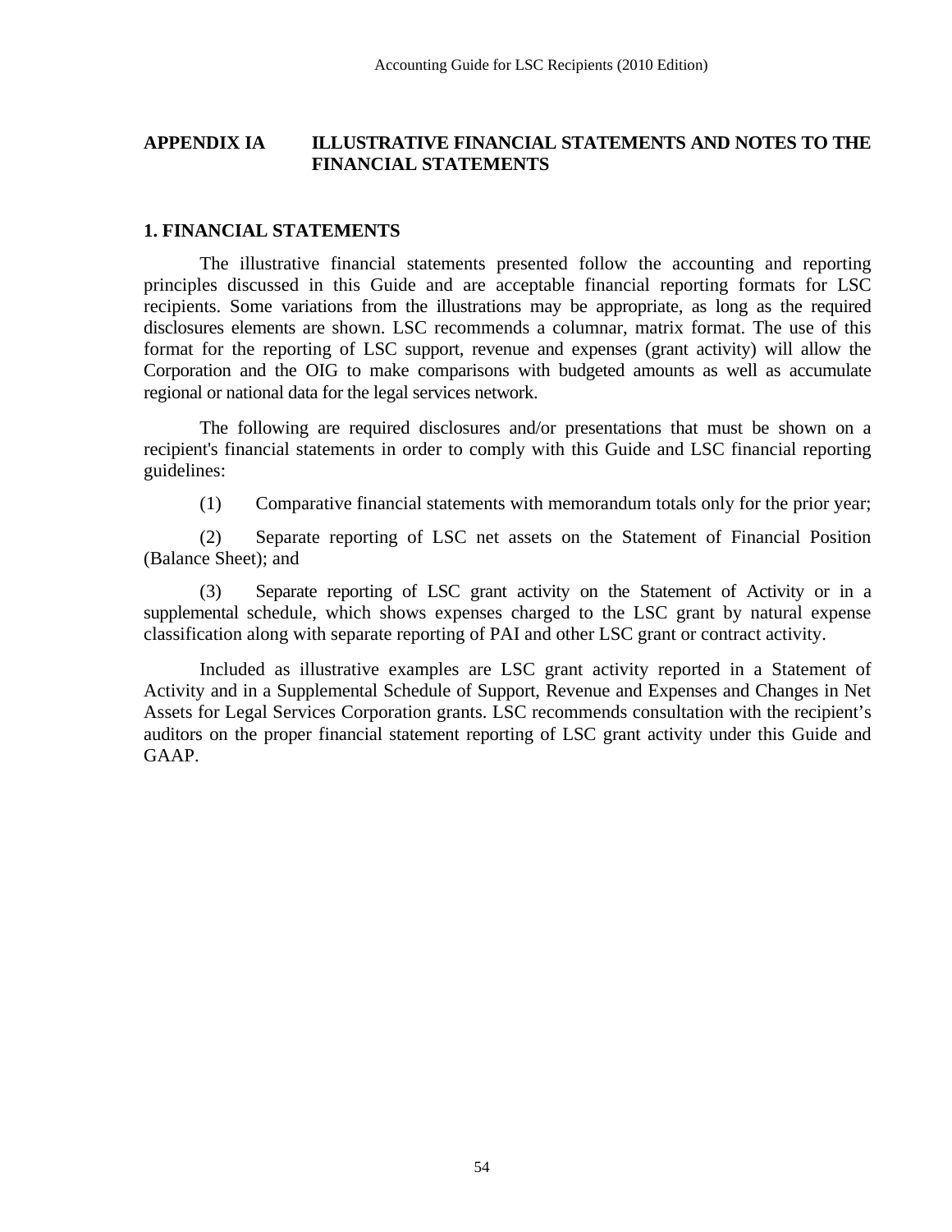## APPENDIX IA ILLUSTRATIVE FINANCIAL STATEMENTS AND NOTES TO THE FINANCIAL STATEMENTS

### 1. FINANCIAL STATEMENTS

The illustrative financial statements presented follow the accounting and reporting principles discussed in this Guide and are acceptable financial reporting formats for LSC recipients. Some variations from the illustrations may be appropriate, as long as the required disclosures elements are shown. LSC recommends a columnar, matrix format. The use of this format for the reporting of LSC support, revenue and expenses (grant activity) will allow the Corporation and the OIG to make comparisons with budgeted amounts as well as accumulate regional or national data for the legal services network.

The following are required disclosures and/or presentations that must be shown on a recipient's financial statements in order to comply with this Guide and LSC financial reporting guidelines:

(1) Comparative financial statements with memorandum totals only for the prior year;

(2) Separate reporting of LSC net assets on the Statement of Financial Position (Balance Sheet); and

(3) Separate reporting of LSC grant activity on the Statement of Activity or in a supplemental schedule, which shows expenses charged to the LSC grant by natural expense classification along with separate reporting of PAI and other LSC grant or contract activity.

Included as illustrative examples are LSC grant activity reported in a Statement of Activity and in a Supplemental Schedule of Support, Revenue and Expenses and Changes in Net Assets for Legal Services Corporation grants. LSC recommends consultation with the recipient's auditors on the proper financial statement reporting of LSC grant activity under this Guide and GAAP.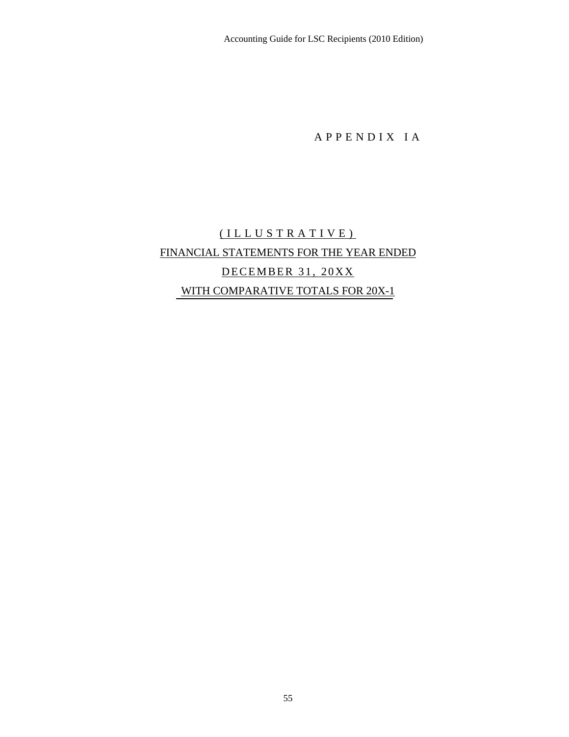# APPENDIX IA

## (ILLUSTRATIVE)
## FINANCIAL STATEMENTS FOR THE YEAR ENDED
## DECEMBER 31, 20XX
## WITH COMPARATIVE TOTALS FOR 20X-1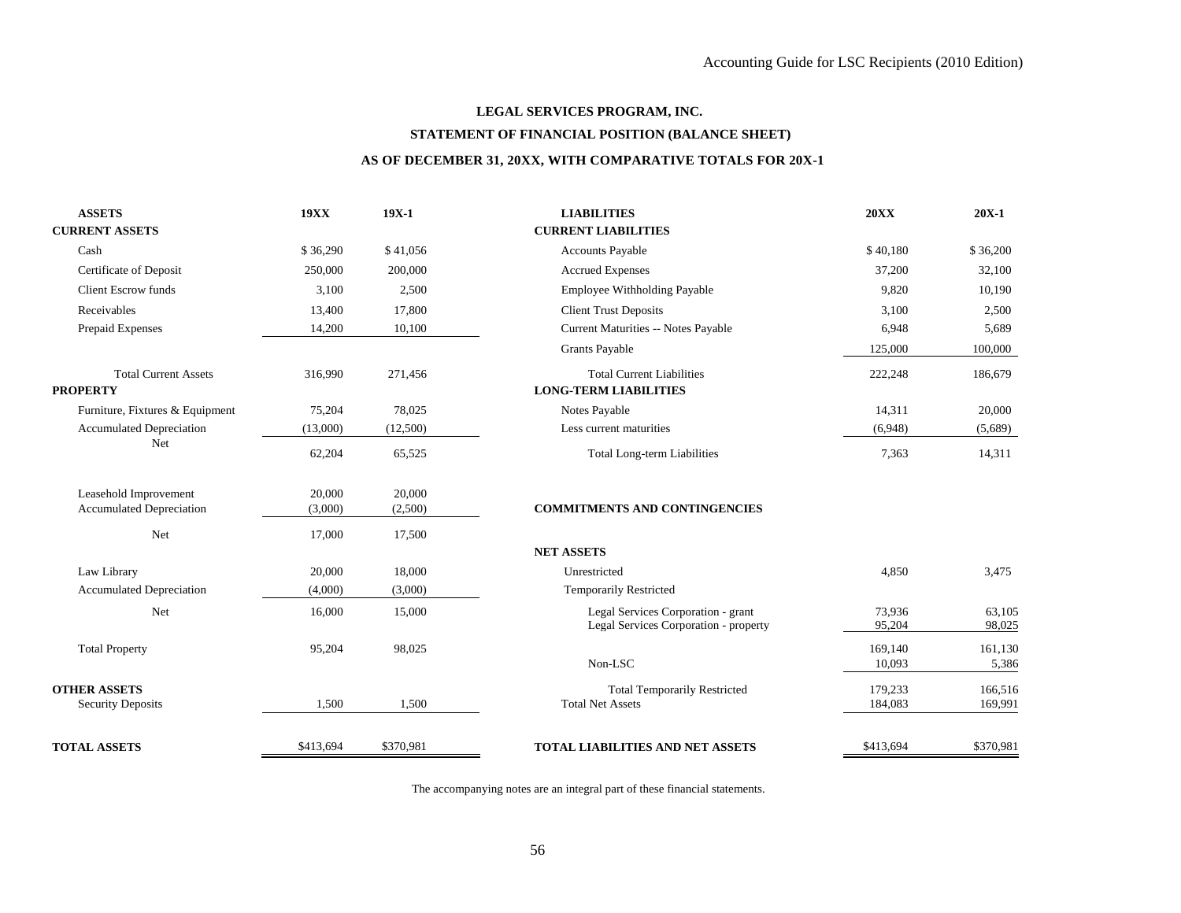**LEGAL SERVICES PROGRAM, INC.**

**STATEMENT OF FINANCIAL POSITION (BALANCE SHEET)**

**AS OF DECEMBER 31, 20XX, WITH COMPARATIVE TOTALS FOR 20X-1**

| ASSETS | 19XX | 19X-1 |
|---|---|---|
| **CURRENT ASSETS** | | |
| Cash | $ 36,290 | $ 41,056 |
| Certificate of Deposit | 250,000 | 200,000 |
| Client Escrow funds | 3,100 | 2,500 |
| Receivables | 13,400 | 17,800 |
| Prepaid Expenses | 14,200 | 10,100 |
| Total Current Assets | 316,990 | 271,456 |
| **PROPERTY** | | |
| Furniture, Fixtures & Equipment | 75,204 | 78,025 |
| Accumulated Depreciation | (13,000) | (12,500) |
| Net | 62,204 | 65,525 |
| Leasehold Improvement | 20,000 | 20,000 |
| Accumulated Depreciation | (3,000) | (2,500) |
| Net | 17,000 | 17,500 |
| Law Library | 20,000 | 18,000 |
| Accumulated Depreciation | (4,000) | (3,000) |
| Net | 16,000 | 15,000 |
| Total Property | 95,204 | 98,025 |
| **OTHER ASSETS** | | |
| Security Deposits | 1,500 | 1,500 |
| **TOTAL ASSETS** | $413,694 | $370,981 |

| LIABILITIES | 20XX | 20X-1 |
|---|---|---|
| **CURRENT LIABILITIES** | | |
| Accounts Payable | $ 40,180 | $ 36,200 |
| Accrued Expenses | 37,200 | 32,100 |
| Employee Withholding Payable | 9,820 | 10,190 |
| Client Trust Deposits | 3,100 | 2,500 |
| Current Maturities -- Notes Payable | 6,948 | 5,689 |
| Grants Payable | 125,000 | 100,000 |
| Total Current Liabilities | 222,248 | 186,679 |
| **LONG-TERM LIABILITIES** | | |
| Notes Payable | 14,311 | 20,000 |
| Less current maturities | (6,948) | (5,689) |
| Total Long-term Liabilities | 7,363 | 14,311 |
| **COMMITMENTS AND CONTINGENCIES** | | |
| **NET ASSETS** | | |
| Unrestricted | 4,850 | 3,475 |
| Temporarily Restricted | | |
| Legal Services Corporation - grant | 73,936 | 63,105 |
| Legal Services Corporation - property | 95,204 | 98,025 |
| | 169,140 | 161,130 |
| Non-LSC | 10,093 | 5,386 |
| Total Temporarily Restricted | 179,233 | 166,516 |
| Total Net Assets | 184,083 | 169,991 |
| **TOTAL LIABILITIES AND NET ASSETS** | $413,694 | $370,981 |

The accompanying notes are an integral part of these financial statements.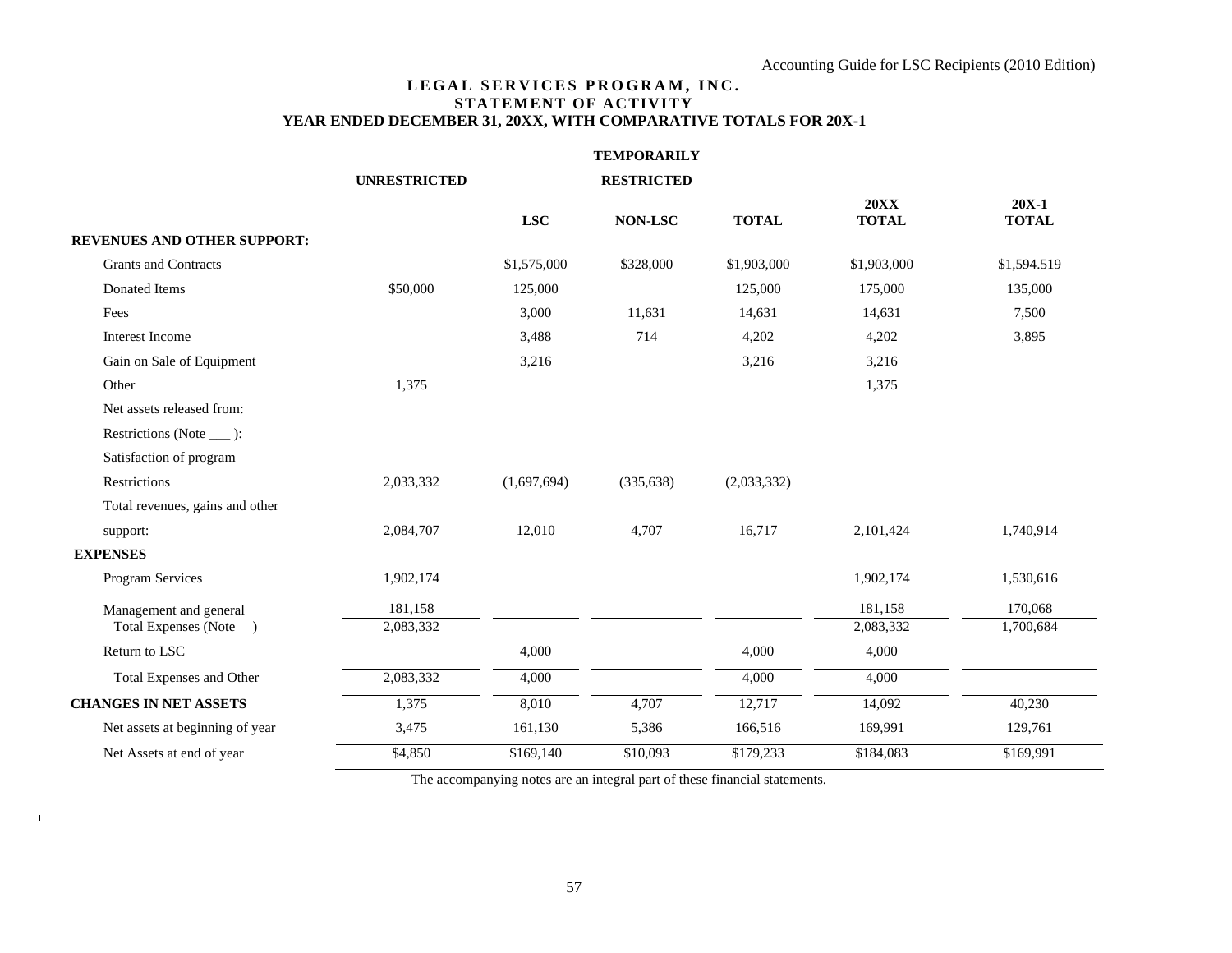**LEGAL SERVICES PROGRAM, INC.**
**STATEMENT OF ACTIVITY**
**YEAR ENDED DECEMBER 31, 20XX, WITH COMPARATIVE TOTALS FOR 20X-1**

| | UNRESTRICTED | TEMPORARILY RESTRICTED | | | | |
|---|---|---|---|---|---|---|
| | | LSC | NON-LSC | TOTAL | 20XX TOTAL | 20X-1 TOTAL |
| **REVENUES AND OTHER SUPPORT:** | | | | | | |
| Grants and Contracts | | $1,575,000 | $328,000 | $1,903,000 | $1,903,000 | $1,594.519 |
| Donated Items | $50,000 | 125,000 | | 125,000 | 175,000 | 135,000 |
| Fees | | 3,000 | 11,631 | 14,631 | 14,631 | 7,500 |
| Interest Income | | 3,488 | 714 | 4,202 | 4,202 | 3,895 |
| Gain on Sale of Equipment | | 3,216 | | 3,216 | 3,216 | |
| Other | 1,375 | | | | 1,375 | |
| Net assets released from: | | | | | | |
| Restrictions (Note ___ ): | | | | | | |
| Satisfaction of program | | | | | | |
| Restrictions | 2,033,332 | (1,697,694) | (335,638) | (2,033,332) | | |
| Total revenues, gains and other | | | | | | |
| support: | 2,084,707 | 12,010 | 4,707 | 16,717 | 2,101,424 | 1,740,914 |
| **EXPENSES** | | | | | | |
| Program Services | 1,902,174 | | | | 1,902,174 | 1,530,616 |
| Management and general | 181,158 | | | | 181,158 | 170,068 |
| Total Expenses (Note ) | 2,083,332 | | | | 2,083,332 | 1,700,684 |
| Return to LSC | | 4,000 | | 4,000 | 4,000 | |
| Total Expenses and Other | 2,083,332 | 4,000 | | 4,000 | 4,000 | |
| **CHANGES IN NET ASSETS** | 1,375 | 8,010 | 4,707 | 12,717 | 14,092 | 40,230 |
| Net assets at beginning of year | 3,475 | 161,130 | 5,386 | 166,516 | 169,991 | 129,761 |
| Net Assets at end of year | $4,850 | $169,140 | $10,093 | $179,233 | $184,083 | $169,991 |

The accompanying notes are an integral part of these financial statements.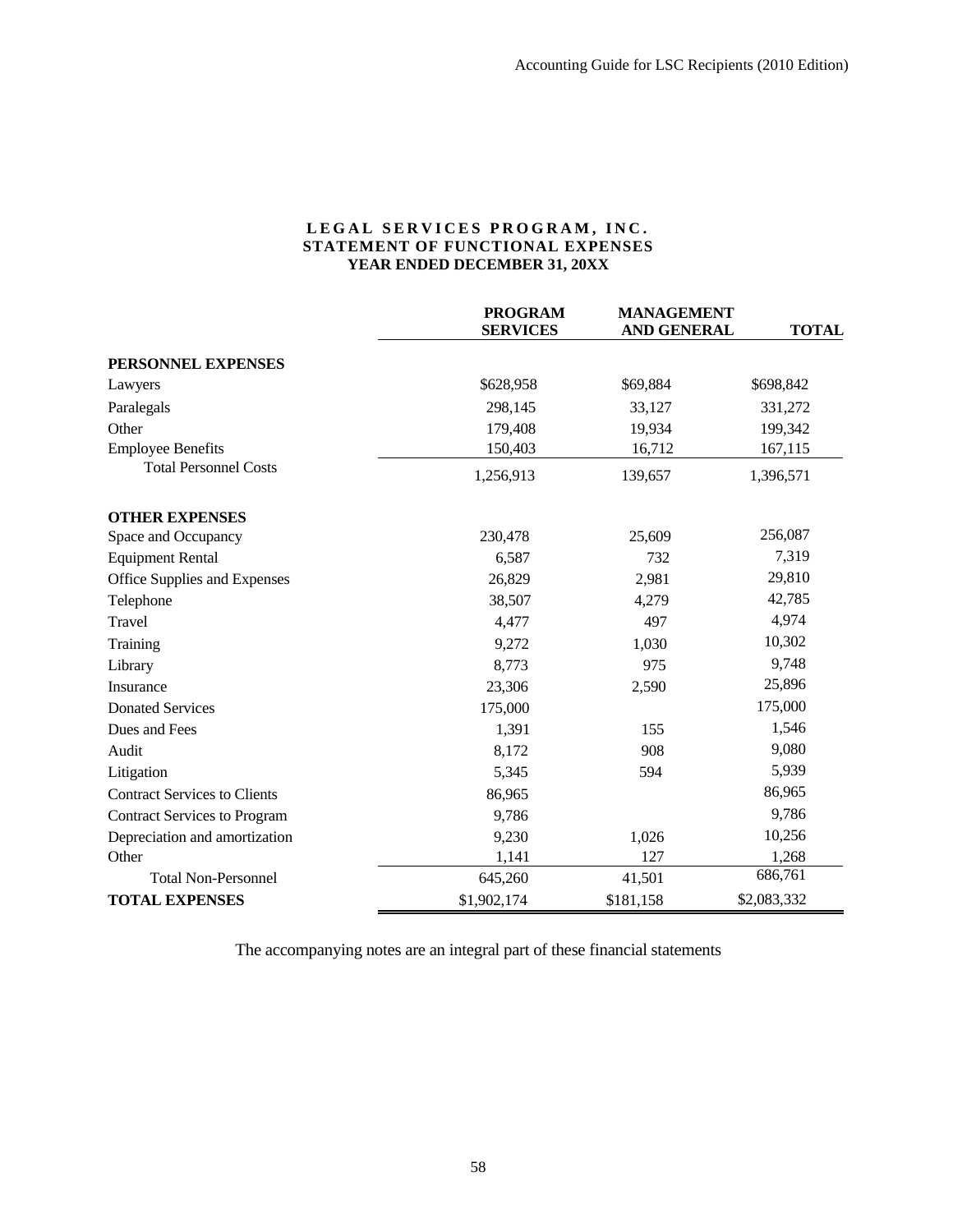**LEGAL SERVICES PROGRAM, INC.**
**STATEMENT OF FUNCTIONAL EXPENSES**
**YEAR ENDED DECEMBER 31, 20XX**

| | PROGRAM SERVICES | MANAGEMENT AND GENERAL | TOTAL |
|---|---|---|---|
| **PERSONNEL EXPENSES** | | | |
| Lawyers | $628,958 | $69,884 | $698,842 |
| Paralegals | 298,145 | 33,127 | 331,272 |
| Other | 179,408 | 19,934 | 199,342 |
| Employee Benefits | 150,403 | 16,712 | 167,115 |
| Total Personnel Costs | 1,256,913 | 139,657 | 1,396,571 |
| **OTHER EXPENSES** | | | |
| Space and Occupancy | 230,478 | 25,609 | 256,087 |
| Equipment Rental | 6,587 | 732 | 7,319 |
| Office Supplies and Expenses | 26,829 | 2,981 | 29,810 |
| Telephone | 38,507 | 4,279 | 42,785 |
| Travel | 4,477 | 497 | 4,974 |
| Training | 9,272 | 1,030 | 10,302 |
| Library | 8,773 | 975 | 9,748 |
| Insurance | 23,306 | 2,590 | 25,896 |
| Donated Services | 175,000 | | 175,000 |
| Dues and Fees | 1,391 | 155 | 1,546 |
| Audit | 8,172 | 908 | 9,080 |
| Litigation | 5,345 | 594 | 5,939 |
| Contract Services to Clients | 86,965 | | 86,965 |
| Contract Services to Program | 9,786 | | 9,786 |
| Depreciation and amortization | 9,230 | 1,026 | 10,256 |
| Other | 1,141 | 127 | 1,268 |
| Total Non-Personnel | 645,260 | 41,501 | 686,761 |
| **TOTAL EXPENSES** | $1,902,174 | $181,158 | $2,083,332 |

The accompanying notes are an integral part of these financial statements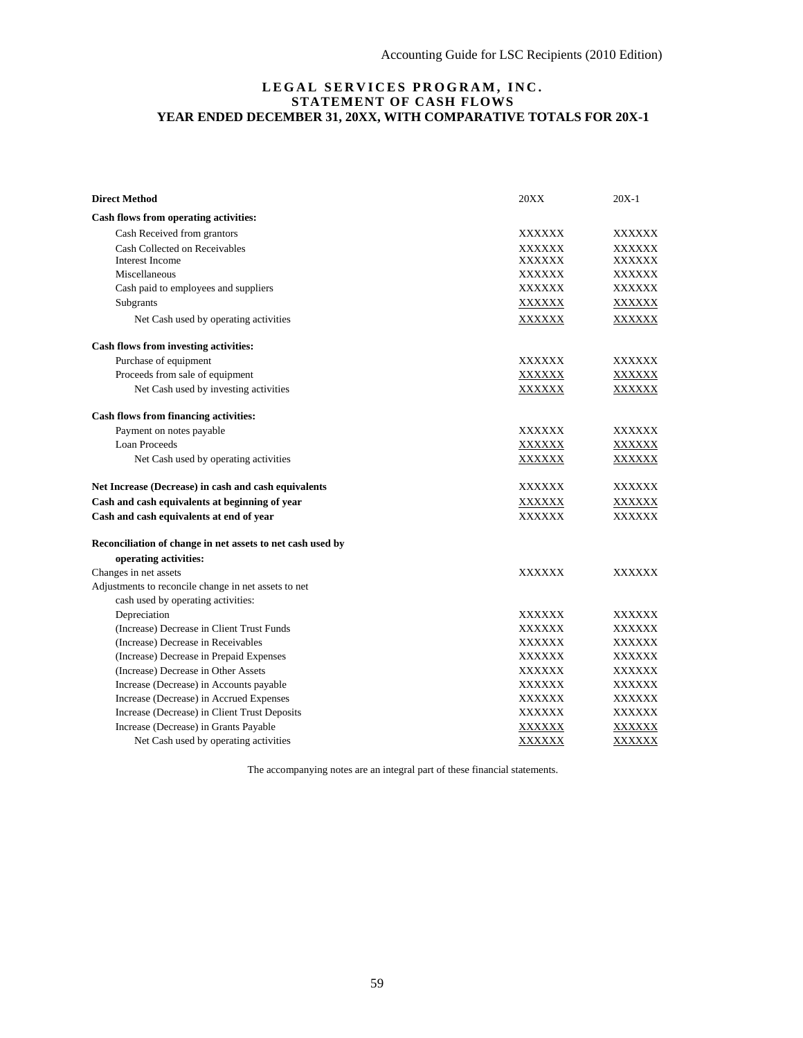**LEGAL SERVICES PROGRAM, INC.**
**STATEMENT OF CASH FLOWS**
**YEAR ENDED DECEMBER 31, 20XX, WITH COMPARATIVE TOTALS FOR 20X-1**

| **Direct Method** | 20XX | 20X-1 |
|---|---|---|
| **Cash flows from operating activities:** | | |
| Cash Received from grantors | XXXXXX | XXXXXX |
| Cash Collected on Receivables | XXXXXX | XXXXXX |
| Interest Income | XXXXXX | XXXXXX |
| Miscellaneous | XXXXXX | XXXXXX |
| Cash paid to employees and suppliers | XXXXXX | XXXXXX |
| Subgrants | XXXXXX | XXXXXX |
| Net Cash used by operating activities | XXXXXX | XXXXXX |
| **Cash flows from investing activities:** | | |
| Purchase of equipment | XXXXXX | XXXXXX |
| Proceeds from sale of equipment | XXXXXX | XXXXXX |
| Net Cash used by investing activities | XXXXXX | XXXXXX |
| **Cash flows from financing activities:** | | |
| Payment on notes payable | XXXXXX | XXXXXX |
| Loan Proceeds | XXXXXX | XXXXXX |
| Net Cash used by operating activities | XXXXXX | XXXXXX |
| **Net Increase (Decrease) in cash and cash equivalents** | XXXXXX | XXXXXX |
| **Cash and cash equivalents at beginning of year** | XXXXXX | XXXXXX |
| **Cash and cash equivalents at end of year** | XXXXXX | XXXXXX |
| **Reconciliation of change in net assets to net cash used by operating activities:** | | |
| Changes in net assets | XXXXXX | XXXXXX |
| Adjustments to reconcile change in net assets to net cash used by operating activities: | | |
| Depreciation | XXXXXX | XXXXXX |
| (Increase) Decrease in Client Trust Funds | XXXXXX | XXXXXX |
| (Increase) Decrease in Receivables | XXXXXX | XXXXXX |
| (Increase) Decrease in Prepaid Expenses | XXXXXX | XXXXXX |
| (Increase) Decrease in Other Assets | XXXXXX | XXXXXX |
| Increase (Decrease) in Accounts payable | XXXXXX | XXXXXX |
| Increase (Decrease) in Accrued Expenses | XXXXXX | XXXXXX |
| Increase (Decrease) in Client Trust Deposits | XXXXXX | XXXXXX |
| Increase (Decrease) in Grants Payable | XXXXXX | XXXXXX |
| Net Cash used by operating activities | XXXXXX | XXXXXX |

The accompanying notes are an integral part of these financial statements.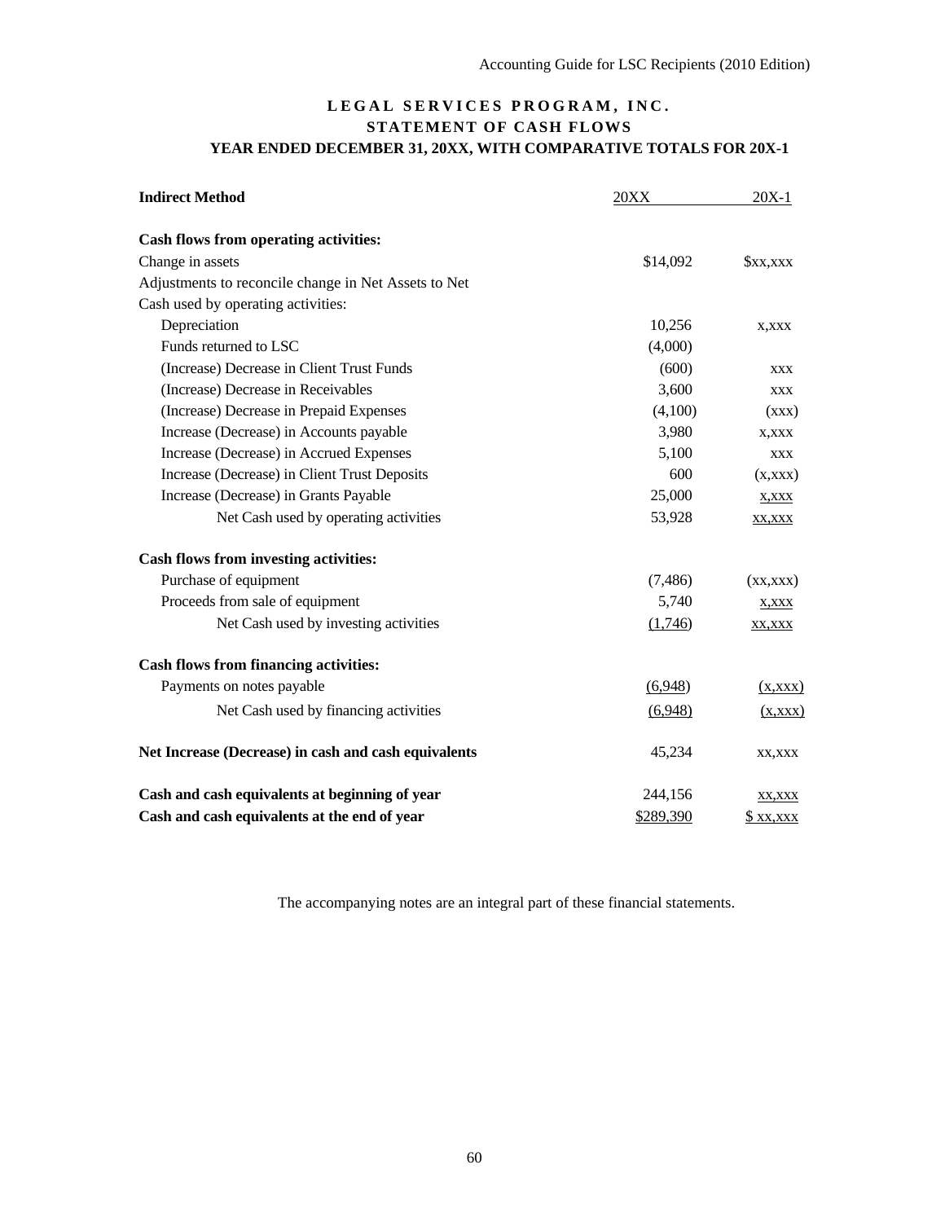# LEGAL SERVICES PROGRAM, INC.
## STATEMENT OF CASH FLOWS
### YEAR ENDED DECEMBER 31, 20XX, WITH COMPARATIVE TOTALS FOR 20X-1

| **Indirect Method** | 20XX | 20X-1 |
|---|---|---|
| **Cash flows from operating activities:** | | |
| Change in assets | $14,092 | $xx,xxx |
| Adjustments to reconcile change in Net Assets to Net Cash used by operating activities: | | |
| Depreciation | 10,256 | x,xxx |
| Funds returned to LSC | (4,000) | |
| (Increase) Decrease in Client Trust Funds | (600) | xxx |
| (Increase) Decrease in Receivables | 3,600 | xxx |
| (Increase) Decrease in Prepaid Expenses | (4,100) | (xxx) |
| Increase (Decrease) in Accounts payable | 3,980 | x,xxx |
| Increase (Decrease) in Accrued Expenses | 5,100 | xxx |
| Increase (Decrease) in Client Trust Deposits | 600 | (x,xxx) |
| Increase (Decrease) in Grants Payable | 25,000 | x,xxx |
| Net Cash used by operating activities | 53,928 | xx,xxx |
| **Cash flows from investing activities:** | | |
| Purchase of equipment | (7,486) | (xx,xxx) |
| Proceeds from sale of equipment | 5,740 | x,xxx |
| Net Cash used by investing activities | (1,746) | xx,xxx |
| **Cash flows from financing activities:** | | |
| Payments on notes payable | (6,948) | (x,xxx) |
| Net Cash used by financing activities | (6,948) | (x,xxx) |
| **Net Increase (Decrease) in cash and cash equivalents** | 45,234 | xx,xxx |
| **Cash and cash equivalents at beginning of year** | 244,156 | xx,xxx |
| **Cash and cash equivalents at the end of year** | $289,390 | $ xx,xxx |

The accompanying notes are an integral part of these financial statements.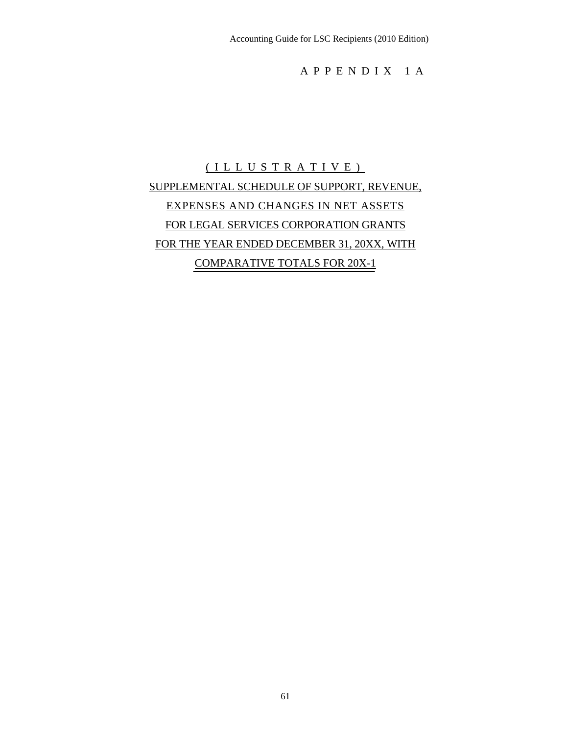# APPENDIX 1A

(ILLUSTRATIVE)

SUPPLEMENTAL SCHEDULE OF SUPPORT, REVENUE,
EXPENSES AND CHANGES IN NET ASSETS
FOR LEGAL SERVICES CORPORATION GRANTS
FOR THE YEAR ENDED DECEMBER 31, 20XX, WITH
COMPARATIVE TOTALS FOR 20X-1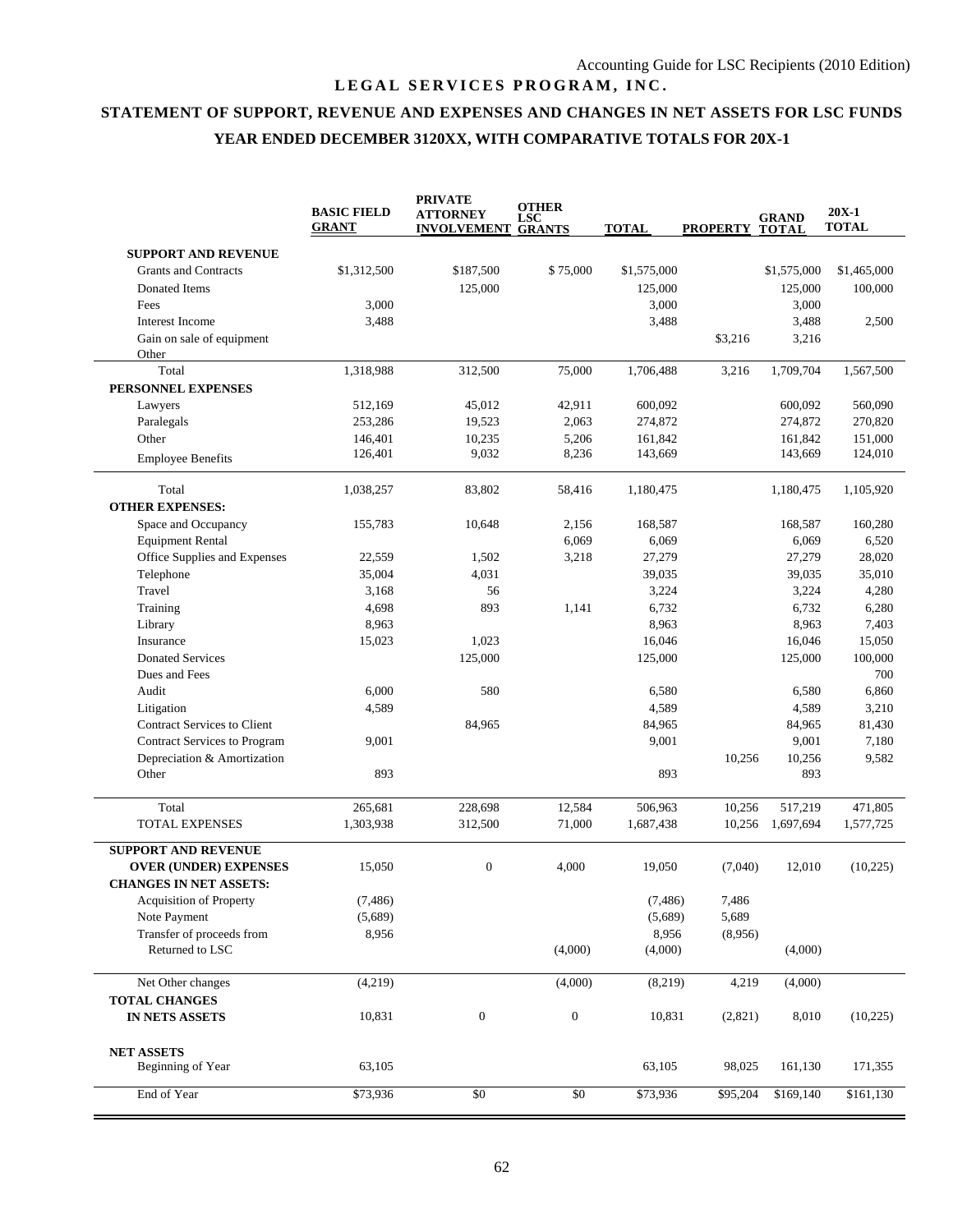# LEGAL SERVICES PROGRAM, INC.

## STATEMENT OF SUPPORT, REVENUE AND EXPENSES AND CHANGES IN NET ASSETS FOR LSC FUNDS

## YEAR ENDED DECEMBER 3120XX, WITH COMPARATIVE TOTALS FOR 20X-1

| | BASIC FIELD GRANT | PRIVATE ATTORNEY INVOLVEMENT | OTHER LSC GRANTS | TOTAL | PROPERTY | GRAND TOTAL | 20X-1 TOTAL |
|---|---|---|---|---|---|---|---|
| **SUPPORT AND REVENUE** | | | | | | | |
| Grants and Contracts | $1,312,500 | $187,500 | $ 75,000 | $1,575,000 | | $1,575,000 | $1,465,000 |
| Donated Items | | 125,000 | | 125,000 | | 125,000 | 100,000 |
| Fees | 3,000 | | | 3,000 | | 3,000 | |
| Interest Income | 3,488 | | | 3,488 | | 3,488 | 2,500 |
| Gain on sale of equipment | | | | | $3,216 | 3,216 | |
| Other | | | | | | | |
| Total | 1,318,988 | 312,500 | 75,000 | 1,706,488 | 3,216 | 1,709,704 | 1,567,500 |
| **PERSONNEL EXPENSES** | | | | | | | |
| Lawyers | 512,169 | 45,012 | 42,911 | 600,092 | | 600,092 | 560,090 |
| Paralegals | 253,286 | 19,523 | 2,063 | 274,872 | | 274,872 | 270,820 |
| Other | 146,401 | 10,235 | 5,206 | 161,842 | | 161,842 | 151,000 |
| Employee Benefits | 126,401 | 9,032 | 8,236 | 143,669 | | 143,669 | 124,010 |
| Total | 1,038,257 | 83,802 | 58,416 | 1,180,475 | | 1,180,475 | 1,105,920 |
| **OTHER EXPENSES:** | | | | | | | |
| Space and Occupancy | 155,783 | 10,648 | 2,156 | 168,587 | | 168,587 | 160,280 |
| Equipment Rental | | | 6,069 | 6,069 | | 6,069 | 6,520 |
| Office Supplies and Expenses | 22,559 | 1,502 | 3,218 | 27,279 | | 27,279 | 28,020 |
| Telephone | 35,004 | 4,031 | | 39,035 | | 39,035 | 35,010 |
| Travel | 3,168 | 56 | | 3,224 | | 3,224 | 4,280 |
| Training | 4,698 | 893 | 1,141 | 6,732 | | 6,732 | 6,280 |
| Library | 8,963 | | | 8,963 | | 8,963 | 7,403 |
| Insurance | 15,023 | 1,023 | | 16,046 | | 16,046 | 15,050 |
| Donated Services | | 125,000 | | 125,000 | | 125,000 | 100,000 |
| Dues and Fees | | | | | | | 700 |
| Audit | 6,000 | 580 | | 6,580 | | 6,580 | 6,860 |
| Litigation | 4,589 | | | 4,589 | | 4,589 | 3,210 |
| Contract Services to Client | | 84,965 | | 84,965 | | 84,965 | 81,430 |
| Contract Services to Program | 9,001 | | | 9,001 | | 9,001 | 7,180 |
| Depreciation & Amortization | | | | | 10,256 | 10,256 | 9,582 |
| Other | 893 | | | 893 | | 893 | |
| Total | 265,681 | 228,698 | 12,584 | 506,963 | 10,256 | 517,219 | 471,805 |
| TOTAL EXPENSES | 1,303,938 | 312,500 | 71,000 | 1,687,438 | 10,256 | 1,697,694 | 1,577,725 |
| **SUPPORT AND REVENUE OVER (UNDER) EXPENSES** | 15,050 | 0 | 4,000 | 19,050 | (7,040) | 12,010 | (10,225) |
| **CHANGES IN NET ASSETS:** | | | | | | | |
| Acquisition of Property | (7,486) | | | (7,486) | 7,486 | | |
| Note Payment | (5,689) | | | (5,689) | 5,689 | | |
| Transfer of proceeds from | 8,956 | | | 8,956 | (8,956) | | |
| Returned to LSC | | | (4,000) | (4,000) | | (4,000) | |
| Net Other changes | (4,219) | | (4,000) | (8,219) | 4,219 | (4,000) | |
| **TOTAL CHANGES IN NETS ASSETS** | 10,831 | 0 | 0 | 10,831 | (2,821) | 8,010 | (10,225) |
| **NET ASSETS** | | | | | | | |
| Beginning of Year | 63,105 | | | 63,105 | 98,025 | 161,130 | 171,355 |
| End of Year | $73,936 | $0 | $0 | $73,936 | $95,204 | $169,140 | $161,130 |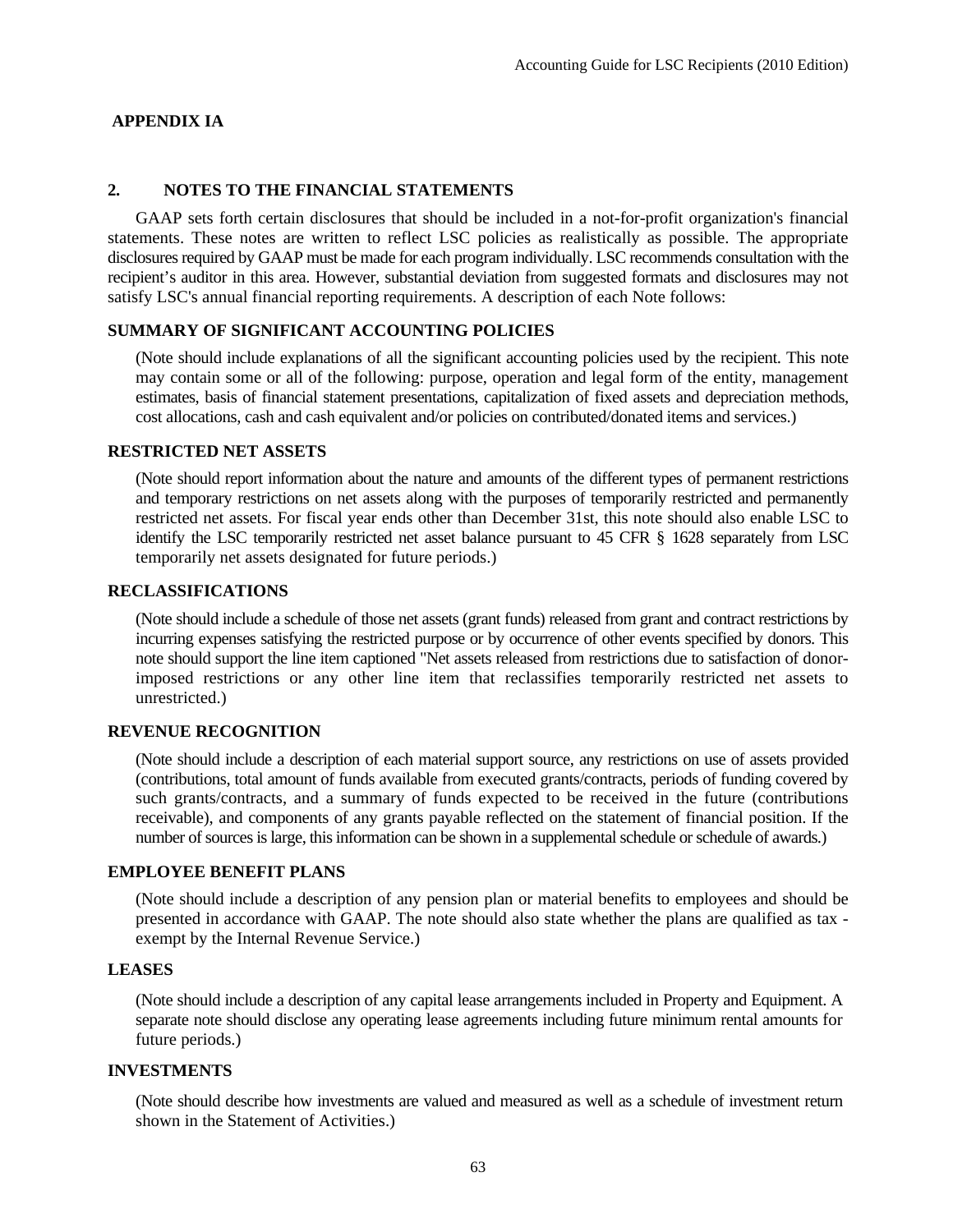## APPENDIX IA

### 2. NOTES TO THE FINANCIAL STATEMENTS

GAAP sets forth certain disclosures that should be included in a not-for-profit organization's financial statements. These notes are written to reflect LSC policies as realistically as possible. The appropriate disclosures required by GAAP must be made for each program individually. LSC recommends consultation with the recipient's auditor in this area. However, substantial deviation from suggested formats and disclosures may not satisfy LSC's annual financial reporting requirements. A description of each Note follows:

**SUMMARY OF SIGNIFICANT ACCOUNTING POLICIES**

(Note should include explanations of all the significant accounting policies used by the recipient. This note may contain some or all of the following: purpose, operation and legal form of the entity, management estimates, basis of financial statement presentations, capitalization of fixed assets and depreciation methods, cost allocations, cash and cash equivalent and/or policies on contributed/donated items and services.)

**RESTRICTED NET ASSETS**

(Note should report information about the nature and amounts of the different types of permanent restrictions and temporary restrictions on net assets along with the purposes of temporarily restricted and permanently restricted net assets. For fiscal year ends other than December 31st, this note should also enable LSC to identify the LSC temporarily restricted net asset balance pursuant to 45 CFR § 1628 separately from LSC temporarily net assets designated for future periods.)

**RECLASSIFICATIONS**

(Note should include a schedule of those net assets (grant funds) released from grant and contract restrictions by incurring expenses satisfying the restricted purpose or by occurrence of other events specified by donors. This note should support the line item captioned "Net assets released from restrictions due to satisfaction of donor-imposed restrictions or any other line item that reclassifies temporarily restricted net assets to unrestricted.)

**REVENUE RECOGNITION**

(Note should include a description of each material support source, any restrictions on use of assets provided (contributions, total amount of funds available from executed grants/contracts, periods of funding covered by such grants/contracts, and a summary of funds expected to be received in the future (contributions receivable), and components of any grants payable reflected on the statement of financial position. If the number of sources is large, this information can be shown in a supplemental schedule or schedule of awards.)

**EMPLOYEE BENEFIT PLANS**

(Note should include a description of any pension plan or material benefits to employees and should be presented in accordance with GAAP. The note should also state whether the plans are qualified as tax - exempt by the Internal Revenue Service.)

**LEASES**

(Note should include a description of any capital lease arrangements included in Property and Equipment. A separate note should disclose any operating lease agreements including future minimum rental amounts for future periods.)

**INVESTMENTS**

(Note should describe how investments are valued and measured as well as a schedule of investment return shown in the Statement of Activities.)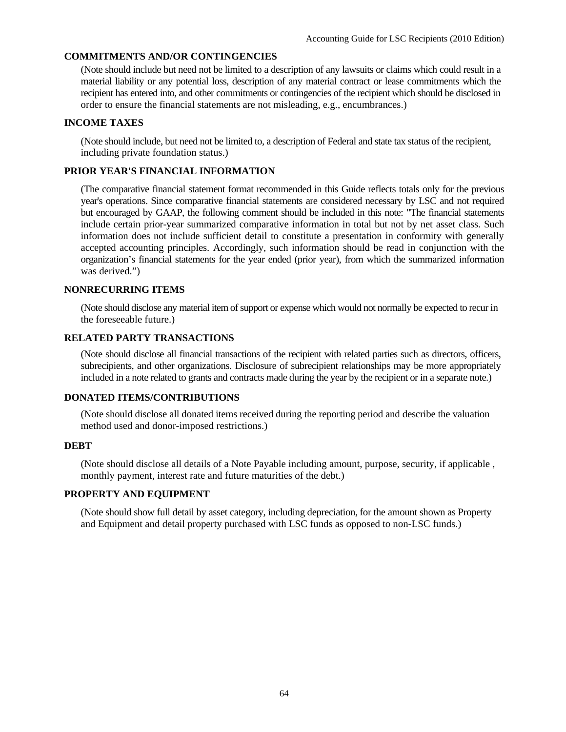### COMMITMENTS AND/OR CONTINGENCIES

(Note should include but need not be limited to a description of any lawsuits or claims which could result in a material liability or any potential loss, description of any material contract or lease commitments which the recipient has entered into, and other commitments or contingencies of the recipient which should be disclosed in order to ensure the financial statements are not misleading, e.g., encumbrances.)

### INCOME TAXES

(Note should include, but need not be limited to, a description of Federal and state tax status of the recipient, including private foundation status.)

### PRIOR YEAR'S FINANCIAL INFORMATION

(The comparative financial statement format recommended in this Guide reflects totals only for the previous year's operations. Since comparative financial statements are considered necessary by LSC and not required but encouraged by GAAP, the following comment should be included in this note: "The financial statements include certain prior-year summarized comparative information in total but not by net asset class. Such information does not include sufficient detail to constitute a presentation in conformity with generally accepted accounting principles. Accordingly, such information should be read in conjunction with the organization's financial statements for the year ended (prior year), from which the summarized information was derived.")

### NONRECURRING ITEMS

(Note should disclose any material item of support or expense which would not normally be expected to recur in the foreseeable future.)

### RELATED PARTY TRANSACTIONS

(Note should disclose all financial transactions of the recipient with related parties such as directors, officers, subrecipients, and other organizations. Disclosure of subrecipient relationships may be more appropriately included in a note related to grants and contracts made during the year by the recipient or in a separate note.)

### DONATED ITEMS/CONTRIBUTIONS

(Note should disclose all donated items received during the reporting period and describe the valuation method used and donor-imposed restrictions.)

### DEBT

(Note should disclose all details of a Note Payable including amount, purpose, security, if applicable , monthly payment, interest rate and future maturities of the debt.)

### PROPERTY AND EQUIPMENT

(Note should show full detail by asset category, including depreciation, for the amount shown as Property and Equipment and detail property purchased with LSC funds as opposed to non-LSC funds.)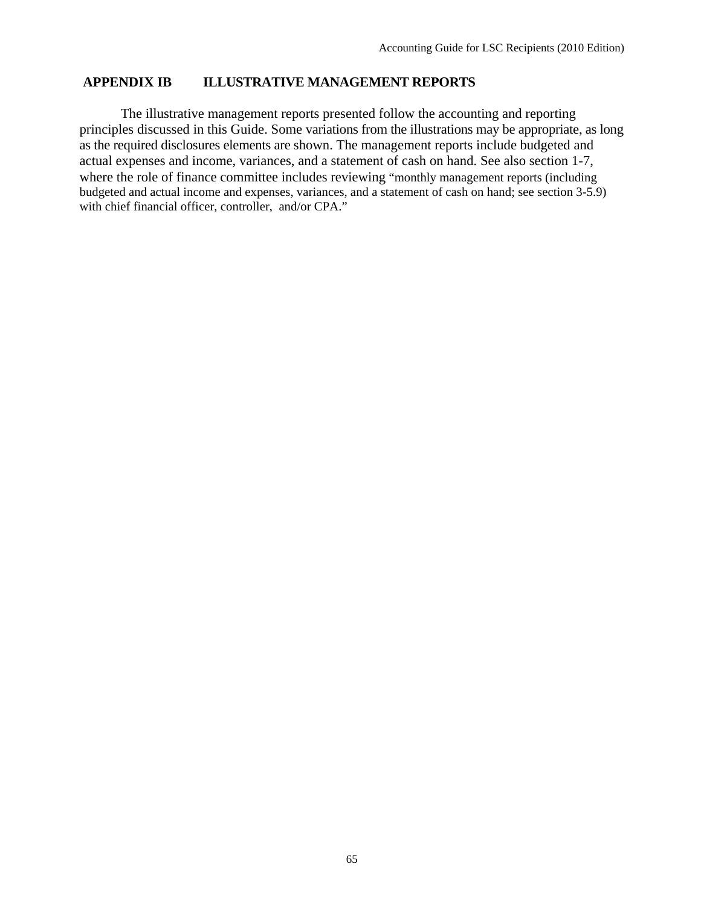## APPENDIX IB ILLUSTRATIVE MANAGEMENT REPORTS

The illustrative management reports presented follow the accounting and reporting principles discussed in this Guide. Some variations from the illustrations may be appropriate, as long as the required disclosures elements are shown. The management reports include budgeted and actual expenses and income, variances, and a statement of cash on hand. See also section 1-7, where the role of finance committee includes reviewing "monthly management reports (including budgeted and actual income and expenses, variances, and a statement of cash on hand; see section 3-5.9) with chief financial officer, controller, and/or CPA."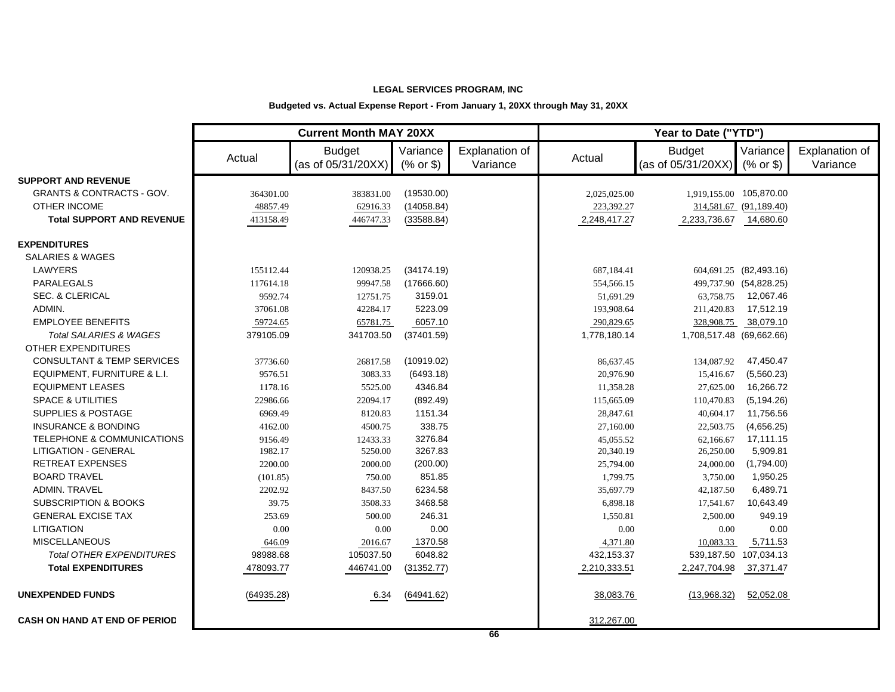**LEGAL SERVICES PROGRAM, INC**

**Budgeted vs. Actual Expense Report - From January 1, 20XX through May 31, 20XX**

| | Current Month MAY 20XX | | | | Year to Date ("YTD") | | | |
|---|---|---|---|---|---|---|---|---|
| | Actual | Budget (as of 05/31/20XX) | Variance (% or $) | Explanation of Variance | Actual | Budget (as of 05/31/20XX) | Variance (% or $) | Explanation of Variance |
| **SUPPORT AND REVENUE** | | | | | | | | |
| GRANTS & CONTRACTS - GOV. | 364301.00 | 383831.00 | (19530.00) | | 2,025,025.00 | 1,919,155.00 | 105,870.00 | |
| OTHER INCOME | 48857.49 | 62916.33 | (14058.84) | | 223,392.27 | 314,581.67 | (91,189.40) | |
| **Total SUPPORT AND REVENUE** | 413158.49 | 446747.33 | (33588.84) | | 2,248,417.27 | 2,233,736.67 | 14,680.60 | |
| **EXPENDITURES** | | | | | | | | |
| SALARIES & WAGES | | | | | | | | |
| LAWYERS | 155112.44 | 120938.25 | (34174.19) | | 687,184.41 | 604,691.25 | (82,493.16) | |
| PARALEGALS | 117614.18 | 99947.58 | (17666.60) | | 554,566.15 | 499,737.90 | (54,828.25) | |
| SEC. & CLERICAL | 9592.74 | 12751.75 | 3159.01 | | 51,691.29 | 63,758.75 | 12,067.46 | |
| ADMIN. | 37061.08 | 42284.17 | 5223.09 | | 193,908.64 | 211,420.83 | 17,512.19 | |
| EMPLOYEE BENEFITS | 59724.65 | 65781.75 | 6057.10 | | 290,829.65 | 328,908.75 | 38,079.10 | |
| *Total SALARIES & WAGES* | 379105.09 | 341703.50 | (37401.59) | | 1,778,180.14 | 1,708,517.48 | (69,662.66) | |
| OTHER EXPENDITURES | | | | | | | | |
| CONSULTANT & TEMP SERVICES | 37736.60 | 26817.58 | (10919.02) | | 86,637.45 | 134,087.92 | 47,450.47 | |
| EQUIPMENT, FURNITURE & L.I. | 9576.51 | 3083.33 | (6493.18) | | 20,976.90 | 15,416.67 | (5,560.23) | |
| EQUIPMENT LEASES | 1178.16 | 5525.00 | 4346.84 | | 11,358.28 | 27,625.00 | 16,266.72 | |
| SPACE & UTILITIES | 22986.66 | 22094.17 | (892.49) | | 115,665.09 | 110,470.83 | (5,194.26) | |
| SUPPLIES & POSTAGE | 6969.49 | 8120.83 | 1151.34 | | 28,847.61 | 40,604.17 | 11,756.56 | |
| INSURANCE & BONDING | 4162.00 | 4500.75 | 338.75 | | 27,160.00 | 22,503.75 | (4,656.25) | |
| TELEPHONE & COMMUNICATIONS | 9156.49 | 12433.33 | 3276.84 | | 45,055.52 | 62,166.67 | 17,111.15 | |
| LITIGATION - GENERAL | 1982.17 | 5250.00 | 3267.83 | | 20,340.19 | 26,250.00 | 5,909.81 | |
| RETREAT EXPENSES | 2200.00 | 2000.00 | (200.00) | | 25,794.00 | 24,000.00 | (1,794.00) | |
| BOARD TRAVEL | (101.85) | 750.00 | 851.85 | | 1,799.75 | 3,750.00 | 1,950.25 | |
| ADMIN. TRAVEL | 2202.92 | 8437.50 | 6234.58 | | 35,697.79 | 42,187.50 | 6,489.71 | |
| SUBSCRIPTION & BOOKS | 39.75 | 3508.33 | 3468.58 | | 6,898.18 | 17,541.67 | 10,643.49 | |
| GENERAL EXCISE TAX | 253.69 | 500.00 | 246.31 | | 1,550.81 | 2,500.00 | 949.19 | |
| LITIGATION | 0.00 | 0.00 | 0.00 | | 0.00 | 0.00 | 0.00 | |
| MISCELLANEOUS | 646.09 | 2016.67 | 1370.58 | | 4,371.80 | 10,083.33 | 5,711.53 | |
| *Total OTHER EXPENDITURES* | 98988.68 | 105037.50 | 6048.82 | | 432,153.37 | 539,187.50 | 107,034.13 | |
| **Total EXPENDITURES** | 478093.77 | 446741.00 | (31352.77) | | 2,210,333.51 | 2,247,704.98 | 37,371.47 | |
| **UNEXPENDED FUNDS** | (64935.28) | 6.34 | (64941.62) | | 38,083.76 | (13,968.32) | 52,052.08 | |
| **CASH ON HAND AT END OF PERIOD** | | | | | 312,267.00 | | | |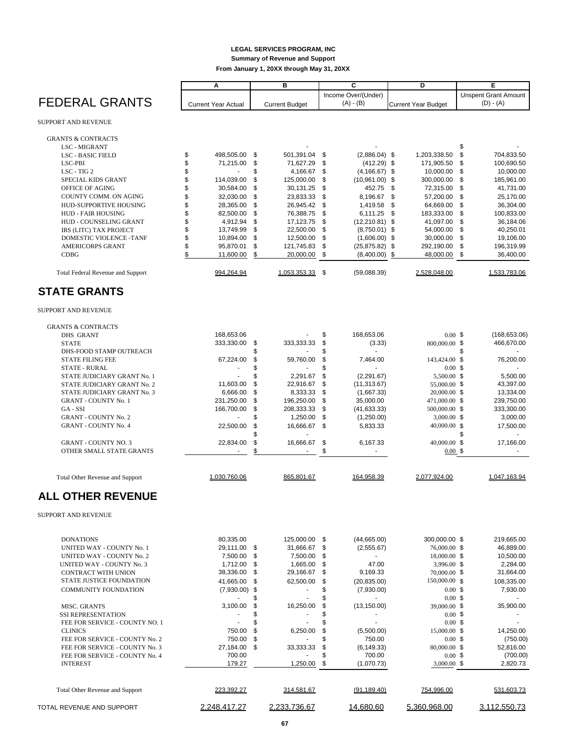**LEGAL SERVICES PROGRAM, INC**

**Summary of Revenue and Support**

**From January 1, 20XX through May 31, 20XX**

# FEDERAL GRANTS

| | A | B | C | D | E |
|---|---|---|---|---|---|
| | Current Year Actual | Current Budget | Income Over/(Under) (A) - (B) | Current Year Budget | Unspent Grant Amount (D) - (A) |
| SUPPORT AND REVENUE | | | | | |
| GRANTS & CONTRACTS | | | | | |
| LSC - MIGRANT | | - | - | | $ - |
| LSC - BASIC FIELD | $ 498,505.00 | $ 501,391.04 | $ (2,886.04) | $ 1,203,338.50 | $ 704,833.50 |
| LSC-PBI | $ 71,215.00 | $ 71,627.29 | $ (412.29) | $ 171,905.50 | $ 100,690.50 |
| LSC - TIG 2 | $ - | $ 4,166.67 | $ (4,166.67) | $ 10,000.00 | $ 10,000.00 |
| SPECIAL KIDS GRANT | $ 114,039.00 | $ 125,000.00 | $ (10,961.00) | $ 300,000.00 | $ 185,961.00 |
| OFFICE OF AGING | $ 30,584.00 | $ 30,131.25 | $ 452.75 | $ 72,315.00 | $ 41,731.00 |
| COUNTY COMM. ON AGING | $ 32,030.00 | $ 23,833.33 | $ 8,196.67 | $ 57,200.00 | $ 25,170.00 |
| HUD-SUPPORTIVE HOUSING | $ 28,365.00 | $ 26,945.42 | $ 1,419.58 | $ 64,669.00 | $ 36,304.00 |
| HUD - FAIR HOUSING | $ 82,500.00 | $ 76,388.75 | $ 6,111.25 | $ 183,333.00 | $ 100,833.00 |
| HUD - COUNSELING GRANT | $ 4,912.94 | $ 17,123.75 | $ (12,210.81) | $ 41,097.00 | $ 36,184.06 |
| IRS (LITC) TAX PROJECT | $ 13,749.99 | $ 22,500.00 | $ (8,750.01) | $ 54,000.00 | $ 40,250.01 |
| DOMESTIC VIOLENCE -TANF | $ 10,894.00 | $ 12,500.00 | $ (1,606.00) | $ 30,000.00 | $ 19,106.00 |
| AMERICORPS GRANT | $ 95,870.01 | $ 121,745.83 | $ (25,875.82) | $ 292,190.00 | $ 196,319.99 |
| CDBG | $ 11,600.00 | $ 20,000.00 | $ (8,400.00) | $ 48,000.00 | $ 36,400.00 |
| Total Federal Revenue and Support | 994,264.94 | 1,053,353.33 | $ (59,088.39) | 2,528,048.00 | 1,533,783.06 |

# STATE GRANTS

| | A | B | C | D | E |
|---|---|---|---|---|---|
| SUPPORT AND REVENUE | | | | | |
| GRANTS & CONTRACTS | | | | | |
| DHS GRANT | 168,653.06 | - | $ 168,653.06 | 0.00 | $ (168,653.06) |
| STATE | 333,330.00 | $ 333,333.33 | $ (3.33) | 800,000.00 | $ 466,670.00 |
| DHS-FOOD STAMP OUTREACH | | $ - | $ - | | $ - |
| STATE FILING FEE | 67,224.00 | $ 59,760.00 | $ 7,464.00 | 143,424.00 | $ 76,200.00 |
| STATE - RURAL | - | $ - | $ - | 0.00 | $ - |
| STATE JUDICIARY GRANT No. 1 | - | $ 2,291.67 | $ (2,291.67) | 5,500.00 | $ 5,500.00 |
| STATE JUDICIARY GRANT No. 2 | 11,603.00 | $ 22,916.67 | $ (11,313.67) | 55,000.00 | $ 43,397.00 |
| STATE JUDICIARY GRANT No. 3 | 6,666.00 | $ 8,333.33 | $ (1,667.33) | 20,000.00 | $ 13,334.00 |
| GRANT - COUNTY No. 1 | 231,250.00 | $ 196,250.00 | $ 35,000.00 | 471,000.00 | $ 239,750.00 |
| GA - SSI | 166,700.00 | $ 208,333.33 | $ (41,633.33) | 500,000.00 | $ 333,300.00 |
| GRANT - COUNTY No. 2 | - | $ 1,250.00 | $ (1,250.00) | 3,000.00 | $ 3,000.00 |
| GRANT - COUNTY No. 4 | 22,500.00 | $ 16,666.67 | $ 5,833.33 | 40,000.00 | $ 17,500.00 |
| | | $ - | | | $ - |
| GRANT - COUNTY NO. 3 | 22,834.00 | $ 16,666.67 | $ 6,167.33 | 40,000.00 | $ 17,166.00 |
| OTHER SMALL STATE GRANTS | - | $ - | $ - | 0.00 | $ - |
| Total Other Revenue and Support | 1,030,760.06 | 865,801.67 | 164,958.39 | 2,077,924.00 | 1,047,163.94 |

# ALL OTHER REVENUE

| | A | B | C | D | E |
|---|---|---|---|---|---|
| SUPPORT AND REVENUE | | | | | |
| DONATIONS | 80,335.00 | 125,000.00 | $ (44,665.00) | 300,000.00 | $ 219,665.00 |
| UNITED WAY - COUNTY No. 1 | 29,111.00 | $ 31,666.67 | $ (2,555.67) | 76,000.00 | $ 46,889.00 |
| UNITED WAY - COUNTY No. 2 | 7,500.00 | $ 7,500.00 | $ - | 18,000.00 | $ 10,500.00 |
| UNITED WAY - COUNTY No. 3 | 1,712.00 | $ 1,665.00 | $ 47.00 | 3,996.00 | $ 2,284.00 |
| CONTRACT WITH UNION | 38,336.00 | $ 29,166.67 | $ 9,169.33 | 70,000.00 | $ 31,664.00 |
| STATE JUSTICE FOUNDATION | 41,665.00 | $ 62,500.00 | $ (20,835.00) | 150,000.00 | $ 108,335.00 |
| COMMUNITY FOUNDATION | (7,930.00) | $ - | $ (7,930.00) | 0.00 | $ 7,930.00 |
| | - | $ - | $ - | 0.00 | $ - |
| MISC. GRANTS | 3,100.00 | $ 16,250.00 | $ (13,150.00) | 39,000.00 | $ 35,900.00 |
| SSI REPRESENTATION | - | $ - | $ - | 0.00 | $ - |
| FEE FOR SERVICE - COUNTY NO. 1 | - | $ - | $ - | 0.00 | $ - |
| CLINICS | 750.00 | $ 6,250.00 | $ (5,500.00) | 15,000.00 | $ 14,250.00 |
| FEE FOR SERVICE - COUNTY No. 2 | 750.00 | $ - | $ 750.00 | 0.00 | $ (750.00) |
| FEE FOR SERVICE - COUNTY No. 3 | 27,184.00 | $ 33,333.33 | $ (6,149.33) | 80,000.00 | $ 52,816.00 |
| FEE FOR SERVICE - COUNTY No. 4 | 700.00 | - | $ 700.00 | 0.00 | $ (700.00) |
| INTEREST | 179.27 | 1,250.00 | $ (1,070.73) | 3,000.00 | $ 2,820.73 |
| Total Other Revenue and Support | 223,392.27 | 314,581.67 | (91,189.40) | 754,996.00 | 531,603.73 |
| TOTAL REVENUE AND SUPPORT | 2,248,417.27 | 2,233,736.67 | 14,680.60 | 5,360,968.00 | 3,112,550.73 |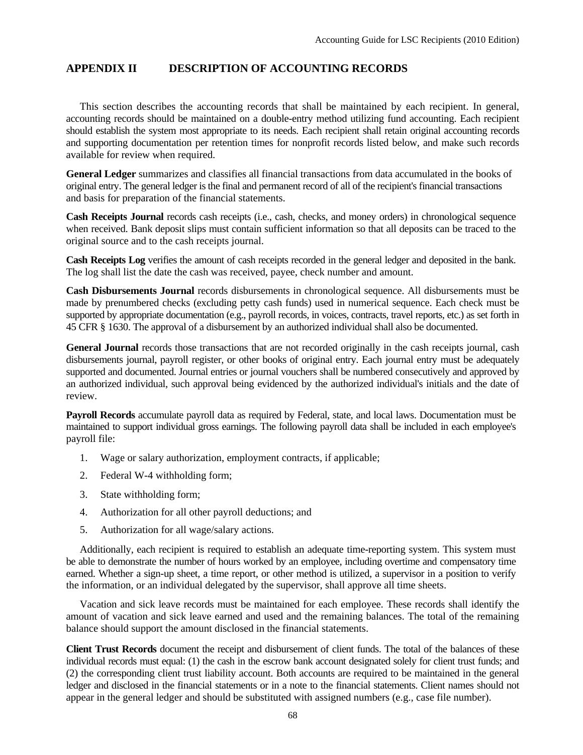## APPENDIX II DESCRIPTION OF ACCOUNTING RECORDS

This section describes the accounting records that shall be maintained by each recipient. In general, accounting records should be maintained on a double-entry method utilizing fund accounting. Each recipient should establish the system most appropriate to its needs. Each recipient shall retain original accounting records and supporting documentation per retention times for nonprofit records listed below, and make such records available for review when required.

**General Ledger** summarizes and classifies all financial transactions from data accumulated in the books of original entry. The general ledger is the final and permanent record of all of the recipient's financial transactions and basis for preparation of the financial statements.

**Cash Receipts Journal** records cash receipts (i.e., cash, checks, and money orders) in chronological sequence when received. Bank deposit slips must contain sufficient information so that all deposits can be traced to the original source and to the cash receipts journal.

**Cash Receipts Log** verifies the amount of cash receipts recorded in the general ledger and deposited in the bank. The log shall list the date the cash was received, payee, check number and amount.

**Cash Disbursements Journal** records disbursements in chronological sequence. All disbursements must be made by prenumbered checks (excluding petty cash funds) used in numerical sequence. Each check must be supported by appropriate documentation (e.g., payroll records, in voices, contracts, travel reports, etc.) as set forth in 45 CFR § 1630. The approval of a disbursement by an authorized individual shall also be documented.

**General Journal** records those transactions that are not recorded originally in the cash receipts journal, cash disbursements journal, payroll register, or other books of original entry. Each journal entry must be adequately supported and documented. Journal entries or journal vouchers shall be numbered consecutively and approved by an authorized individual, such approval being evidenced by the authorized individual's initials and the date of review.

**Payroll Records** accumulate payroll data as required by Federal, state, and local laws. Documentation must be maintained to support individual gross earnings. The following payroll data shall be included in each employee's payroll file:

1. Wage or salary authorization, employment contracts, if applicable;
2. Federal W-4 withholding form;
3. State withholding form;
4. Authorization for all other payroll deductions; and
5. Authorization for all wage/salary actions.

Additionally, each recipient is required to establish an adequate time-reporting system. This system must be able to demonstrate the number of hours worked by an employee, including overtime and compensatory time earned. Whether a sign-up sheet, a time report, or other method is utilized, a supervisor in a position to verify the information, or an individual delegated by the supervisor, shall approve all time sheets.

Vacation and sick leave records must be maintained for each employee. These records shall identify the amount of vacation and sick leave earned and used and the remaining balances. The total of the remaining balance should support the amount disclosed in the financial statements.

**Client Trust Records** document the receipt and disbursement of client funds. The total of the balances of these individual records must equal: (1) the cash in the escrow bank account designated solely for client trust funds; and (2) the corresponding client trust liability account. Both accounts are required to be maintained in the general ledger and disclosed in the financial statements or in a note to the financial statements. Client names should not appear in the general ledger and should be substituted with assigned numbers (e.g., case file number).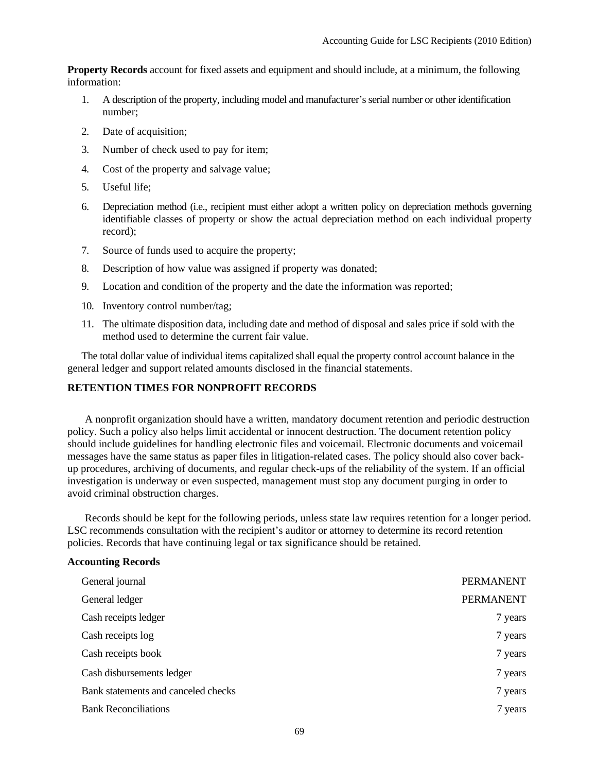**Property Records** account for fixed assets and equipment and should include, at a minimum, the following information:

1. A description of the property, including model and manufacturer's serial number or other identification number;
2. Date of acquisition;
3. Number of check used to pay for item;
4. Cost of the property and salvage value;
5. Useful life;
6. Depreciation method (i.e., recipient must either adopt a written policy on depreciation methods governing identifiable classes of property or show the actual depreciation method on each individual property record);
7. Source of funds used to acquire the property;
8. Description of how value was assigned if property was donated;
9. Location and condition of the property and the date the information was reported;
10. Inventory control number/tag;
11. The ultimate disposition data, including date and method of disposal and sales price if sold with the method used to determine the current fair value.

The total dollar value of individual items capitalized shall equal the property control account balance in the general ledger and support related amounts disclosed in the financial statements.

## RETENTION TIMES FOR NONPROFIT RECORDS

A nonprofit organization should have a written, mandatory document retention and periodic destruction policy. Such a policy also helps limit accidental or innocent destruction. The document retention policy should include guidelines for handling electronic files and voicemail. Electronic documents and voicemail messages have the same status as paper files in litigation-related cases. The policy should also cover back-up procedures, archiving of documents, and regular check-ups of the reliability of the system. If an official investigation is underway or even suspected, management must stop any document purging in order to avoid criminal obstruction charges.

Records should be kept for the following periods, unless state law requires retention for a longer period. LSC recommends consultation with the recipient's auditor or attorney to determine its record retention policies. Records that have continuing legal or tax significance should be retained.

**Accounting Records**

| | |
|---|---|
| General journal | PERMANENT |
| General ledger | PERMANENT |
| Cash receipts ledger | 7 years |
| Cash receipts log | 7 years |
| Cash receipts book | 7 years |
| Cash disbursements ledger | 7 years |
| Bank statements and canceled checks | 7 years |
| Bank Reconciliations | 7 years |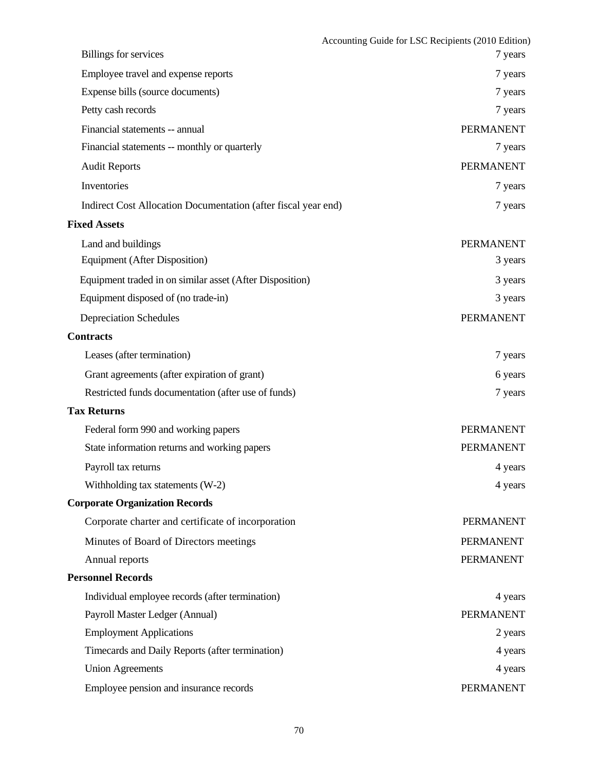| Record | Retention Period |
|---|---|
| Billings for services | 7 years |
| Employee travel and expense reports | 7 years |
| Expense bills (source documents) | 7 years |
| Petty cash records | 7 years |
| Financial statements -- annual | PERMANENT |
| Financial statements -- monthly or quarterly | 7 years |
| Audit Reports | PERMANENT |
| Inventories | 7 years |
| Indirect Cost Allocation Documentation (after fiscal year end) | 7 years |
| **Fixed Assets** | |
| Land and buildings | PERMANENT |
| Equipment (After Disposition) | 3 years |
| Equipment traded in on similar asset (After Disposition) | 3 years |
| Equipment disposed of (no trade-in) | 3 years |
| Depreciation Schedules | PERMANENT |
| **Contracts** | |
| Leases (after termination) | 7 years |
| Grant agreements (after expiration of grant) | 6 years |
| Restricted funds documentation (after use of funds) | 7 years |
| **Tax Returns** | |
| Federal form 990 and working papers | PERMANENT |
| State information returns and working papers | PERMANENT |
| Payroll tax returns | 4 years |
| Withholding tax statements (W-2) | 4 years |
| **Corporate Organization Records** | |
| Corporate charter and certificate of incorporation | PERMANENT |
| Minutes of Board of Directors meetings | PERMANENT |
| Annual reports | PERMANENT |
| **Personnel Records** | |
| Individual employee records (after termination) | 4 years |
| Payroll Master Ledger (Annual) | PERMANENT |
| Employment Applications | 2 years |
| Timecards and Daily Reports (after termination) | 4 years |
| Union Agreements | 4 years |
| Employee pension and insurance records | PERMANENT |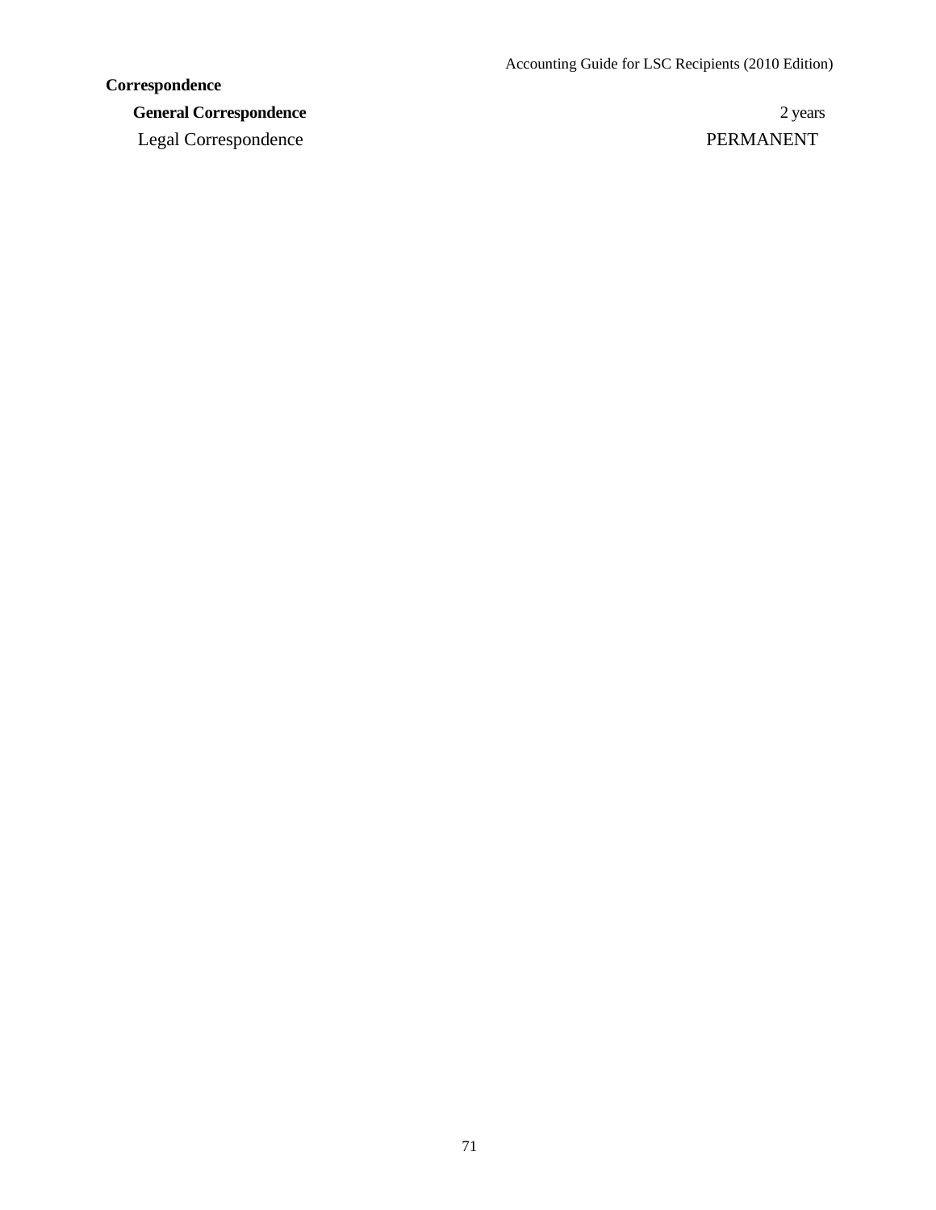**Correspondence**

| | |
|---|---|
| **General Correspondence** | 2 years |
| Legal Correspondence | PERMANENT |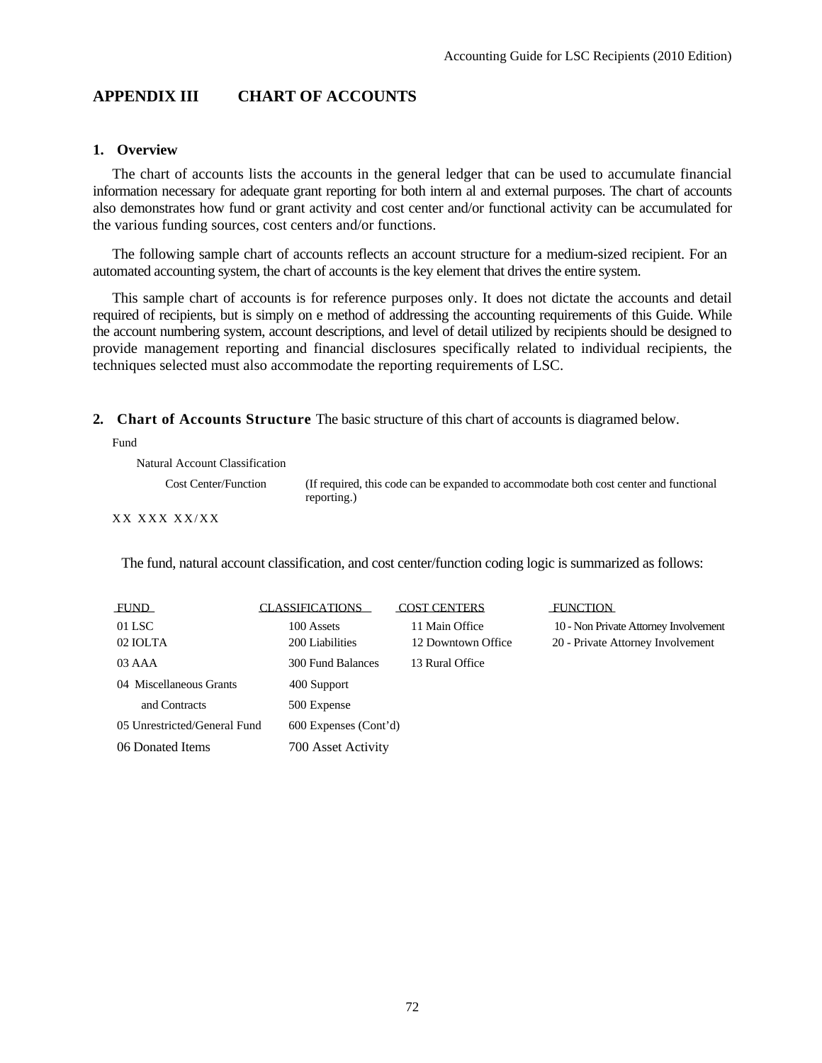## APPENDIX III CHART OF ACCOUNTS

### 1. Overview

The chart of accounts lists the accounts in the general ledger that can be used to accumulate financial information necessary for adequate grant reporting for both intern al and external purposes. The chart of accounts also demonstrates how fund or grant activity and cost center and/or functional activity can be accumulated for the various funding sources, cost centers and/or functions.

The following sample chart of accounts reflects an account structure for a medium-sized recipient. For an automated accounting system, the chart of accounts is the key element that drives the entire system.

This sample chart of accounts is for reference purposes only. It does not dictate the accounts and detail required of recipients, but is simply on e method of addressing the accounting requirements of this Guide. While the account numbering system, account descriptions, and level of detail utilized by recipients should be designed to provide management reporting and financial disclosures specifically related to individual recipients, the techniques selected must also accommodate the reporting requirements of LSC.

### 2. Chart of Accounts Structure

The basic structure of this chart of accounts is diagramed below.

Fund

Natural Account Classification

Cost Center/Function (If required, this code can be expanded to accommodate both cost center and functional reporting.)

XX XXX XX/XX

The fund, natural account classification, and cost center/function coding logic is summarized as follows:

| FUND | CLASSIFICATIONS | COST CENTERS | FUNCTION |
|---|---|---|---|
| 01 LSC | 100 Assets | 11 Main Office | 10 - Non Private Attorney Involvement |
| 02 IOLTA | 200 Liabilities | 12 Downtown Office | 20 - Private Attorney Involvement |
| 03 AAA | 300 Fund Balances | 13 Rural Office | |
| 04 Miscellaneous Grants and Contracts | 400 Support | | |
| | 500 Expense | | |
| 05 Unrestricted/General Fund | 600 Expenses (Cont'd) | | |
| 06 Donated Items | 700 Asset Activity | | |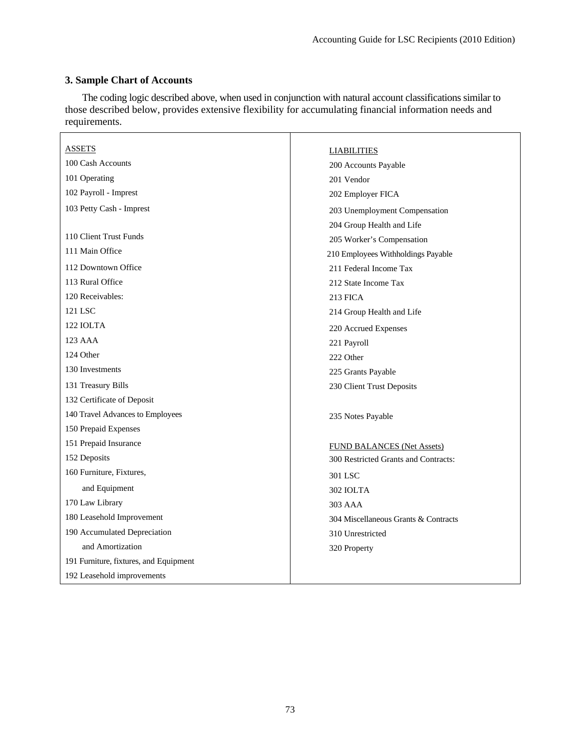### 3. Sample Chart of Accounts

The coding logic described above, when used in conjunction with natural account classifications similar to those described below, provides extensive flexibility for accumulating financial information needs and requirements.

| ASSETS | LIABILITIES |
|---|---|
| 100 Cash Accounts | 200 Accounts Payable |
| 101 Operating | 201 Vendor |
| 102 Payroll - Imprest | 202 Employer FICA |
| 103 Petty Cash - Imprest | 203 Unemployment Compensation |
| | 204 Group Health and Life |
| 110 Client Trust Funds | 205 Worker's Compensation |
| 111 Main Office | 210 Employees Withholdings Payable |
| 112 Downtown Office | 211 Federal Income Tax |
| 113 Rural Office | 212 State Income Tax |
| 120 Receivables: | 213 FICA |
| 121 LSC | 214 Group Health and Life |
| 122 IOLTA | 220 Accrued Expenses |
| 123 AAA | 221 Payroll |
| 124 Other | 222 Other |
| 130 Investments | 225 Grants Payable |
| 131 Treasury Bills | 230 Client Trust Deposits |
| 132 Certificate of Deposit | |
| 140 Travel Advances to Employees | 235 Notes Payable |
| 150 Prepaid Expenses | |
| 151 Prepaid Insurance | FUND BALANCES (Net Assets) |
| 152 Deposits | 300 Restricted Grants and Contracts: |
| 160 Furniture, Fixtures, and Equipment | 301 LSC |
| | 302 IOLTA |
| 170 Law Library | 303 AAA |
| 180 Leasehold Improvement | 304 Miscellaneous Grants & Contracts |
| 190 Accumulated Depreciation and Amortization | 310 Unrestricted |
| | 320 Property |
| 191 Furniture, fixtures, and Equipment | |
| 192 Leasehold improvements | |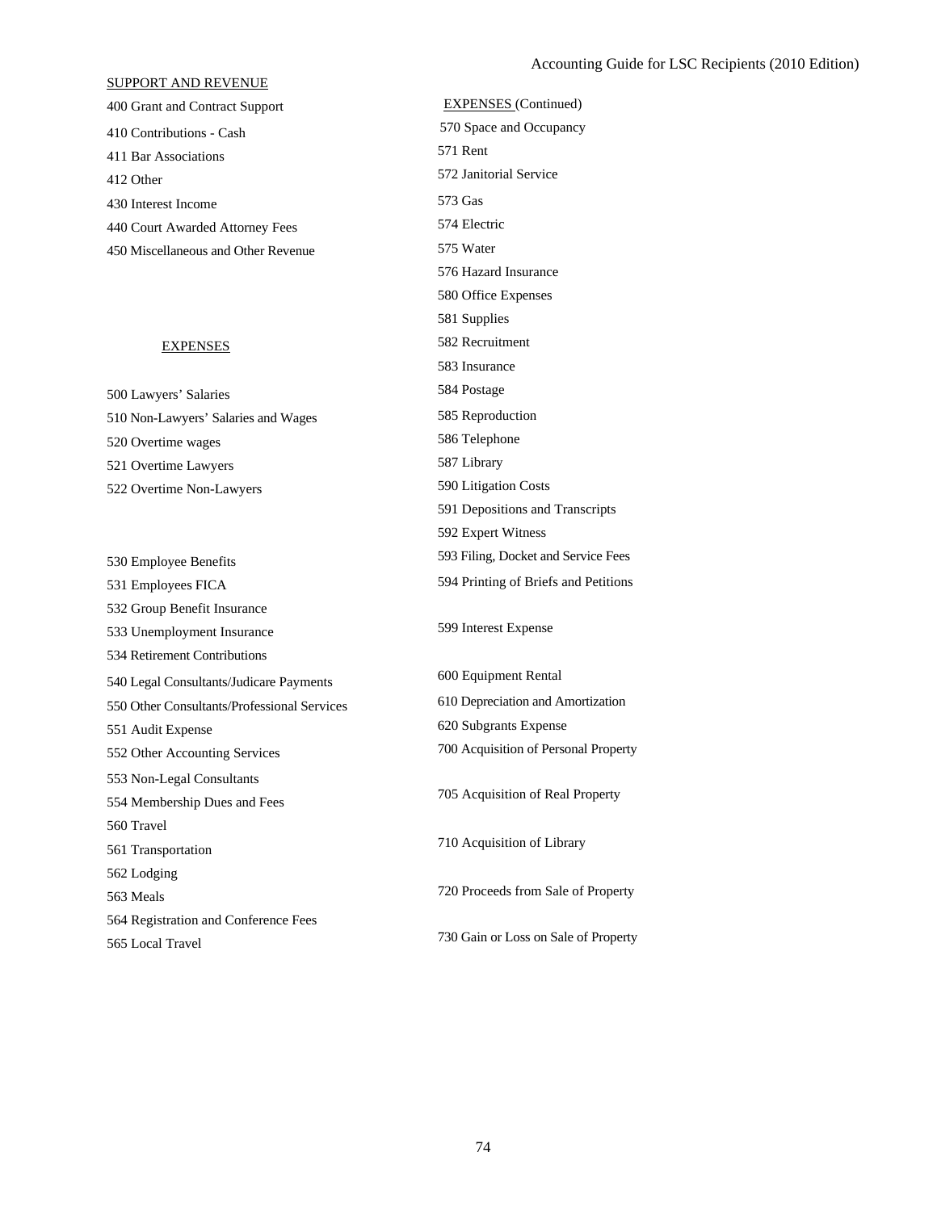SUPPORT AND REVENUE

400 Grant and Contract Support

410 Contributions - Cash

411 Bar Associations

412 Other

430 Interest Income

440 Court Awarded Attorney Fees

450 Miscellaneous and Other Revenue

EXPENSES

500 Lawyers' Salaries

510 Non-Lawyers' Salaries and Wages

520 Overtime wages

521 Overtime Lawyers

522 Overtime Non-Lawyers

530 Employee Benefits

531 Employees FICA

532 Group Benefit Insurance

533 Unemployment Insurance

534 Retirement Contributions

540 Legal Consultants/Judicare Payments

550 Other Consultants/Professional Services

551 Audit Expense

552 Other Accounting Services

553 Non-Legal Consultants

554 Membership Dues and Fees

560 Travel

561 Transportation

562 Lodging

563 Meals

564 Registration and Conference Fees

565 Local Travel

EXPENSES (Continued)

570 Space and Occupancy

571 Rent

572 Janitorial Service

573 Gas

574 Electric

575 Water

576 Hazard Insurance

580 Office Expenses

581 Supplies

582 Recruitment

583 Insurance

584 Postage

585 Reproduction

586 Telephone

587 Library

590 Litigation Costs

591 Depositions and Transcripts

592 Expert Witness

593 Filing, Docket and Service Fees

594 Printing of Briefs and Petitions

599 Interest Expense

600 Equipment Rental

610 Depreciation and Amortization

620 Subgrants Expense

700 Acquisition of Personal Property

705 Acquisition of Real Property

710 Acquisition of Library

720 Proceeds from Sale of Property

730 Gain or Loss on Sale of Property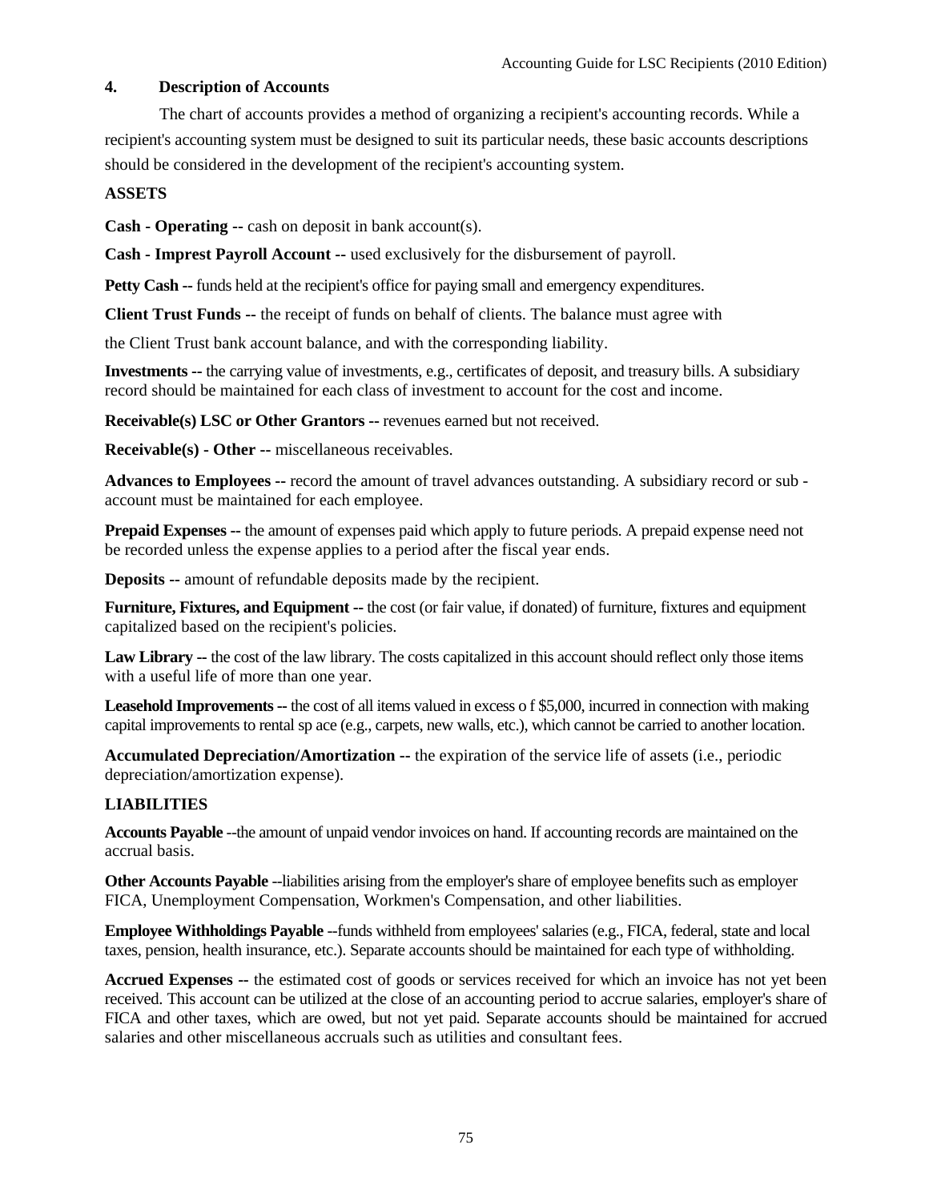## 4. Description of Accounts

The chart of accounts provides a method of organizing a recipient's accounting records. While a recipient's accounting system must be designed to suit its particular needs, these basic accounts descriptions should be considered in the development of the recipient's accounting system.

**ASSETS**

**Cash - Operating --** cash on deposit in bank account(s).

**Cash - Impress Payroll Account --** used exclusively for the disbursement of payroll.

**Petty Cash --** funds held at the recipient's office for paying small and emergency expenditures.

**Client Trust Funds --** the receipt of funds on behalf of clients. The balance must agree with the Client Trust bank account balance, and with the corresponding liability.

**Investments --** the carrying value of investments, e.g., certificates of deposit, and treasury bills. A subsidiary record should be maintained for each class of investment to account for the cost and income.

**Receivable(s) LSC or Other Grantors --** revenues earned but not received.

**Receivable(s) - Other --** miscellaneous receivables.

**Advances to Employees --** record the amount of travel advances outstanding. A subsidiary record or sub - account must be maintained for each employee.

**Prepaid Expenses --** the amount of expenses paid which apply to future periods. A prepaid expense need not be recorded unless the expense applies to a period after the fiscal year ends.

**Deposits --** amount of refundable deposits made by the recipient.

**Furniture, Fixtures, and Equipment --** the cost (or fair value, if donated) of furniture, fixtures and equipment capitalized based on the recipient's policies.

**Law Library --** the cost of the law library. The costs capitalized in this account should reflect only those items with a useful life of more than one year.

**Leasehold Improvements --** the cost of all items valued in excess o f $5,000, incurred in connection with making capital improvements to rental sp ace (e.g., carpets, new walls, etc.), which cannot be carried to another location.

**Accumulated Depreciation/Amortization --** the expiration of the service life of assets (i.e., periodic depreciation/amortization expense).

**LIABILITIES**

**Accounts Payable** --the amount of unpaid vendor invoices on hand. If accounting records are maintained on the accrual basis.

**Other Accounts Payable** --liabilities arising from the employer's share of employee benefits such as employer FICA, Unemployment Compensation, Workmen's Compensation, and other liabilities.

**Employee Withholdings Payable** --funds withheld from employees' salaries (e.g., FICA, federal, state and local taxes, pension, health insurance, etc.). Separate accounts should be maintained for each type of withholding.

**Accrued Expenses --** the estimated cost of goods or services received for which an invoice has not yet been received. This account can be utilized at the close of an accounting period to accrue salaries, employer's share of FICA and other taxes, which are owed, but not yet paid. Separate accounts should be maintained for accrued salaries and other miscellaneous accruals such as utilities and consultant fees.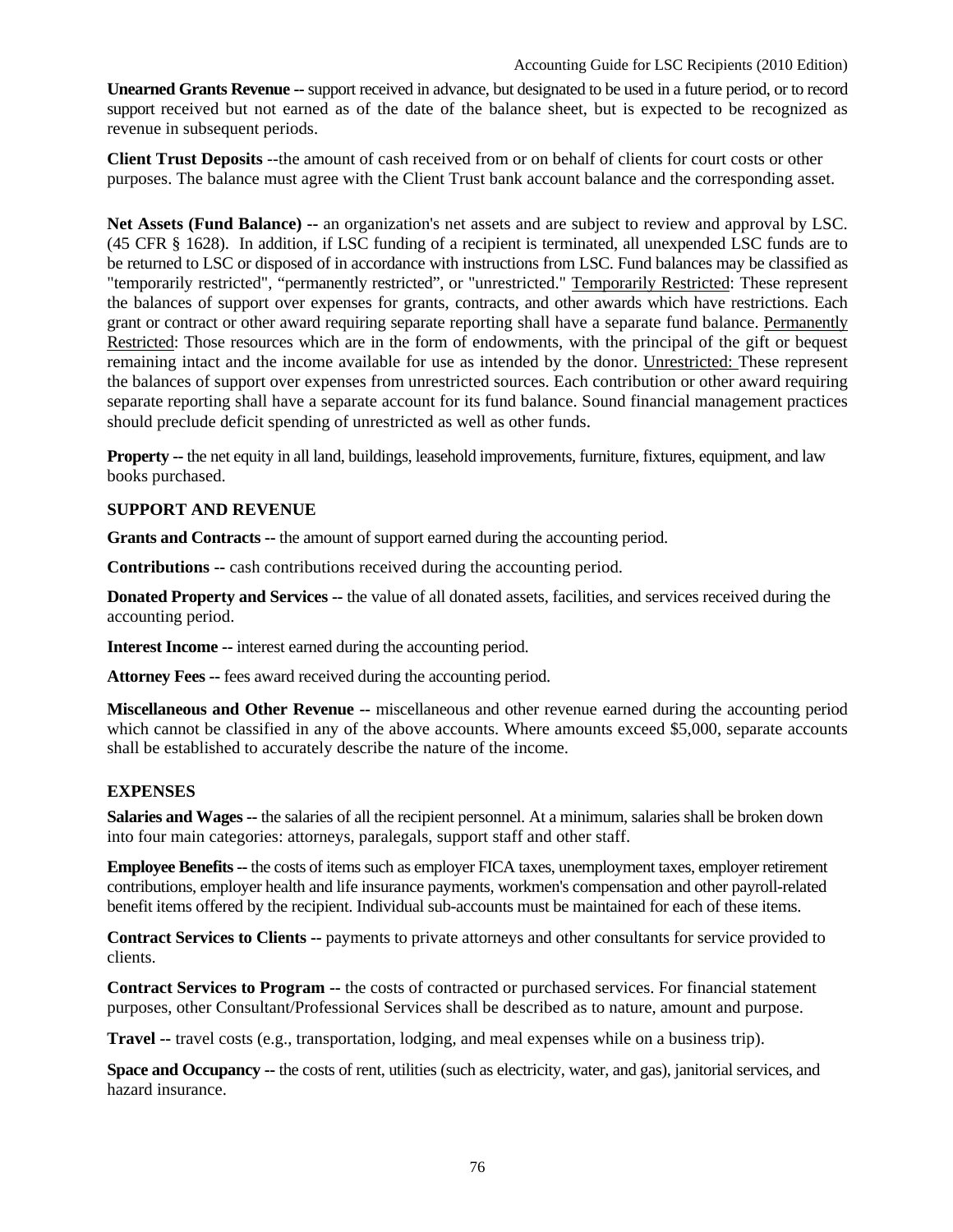**Unearned Grants Revenue --** support received in advance, but designated to be used in a future period, or to record support received but not earned as of the date of the balance sheet, but is expected to be recognized as revenue in subsequent periods.

**Client Trust Deposits** --the amount of cash received from or on behalf of clients for court costs or other purposes. The balance must agree with the Client Trust bank account balance and the corresponding asset.

**Net Assets (Fund Balance) --** an organization's net assets and are subject to review and approval by LSC. (45 CFR § 1628). In addition, if LSC funding of a recipient is terminated, all unexpended LSC funds are to be returned to LSC or disposed of in accordance with instructions from LSC. Fund balances may be classified as "temporarily restricted", "permanently restricted", or "unrestricted." <u>Temporarily Restricted</u>: These represent the balances of support over expenses for grants, contracts, and other awards which have restrictions. Each grant or contract or other award requiring separate reporting shall have a separate fund balance. <u>Permanently Restricted</u>: Those resources which are in the form of endowments, with the principal of the gift or bequest remaining intact and the income available for use as intended by the donor. <u>Unrestricted:</u> These represent the balances of support over expenses from unrestricted sources. Each contribution or other award requiring separate reporting shall have a separate account for its fund balance. Sound financial management practices should preclude deficit spending of unrestricted as well as other funds.

**Property --** the net equity in all land, buildings, leasehold improvements, furniture, fixtures, equipment, and law books purchased.

**SUPPORT AND REVENUE**

**Grants and Contracts --** the amount of support earned during the accounting period.

**Contributions --** cash contributions received during the accounting period.

**Donated Property and Services --** the value of all donated assets, facilities, and services received during the accounting period.

**Interest Income --** interest earned during the accounting period.

**Attorney Fees --** fees award received during the accounting period.

**Miscellaneous and Other Revenue --** miscellaneous and other revenue earned during the accounting period which cannot be classified in any of the above accounts. Where amounts exceed $5,000, separate accounts shall be established to accurately describe the nature of the income.

**EXPENSES**

**Salaries and Wages --** the salaries of all the recipient personnel. At a minimum, salaries shall be broken down into four main categories: attorneys, paralegals, support staff and other staff.

**Employee Benefits --** the costs of items such as employer FICA taxes, unemployment taxes, employer retirement contributions, employer health and life insurance payments, workmen's compensation and other payroll-related benefit items offered by the recipient. Individual sub-accounts must be maintained for each of these items.

**Contract Services to Clients --** payments to private attorneys and other consultants for service provided to clients.

**Contract Services to Program --** the costs of contracted or purchased services. For financial statement purposes, other Consultant/Professional Services shall be described as to nature, amount and purpose.

**Travel --** travel costs (e.g., transportation, lodging, and meal expenses while on a business trip).

**Space and Occupancy --** the costs of rent, utilities (such as electricity, water, and gas), janitorial services, and hazard insurance.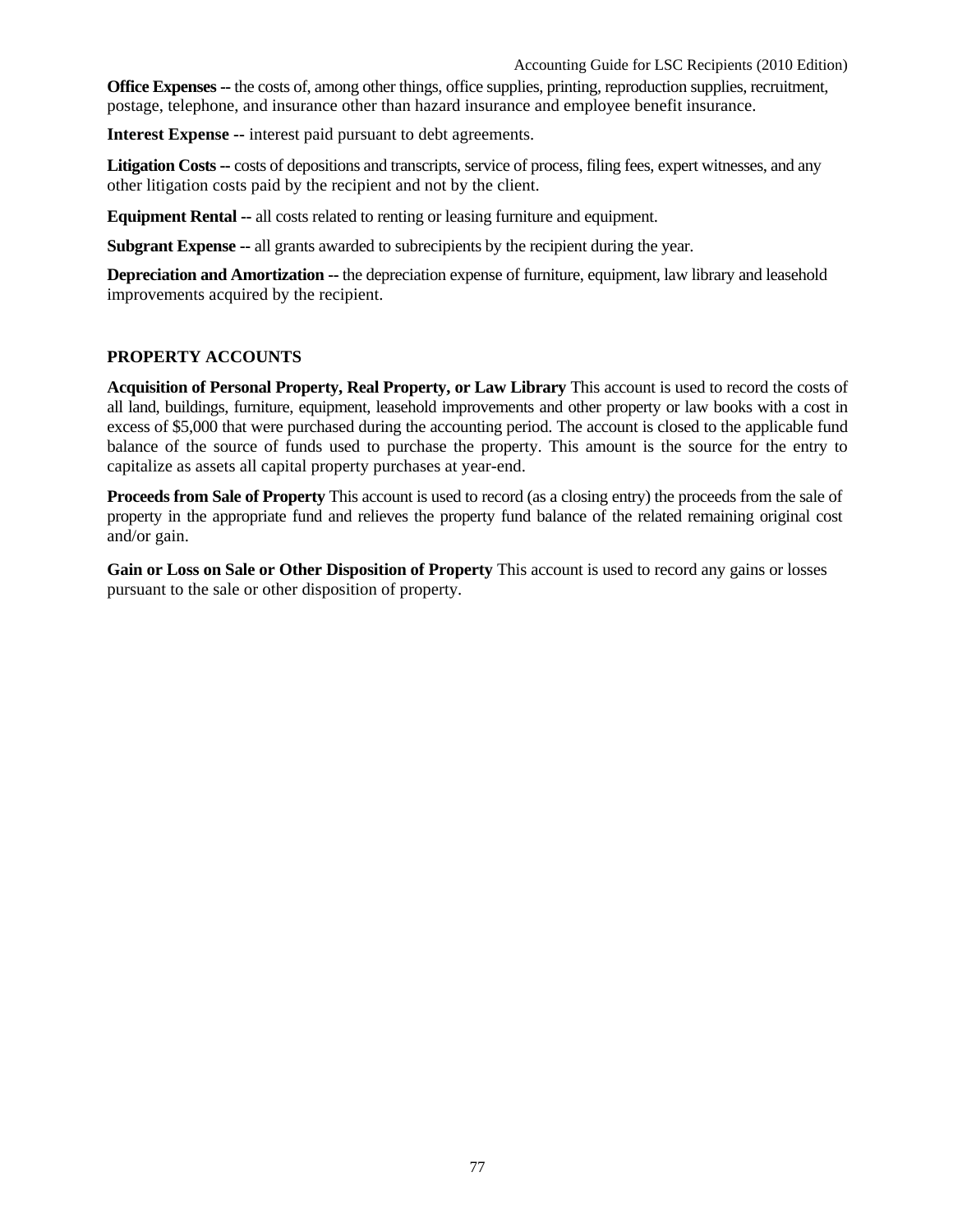**Office Expenses --** the costs of, among other things, office supplies, printing, reproduction supplies, recruitment, postage, telephone, and insurance other than hazard insurance and employee benefit insurance.

**Interest Expense --** interest paid pursuant to debt agreements.

**Litigation Costs --** costs of depositions and transcripts, service of process, filing fees, expert witnesses, and any other litigation costs paid by the recipient and not by the client.

**Equipment Rental --** all costs related to renting or leasing furniture and equipment.

**Subgrant Expense --** all grants awarded to subrecipients by the recipient during the year.

**Depreciation and Amortization --** the depreciation expense of furniture, equipment, law library and leasehold improvements acquired by the recipient.

## PROPERTY ACCOUNTS

**Acquisition of Personal Property, Real Property, or Law Library** This account is used to record the costs of all land, buildings, furniture, equipment, leasehold improvements and other property or law books with a cost in excess of $5,000 that were purchased during the accounting period. The account is closed to the applicable fund balance of the source of funds used to purchase the property. This amount is the source for the entry to capitalize as assets all capital property purchases at year-end.

**Proceeds from Sale of Property** This account is used to record (as a closing entry) the proceeds from the sale of property in the appropriate fund and relieves the property fund balance of the related remaining original cost and/or gain.

**Gain or Loss on Sale or Other Disposition of Property** This account is used to record any gains or losses pursuant to the sale or other disposition of property.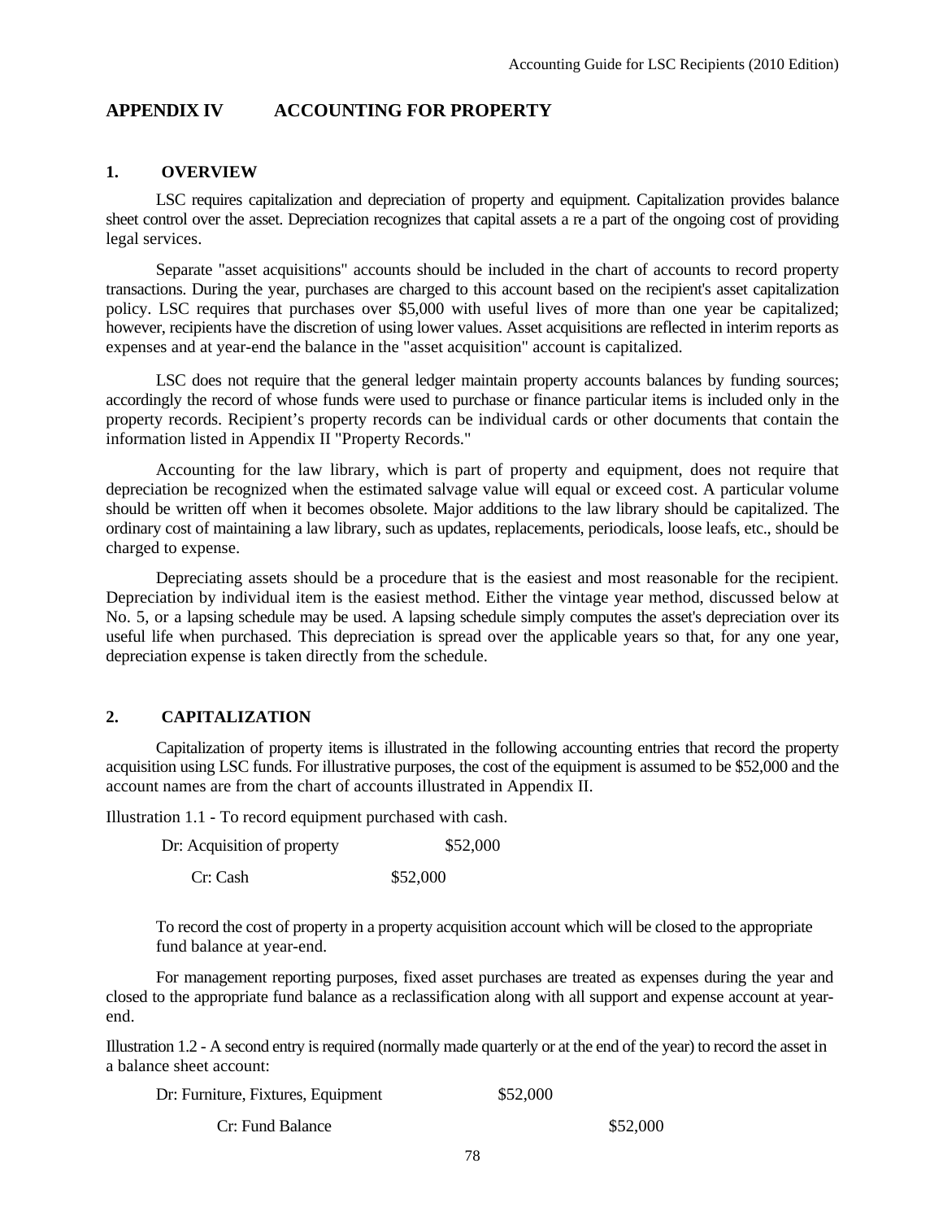## APPENDIX IV ACCOUNTING FOR PROPERTY

### 1. OVERVIEW

LSC requires capitalization and depreciation of property and equipment. Capitalization provides balance sheet control over the asset. Depreciation recognizes that capital assets a re a part of the ongoing cost of providing legal services.

Separate "asset acquisitions" accounts should be included in the chart of accounts to record property transactions. During the year, purchases are charged to this account based on the recipient's asset capitalization policy. LSC requires that purchases over $5,000 with useful lives of more than one year be capitalized; however, recipients have the discretion of using lower values. Asset acquisitions are reflected in interim reports as expenses and at year-end the balance in the "asset acquisition" account is capitalized.

LSC does not require that the general ledger maintain property accounts balances by funding sources; accordingly the record of whose funds were used to purchase or finance particular items is included only in the property records. Recipient's property records can be individual cards or other documents that contain the information listed in Appendix II "Property Records."

Accounting for the law library, which is part of property and equipment, does not require that depreciation be recognized when the estimated salvage value will equal or exceed cost. A particular volume should be written off when it becomes obsolete. Major additions to the law library should be capitalized. The ordinary cost of maintaining a law library, such as updates, replacements, periodicals, loose leafs, etc., should be charged to expense.

Depreciating assets should be a procedure that is the easiest and most reasonable for the recipient. Depreciation by individual item is the easiest method. Either the vintage year method, discussed below at No. 5, or a lapsing schedule may be used. A lapsing schedule simply computes the asset's depreciation over its useful life when purchased. This depreciation is spread over the applicable years so that, for any one year, depreciation expense is taken directly from the schedule.

### 2. CAPITALIZATION

Capitalization of property items is illustrated in the following accounting entries that record the property acquisition using LSC funds. For illustrative purposes, the cost of the equipment is assumed to be $52,000 and the account names are from the chart of accounts illustrated in Appendix II.

Illustration 1.1 - To record equipment purchased with cash.

| | | |
|---|---|---|
| Dr: Acquisition of property | $52,000 | |
| Cr: Cash | | $52,000 |

To record the cost of property in a property acquisition account which will be closed to the appropriate fund balance at year-end.

For management reporting purposes, fixed asset purchases are treated as expenses during the year and closed to the appropriate fund balance as a reclassification along with all support and expense account at year-end.

Illustration 1.2 - A second entry is required (normally made quarterly or at the end of the year) to record the asset in a balance sheet account:

| | | |
|---|---|---|
| Dr: Furniture, Fixtures, Equipment | $52,000 | |
| Cr: Fund Balance | | $52,000 |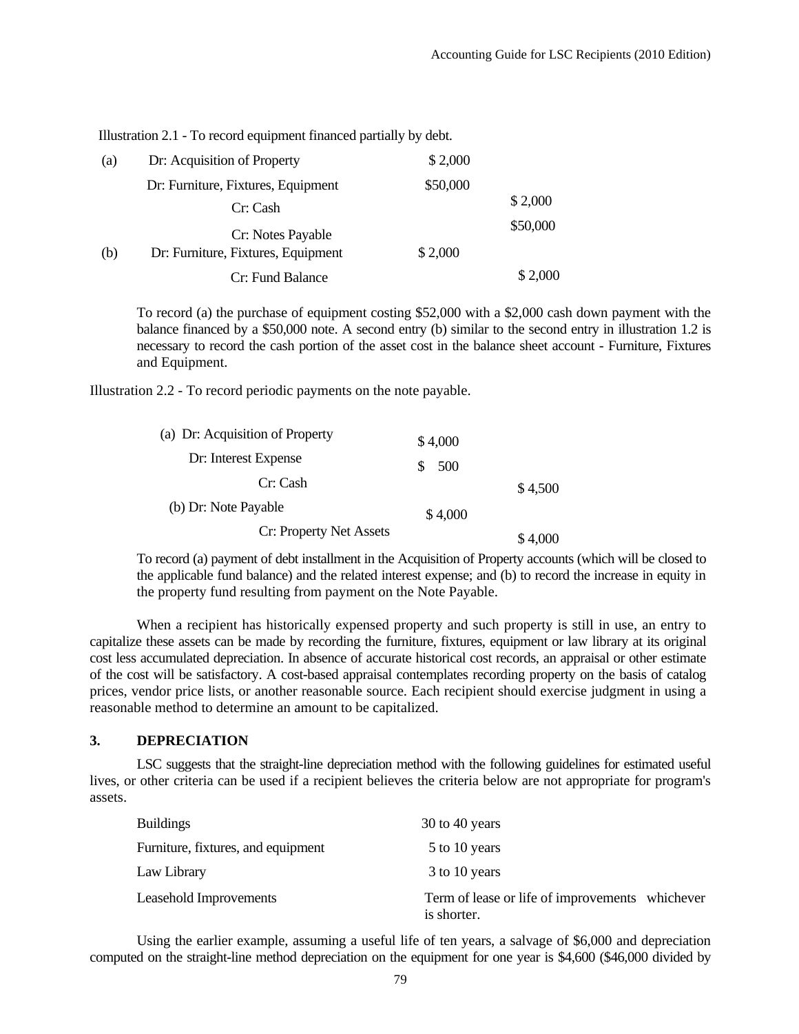Illustration 2.1 - To record equipment financed partially by debt.

| | | | |
|---|---|---|---|
| (a) | Dr: Acquisition of Property | $ 2,000 | |
| | Dr: Furniture, Fixtures, Equipment | $50,000 | |
| | Cr: Cash | | $ 2,000 |
| | Cr: Notes Payable | | $50,000 |
| (b) | Dr: Furniture, Fixtures, Equipment | $ 2,000 | |
| | Cr: Fund Balance | | $ 2,000 |

To record (a) the purchase of equipment costing $52,000 with a $2,000 cash down payment with the balance financed by a $50,000 note. A second entry (b) similar to the second entry in illustration 1.2 is necessary to record the cash portion of the asset cost in the balance sheet account - Furniture, Fixtures and Equipment.

Illustration 2.2 - To record periodic payments on the note payable.

| | | |
|---|---|---|
| (a) Dr: Acquisition of Property | $ 4,000 | |
| Dr: Interest Expense | $ 500 | |
| Cr: Cash | | $ 4,500 |
| (b) Dr: Note Payable | $ 4,000 | |
| Cr: Property Net Assets | | $ 4,000 |

To record (a) payment of debt installment in the Acquisition of Property accounts (which will be closed to the applicable fund balance) and the related interest expense; and (b) to record the increase in equity in the property fund resulting from payment on the Note Payable.

When a recipient has historically expensed property and such property is still in use, an entry to capitalize these assets can be made by recording the furniture, fixtures, equipment or law library at its original cost less accumulated depreciation. In absence of accurate historical cost records, an appraisal or other estimate of the cost will be satisfactory. A cost-based appraisal contemplates recording property on the basis of catalog prices, vendor price lists, or another reasonable source. Each recipient should exercise judgment in using a reasonable method to determine an amount to be capitalized.

## 3. DEPRECIATION

LSC suggests that the straight-line depreciation method with the following guidelines for estimated useful lives, or other criteria can be used if a recipient believes the criteria below are not appropriate for program's assets.

| | |
|---|---|
| Buildings | 30 to 40 years |
| Furniture, fixtures, and equipment | 5 to 10 years |
| Law Library | 3 to 10 years |
| Leasehold Improvements | Term of lease or life of improvements whichever is shorter. |

Using the earlier example, assuming a useful life of ten years, a salvage of $6,000 and depreciation computed on the straight-line method depreciation on the equipment for one year is $4,600 ($46,000 divided by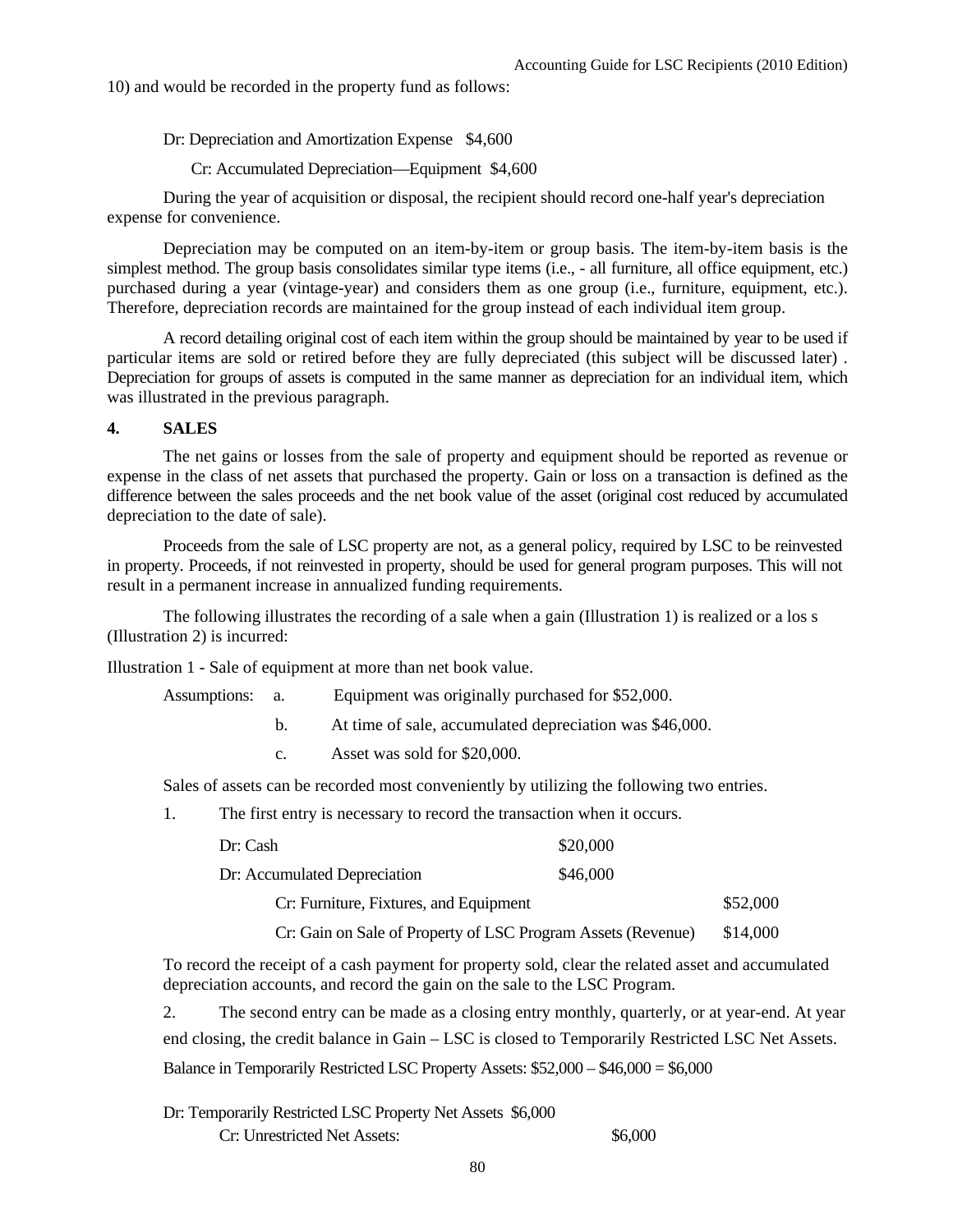10) and would be recorded in the property fund as follows:

Dr: Depreciation and Amortization Expense $4,600

Cr: Accumulated Depreciation—Equipment $4,600

During the year of acquisition or disposal, the recipient should record one-half year's depreciation expense for convenience.

Depreciation may be computed on an item-by-item or group basis. The item-by-item basis is the simplest method. The group basis consolidates similar type items (i.e., - all furniture, all office equipment, etc.) purchased during a year (vintage-year) and considers them as one group (i.e., furniture, equipment, etc.). Therefore, depreciation records are maintained for the group instead of each individual item group.

A record detailing original cost of each item within the group should be maintained by year to be used if particular items are sold or retired before they are fully depreciated (this subject will be discussed later) . Depreciation for groups of assets is computed in the same manner as depreciation for an individual item, which was illustrated in the previous paragraph.

**4. SALES**

The net gains or losses from the sale of property and equipment should be reported as revenue or expense in the class of net assets that purchased the property. Gain or loss on a transaction is defined as the difference between the sales proceeds and the net book value of the asset (original cost reduced by accumulated depreciation to the date of sale).

Proceeds from the sale of LSC property are not, as a general policy, required by LSC to be reinvested in property. Proceeds, if not reinvested in property, should be used for general program purposes. This will not result in a permanent increase in annualized funding requirements.

The following illustrates the recording of a sale when a gain (Illustration 1) is realized or a los s (Illustration 2) is incurred:

Illustration 1 - Sale of equipment at more than net book value.

Assumptions:
a. Equipment was originally purchased for $52,000.
b. At time of sale, accumulated depreciation was $46,000.
c. Asset was sold for $20,000.

Sales of assets can be recorded most conveniently by utilizing the following two entries.

1. The first entry is necessary to record the transaction when it occurs.

| | | |
|---|---|---|
| Dr: Cash | $20,000 | |
| Dr: Accumulated Depreciation | $46,000 | |
| Cr: Furniture, Fixtures, and Equipment | | $52,000 |
| Cr: Gain on Sale of Property of LSC Program Assets (Revenue) | | $14,000 |

To record the receipt of a cash payment for property sold, clear the related asset and accumulated depreciation accounts, and record the gain on the sale to the LSC Program.

2. The second entry can be made as a closing entry monthly, quarterly, or at year-end. At year end closing, the credit balance in Gain – LSC is closed to Temporarily Restricted LSC Net Assets.

Balance in Temporarily Restricted LSC Property Assets: $52,000 – $46,000 = $6,000

Dr: Temporarily Restricted LSC Property Net Assets $6,000

Cr: Unrestricted Net Assets: $6,000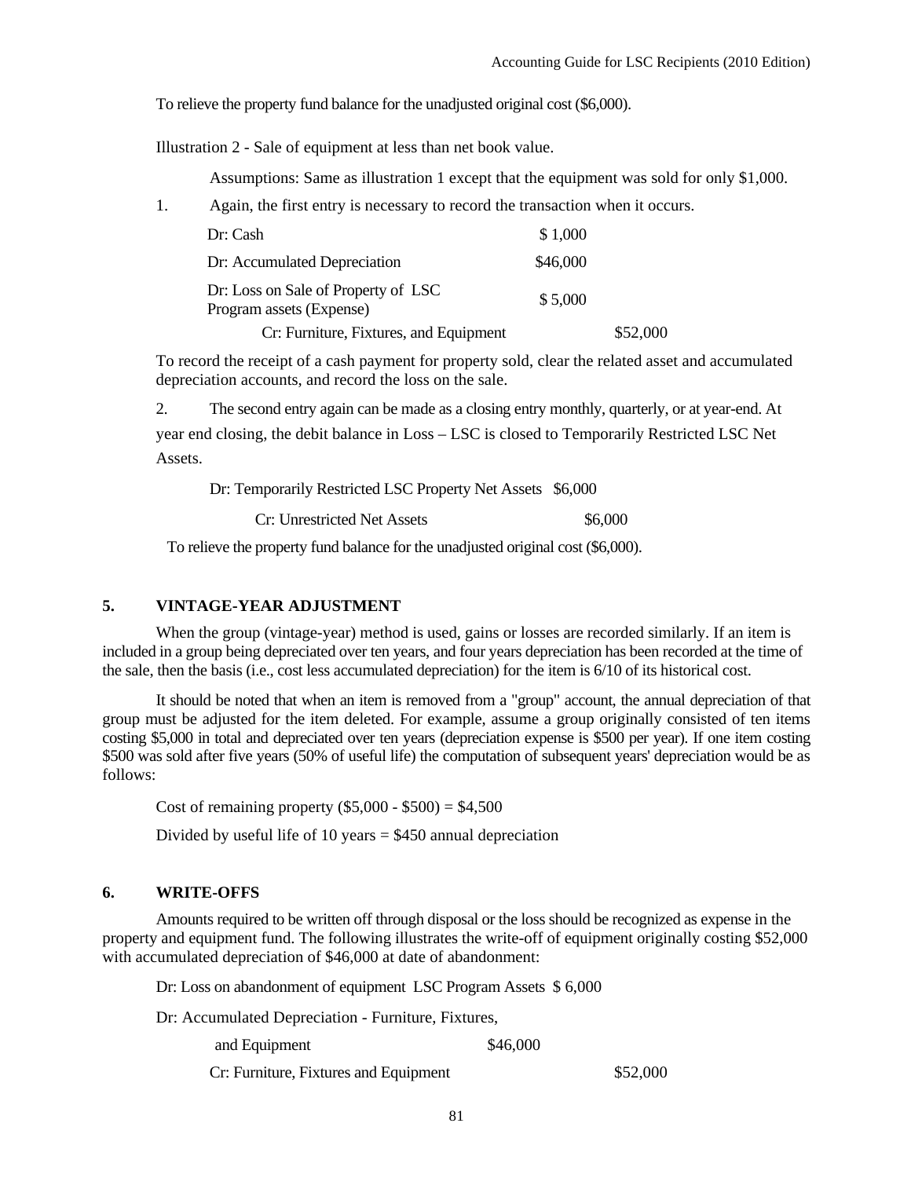To relieve the property fund balance for the unadjusted original cost ($6,000).

Illustration 2 - Sale of equipment at less than net book value.

Assumptions: Same as illustration 1 except that the equipment was sold for only $1,000.

1. Again, the first entry is necessary to record the transaction when it occurs.

| | | |
|---|---|---|
| Dr: Cash | $ 1,000 | |
| Dr: Accumulated Depreciation | $46,000 | |
| Dr: Loss on Sale of Property of LSC Program assets (Expense) | $ 5,000 | |
| Cr: Furniture, Fixtures, and Equipment | | $52,000 |

To record the receipt of a cash payment for property sold, clear the related asset and accumulated depreciation accounts, and record the loss on the sale.

2. The second entry again can be made as a closing entry monthly, quarterly, or at year-end. At year end closing, the debit balance in Loss – LSC is closed to Temporarily Restricted LSC Net Assets.

| | | |
|---|---|---|
| Dr: Temporarily Restricted LSC Property Net Assets | $6,000 | |
| Cr: Unrestricted Net Assets | | $6,000 |

To relieve the property fund balance for the unadjusted original cost ($6,000).

## 5. VINTAGE-YEAR ADJUSTMENT

When the group (vintage-year) method is used, gains or losses are recorded similarly. If an item is included in a group being depreciated over ten years, and four years depreciation has been recorded at the time of the sale, then the basis (i.e., cost less accumulated depreciation) for the item is 6/10 of its historical cost.

It should be noted that when an item is removed from a "group" account, the annual depreciation of that group must be adjusted for the item deleted. For example, assume a group originally consisted of ten items costing $5,000 in total and depreciated over ten years (depreciation expense is $500 per year). If one item costing $500 was sold after five years (50% of useful life) the computation of subsequent years' depreciation would be as follows:

Cost of remaining property ($5,000 - $500) = $4,500

Divided by useful life of 10 years = $450 annual depreciation

## 6. WRITE-OFFS

Amounts required to be written off through disposal or the loss should be recognized as expense in the property and equipment fund. The following illustrates the write-off of equipment originally costing $52,000 with accumulated depreciation of $46,000 at date of abandonment:

| | | |
|---|---|---|
| Dr: Loss on abandonment of equipment LSC Program Assets | $ 6,000 | |
| Dr: Accumulated Depreciation - Furniture, Fixtures, and Equipment | $46,000 | |
| Cr: Furniture, Fixtures and Equipment | | $52,000 |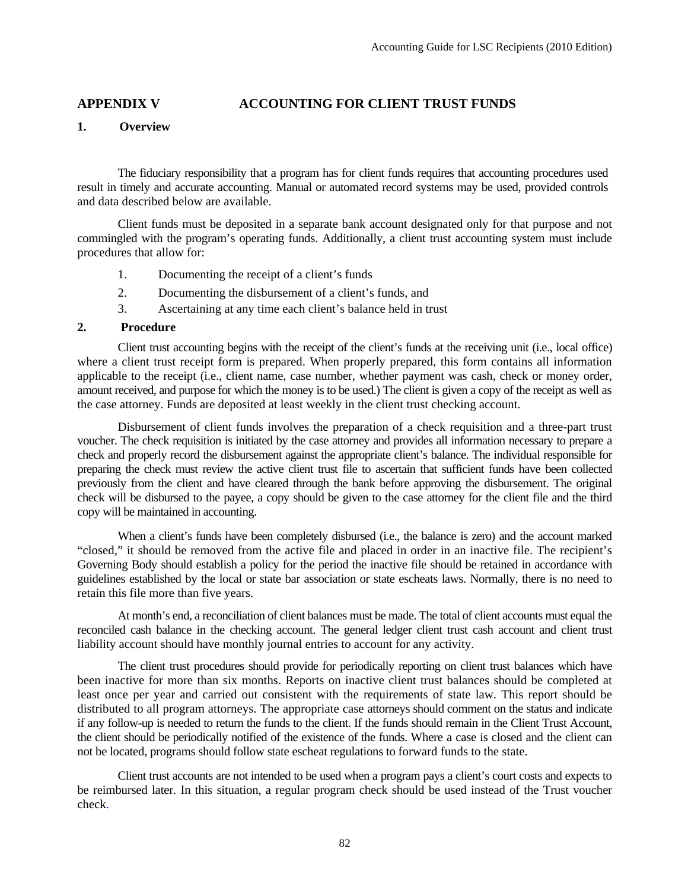## APPENDIX V ACCOUNTING FOR CLIENT TRUST FUNDS

### 1. Overview

The fiduciary responsibility that a program has for client funds requires that accounting procedures used result in timely and accurate accounting. Manual or automated record systems may be used, provided controls and data described below are available.

Client funds must be deposited in a separate bank account designated only for that purpose and not commingled with the program's operating funds. Additionally, a client trust accounting system must include procedures that allow for:

1. Documenting the receipt of a client's funds
2. Documenting the disbursement of a client's funds, and
3. Ascertaining at any time each client's balance held in trust

### 2. Procedure

Client trust accounting begins with the receipt of the client's funds at the receiving unit (i.e., local office) where a client trust receipt form is prepared. When properly prepared, this form contains all information applicable to the receipt (i.e., client name, case number, whether payment was cash, check or money order, amount received, and purpose for which the money is to be used.) The client is given a copy of the receipt as well as the case attorney. Funds are deposited at least weekly in the client trust checking account.

Disbursement of client funds involves the preparation of a check requisition and a three-part trust voucher. The check requisition is initiated by the case attorney and provides all information necessary to prepare a check and properly record the disbursement against the appropriate client's balance. The individual responsible for preparing the check must review the active client trust file to ascertain that sufficient funds have been collected previously from the client and have cleared through the bank before approving the disbursement. The original check will be disbursed to the payee, a copy should be given to the case attorney for the client file and the third copy will be maintained in accounting.

When a client's funds have been completely disbursed (i.e., the balance is zero) and the account marked "closed," it should be removed from the active file and placed in order in an inactive file. The recipient's Governing Body should establish a policy for the period the inactive file should be retained in accordance with guidelines established by the local or state bar association or state escheats laws. Normally, there is no need to retain this file more than five years.

At month's end, a reconciliation of client balances must be made. The total of client accounts must equal the reconciled cash balance in the checking account. The general ledger client trust cash account and client trust liability account should have monthly journal entries to account for any activity.

The client trust procedures should provide for periodically reporting on client trust balances which have been inactive for more than six months. Reports on inactive client trust balances should be completed at least once per year and carried out consistent with the requirements of state law. This report should be distributed to all program attorneys. The appropriate case attorneys should comment on the status and indicate if any follow-up is needed to return the funds to the client. If the funds should remain in the Client Trust Account, the client should be periodically notified of the existence of the funds. Where a case is closed and the client can not be located, programs should follow state escheat regulations to forward funds to the state.

Client trust accounts are not intended to be used when a program pays a client's court costs and expects to be reimbursed later. In this situation, a regular program check should be used instead of the Trust voucher check.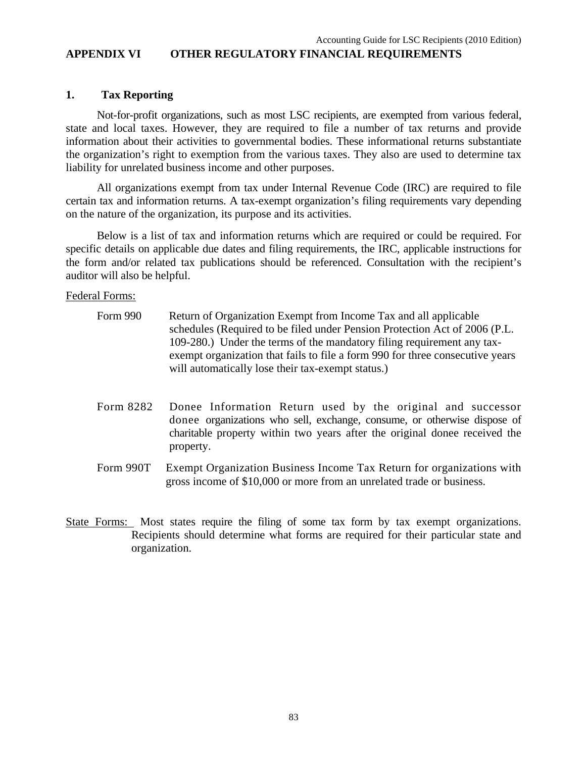# APPENDIX VI OTHER REGULATORY FINANCIAL REQUIREMENTS

## 1. Tax Reporting

Not-for-profit organizations, such as most LSC recipients, are exempted from various federal, state and local taxes. However, they are required to file a number of tax returns and provide information about their activities to governmental bodies. These informational returns substantiate the organization's right to exemption from the various taxes. They also are used to determine tax liability for unrelated business income and other purposes.

All organizations exempt from tax under Internal Revenue Code (IRC) are required to file certain tax and information returns. A tax-exempt organization's filing requirements vary depending on the nature of the organization, its purpose and its activities.

Below is a list of tax and information returns which are required or could be required. For specific details on applicable due dates and filing requirements, the IRC, applicable instructions for the form and/or related tax publications should be referenced. Consultation with the recipient's auditor will also be helpful.

Federal Forms:

- **Form 990** — Return of Organization Exempt from Income Tax and all applicable schedules (Required to be filed under Pension Protection Act of 2006 (P.L. 109-280.) Under the terms of the mandatory filing requirement any tax-exempt organization that fails to file a form 990 for three consecutive years will automatically lose their tax-exempt status.)

- **Form 8282** — Donee Information Return used by the original and successor donee organizations who sell, exchange, consume, or otherwise dispose of charitable property within two years after the original donee received the property.

- **Form 990T** — Exempt Organization Business Income Tax Return for organizations with gross income of $10,000 or more from an unrelated trade or business.

State Forms: Most states require the filing of some tax form by tax exempt organizations. Recipients should determine what forms are required for their particular state and organization.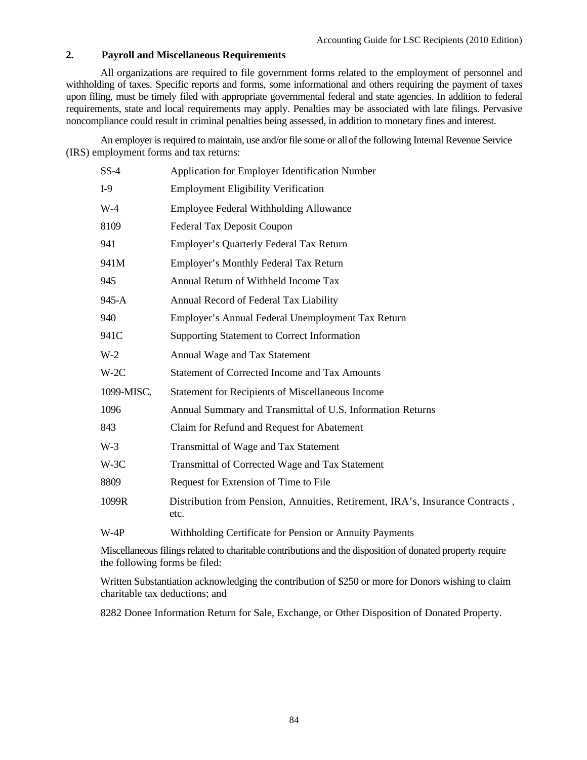## 2. Payroll and Miscellaneous Requirements

All organizations are required to file government forms related to the employment of personnel and withholding of taxes. Specific reports and forms, some informational and others requiring the payment of taxes upon filing, must be timely filed with appropriate governmental federal and state agencies. In addition to federal requirements, state and local requirements may apply. Penalties may be associated with late filings. Pervasive noncompliance could result in criminal penalties being assessed, in addition to monetary fines and interest.

An employer is required to maintain, use and/or file some or all of the following Internal Revenue Service (IRS) employment forms and tax returns:

| | |
|---|---|
| SS-4 | Application for Employer Identification Number |
| I-9 | Employment Eligibility Verification |
| W-4 | Employee Federal Withholding Allowance |
| 8109 | Federal Tax Deposit Coupon |
| 941 | Employer's Quarterly Federal Tax Return |
| 941M | Employer's Monthly Federal Tax Return |
| 945 | Annual Return of Withheld Income Tax |
| 945-A | Annual Record of Federal Tax Liability |
| 940 | Employer's Annual Federal Unemployment Tax Return |
| 941C | Supporting Statement to Correct Information |
| W-2 | Annual Wage and Tax Statement |
| W-2C | Statement of Corrected Income and Tax Amounts |
| 1099-MISC. | Statement for Recipients of Miscellaneous Income |
| 1096 | Annual Summary and Transmittal of U.S. Information Returns |
| 843 | Claim for Refund and Request for Abatement |
| W-3 | Transmittal of Wage and Tax Statement |
| W-3C | Transmittal of Corrected Wage and Tax Statement |
| 8809 | Request for Extension of Time to File |
| 1099R | Distribution from Pension, Annuities, Retirement, IRA's, Insurance Contracts , etc. |
| W-4P | Withholding Certificate for Pension or Annuity Payments |

Miscellaneous filings related to charitable contributions and the disposition of donated property require the following forms be filed:

Written Substantiation acknowledging the contribution of $250 or more for Donors wishing to claim charitable tax deductions; and

8282 Donee Information Return for Sale, Exchange, or Other Disposition of Donated Property.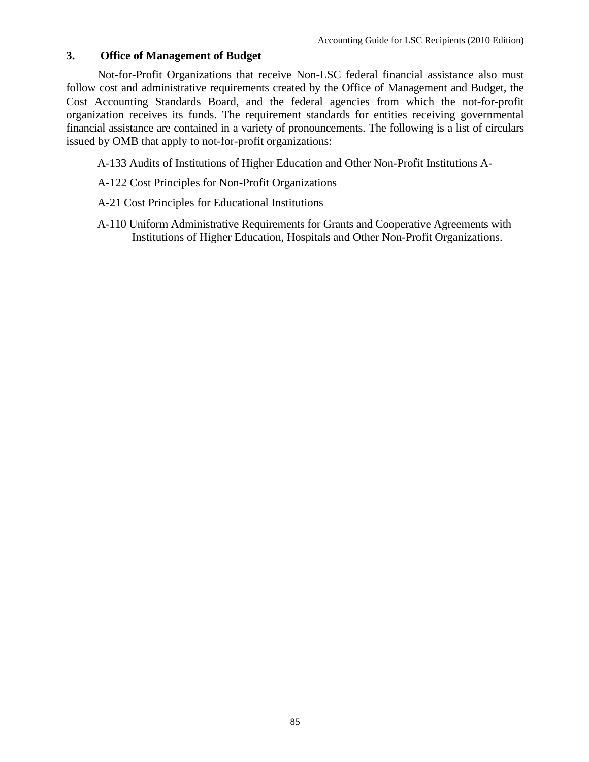### 3. Office of Management of Budget

Not-for-Profit Organizations that receive Non-LSC federal financial assistance also must follow cost and administrative requirements created by the Office of Management and Budget, the Cost Accounting Standards Board, and the federal agencies from which the not-for-profit organization receives its funds. The requirement standards for entities receiving governmental financial assistance are contained in a variety of pronouncements. The following is a list of circulars issued by OMB that apply to not-for-profit organizations:

A-133 Audits of Institutions of Higher Education and Other Non-Profit Institutions A-

A-122 Cost Principles for Non-Profit Organizations

A-21 Cost Principles for Educational Institutions

A-110 Uniform Administrative Requirements for Grants and Cooperative Agreements with Institutions of Higher Education, Hospitals and Other Non-Profit Organizations.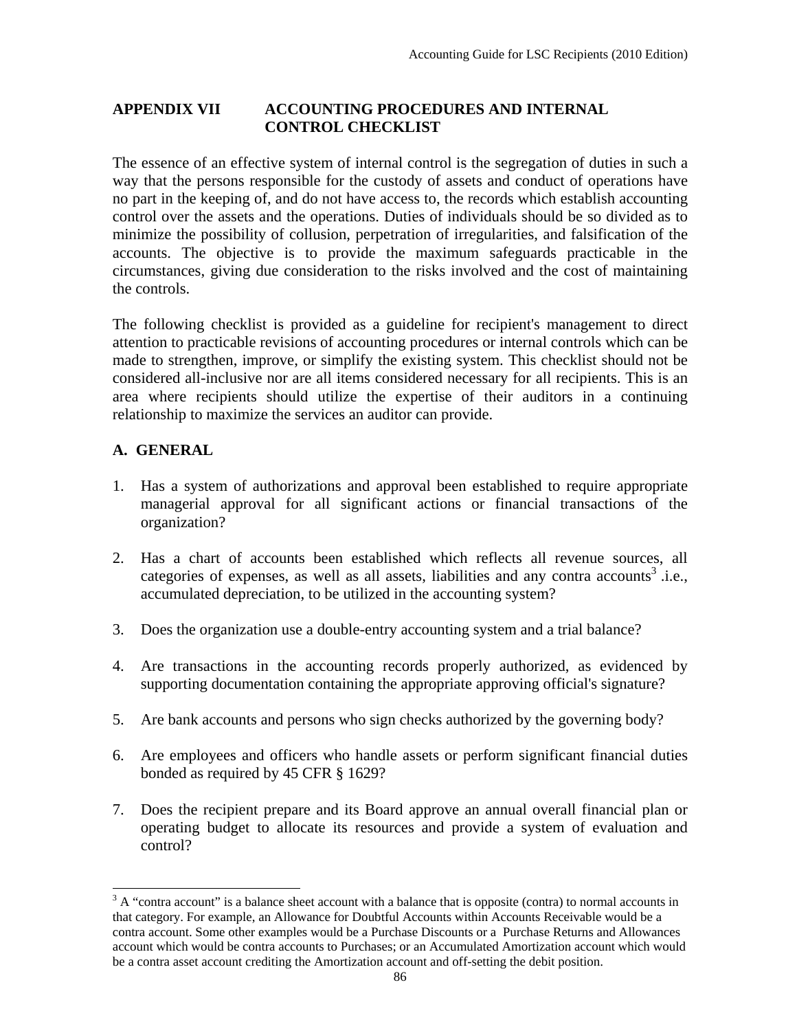## APPENDIX VII ACCOUNTING PROCEDURES AND INTERNAL CONTROL CHECKLIST

The essence of an effective system of internal control is the segregation of duties in such a way that the persons responsible for the custody of assets and conduct of operations have no part in the keeping of, and do not have access to, the records which establish accounting control over the assets and the operations. Duties of individuals should be so divided as to minimize the possibility of collusion, perpetration of irregularities, and falsification of the accounts. The objective is to provide the maximum safeguards practicable in the circumstances, giving due consideration to the risks involved and the cost of maintaining the controls.

The following checklist is provided as a guideline for recipient's management to direct attention to practicable revisions of accounting procedures or internal controls which can be made to strengthen, improve, or simplify the existing system. This checklist should not be considered all-inclusive nor are all items considered necessary for all recipients. This is an area where recipients should utilize the expertise of their auditors in a continuing relationship to maximize the services an auditor can provide.

### A. GENERAL

1. Has a system of authorizations and approval been established to require appropriate managerial approval for all significant actions or financial transactions of the organization?

2. Has a chart of accounts been established which reflects all revenue sources, all categories of expenses, as well as all assets, liabilities and any contra accounts[3] .i.e., accumulated depreciation, to be utilized in the accounting system?

3. Does the organization use a double-entry accounting system and a trial balance?

4. Are transactions in the accounting records properly authorized, as evidenced by supporting documentation containing the appropriate approving official's signature?

5. Are bank accounts and persons who sign checks authorized by the governing body?

6. Are employees and officers who handle assets or perform significant financial duties bonded as required by 45 CFR § 1629?

7. Does the recipient prepare and its Board approve an annual overall financial plan or operating budget to allocate its resources and provide a system of evaluation and control?

---

[3] A "contra account" is a balance sheet account with a balance that is opposite (contra) to normal accounts in that category. For example, an Allowance for Doubtful Accounts within Accounts Receivable would be a contra account. Some other examples would be a Purchase Discounts or a Purchase Returns and Allowances account which would be contra accounts to Purchases; or an Accumulated Amortization account which would be a contra asset account crediting the Amortization account and off-setting the debit position.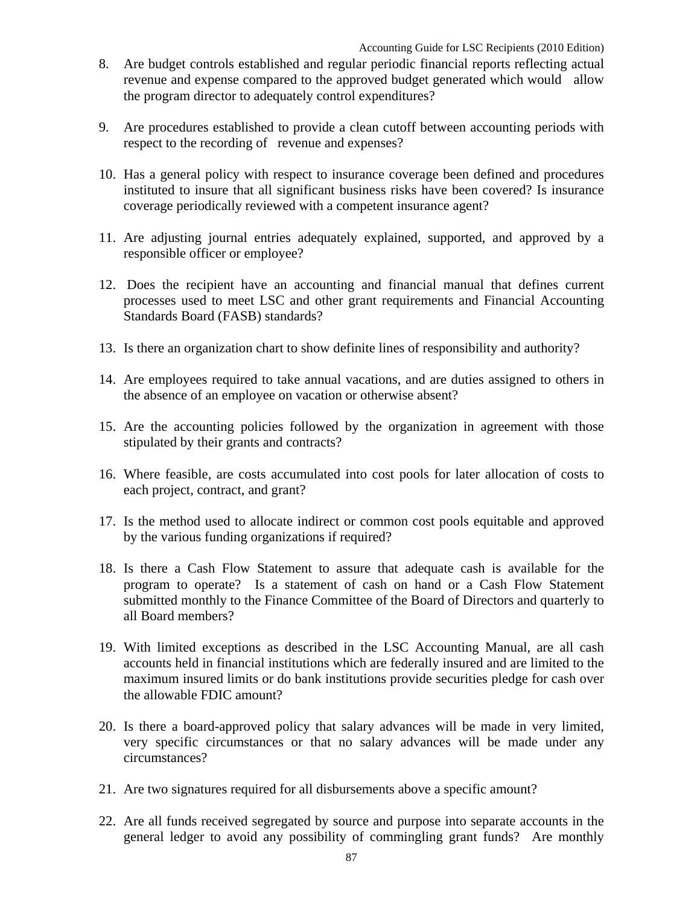8. Are budget controls established and regular periodic financial reports reflecting actual revenue and expense compared to the approved budget generated which would allow the program director to adequately control expenditures?

9. Are procedures established to provide a clean cutoff between accounting periods with respect to the recording of revenue and expenses?

10. Has a general policy with respect to insurance coverage been defined and procedures instituted to insure that all significant business risks have been covered? Is insurance coverage periodically reviewed with a competent insurance agent?

11. Are adjusting journal entries adequately explained, supported, and approved by a responsible officer or employee?

12. Does the recipient have an accounting and financial manual that defines current processes used to meet LSC and other grant requirements and Financial Accounting Standards Board (FASB) standards?

13. Is there an organization chart to show definite lines of responsibility and authority?

14. Are employees required to take annual vacations, and are duties assigned to others in the absence of an employee on vacation or otherwise absent?

15. Are the accounting policies followed by the organization in agreement with those stipulated by their grants and contracts?

16. Where feasible, are costs accumulated into cost pools for later allocation of costs to each project, contract, and grant?

17. Is the method used to allocate indirect or common cost pools equitable and approved by the various funding organizations if required?

18. Is there a Cash Flow Statement to assure that adequate cash is available for the program to operate? Is a statement of cash on hand or a Cash Flow Statement submitted monthly to the Finance Committee of the Board of Directors and quarterly to all Board members?

19. With limited exceptions as described in the LSC Accounting Manual, are all cash accounts held in financial institutions which are federally insured and are limited to the maximum insured limits or do bank institutions provide securities pledge for cash over the allowable FDIC amount?

20. Is there a board-approved policy that salary advances will be made in very limited, very specific circumstances or that no salary advances will be made under any circumstances?

21. Are two signatures required for all disbursements above a specific amount?

22. Are all funds received segregated by source and purpose into separate accounts in the general ledger to avoid any possibility of commingling grant funds? Are monthly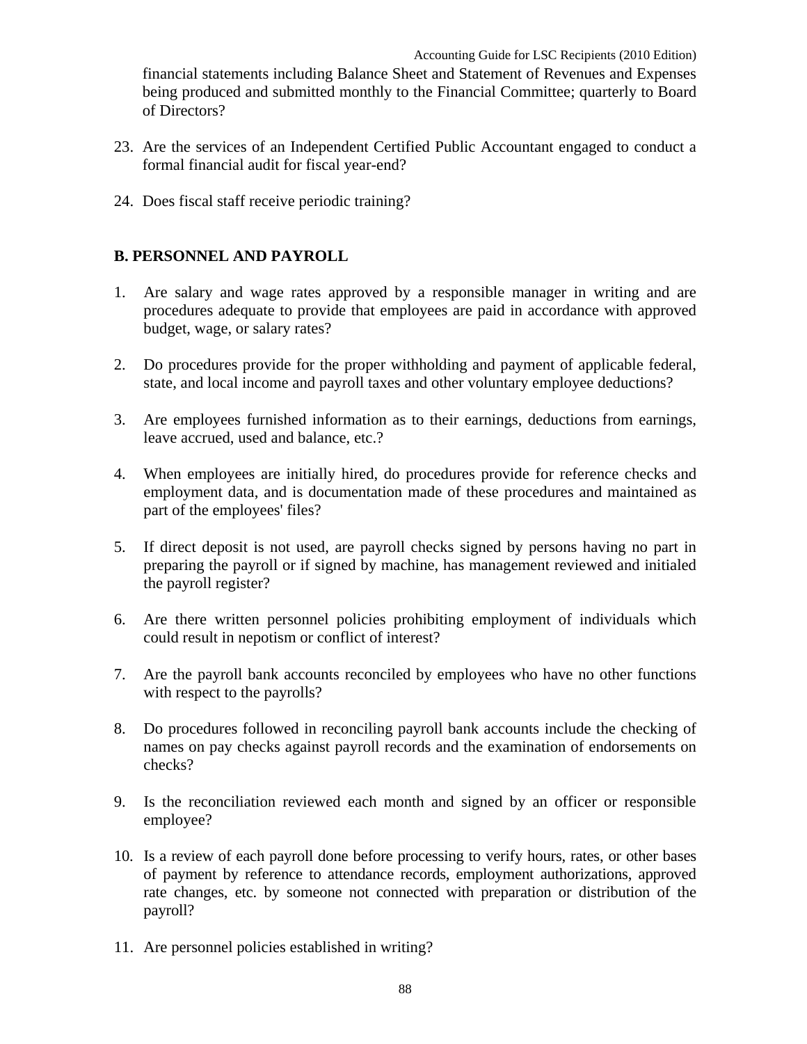financial statements including Balance Sheet and Statement of Revenues and Expenses being produced and submitted monthly to the Financial Committee; quarterly to Board of Directors?

23. Are the services of an Independent Certified Public Accountant engaged to conduct a formal financial audit for fiscal year-end?

24. Does fiscal staff receive periodic training?

## B. PERSONNEL AND PAYROLL

1. Are salary and wage rates approved by a responsible manager in writing and are procedures adequate to provide that employees are paid in accordance with approved budget, wage, or salary rates?

2. Do procedures provide for the proper withholding and payment of applicable federal, state, and local income and payroll taxes and other voluntary employee deductions?

3. Are employees furnished information as to their earnings, deductions from earnings, leave accrued, used and balance, etc.?

4. When employees are initially hired, do procedures provide for reference checks and employment data, and is documentation made of these procedures and maintained as part of the employees' files?

5. If direct deposit is not used, are payroll checks signed by persons having no part in preparing the payroll or if signed by machine, has management reviewed and initialed the payroll register?

6. Are there written personnel policies prohibiting employment of individuals which could result in nepotism or conflict of interest?

7. Are the payroll bank accounts reconciled by employees who have no other functions with respect to the payrolls?

8. Do procedures followed in reconciling payroll bank accounts include the checking of names on pay checks against payroll records and the examination of endorsements on checks?

9. Is the reconciliation reviewed each month and signed by an officer or responsible employee?

10. Is a review of each payroll done before processing to verify hours, rates, or other bases of payment by reference to attendance records, employment authorizations, approved rate changes, etc. by someone not connected with preparation or distribution of the payroll?

11. Are personnel policies established in writing?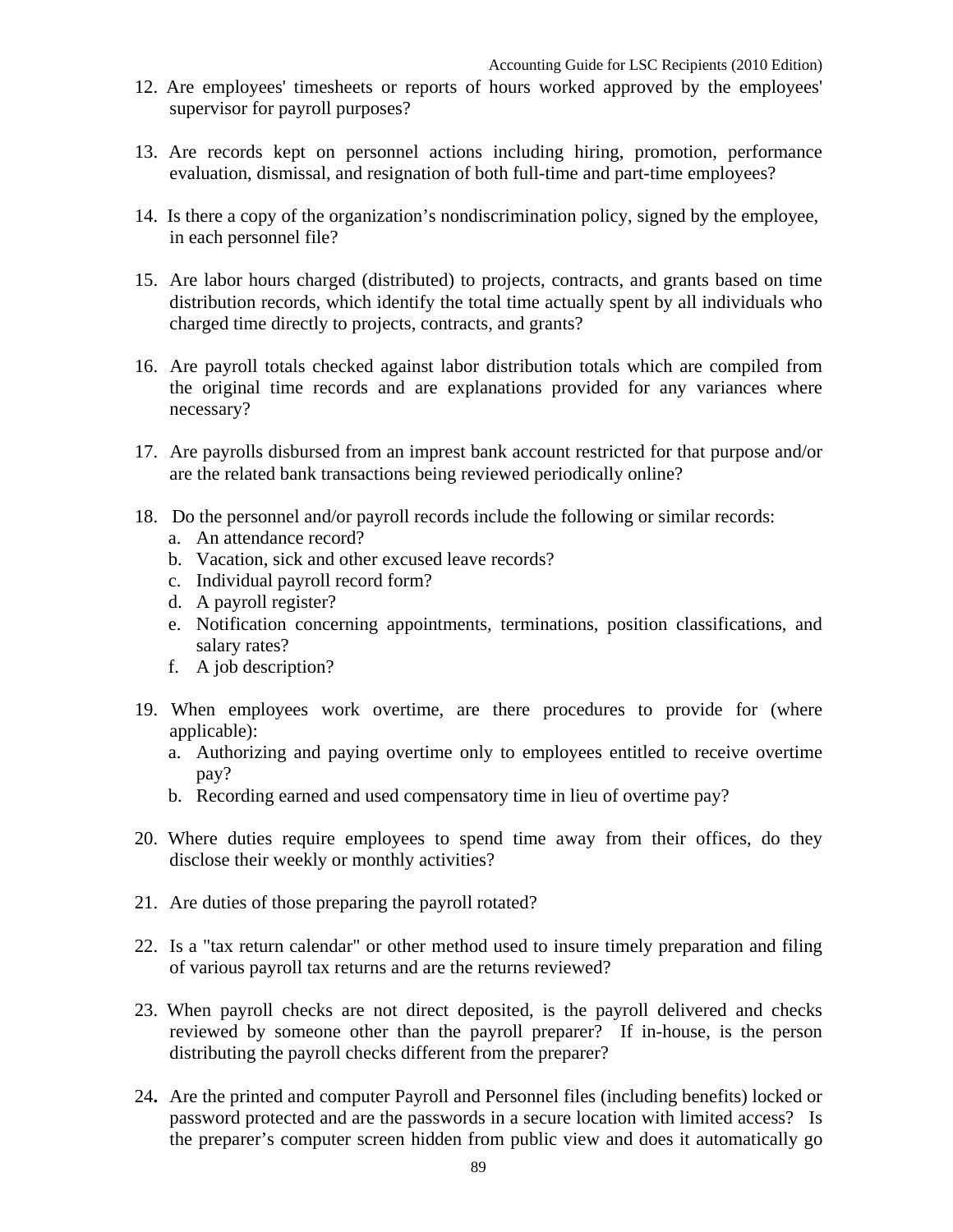12. Are employees' timesheets or reports of hours worked approved by the employees' supervisor for payroll purposes?

13. Are records kept on personnel actions including hiring, promotion, performance evaluation, dismissal, and resignation of both full-time and part-time employees?

14. Is there a copy of the organization’s nondiscrimination policy, signed by the employee, in each personnel file?

15. Are labor hours charged (distributed) to projects, contracts, and grants based on time distribution records, which identify the total time actually spent by all individuals who charged time directly to projects, contracts, and grants?

16. Are payroll totals checked against labor distribution totals which are compiled from the original time records and are explanations provided for any variances where necessary?

17. Are payrolls disbursed from an imprest bank account restricted for that purpose and/or are the related bank transactions being reviewed periodically online?

18. Do the personnel and/or payroll records include the following or similar records:
    a. An attendance record?
    b. Vacation, sick and other excused leave records?
    c. Individual payroll record form?
    d. A payroll register?
    e. Notification concerning appointments, terminations, position classifications, and salary rates?
    f. A job description?

19. When employees work overtime, are there procedures to provide for (where applicable):
    a. Authorizing and paying overtime only to employees entitled to receive overtime pay?
    b. Recording earned and used compensatory time in lieu of overtime pay?

20. Where duties require employees to spend time away from their offices, do they disclose their weekly or monthly activities?

21. Are duties of those preparing the payroll rotated?

22. Is a "tax return calendar" or other method used to insure timely preparation and filing of various payroll tax returns and are the returns reviewed?

23. When payroll checks are not direct deposited, is the payroll delivered and checks reviewed by someone other than the payroll preparer? If in-house, is the person distributing the payroll checks different from the preparer?

24. Are the printed and computer Payroll and Personnel files (including benefits) locked or password protected and are the passwords in a secure location with limited access? Is the preparer’s computer screen hidden from public view and does it automatically go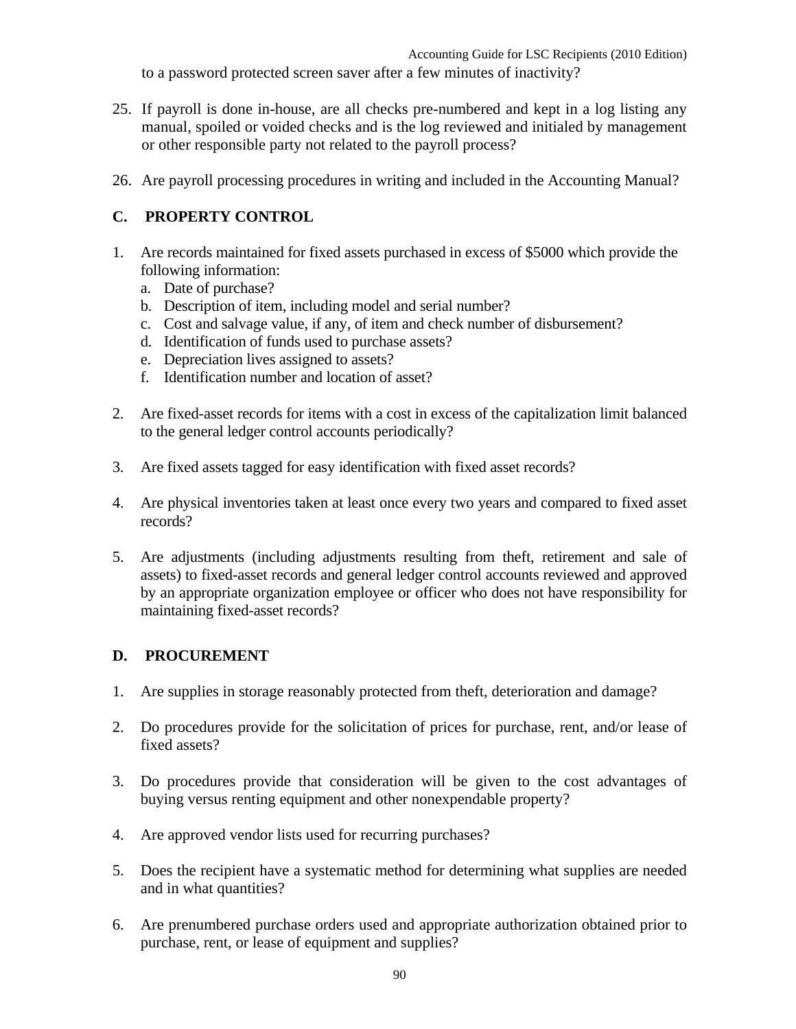to a password protected screen saver after a few minutes of inactivity?

25. If payroll is done in-house, are all checks pre-numbered and kept in a log listing any manual, spoiled or voided checks and is the log reviewed and initialed by management or other responsible party not related to the payroll process?

26. Are payroll processing procedures in writing and included in the Accounting Manual?

## C. PROPERTY CONTROL

1. Are records maintained for fixed assets purchased in excess of $5000 which provide the following information:
   a. Date of purchase?
   b. Description of item, including model and serial number?
   c. Cost and salvage value, if any, of item and check number of disbursement?
   d. Identification of funds used to purchase assets?
   e. Depreciation lives assigned to assets?
   f. Identification number and location of asset?

2. Are fixed-asset records for items with a cost in excess of the capitalization limit balanced to the general ledger control accounts periodically?

3. Are fixed assets tagged for easy identification with fixed asset records?

4. Are physical inventories taken at least once every two years and compared to fixed asset records?

5. Are adjustments (including adjustments resulting from theft, retirement and sale of assets) to fixed-asset records and general ledger control accounts reviewed and approved by an appropriate organization employee or officer who does not have responsibility for maintaining fixed-asset records?

## D. PROCUREMENT

1. Are supplies in storage reasonably protected from theft, deterioration and damage?

2. Do procedures provide for the solicitation of prices for purchase, rent, and/or lease of fixed assets?

3. Do procedures provide that consideration will be given to the cost advantages of buying versus renting equipment and other nonexpendable property?

4. Are approved vendor lists used for recurring purchases?

5. Does the recipient have a systematic method for determining what supplies are needed and in what quantities?

6. Are prenumbered purchase orders used and appropriate authorization obtained prior to purchase, rent, or lease of equipment and supplies?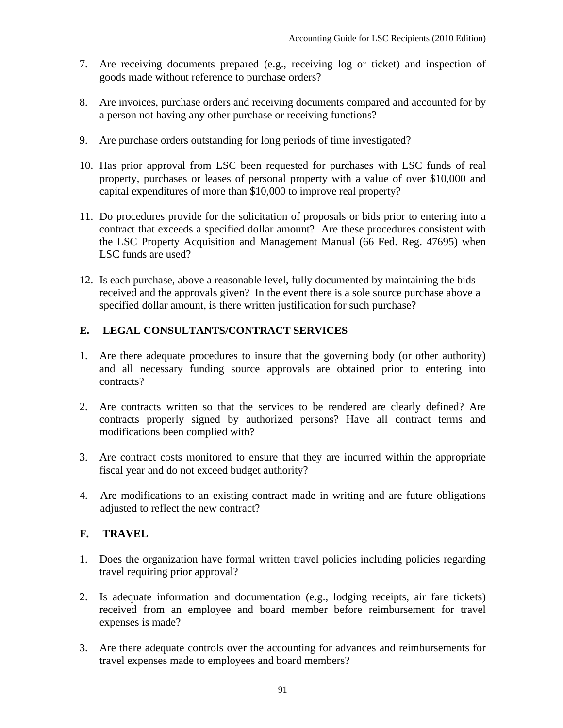7. Are receiving documents prepared (e.g., receiving log or ticket) and inspection of goods made without reference to purchase orders?

8. Are invoices, purchase orders and receiving documents compared and accounted for by a person not having any other purchase or receiving functions?

9. Are purchase orders outstanding for long periods of time investigated?

10. Has prior approval from LSC been requested for purchases with LSC funds of real property, purchases or leases of personal property with a value of over $10,000 and capital expenditures of more than $10,000 to improve real property?

11. Do procedures provide for the solicitation of proposals or bids prior to entering into a contract that exceeds a specified dollar amount? Are these procedures consistent with the LSC Property Acquisition and Management Manual (66 Fed. Reg. 47695) when LSC funds are used?

12. Is each purchase, above a reasonable level, fully documented by maintaining the bids received and the approvals given? In the event there is a sole source purchase above a specified dollar amount, is there written justification for such purchase?

## E. LEGAL CONSULTANTS/CONTRACT SERVICES

1. Are there adequate procedures to insure that the governing body (or other authority) and all necessary funding source approvals are obtained prior to entering into contracts?

2. Are contracts written so that the services to be rendered are clearly defined? Are contracts properly signed by authorized persons? Have all contract terms and modifications been complied with?

3. Are contract costs monitored to ensure that they are incurred within the appropriate fiscal year and do not exceed budget authority?

4. Are modifications to an existing contract made in writing and are future obligations adjusted to reflect the new contract?

## F. TRAVEL

1. Does the organization have formal written travel policies including policies regarding travel requiring prior approval?

2. Is adequate information and documentation (e.g., lodging receipts, air fare tickets) received from an employee and board member before reimbursement for travel expenses is made?

3. Are there adequate controls over the accounting for advances and reimbursements for travel expenses made to employees and board members?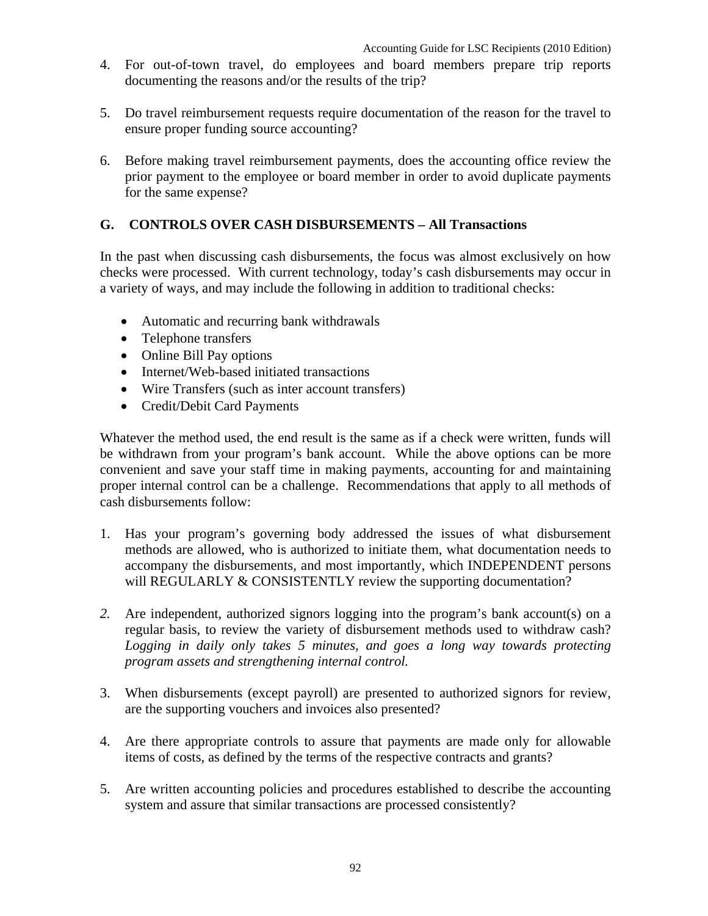4. For out-of-town travel, do employees and board members prepare trip reports documenting the reasons and/or the results of the trip?

5. Do travel reimbursement requests require documentation of the reason for the travel to ensure proper funding source accounting?

6. Before making travel reimbursement payments, does the accounting office review the prior payment to the employee or board member in order to avoid duplicate payments for the same expense?

## G. CONTROLS OVER CASH DISBURSEMENTS – All Transactions

In the past when discussing cash disbursements, the focus was almost exclusively on how checks were processed. With current technology, today's cash disbursements may occur in a variety of ways, and may include the following in addition to traditional checks:

- Automatic and recurring bank withdrawals
- Telephone transfers
- Online Bill Pay options
- Internet/Web-based initiated transactions
- Wire Transfers (such as inter account transfers)
- Credit/Debit Card Payments

Whatever the method used, the end result is the same as if a check were written, funds will be withdrawn from your program's bank account. While the above options can be more convenient and save your staff time in making payments, accounting for and maintaining proper internal control can be a challenge. Recommendations that apply to all methods of cash disbursements follow:

1. Has your program's governing body addressed the issues of what disbursement methods are allowed, who is authorized to initiate them, what documentation needs to accompany the disbursements, and most importantly, which INDEPENDENT persons will REGULARLY & CONSISTENTLY review the supporting documentation?

2. Are independent, authorized signors logging into the program's bank account(s) on a regular basis, to review the variety of disbursement methods used to withdraw cash? *Logging in daily only takes 5 minutes, and goes a long way towards protecting program assets and strengthening internal control.*

3. When disbursements (except payroll) are presented to authorized signors for review, are the supporting vouchers and invoices also presented?

4. Are there appropriate controls to assure that payments are made only for allowable items of costs, as defined by the terms of the respective contracts and grants?

5. Are written accounting policies and procedures established to describe the accounting system and assure that similar transactions are processed consistently?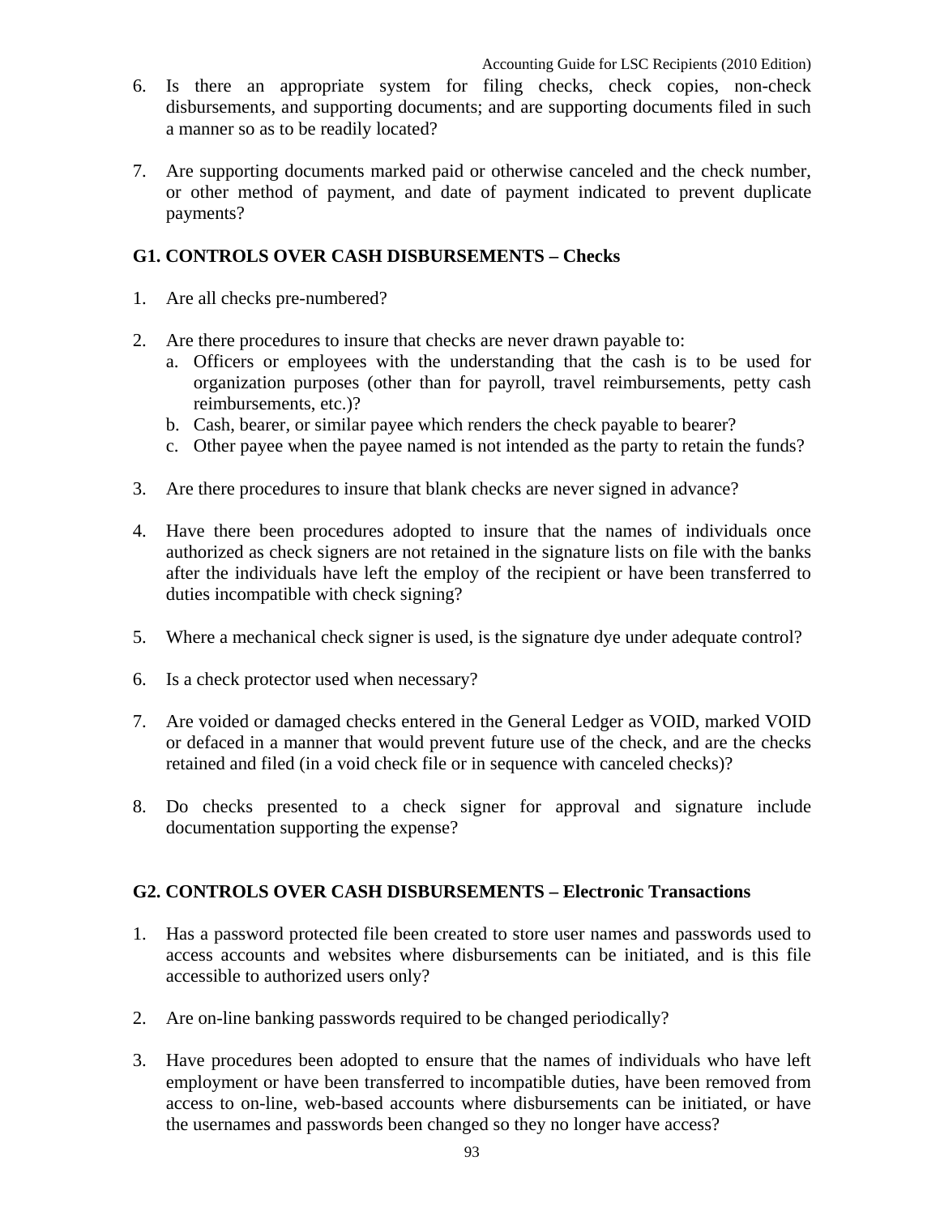6. Is there an appropriate system for filing checks, check copies, non-check disbursements, and supporting documents; and are supporting documents filed in such a manner so as to be readily located?

7. Are supporting documents marked paid or otherwise canceled and the check number, or other method of payment, and date of payment indicated to prevent duplicate payments?

## G1. CONTROLS OVER CASH DISBURSEMENTS – Checks

1. Are all checks pre-numbered?

2. Are there procedures to insure that checks are never drawn payable to:
   a. Officers or employees with the understanding that the cash is to be used for organization purposes (other than for payroll, travel reimbursements, petty cash reimbursements, etc.)?
   b. Cash, bearer, or similar payee which renders the check payable to bearer?
   c. Other payee when the payee named is not intended as the party to retain the funds?

3. Are there procedures to insure that blank checks are never signed in advance?

4. Have there been procedures adopted to insure that the names of individuals once authorized as check signers are not retained in the signature lists on file with the banks after the individuals have left the employ of the recipient or have been transferred to duties incompatible with check signing?

5. Where a mechanical check signer is used, is the signature dye under adequate control?

6. Is a check protector used when necessary?

7. Are voided or damaged checks entered in the General Ledger as VOID, marked VOID or defaced in a manner that would prevent future use of the check, and are the checks retained and filed (in a void check file or in sequence with canceled checks)?

8. Do checks presented to a check signer for approval and signature include documentation supporting the expense?

## G2. CONTROLS OVER CASH DISBURSEMENTS – Electronic Transactions

1. Has a password protected file been created to store user names and passwords used to access accounts and websites where disbursements can be initiated, and is this file accessible to authorized users only?

2. Are on-line banking passwords required to be changed periodically?

3. Have procedures been adopted to ensure that the names of individuals who have left employment or have been transferred to incompatible duties, have been removed from access to on-line, web-based accounts where disbursements can be initiated, or have the usernames and passwords been changed so they no longer have access?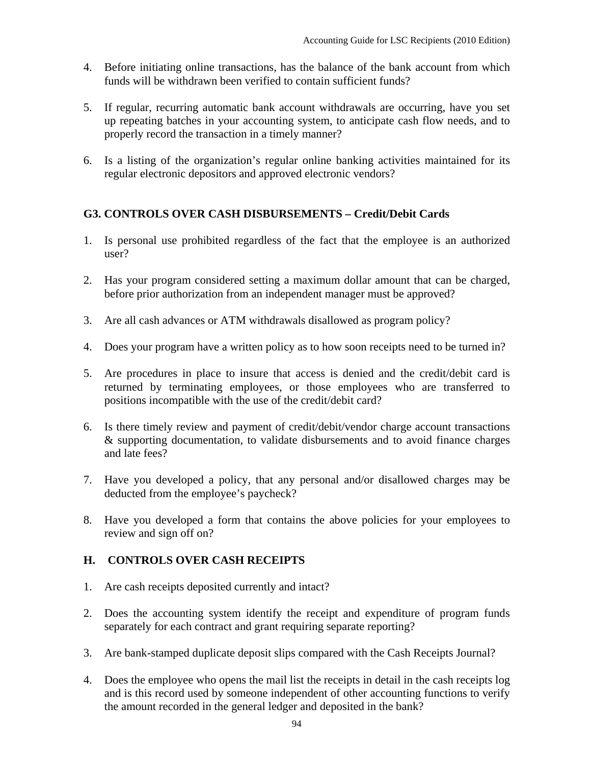4. Before initiating online transactions, has the balance of the bank account from which funds will be withdrawn been verified to contain sufficient funds?

5. If regular, recurring automatic bank account withdrawals are occurring, have you set up repeating batches in your accounting system, to anticipate cash flow needs, and to properly record the transaction in a timely manner?

6. Is a listing of the organization's regular online banking activities maintained for its regular electronic depositors and approved electronic vendors?

## G3. CONTROLS OVER CASH DISBURSEMENTS – Credit/Debit Cards

1. Is personal use prohibited regardless of the fact that the employee is an authorized user?

2. Has your program considered setting a maximum dollar amount that can be charged, before prior authorization from an independent manager must be approved?

3. Are all cash advances or ATM withdrawals disallowed as program policy?

4. Does your program have a written policy as to how soon receipts need to be turned in?

5. Are procedures in place to insure that access is denied and the credit/debit card is returned by terminating employees, or those employees who are transferred to positions incompatible with the use of the credit/debit card?

6. Is there timely review and payment of credit/debit/vendor charge account transactions & supporting documentation, to validate disbursements and to avoid finance charges and late fees?

7. Have you developed a policy, that any personal and/or disallowed charges may be deducted from the employee's paycheck?

8. Have you developed a form that contains the above policies for your employees to review and sign off on?

## H. CONTROLS OVER CASH RECEIPTS

1. Are cash receipts deposited currently and intact?

2. Does the accounting system identify the receipt and expenditure of program funds separately for each contract and grant requiring separate reporting?

3. Are bank-stamped duplicate deposit slips compared with the Cash Receipts Journal?

4. Does the employee who opens the mail list the receipts in detail in the cash receipts log and is this record used by someone independent of other accounting functions to verify the amount recorded in the general ledger and deposited in the bank?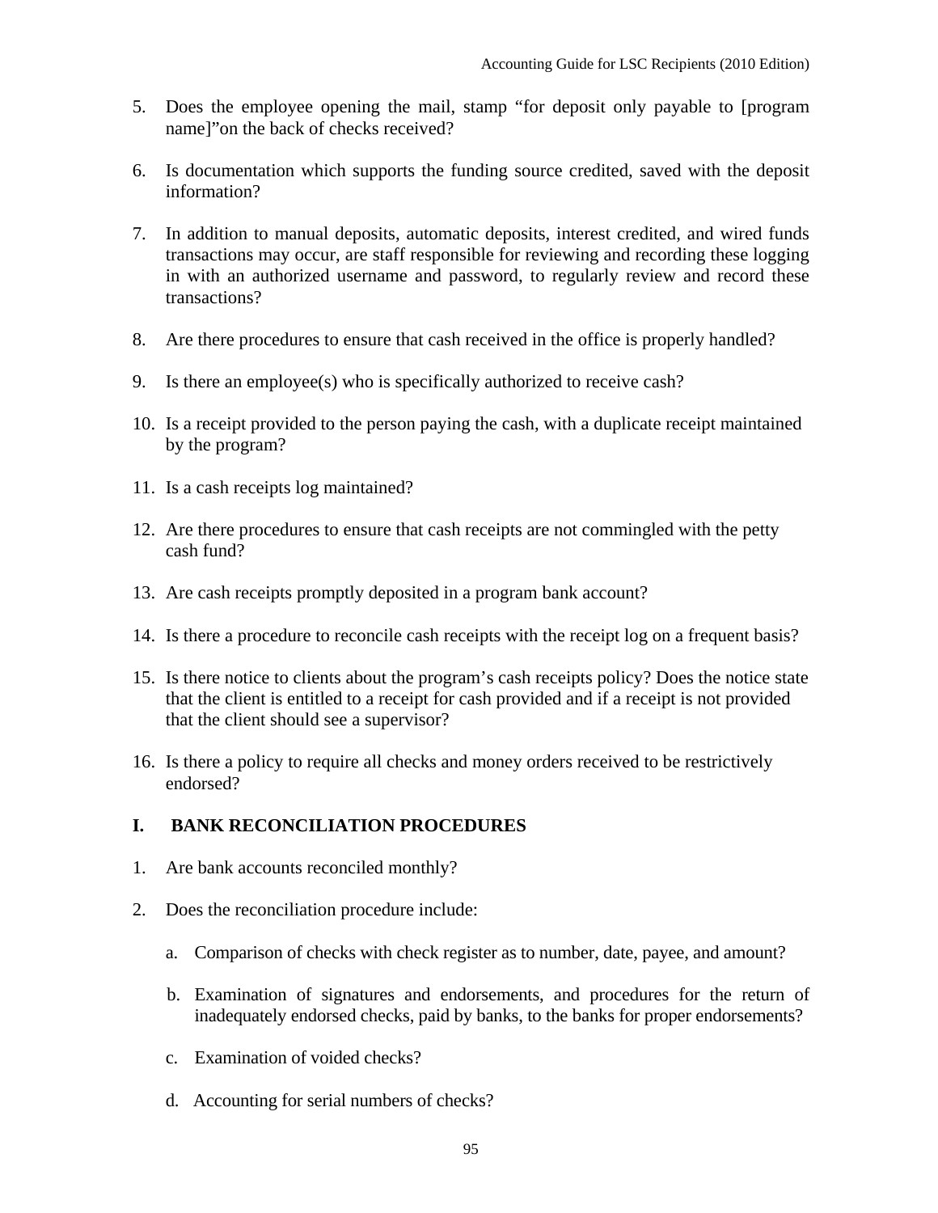5. Does the employee opening the mail, stamp “for deposit only payable to [program name]”on the back of checks received?

6. Is documentation which supports the funding source credited, saved with the deposit information?

7. In addition to manual deposits, automatic deposits, interest credited, and wired funds transactions may occur, are staff responsible for reviewing and recording these logging in with an authorized username and password, to regularly review and record these transactions?

8. Are there procedures to ensure that cash received in the office is properly handled?

9. Is there an employee(s) who is specifically authorized to receive cash?

10. Is a receipt provided to the person paying the cash, with a duplicate receipt maintained by the program?

11. Is a cash receipts log maintained?

12. Are there procedures to ensure that cash receipts are not commingled with the petty cash fund?

13. Are cash receipts promptly deposited in a program bank account?

14. Is there a procedure to reconcile cash receipts with the receipt log on a frequent basis?

15. Is there notice to clients about the program’s cash receipts policy? Does the notice state that the client is entitled to a receipt for cash provided and if a receipt is not provided that the client should see a supervisor?

16. Is there a policy to require all checks and money orders received to be restrictively endorsed?

## I. BANK RECONCILIATION PROCEDURES

1. Are bank accounts reconciled monthly?

2. Does the reconciliation procedure include:

    a. Comparison of checks with check register as to number, date, payee, and amount?

    b. Examination of signatures and endorsements, and procedures for the return of inadequately endorsed checks, paid by banks, to the banks for proper endorsements?

    c. Examination of voided checks?

    d. Accounting for serial numbers of checks?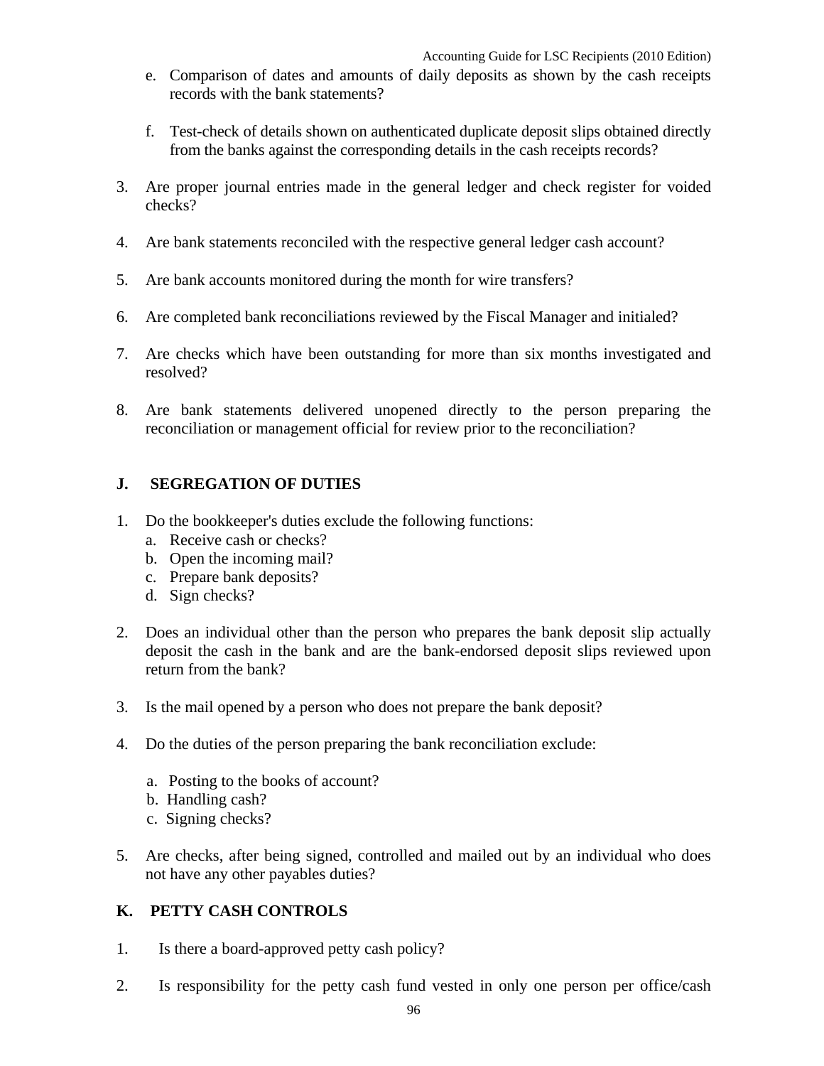e. Comparison of dates and amounts of daily deposits as shown by the cash receipts records with the bank statements?

f. Test-check of details shown on authenticated duplicate deposit slips obtained directly from the banks against the corresponding details in the cash receipts records?

3. Are proper journal entries made in the general ledger and check register for voided checks?

4. Are bank statements reconciled with the respective general ledger cash account?

5. Are bank accounts monitored during the month for wire transfers?

6. Are completed bank reconciliations reviewed by the Fiscal Manager and initialed?

7. Are checks which have been outstanding for more than six months investigated and resolved?

8. Are bank statements delivered unopened directly to the person preparing the reconciliation or management official for review prior to the reconciliation?

## J. SEGREGATION OF DUTIES

1. Do the bookkeeper's duties exclude the following functions:
   a. Receive cash or checks?
   b. Open the incoming mail?
   c. Prepare bank deposits?
   d. Sign checks?

2. Does an individual other than the person who prepares the bank deposit slip actually deposit the cash in the bank and are the bank-endorsed deposit slips reviewed upon return from the bank?

3. Is the mail opened by a person who does not prepare the bank deposit?

4. Do the duties of the person preparing the bank reconciliation exclude:

   a. Posting to the books of account?
   b. Handling cash?
   c. Signing checks?

5. Are checks, after being signed, controlled and mailed out by an individual who does not have any other payables duties?

## K. PETTY CASH CONTROLS

1. Is there a board-approved petty cash policy?

2. Is responsibility for the petty cash fund vested in only one person per office/cash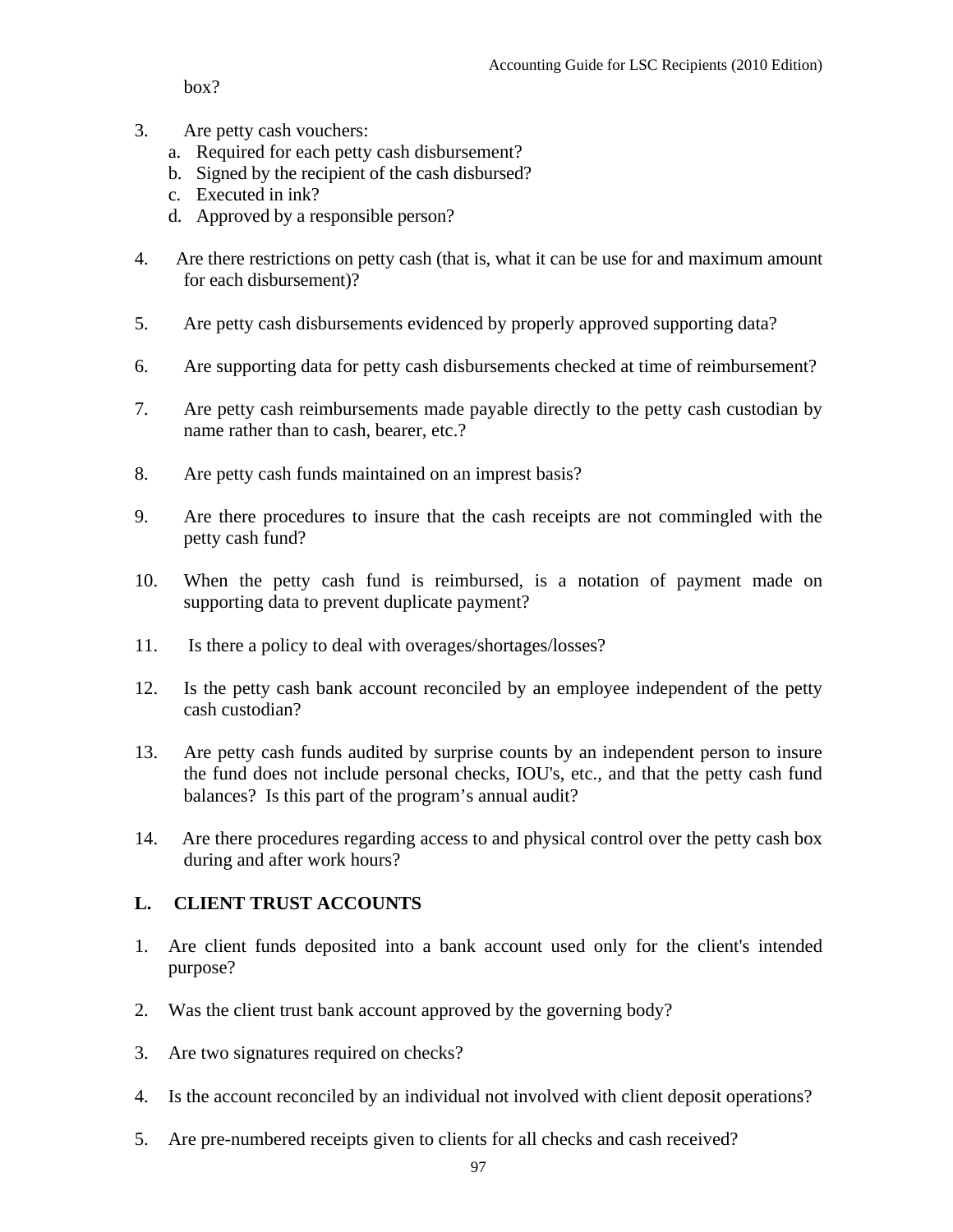box?

3. Are petty cash vouchers:
   a. Required for each petty cash disbursement?
   b. Signed by the recipient of the cash disbursed?
   c. Executed in ink?
   d. Approved by a responsible person?

4. Are there restrictions on petty cash (that is, what it can be use for and maximum amount for each disbursement)?

5. Are petty cash disbursements evidenced by properly approved supporting data?

6. Are supporting data for petty cash disbursements checked at time of reimbursement?

7. Are petty cash reimbursements made payable directly to the petty cash custodian by name rather than to cash, bearer, etc.?

8. Are petty cash funds maintained on an imprest basis?

9. Are there procedures to insure that the cash receipts are not commingled with the petty cash fund?

10. When the petty cash fund is reimbursed, is a notation of payment made on supporting data to prevent duplicate payment?

11. Is there a policy to deal with overages/shortages/losses?

12. Is the petty cash bank account reconciled by an employee independent of the petty cash custodian?

13. Are petty cash funds audited by surprise counts by an independent person to insure the fund does not include personal checks, IOU's, etc., and that the petty cash fund balances? Is this part of the program's annual audit?

14. Are there procedures regarding access to and physical control over the petty cash box during and after work hours?

## L. CLIENT TRUST ACCOUNTS

1. Are client funds deposited into a bank account used only for the client's intended purpose?

2. Was the client trust bank account approved by the governing body?

3. Are two signatures required on checks?

4. Is the account reconciled by an individual not involved with client deposit operations?

5. Are pre-numbered receipts given to clients for all checks and cash received?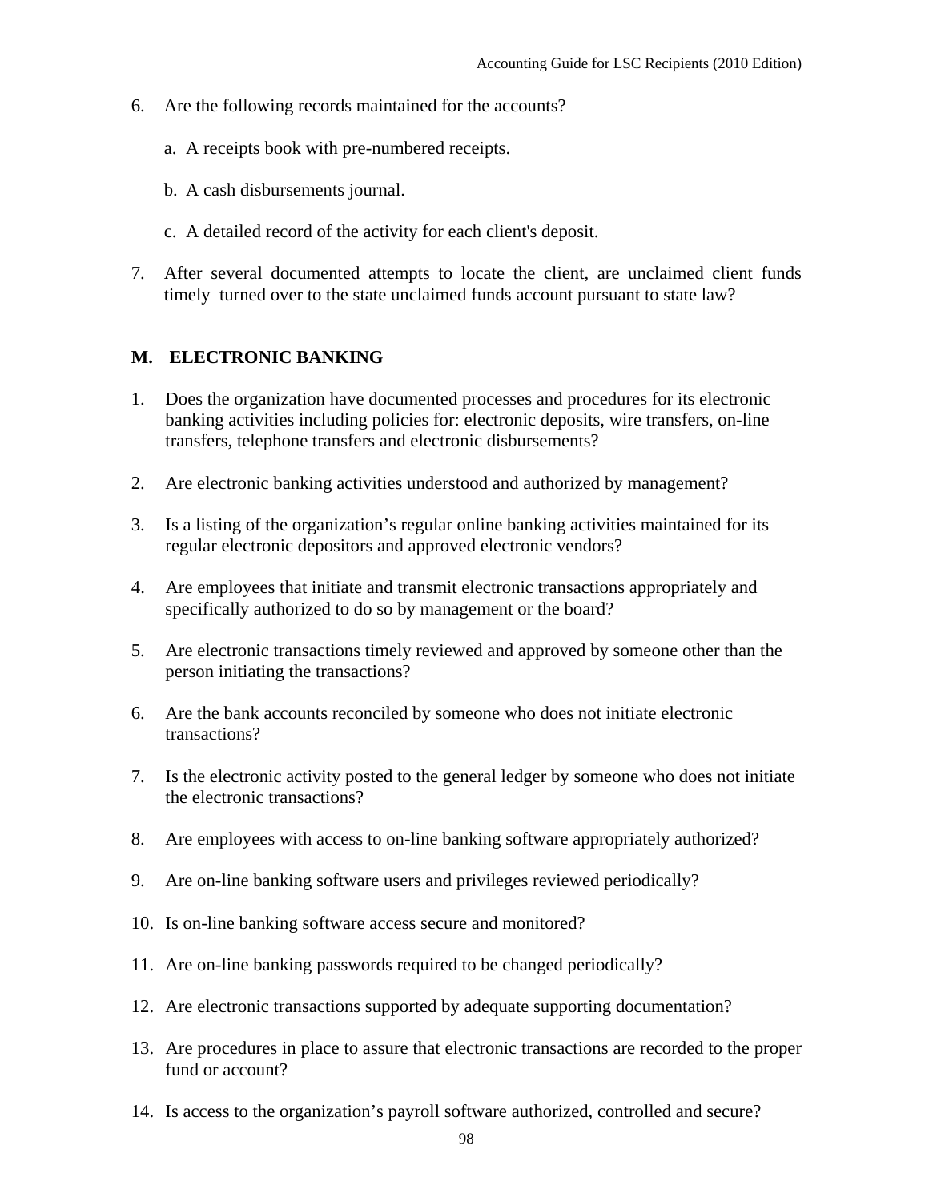6. Are the following records maintained for the accounts?

   a. A receipts book with pre-numbered receipts.

   b. A cash disbursements journal.

   c. A detailed record of the activity for each client's deposit.

7. After several documented attempts to locate the client, are unclaimed client funds timely turned over to the state unclaimed funds account pursuant to state law?

## M. ELECTRONIC BANKING

1. Does the organization have documented processes and procedures for its electronic banking activities including policies for: electronic deposits, wire transfers, on-line transfers, telephone transfers and electronic disbursements?

2. Are electronic banking activities understood and authorized by management?

3. Is a listing of the organization's regular online banking activities maintained for its regular electronic depositors and approved electronic vendors?

4. Are employees that initiate and transmit electronic transactions appropriately and specifically authorized to do so by management or the board?

5. Are electronic transactions timely reviewed and approved by someone other than the person initiating the transactions?

6. Are the bank accounts reconciled by someone who does not initiate electronic transactions?

7. Is the electronic activity posted to the general ledger by someone who does not initiate the electronic transactions?

8. Are employees with access to on-line banking software appropriately authorized?

9. Are on-line banking software users and privileges reviewed periodically?

10. Is on-line banking software access secure and monitored?

11. Are on-line banking passwords required to be changed periodically?

12. Are electronic transactions supported by adequate supporting documentation?

13. Are procedures in place to assure that electronic transactions are recorded to the proper fund or account?

14. Is access to the organization's payroll software authorized, controlled and secure?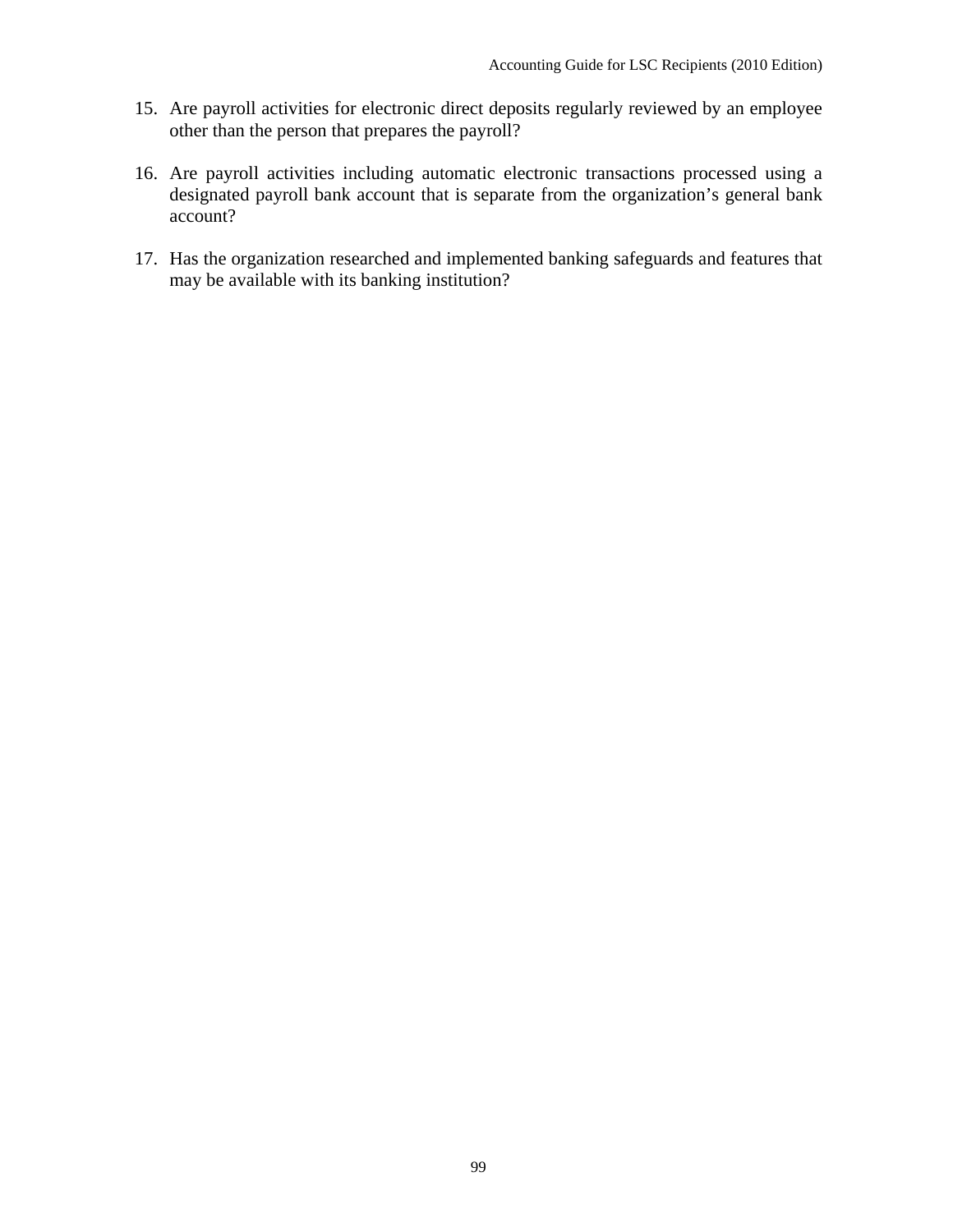15. Are payroll activities for electronic direct deposits regularly reviewed by an employee other than the person that prepares the payroll?

16. Are payroll activities including automatic electronic transactions processed using a designated payroll bank account that is separate from the organization's general bank account?

17. Has the organization researched and implemented banking safeguards and features that may be available with its banking institution?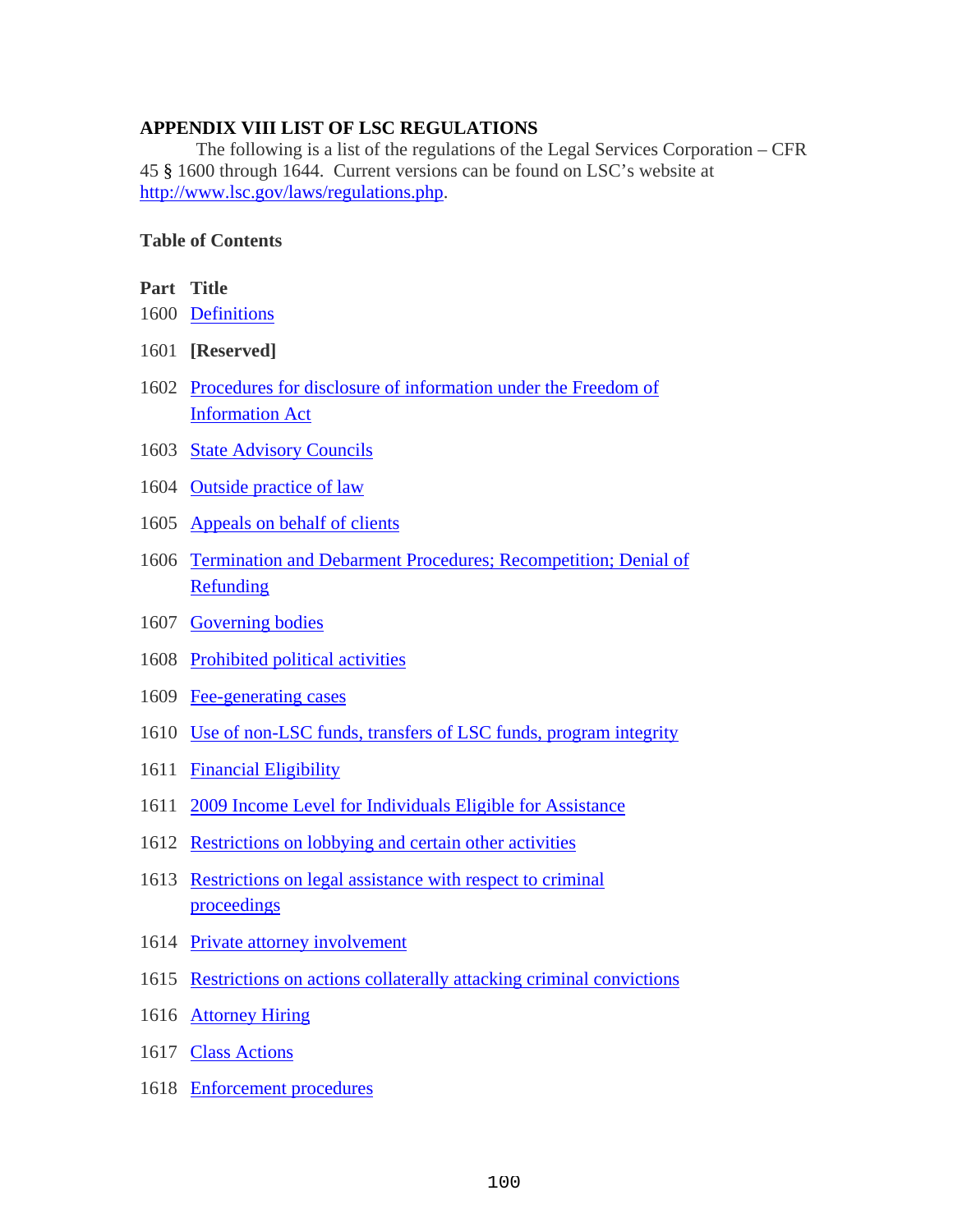## APPENDIX VIII LIST OF LSC REGULATIONS

The following is a list of the regulations of the Legal Services Corporation – CFR 45 § 1600 through 1644. Current versions can be found on LSC's website at http://www.lsc.gov/laws/regulations.php.

### Table of Contents

| Part | Title |
|---|---|
| 1600 | Definitions |
| 1601 | **[Reserved]** |
| 1602 | Procedures for disclosure of information under the Freedom of Information Act |
| 1603 | State Advisory Councils |
| 1604 | Outside practice of law |
| 1605 | Appeals on behalf of clients |
| 1606 | Termination and Debarment Procedures; Recompetition; Denial of Refunding |
| 1607 | Governing bodies |
| 1608 | Prohibited political activities |
| 1609 | Fee-generating cases |
| 1610 | Use of non-LSC funds, transfers of LSC funds, program integrity |
| 1611 | Financial Eligibility |
| 1611 | 2009 Income Level for Individuals Eligible for Assistance |
| 1612 | Restrictions on lobbying and certain other activities |
| 1613 | Restrictions on legal assistance with respect to criminal proceedings |
| 1614 | Private attorney involvement |
| 1615 | Restrictions on actions collaterally attacking criminal convictions |
| 1616 | Attorney Hiring |
| 1617 | Class Actions |
| 1618 | Enforcement procedures |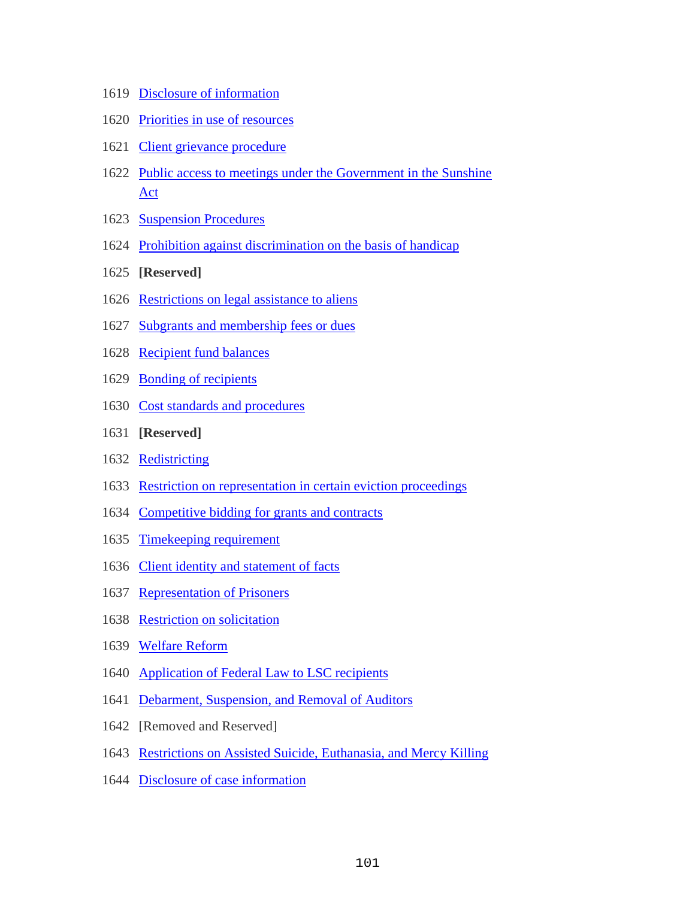1619 Disclosure of information

1620 Priorities in use of resources

1621 Client grievance procedure

1622 Public access to meetings under the Government in the Sunshine Act

1623 Suspension Procedures

1624 Prohibition against discrimination on the basis of handicap

1625 **[Reserved]**

1626 Restrictions on legal assistance to aliens

1627 Subgrants and membership fees or dues

1628 Recipient fund balances

1629 Bonding of recipients

1630 Cost standards and procedures

1631 **[Reserved]**

1632 Redistricting

1633 Restriction on representation in certain eviction proceedings

1634 Competitive bidding for grants and contracts

1635 Timekeeping requirement

1636 Client identity and statement of facts

1637 Representation of Prisoners

1638 Restriction on solicitation

1639 Welfare Reform

1640 Application of Federal Law to LSC recipients

1641 Debarment, Suspension, and Removal of Auditors

1642 [Removed and Reserved]

1643 Restrictions on Assisted Suicide, Euthanasia, and Mercy Killing

1644 Disclosure of case information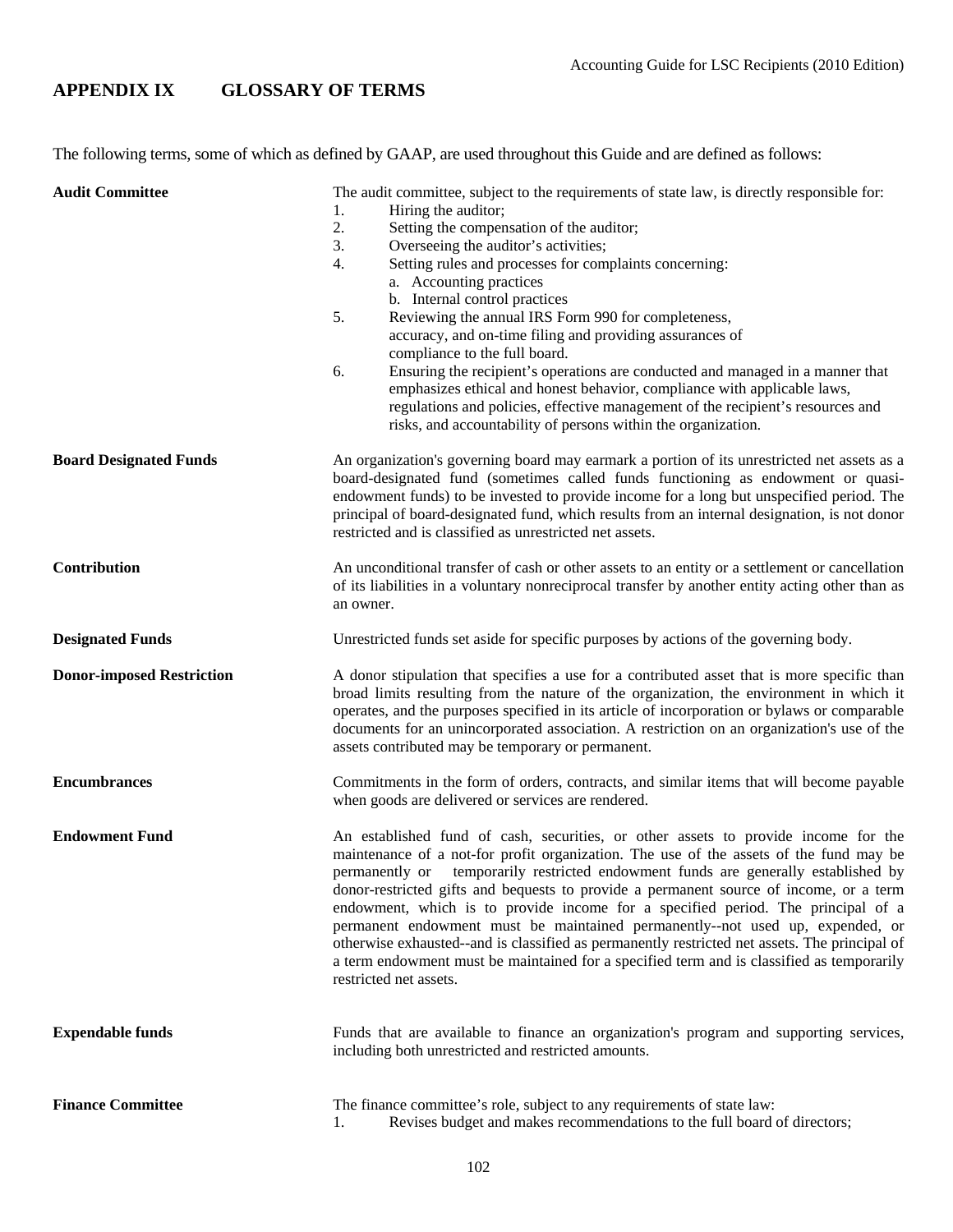## APPENDIX IX GLOSSARY OF TERMS

The following terms, some of which as defined by GAAP, are used throughout this Guide and are defined as follows:

**Audit Committee**

The audit committee, subject to the requirements of state law, is directly responsible for:

1. Hiring the auditor;
2. Setting the compensation of the auditor;
3. Overseeing the auditor's activities;
4. Setting rules and processes for complaints concerning:
   a. Accounting practices
   b. Internal control practices
5. Reviewing the annual IRS Form 990 for completeness, accuracy, and on-time filing and providing assurances of compliance to the full board.
6. Ensuring the recipient's operations are conducted and managed in a manner that emphasizes ethical and honest behavior, compliance with applicable laws, regulations and policies, effective management of the recipient's resources and risks, and accountability of persons within the organization.

**Board Designated Funds**

An organization's governing board may earmark a portion of its unrestricted net assets as a board-designated fund (sometimes called funds functioning as endowment or quasi-endowment funds) to be invested to provide income for a long but unspecified period. The principal of board-designated fund, which results from an internal designation, is not donor restricted and is classified as unrestricted net assets.

**Contribution**

An unconditional transfer of cash or other assets to an entity or a settlement or cancellation of its liabilities in a voluntary nonreciprocal transfer by another entity acting other than as an owner.

**Designated Funds**

Unrestricted funds set aside for specific purposes by actions of the governing body.

**Donor-imposed Restriction**

A donor stipulation that specifies a use for a contributed asset that is more specific than broad limits resulting from the nature of the organization, the environment in which it operates, and the purposes specified in its article of incorporation or bylaws or comparable documents for an unincorporated association. A restriction on an organization's use of the assets contributed may be temporary or permanent.

**Encumbrances**

Commitments in the form of orders, contracts, and similar items that will become payable when goods are delivered or services are rendered.

**Endowment Fund**

An established fund of cash, securities, or other assets to provide income for the maintenance of a not-for profit organization. The use of the assets of the fund may be permanently or temporarily restricted endowment funds are generally established by donor-restricted gifts and bequests to provide a permanent source of income, or a term endowment, which is to provide income for a specified period. The principal of a permanent endowment must be maintained permanently--not used up, expended, or otherwise exhausted--and is classified as permanently restricted net assets. The principal of a term endowment must be maintained for a specified term and is classified as temporarily restricted net assets.

**Expendable funds**

Funds that are available to finance an organization's program and supporting services, including both unrestricted and restricted amounts.

**Finance Committee**

The finance committee's role, subject to any requirements of state law:

1. Revises budget and makes recommendations to the full board of directors;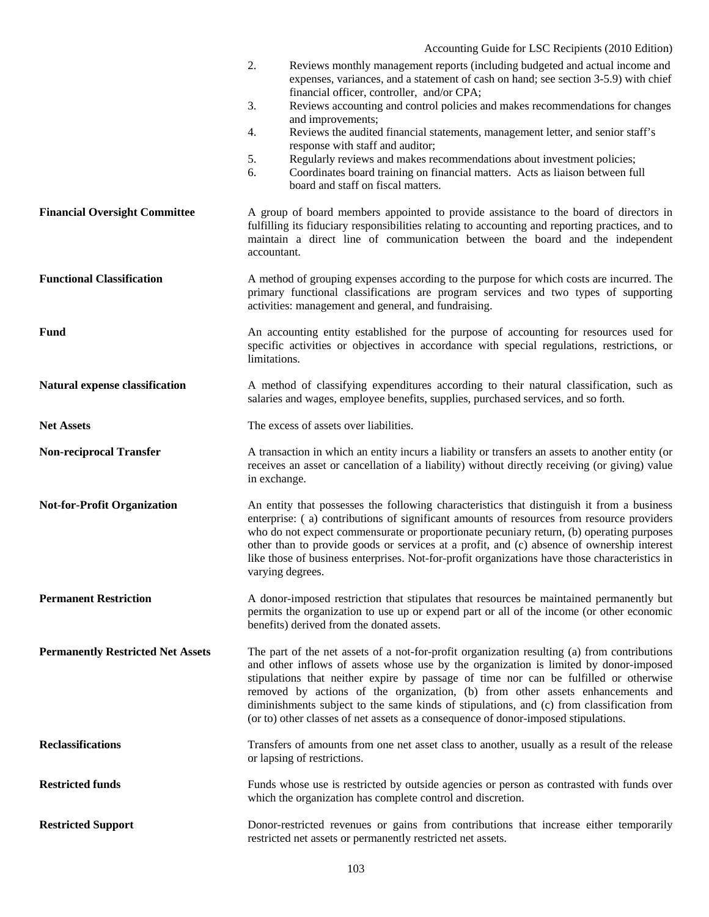2. Reviews monthly management reports (including budgeted and actual income and expenses, variances, and a statement of cash on hand; see section 3-5.9) with chief financial officer, controller, and/or CPA;
3. Reviews accounting and control policies and makes recommendations for changes and improvements;
4. Reviews the audited financial statements, management letter, and senior staff's response with staff and auditor;
5. Regularly reviews and makes recommendations about investment policies;
6. Coordinates board training on financial matters. Acts as liaison between full board and staff on fiscal matters.

**Financial Oversight Committee** — A group of board members appointed to provide assistance to the board of directors in fulfilling its fiduciary responsibilities relating to accounting and reporting practices, and to maintain a direct line of communication between the board and the independent accountant.

**Functional Classification** — A method of grouping expenses according to the purpose for which costs are incurred. The primary functional classifications are program services and two types of supporting activities: management and general, and fundraising.

**Fund** — An accounting entity established for the purpose of accounting for resources used for specific activities or objectives in accordance with special regulations, restrictions, or limitations.

**Natural expense classification** — A method of classifying expenditures according to their natural classification, such as salaries and wages, employee benefits, supplies, purchased services, and so forth.

**Net Assets** — The excess of assets over liabilities.

**Non-reciprocal Transfer** — A transaction in which an entity incurs a liability or transfers an assets to another entity (or receives an asset or cancellation of a liability) without directly receiving (or giving) value in exchange.

**Not-for-Profit Organization** — An entity that possesses the following characteristics that distinguish it from a business enterprise: ( a) contributions of significant amounts of resources from resource providers who do not expect commensurate or proportionate pecuniary return, (b) operating purposes other than to provide goods or services at a profit, and (c) absence of ownership interest like those of business enterprises. Not-for-profit organizations have those characteristics in varying degrees.

**Permanent Restriction** — A donor-imposed restriction that stipulates that resources be maintained permanently but permits the organization to use up or expend part or all of the income (or other economic benefits) derived from the donated assets.

**Permanently Restricted Net Assets** — The part of the net assets of a not-for-profit organization resulting (a) from contributions and other inflows of assets whose use by the organization is limited by donor-imposed stipulations that neither expire by passage of time nor can be fulfilled or otherwise removed by actions of the organization, (b) from other assets enhancements and diminishments subject to the same kinds of stipulations, and (c) from classification from (or to) other classes of net assets as a consequence of donor-imposed stipulations.

**Reclassifications** — Transfers of amounts from one net asset class to another, usually as a result of the release or lapsing of restrictions.

**Restricted funds** — Funds whose use is restricted by outside agencies or person as contrasted with funds over which the organization has complete control and discretion.

**Restricted Support** — Donor-restricted revenues or gains from contributions that increase either temporarily restricted net assets or permanently restricted net assets.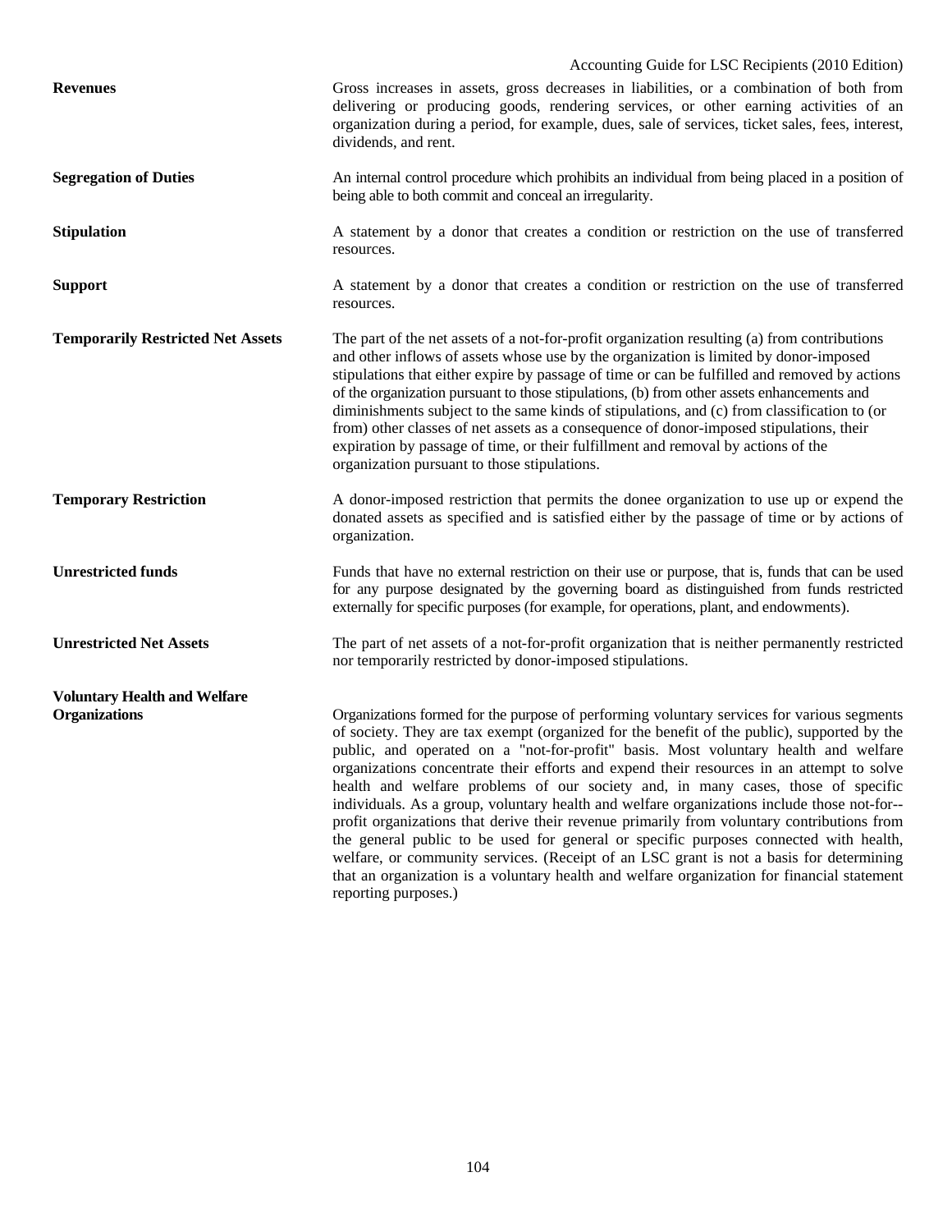**Revenues**

Gross increases in assets, gross decreases in liabilities, or a combination of both from delivering or producing goods, rendering services, or other earning activities of an organization during a period, for example, dues, sale of services, ticket sales, fees, interest, dividends, and rent.

**Segregation of Duties**

An internal control procedure which prohibits an individual from being placed in a position of being able to both commit and conceal an irregularity.

**Stipulation**

A statement by a donor that creates a condition or restriction on the use of transferred resources.

**Support**

A statement by a donor that creates a condition or restriction on the use of transferred resources.

**Temporarily Restricted Net Assets**

The part of the net assets of a not-for-profit organization resulting (a) from contributions and other inflows of assets whose use by the organization is limited by donor-imposed stipulations that either expire by passage of time or can be fulfilled and removed by actions of the organization pursuant to those stipulations, (b) from other assets enhancements and diminishments subject to the same kinds of stipulations, and (c) from classification to (or from) other classes of net assets as a consequence of donor-imposed stipulations, their expiration by passage of time, or their fulfillment and removal by actions of the organization pursuant to those stipulations.

**Temporary Restriction**

A donor-imposed restriction that permits the donee organization to use up or expend the donated assets as specified and is satisfied either by the passage of time or by actions of organization.

**Unrestricted funds**

Funds that have no external restriction on their use or purpose, that is, funds that can be used for any purpose designated by the governing board as distinguished from funds restricted externally for specific purposes (for example, for operations, plant, and endowments).

**Unrestricted Net Assets**

The part of net assets of a not-for-profit organization that is neither permanently restricted nor temporarily restricted by donor-imposed stipulations.

**Voluntary Health and Welfare Organizations**

Organizations formed for the purpose of performing voluntary services for various segments of society. They are tax exempt (organized for the benefit of the public), supported by the public, and operated on a "not-for-profit" basis. Most voluntary health and welfare organizations concentrate their efforts and expend their resources in an attempt to solve health and welfare problems of our society and, in many cases, those of specific individuals. As a group, voluntary health and welfare organizations include those not-for--profit organizations that derive their revenue primarily from voluntary contributions from the general public to be used for general or specific purposes connected with health, welfare, or community services. (Receipt of an LSC grant is not a basis for determining that an organization is a voluntary health and welfare organization for financial statement reporting purposes.)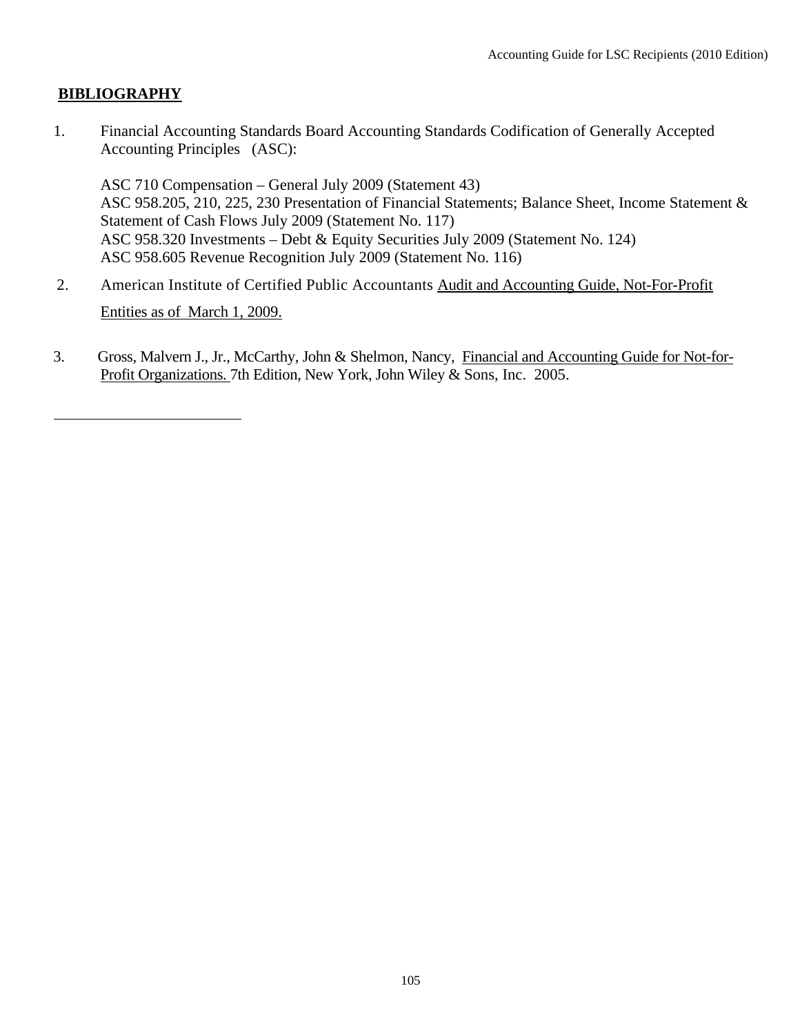## BIBLIOGRAPHY

1. Financial Accounting Standards Board Accounting Standards Codification of Generally Accepted Accounting Principles (ASC):

   ASC 710 Compensation – General July 2009 (Statement 43)
   ASC 958.205, 210, 225, 230 Presentation of Financial Statements; Balance Sheet, Income Statement & Statement of Cash Flows July 2009 (Statement No. 117)
   ASC 958.320 Investments – Debt & Equity Securities July 2009 (Statement No. 124)
   ASC 958.605 Revenue Recognition July 2009 (Statement No. 116)

2. American Institute of Certified Public Accountants Audit and Accounting Guide, Not-For-Profit Entities as of March 1, 2009.

3. Gross, Malvern J., Jr., McCarthy, John & Shelmon, Nancy, Financial and Accounting Guide for Not-for-Profit Organizations. 7th Edition, New York, John Wiley & Sons, Inc. 2005.